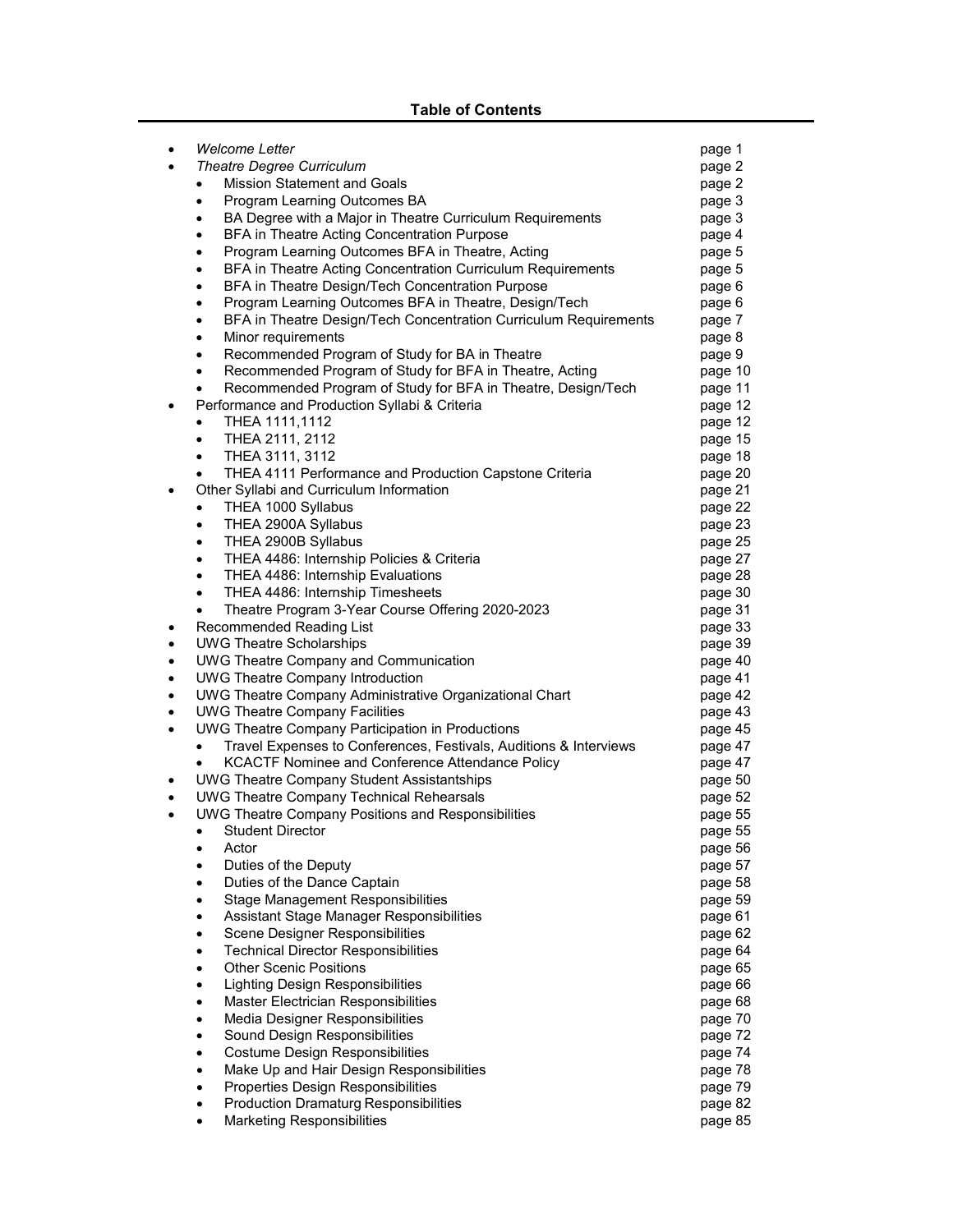## Table of Contents

- *Welcome Letter* page 1
- *Theatre Degree Curriculum* page 2
  - Mission Statement and Goals page 2
  - Program Learning Outcomes BA page 3
  - BA Degree with a Major in Theatre Curriculum Requirements page 3
  - BFA in Theatre Acting Concentration Purpose page 4
  - Program Learning Outcomes BFA in Theatre, Acting page 5
  - BFA in Theatre Acting Concentration Curriculum Requirements page 5
  - BFA in Theatre Design/Tech Concentration Purpose page 6
  - Program Learning Outcomes BFA in Theatre, Design/Tech page 6
  - BFA in Theatre Design/Tech Concentration Curriculum Requirements page 7
  - Minor requirements page 8
  - Recommended Program of Study for BA in Theatre page 9
  - Recommended Program of Study for BFA in Theatre, Acting page 10
  - Recommended Program of Study for BFA in Theatre, Design/Tech page 11
- Performance and Production Syllabi & Criteria page 12
  - THEA 1111,1112 page 12
  - THEA 2111, 2112 page 15
  - THEA 3111, 3112 page 18
  - THEA 4111 Performance and Production Capstone Criteria page 20
- Other Syllabi and Curriculum Information page 21
  - THEA 1000 Syllabus page 22
  - THEA 2900A Syllabus page 23
  - THEA 2900B Syllabus page 25
  - THEA 4486: Internship Policies & Criteria page 27
  - THEA 4486: Internship Evaluations page 28
  - THEA 4486: Internship Timesheets page 30
  - Theatre Program 3-Year Course Offering 2020-2023 page 31
- Recommended Reading List page 33
- UWG Theatre Scholarships page 39
- UWG Theatre Company and Communication page 40
- UWG Theatre Company Introduction page 41
- UWG Theatre Company Administrative Organizational Chart page 42
- UWG Theatre Company Facilities page 43
- UWG Theatre Company Participation in Productions page 45
  - Travel Expenses to Conferences, Festivals, Auditions & Interviews page 47
  - KCACTF Nominee and Conference Attendance Policy page 47
- UWG Theatre Company Student Assistantships page 50
- UWG Theatre Company Technical Rehearsals page 52
- UWG Theatre Company Positions and Responsibilities page 55
  - Student Director page 55
  - Actor page 56
  - Duties of the Deputy page 57
  - Duties of the Dance Captain page 58
  - Stage Management Responsibilities page 59
  - Assistant Stage Manager Responsibilities page 61
  - Scene Designer Responsibilities page 62
  - Technical Director Responsibilities page 64
  - Other Scenic Positions page 65
  - Lighting Design Responsibilities page 66
  - Master Electrician Responsibilities page 68
  - Media Designer Responsibilities page 70
  - Sound Design Responsibilities page 72
  - Costume Design Responsibilities page 74
  - Make Up and Hair Design Responsibilities page 78
  - Properties Design Responsibilities page 79
  - Production Dramaturg Responsibilities page 82
  - Marketing Responsibilities page 85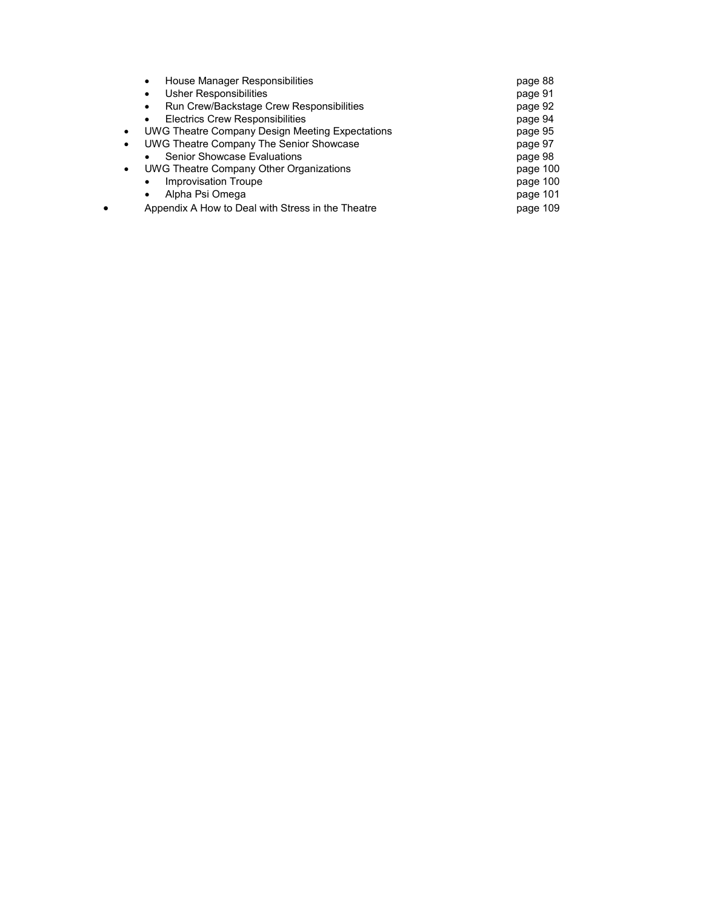- House Manager Responsibilities page 88
- Usher Responsibilities page 91
- Run Crew/Backstage Crew Responsibilities page 92
- Electrics Crew Responsibilities page 94
- UWG Theatre Company Design Meeting Expectations page 95
- UWG Theatre Company The Senior Showcase page 97
  - Senior Showcase Evaluations page 98
- UWG Theatre Company Other Organizations page 100
  - Improvisation Troupe page 100
  - Alpha Psi Omega page 101
- Appendix A How to Deal with Stress in the Theatre page 109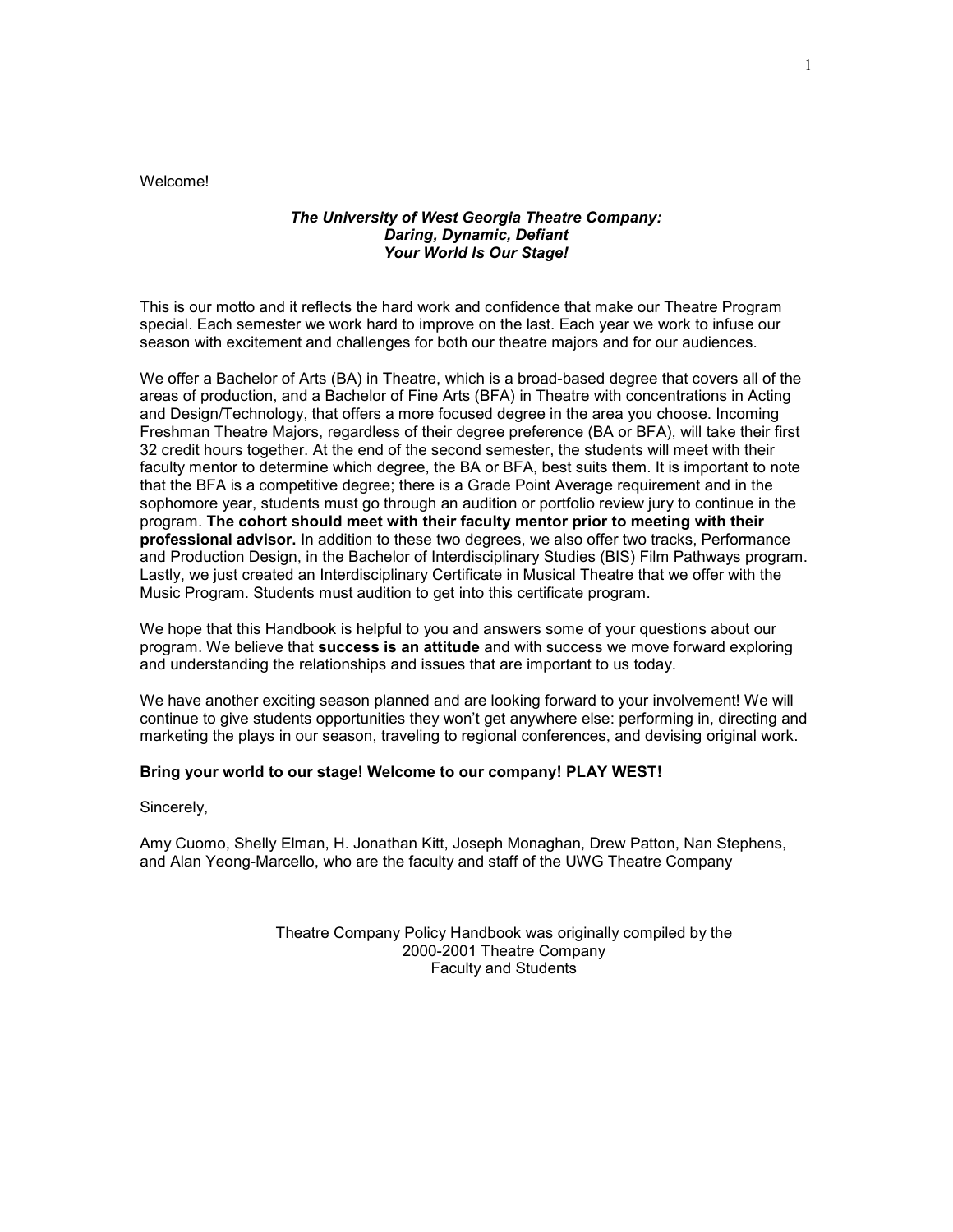Welcome!

***The University of West Georgia Theatre Company:***
***Daring, Dynamic, Defiant***
***Your World Is Our Stage!***

This is our motto and it reflects the hard work and confidence that make our Theatre Program special. Each semester we work hard to improve on the last. Each year we work to infuse our season with excitement and challenges for both our theatre majors and for our audiences.

We offer a Bachelor of Arts (BA) in Theatre, which is a broad-based degree that covers all of the areas of production, and a Bachelor of Fine Arts (BFA) in Theatre with concentrations in Acting and Design/Technology, that offers a more focused degree in the area you choose. Incoming Freshman Theatre Majors, regardless of their degree preference (BA or BFA), will take their first 32 credit hours together. At the end of the second semester, the students will meet with their faculty mentor to determine which degree, the BA or BFA, best suits them. It is important to note that the BFA is a competitive degree; there is a Grade Point Average requirement and in the sophomore year, students must go through an audition or portfolio review jury to continue in the program. **The cohort should meet with their faculty mentor prior to meeting with their professional advisor.** In addition to these two degrees, we also offer two tracks, Performance and Production Design, in the Bachelor of Interdisciplinary Studies (BIS) Film Pathways program. Lastly, we just created an Interdisciplinary Certificate in Musical Theatre that we offer with the Music Program. Students must audition to get into this certificate program.

We hope that this Handbook is helpful to you and answers some of your questions about our program. We believe that **success is an attitude** and with success we move forward exploring and understanding the relationships and issues that are important to us today.

We have another exciting season planned and are looking forward to your involvement! We will continue to give students opportunities they won't get anywhere else: performing in, directing and marketing the plays in our season, traveling to regional conferences, and devising original work.

**Bring your world to our stage! Welcome to our company! PLAY WEST!**

Sincerely,

Amy Cuomo, Shelly Elman, H. Jonathan Kitt, Joseph Monaghan, Drew Patton, Nan Stephens, and Alan Yeong-Marcello, who are the faculty and staff of the UWG Theatre Company

Theatre Company Policy Handbook was originally compiled by the
2000-2001 Theatre Company
Faculty and Students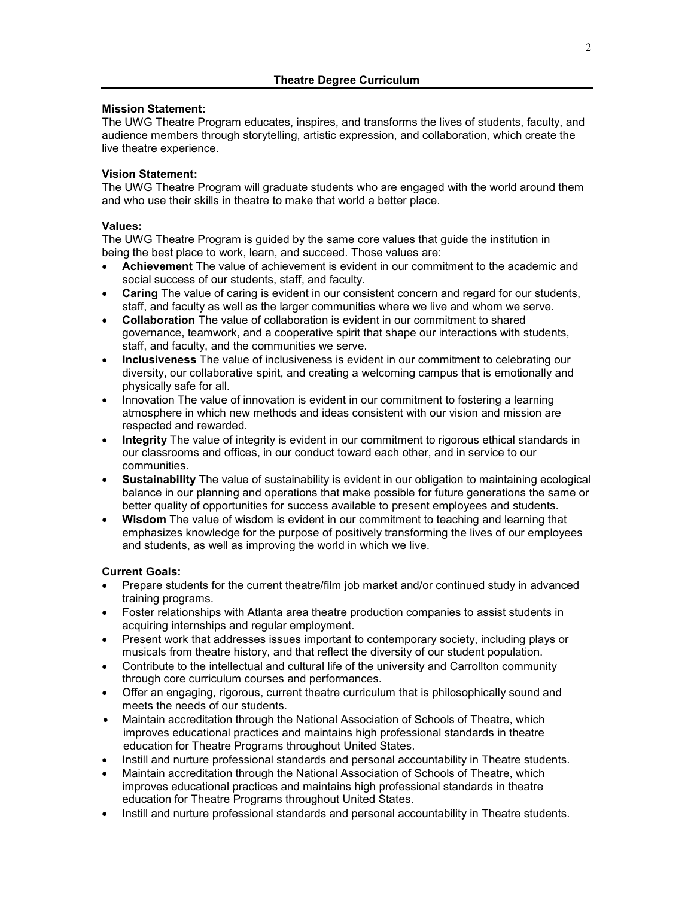## Theatre Degree Curriculum

**Mission Statement:**
The UWG Theatre Program educates, inspires, and transforms the lives of students, faculty, and audience members through storytelling, artistic expression, and collaboration, which create the live theatre experience.

**Vision Statement:**
The UWG Theatre Program will graduate students who are engaged with the world around them and who use their skills in theatre to make that world a better place.

**Values:**
The UWG Theatre Program is guided by the same core values that guide the institution in being the best place to work, learn, and succeed. Those values are:

- **Achievement** The value of achievement is evident in our commitment to the academic and social success of our students, staff, and faculty.
- **Caring** The value of caring is evident in our consistent concern and regard for our students, staff, and faculty as well as the larger communities where we live and whom we serve.
- **Collaboration** The value of collaboration is evident in our commitment to shared governance, teamwork, and a cooperative spirit that shape our interactions with students, staff, and faculty, and the communities we serve.
- **Inclusiveness** The value of inclusiveness is evident in our commitment to celebrating our diversity, our collaborative spirit, and creating a welcoming campus that is emotionally and physically safe for all.
- Innovation The value of innovation is evident in our commitment to fostering a learning atmosphere in which new methods and ideas consistent with our vision and mission are respected and rewarded.
- **Integrity** The value of integrity is evident in our commitment to rigorous ethical standards in our classrooms and offices, in our conduct toward each other, and in service to our communities.
- **Sustainability** The value of sustainability is evident in our obligation to maintaining ecological balance in our planning and operations that make possible for future generations the same or better quality of opportunities for success available to present employees and students.
- **Wisdom** The value of wisdom is evident in our commitment to teaching and learning that emphasizes knowledge for the purpose of positively transforming the lives of our employees and students, as well as improving the world in which we live.

**Current Goals:**

- Prepare students for the current theatre/film job market and/or continued study in advanced training programs.
- Foster relationships with Atlanta area theatre production companies to assist students in acquiring internships and regular employment.
- Present work that addresses issues important to contemporary society, including plays or musicals from theatre history, and that reflect the diversity of our student population.
- Contribute to the intellectual and cultural life of the university and Carrollton community through core curriculum courses and performances.
- Offer an engaging, rigorous, current theatre curriculum that is philosophically sound and meets the needs of our students.
- Maintain accreditation through the National Association of Schools of Theatre, which improves educational practices and maintains high professional standards in theatre education for Theatre Programs throughout United States.
- Instill and nurture professional standards and personal accountability in Theatre students.
- Maintain accreditation through the National Association of Schools of Theatre, which improves educational practices and maintains high professional standards in theatre education for Theatre Programs throughout United States.
- Instill and nurture professional standards and personal accountability in Theatre students.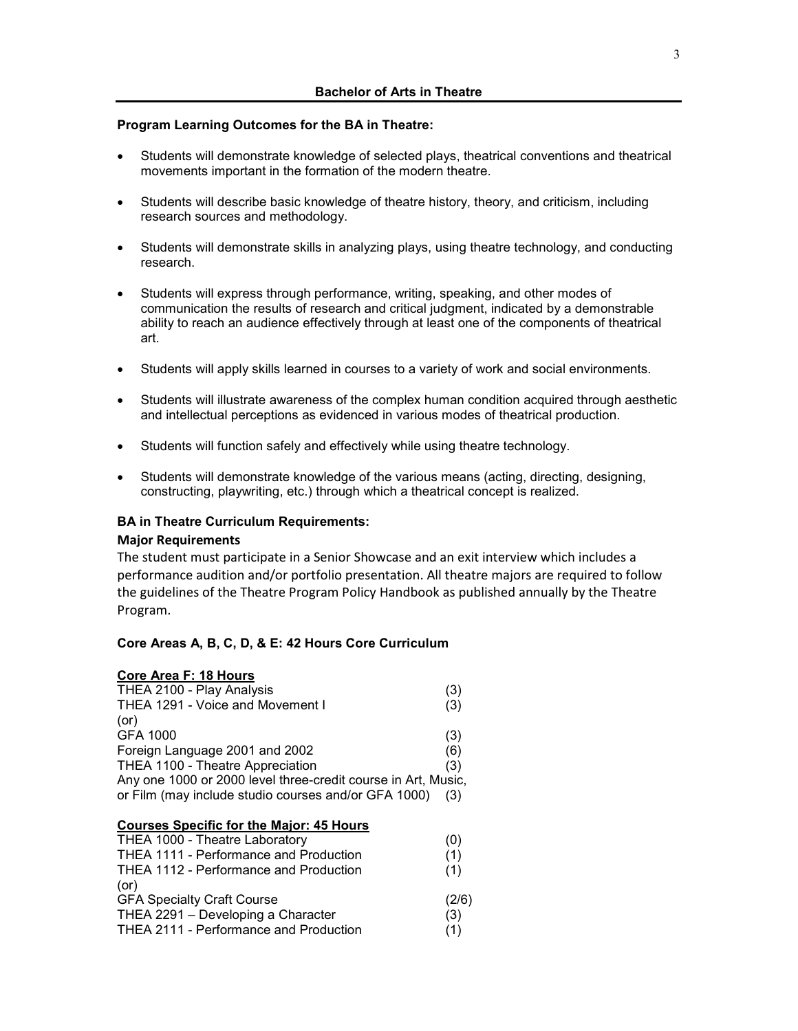## Bachelor of Arts in Theatre

**Program Learning Outcomes for the BA in Theatre:**

- Students will demonstrate knowledge of selected plays, theatrical conventions and theatrical movements important in the formation of the modern theatre.
- Students will describe basic knowledge of theatre history, theory, and criticism, including research sources and methodology.
- Students will demonstrate skills in analyzing plays, using theatre technology, and conducting research.
- Students will express through performance, writing, speaking, and other modes of communication the results of research and critical judgment, indicated by a demonstrable ability to reach an audience effectively through at least one of the components of theatrical art.
- Students will apply skills learned in courses to a variety of work and social environments.
- Students will illustrate awareness of the complex human condition acquired through aesthetic and intellectual perceptions as evidenced in various modes of theatrical production.
- Students will function safely and effectively while using theatre technology.
- Students will demonstrate knowledge of the various means (acting, directing, designing, constructing, playwriting, etc.) through which a theatrical concept is realized.

**BA in Theatre Curriculum Requirements:**

**Major Requirements**

The student must participate in a Senior Showcase and an exit interview which includes a performance audition and/or portfolio presentation. All theatre majors are required to follow the guidelines of the Theatre Program Policy Handbook as published annually by the Theatre Program.

**Core Areas A, B, C, D, & E: 42 Hours Core Curriculum**

**Core Area F: 18 Hours**

| | |
|---|---|
| THEA 2100 - Play Analysis | (3) |
| THEA 1291 - Voice and Movement I | (3) |
| (or) | |
| GFA 1000 | (3) |
| Foreign Language 2001 and 2002 | (6) |
| THEA 1100 - Theatre Appreciation | (3) |
| Any one 1000 or 2000 level three-credit course in Art, Music, or Film (may include studio courses and/or GFA 1000) | (3) |

**Courses Specific for the Major: 45 Hours**

| | |
|---|---|
| THEA 1000 - Theatre Laboratory | (0) |
| THEA 1111 - Performance and Production | (1) |
| THEA 1112 - Performance and Production | (1) |
| (or) | |
| GFA Specialty Craft Course | (2/6) |
| THEA 2291 – Developing a Character | (3) |
| THEA 2111 - Performance and Production | (1) |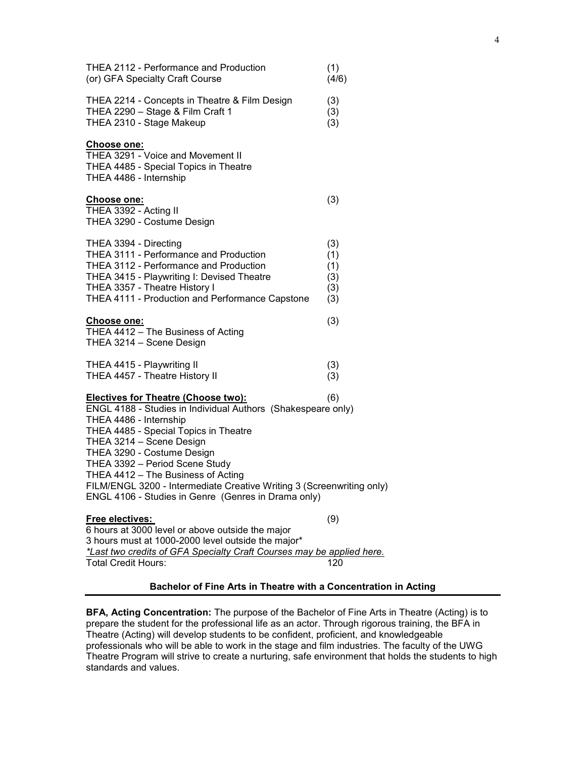THEA 2112 - Performance and Production (1)
(or) GFA Specialty Craft Course (4/6)

THEA 2214 - Concepts in Theatre & Film Design (3)
THEA 2290 – Stage & Film Craft 1 (3)
THEA 2310 - Stage Makeup (3)

**Choose one:**
THEA 3291 - Voice and Movement II
THEA 4485 - Special Topics in Theatre
THEA 4486 - Internship

**Choose one:** (3)
THEA 3392 - Acting II
THEA 3290 - Costume Design

THEA 3394 - Directing (3)
THEA 3111 - Performance and Production (1)
THEA 3112 - Performance and Production (1)
THEA 3415 - Playwriting I: Devised Theatre (3)
THEA 3357 - Theatre History I (3)
THEA 4111 - Production and Performance Capstone (3)

**Choose one:** (3)
THEA 4412 – The Business of Acting
THEA 3214 – Scene Design

THEA 4415 - Playwriting II (3)
THEA 4457 - Theatre History II (3)

**Electives for Theatre (Choose two):** (6)
ENGL 4188 - Studies in Individual Authors (Shakespeare only)
THEA 4486 - Internship
THEA 4485 - Special Topics in Theatre
THEA 3214 – Scene Design
THEA 3290 - Costume Design
THEA 3392 – Period Scene Study
THEA 4412 – The Business of Acting
FILM/ENGL 3200 - Intermediate Creative Writing 3 (Screenwriting only)
ENGL 4106 - Studies in Genre (Genres in Drama only)

**Free electives:** (9)
6 hours at 3000 level or above outside the major
3 hours must at 1000-2000 level outside the major*
*\*Last two credits of GFA Specialty Craft Courses may be applied here.*
Total Credit Hours: 120

## Bachelor of Fine Arts in Theatre with a Concentration in Acting

**BFA, Acting Concentration:** The purpose of the Bachelor of Fine Arts in Theatre (Acting) is to prepare the student for the professional life as an actor. Through rigorous training, the BFA in Theatre (Acting) will develop students to be confident, proficient, and knowledgeable professionals who will be able to work in the stage and film industries. The faculty of the UWG Theatre Program will strive to create a nurturing, safe environment that holds the students to high standards and values.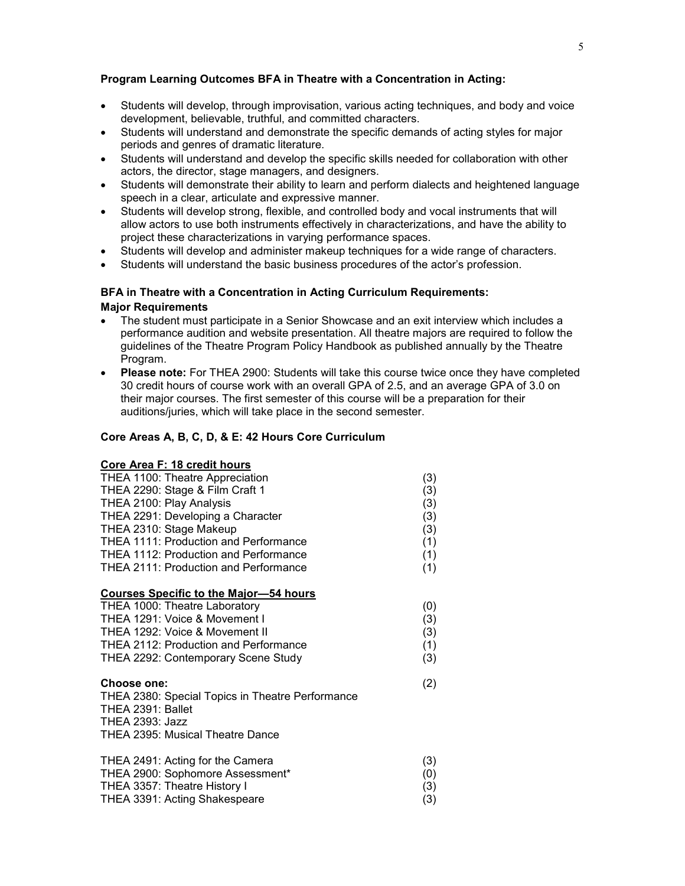**Program Learning Outcomes BFA in Theatre with a Concentration in Acting:**

- Students will develop, through improvisation, various acting techniques, and body and voice development, believable, truthful, and committed characters.
- Students will understand and demonstrate the specific demands of acting styles for major periods and genres of dramatic literature.
- Students will understand and develop the specific skills needed for collaboration with other actors, the director, stage managers, and designers.
- Students will demonstrate their ability to learn and perform dialects and heightened language speech in a clear, articulate and expressive manner.
- Students will develop strong, flexible, and controlled body and vocal instruments that will allow actors to use both instruments effectively in characterizations, and have the ability to project these characterizations in varying performance spaces.
- Students will develop and administer makeup techniques for a wide range of characters.
- Students will understand the basic business procedures of the actor's profession.

**BFA in Theatre with a Concentration in Acting Curriculum Requirements:**

**Major Requirements**

- The student must participate in a Senior Showcase and an exit interview which includes a performance audition and website presentation. All theatre majors are required to follow the guidelines of the Theatre Program Policy Handbook as published annually by the Theatre Program.
- **Please note:** For THEA 2900: Students will take this course twice once they have completed 30 credit hours of course work with an overall GPA of 2.5, and an average GPA of 3.0 on their major courses. The first semester of this course will be a preparation for their auditions/juries, which will take place in the second semester.

**Core Areas A, B, C, D, & E: 42 Hours Core Curriculum**

**Core Area F: 18 credit hours**

| | |
|---|---|
| THEA 1100: Theatre Appreciation | (3) |
| THEA 2290: Stage & Film Craft 1 | (3) |
| THEA 2100: Play Analysis | (3) |
| THEA 2291: Developing a Character | (3) |
| THEA 2310: Stage Makeup | (3) |
| THEA 1111: Production and Performance | (1) |
| THEA 1112: Production and Performance | (1) |
| THEA 2111: Production and Performance | (1) |

**Courses Specific to the Major—54 hours**

| | |
|---|---|
| THEA 1000: Theatre Laboratory | (0) |
| THEA 1291: Voice & Movement I | (3) |
| THEA 1292: Voice & Movement II | (3) |
| THEA 2112: Production and Performance | (1) |
| THEA 2292: Contemporary Scene Study | (3) |

**Choose one:** (2)

THEA 2380: Special Topics in Theatre Performance
THEA 2391: Ballet
THEA 2393: Jazz
THEA 2395: Musical Theatre Dance

| | |
|---|---|
| THEA 2491: Acting for the Camera | (3) |
| THEA 2900: Sophomore Assessment* | (0) |
| THEA 3357: Theatre History I | (3) |
| THEA 3391: Acting Shakespeare | (3) |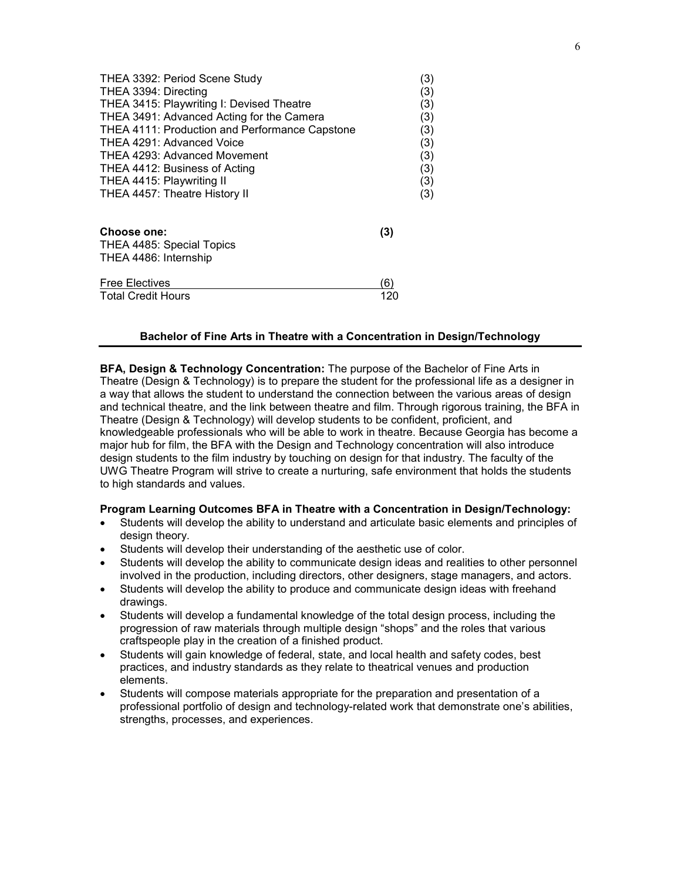| Course | Credits |
|---|---|
| THEA 3392: Period Scene Study | (3) |
| THEA 3394: Directing | (3) |
| THEA 3415: Playwriting I: Devised Theatre | (3) |
| THEA 3491: Advanced Acting for the Camera | (3) |
| THEA 4111: Production and Performance Capstone | (3) |
| THEA 4291: Advanced Voice | (3) |
| THEA 4293: Advanced Movement | (3) |
| THEA 4412: Business of Acting | (3) |
| THEA 4415: Playwriting II | (3) |
| THEA 4457: Theatre History II | (3) |

| | |
|---|---|
| **Choose one:** | **(3)** |
| THEA 4485: Special Topics | |
| THEA 4486: Internship | |
| Free Electives | (6) |
| Total Credit Hours | 120 |

## Bachelor of Fine Arts in Theatre with a Concentration in Design/Technology

**BFA, Design & Technology Concentration:** The purpose of the Bachelor of Fine Arts in Theatre (Design & Technology) is to prepare the student for the professional life as a designer in a way that allows the student to understand the connection between the various areas of design and technical theatre, and the link between theatre and film. Through rigorous training, the BFA in Theatre (Design & Technology) will develop students to be confident, proficient, and knowledgeable professionals who will be able to work in theatre. Because Georgia has become a major hub for film, the BFA with the Design and Technology concentration will also introduce design students to the film industry by touching on design for that industry. The faculty of the UWG Theatre Program will strive to create a nurturing, safe environment that holds the students to high standards and values.

**Program Learning Outcomes BFA in Theatre with a Concentration in Design/Technology:**

- Students will develop the ability to understand and articulate basic elements and principles of design theory.
- Students will develop their understanding of the aesthetic use of color.
- Students will develop the ability to communicate design ideas and realities to other personnel involved in the production, including directors, other designers, stage managers, and actors.
- Students will develop the ability to produce and communicate design ideas with freehand drawings.
- Students will develop a fundamental knowledge of the total design process, including the progression of raw materials through multiple design "shops" and the roles that various craftspeople play in the creation of a finished product.
- Students will gain knowledge of federal, state, and local health and safety codes, best practices, and industry standards as they relate to theatrical venues and production elements.
- Students will compose materials appropriate for the preparation and presentation of a professional portfolio of design and technology-related work that demonstrate one's abilities, strengths, processes, and experiences.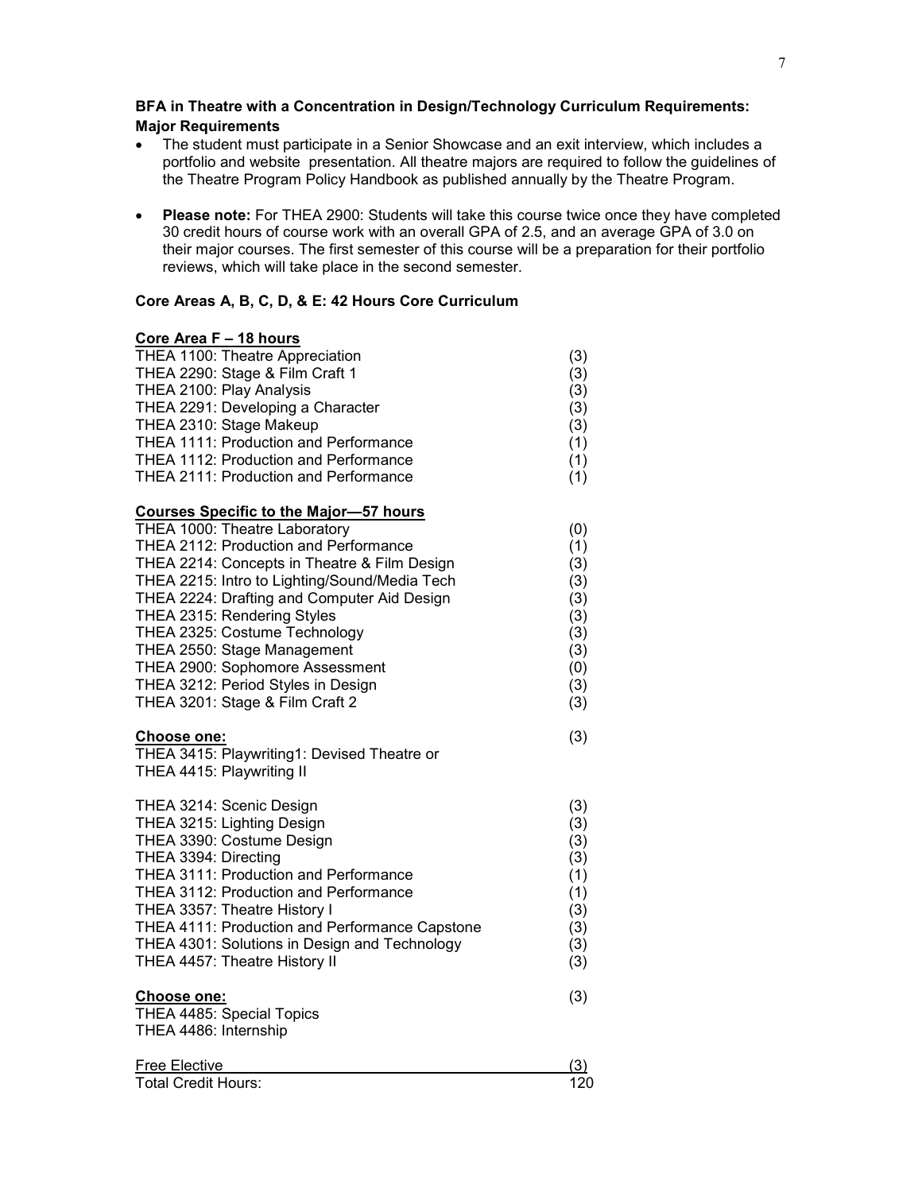### BFA in Theatre with a Concentration in Design/Technology Curriculum Requirements: Major Requirements

- The student must participate in a Senior Showcase and an exit interview, which includes a portfolio and website presentation. All theatre majors are required to follow the guidelines of the Theatre Program Policy Handbook as published annually by the Theatre Program.

- **Please note:** For THEA 2900: Students will take this course twice once they have completed 30 credit hours of course work with an overall GPA of 2.5, and an average GPA of 3.0 on their major courses. The first semester of this course will be a preparation for their portfolio reviews, which will take place in the second semester.

**Core Areas A, B, C, D, & E: 42 Hours Core Curriculum**

**Core Area F – 18 hours**

| Course | Hours |
|---|---|
| THEA 1100: Theatre Appreciation | (3) |
| THEA 2290: Stage & Film Craft 1 | (3) |
| THEA 2100: Play Analysis | (3) |
| THEA 2291: Developing a Character | (3) |
| THEA 2310: Stage Makeup | (3) |
| THEA 1111: Production and Performance | (1) |
| THEA 1112: Production and Performance | (1) |
| THEA 2111: Production and Performance | (1) |

**Courses Specific to the Major—57 hours**

| Course | Hours |
|---|---|
| THEA 1000: Theatre Laboratory | (0) |
| THEA 2112: Production and Performance | (1) |
| THEA 2214: Concepts in Theatre & Film Design | (3) |
| THEA 2215: Intro to Lighting/Sound/Media Tech | (3) |
| THEA 2224: Drafting and Computer Aid Design | (3) |
| THEA 2315: Rendering Styles | (3) |
| THEA 2325: Costume Technology | (3) |
| THEA 2550: Stage Management | (3) |
| THEA 2900: Sophomore Assessment | (0) |
| THEA 3212: Period Styles in Design | (3) |
| THEA 3201: Stage & Film Craft 2 | (3) |
| **Choose one:** THEA 3415: Playwriting1: Devised Theatre or THEA 4415: Playwriting II | (3) |
| THEA 3214: Scenic Design | (3) |
| THEA 3215: Lighting Design | (3) |
| THEA 3390: Costume Design | (3) |
| THEA 3394: Directing | (3) |
| THEA 3111: Production and Performance | (1) |
| THEA 3112: Production and Performance | (1) |
| THEA 3357: Theatre History I | (3) |
| THEA 4111: Production and Performance Capstone | (3) |
| THEA 4301: Solutions in Design and Technology | (3) |
| THEA 4457: Theatre History II | (3) |
| **Choose one:** THEA 4485: Special Topics; THEA 4486: Internship | (3) |
| Free Elective | (3) |
| Total Credit Hours: | 120 |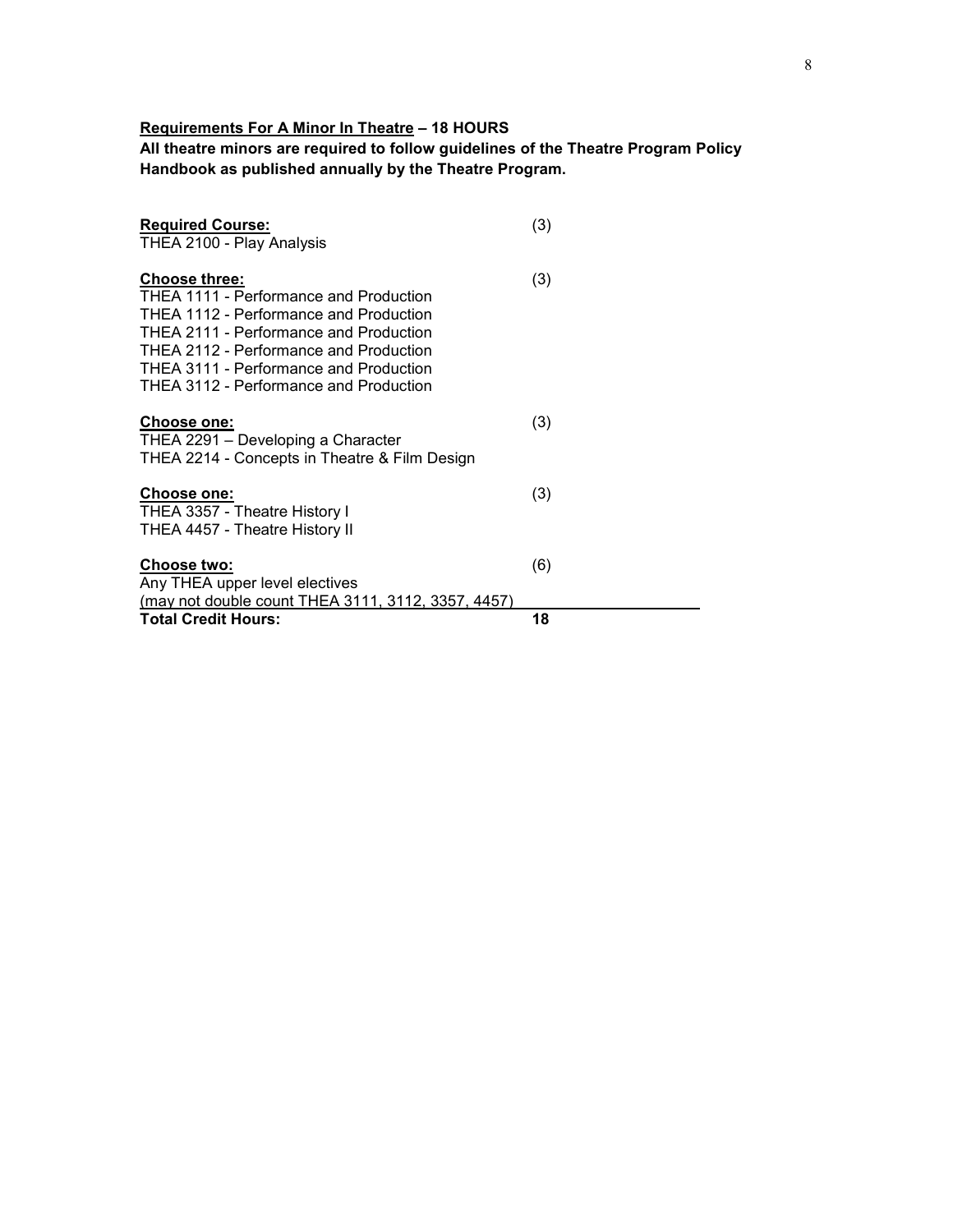**<u>Requirements For A Minor In Theatre</u> – 18 HOURS**

**All theatre minors are required to follow guidelines of the Theatre Program Policy Handbook as published annually by the Theatre Program.**

| | |
|---|---|
| **<u>Required Course:</u>** | (3) |
| THEA 2100 - Play Analysis | |
| **<u>Choose three:</u>** | (3) |
| THEA 1111 - Performance and Production | |
| THEA 1112 - Performance and Production | |
| THEA 2111 - Performance and Production | |
| THEA 2112 - Performance and Production | |
| THEA 3111 - Performance and Production | |
| THEA 3112 - Performance and Production | |
| **<u>Choose one:</u>** | (3) |
| THEA 2291 – Developing a Character | |
| THEA 2214 - Concepts in Theatre & Film Design | |
| **<u>Choose one:</u>** | (3) |
| THEA 3357 - Theatre History I | |
| THEA 4457 - Theatre History II | |
| **<u>Choose two:</u>** | (6) |
| Any THEA upper level electives | |
| (may not double count THEA 3111, 3112, 3357, 4457) | |
| **Total Credit Hours:** | **18** |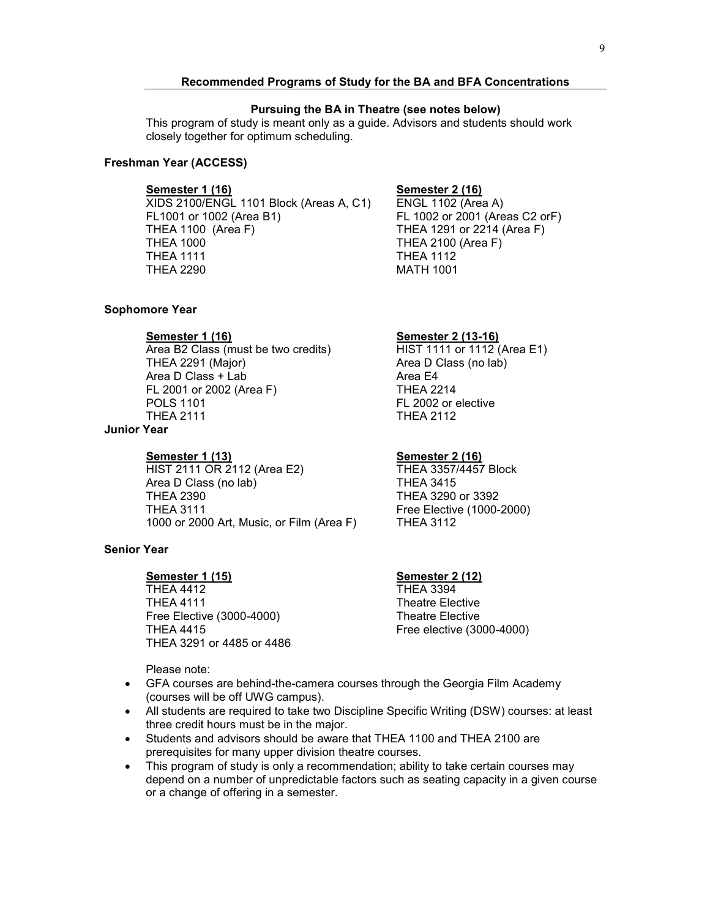## Recommended Programs of Study for the BA and BFA Concentrations

### Pursuing the BA in Theatre (see notes below)

This program of study is meant only as a guide. Advisors and students should work closely together for optimum scheduling.

**Freshman Year (ACCESS)**

**Semester 1 (16)**

XIDS 2100/ENGL 1101 Block (Areas A, C1)
FL1001 or 1002 (Area B1)
THEA 1100 (Area F)
THEA 1000
THEA 1111
THEA 2290

**Semester 2 (16)**

ENGL 1102 (Area A)
FL 1002 or 2001 (Areas C2 orF)
THEA 1291 or 2214 (Area F)
THEA 2100 (Area F)
THEA 1112
MATH 1001

**Sophomore Year**

**Semester 1 (16)**

Area B2 Class (must be two credits)
THEA 2291 (Major)
Area D Class + Lab
FL 2001 or 2002 (Area F)
POLS 1101
THEA 2111

**Semester 2 (13-16)**

HIST 1111 or 1112 (Area E1)
Area D Class (no lab)
Area E4
THEA 2214
FL 2002 or elective
THEA 2112

**Junior Year**

**Semester 1 (13)**

HIST 2111 OR 2112 (Area E2)
Area D Class (no lab)
THEA 2390
THEA 3111
1000 or 2000 Art, Music, or Film (Area F)

**Semester 2 (16)**

THEA 3357/4457 Block
THEA 3415
THEA 3290 or 3392
Free Elective (1000-2000)
THEA 3112

**Senior Year**

**Semester 1 (15)**

THEA 4412
THEA 4111
Free Elective (3000-4000)
THEA 4415
THEA 3291 or 4485 or 4486

**Semester 2 (12)**

THEA 3394
Theatre Elective
Theatre Elective
Free elective (3000-4000)

Please note:

- GFA courses are behind-the-camera courses through the Georgia Film Academy (courses will be off UWG campus).
- All students are required to take two Discipline Specific Writing (DSW) courses: at least three credit hours must be in the major.
- Students and advisors should be aware that THEA 1100 and THEA 2100 are prerequisites for many upper division theatre courses.
- This program of study is only a recommendation; ability to take certain courses may depend on a number of unpredictable factors such as seating capacity in a given course or a change of offering in a semester.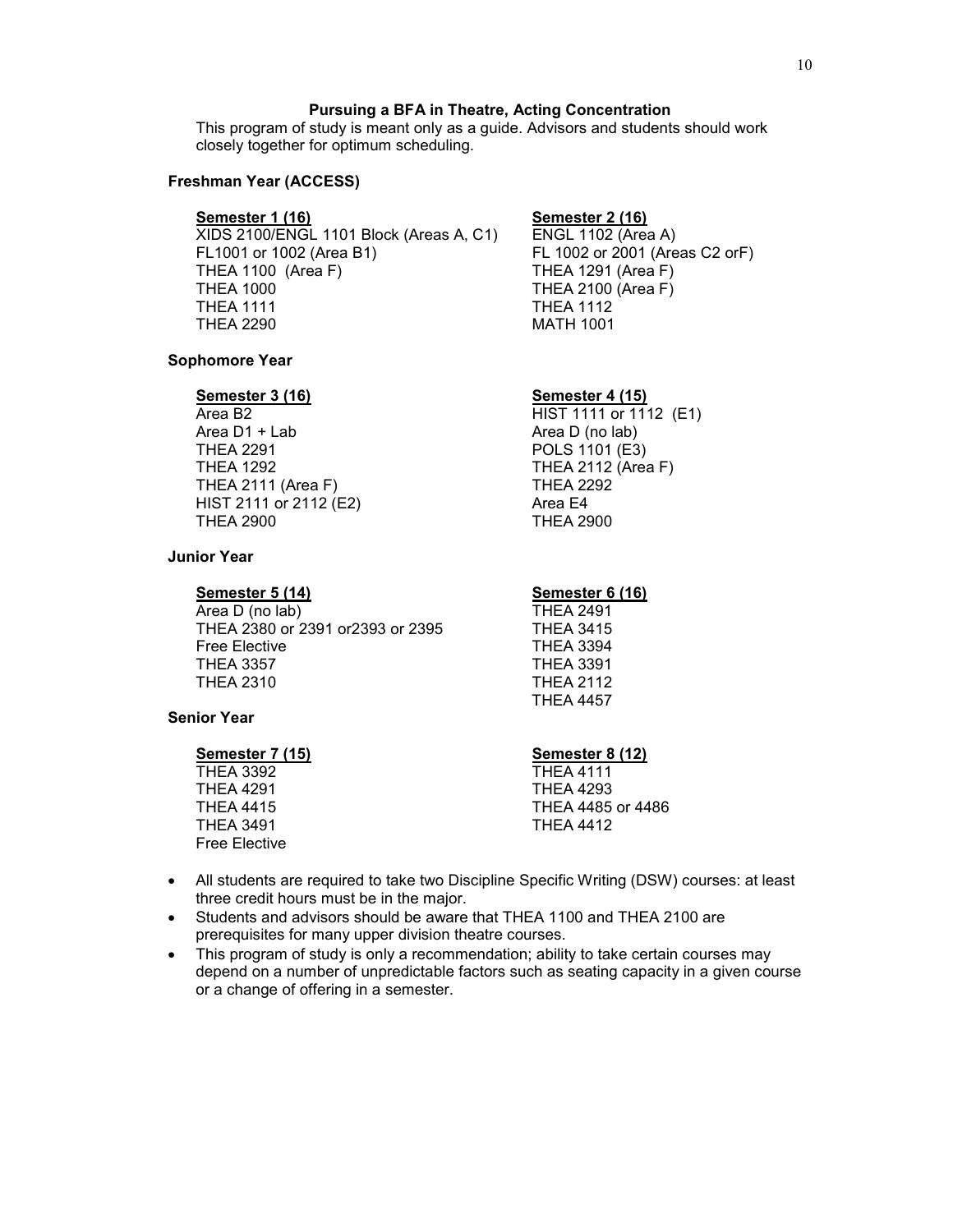### Pursuing a BFA in Theatre, Acting Concentration

This program of study is meant only as a guide. Advisors and students should work closely together for optimum scheduling.

#### Freshman Year (ACCESS)

| Semester 1 (16) | Semester 2 (16) |
|---|---|
| XIDS 2100/ENGL 1101 Block (Areas A, C1) | ENGL 1102 (Area A) |
| FL1001 or 1002 (Area B1) | FL 1002 or 2001 (Areas C2 orF) |
| THEA 1100 (Area F) | THEA 1291 (Area F) |
| THEA 1000 | THEA 2100 (Area F) |
| THEA 1111 | THEA 1112 |
| THEA 2290 | MATH 1001 |

#### Sophomore Year

| Semester 3 (16) | Semester 4 (15) |
|---|---|
| Area B2 | HIST 1111 or 1112 (E1) |
| Area D1 + Lab | Area D (no lab) |
| THEA 2291 | POLS 1101 (E3) |
| THEA 1292 | THEA 2112 (Area F) |
| THEA 2111 (Area F) | THEA 2292 |
| HIST 2111 or 2112 (E2) | Area E4 |
| THEA 2900 | THEA 2900 |

#### Junior Year

| Semester 5 (14) | Semester 6 (16) |
|---|---|
| Area D (no lab) | THEA 2491 |
| THEA 2380 or 2391 or2393 or 2395 | THEA 3415 |
| Free Elective | THEA 3394 |
| THEA 3357 | THEA 3391 |
| THEA 2310 | THEA 2112 |
| | THEA 4457 |

#### Senior Year

| Semester 7 (15) | Semester 8 (12) |
|---|---|
| THEA 3392 | THEA 4111 |
| THEA 4291 | THEA 4293 |
| THEA 4415 | THEA 4485 or 4486 |
| THEA 3491 | THEA 4412 |
| Free Elective | |

- All students are required to take two Discipline Specific Writing (DSW) courses: at least three credit hours must be in the major.
- Students and advisors should be aware that THEA 1100 and THEA 2100 are prerequisites for many upper division theatre courses.
- This program of study is only a recommendation; ability to take certain courses may depend on a number of unpredictable factors such as seating capacity in a given course or a change of offering in a semester.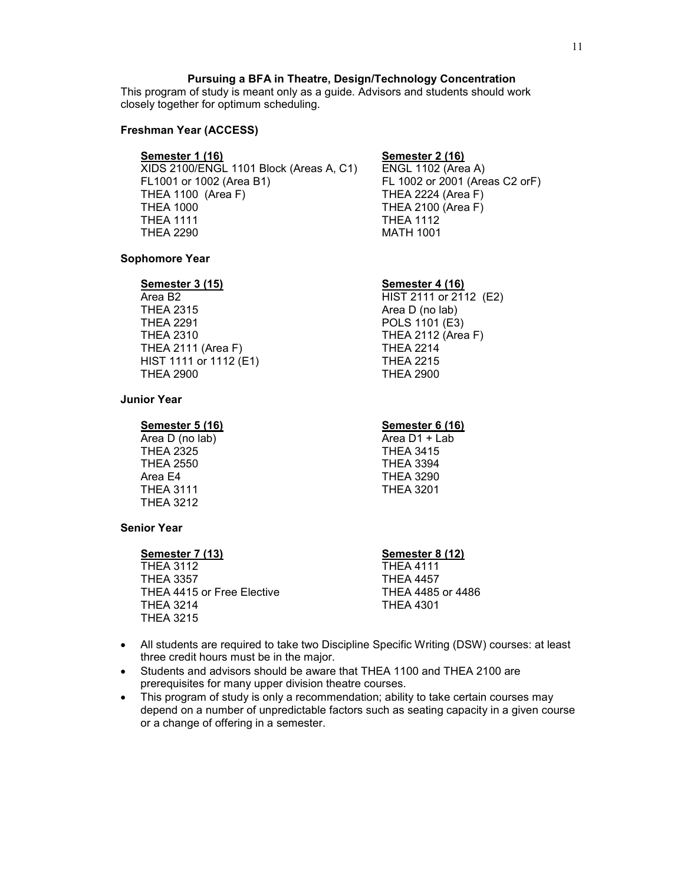### Pursuing a BFA in Theatre, Design/Technology Concentration

This program of study is meant only as a guide. Advisors and students should work closely together for optimum scheduling.

**Freshman Year (ACCESS)**

| Semester 1 (16) | Semester 2 (16) |
|---|---|
| XIDS 2100/ENGL 1101 Block (Areas A, C1) | ENGL 1102 (Area A) |
| FL1001 or 1002 (Area B1) | FL 1002 or 2001 (Areas C2 orF) |
| THEA 1100 (Area F) | THEA 2224 (Area F) |
| THEA 1000 | THEA 2100 (Area F) |
| THEA 1111 | THEA 1112 |
| THEA 2290 | MATH 1001 |

**Sophomore Year**

| Semester 3 (15) | Semester 4 (16) |
|---|---|
| Area B2 | HIST 2111 or 2112 (E2) |
| THEA 2315 | Area D (no lab) |
| THEA 2291 | POLS 1101 (E3) |
| THEA 2310 | THEA 2112 (Area F) |
| THEA 2111 (Area F) | THEA 2214 |
| HIST 1111 or 1112 (E1) | THEA 2215 |
| THEA 2900 | THEA 2900 |

**Junior Year**

| Semester 5 (16) | Semester 6 (16) |
|---|---|
| Area D (no lab) | Area D1 + Lab |
| THEA 2325 | THEA 3415 |
| THEA 2550 | THEA 3394 |
| Area E4 | THEA 3290 |
| THEA 3111 | THEA 3201 |
| THEA 3212 | |

**Senior Year**

| Semester 7 (13) | Semester 8 (12) |
|---|---|
| THEA 3112 | THEA 4111 |
| THEA 3357 | THEA 4457 |
| THEA 4415 or Free Elective | THEA 4485 or 4486 |
| THEA 3214 | THEA 4301 |
| THEA 3215 | |

- All students are required to take two Discipline Specific Writing (DSW) courses: at least three credit hours must be in the major.
- Students and advisors should be aware that THEA 1100 and THEA 2100 are prerequisites for many upper division theatre courses.
- This program of study is only a recommendation; ability to take certain courses may depend on a number of unpredictable factors such as seating capacity in a given course or a change of offering in a semester.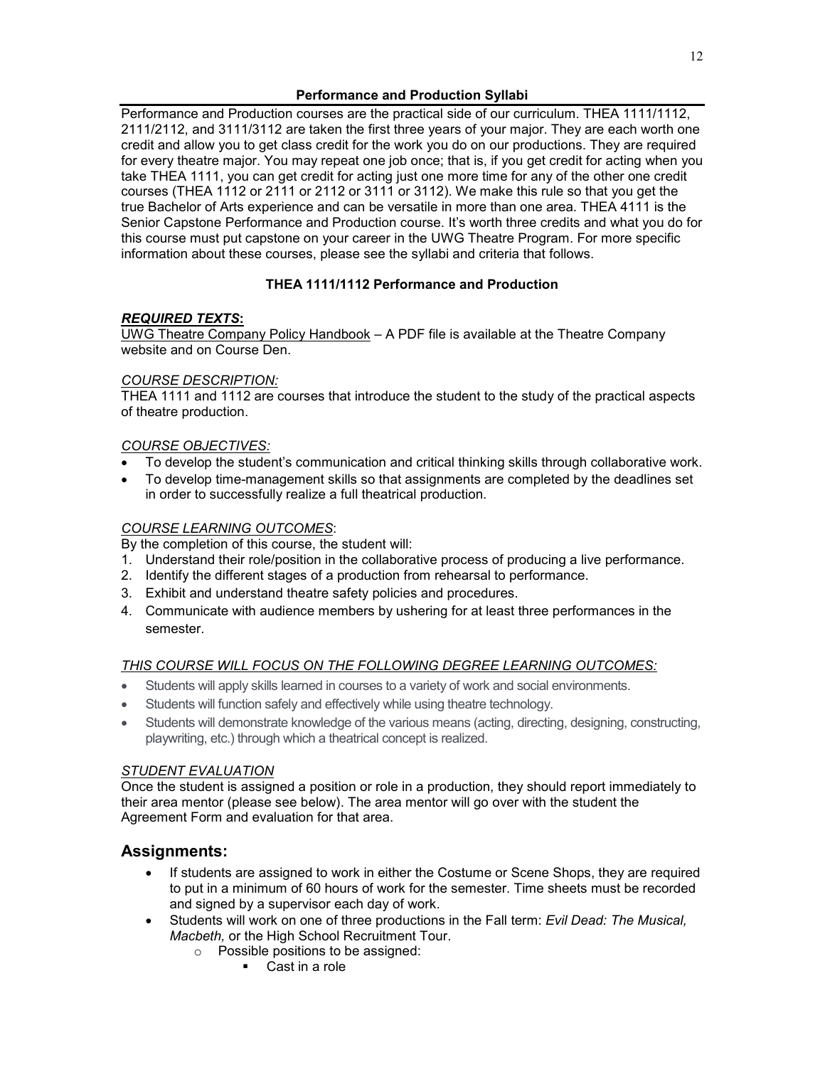## Performance and Production Syllabi

Performance and Production courses are the practical side of our curriculum. THEA 1111/1112, 2111/2112, and 3111/3112 are taken the first three years of your major. They are each worth one credit and allow you to get class credit for the work you do on our productions. They are required for every theatre major. You may repeat one job once; that is, if you get credit for acting when you take THEA 1111, you can get credit for acting just one more time for any of the other one credit courses (THEA 1112 or 2111 or 2112 or 3111 or 3112). We make this rule so that you get the true Bachelor of Arts experience and can be versatile in more than one area. THEA 4111 is the Senior Capstone Performance and Production course. It's worth three credits and what you do for this course must put capstone on your career in the UWG Theatre Program. For more specific information about these courses, please see the syllabi and criteria that follows.

### THEA 1111/1112 Performance and Production

***REQUIRED TEXTS*:**

UWG Theatre Company Policy Handbook – A PDF file is available at the Theatre Company website and on Course Den.

*COURSE DESCRIPTION:*

THEA 1111 and 1112 are courses that introduce the student to the study of the practical aspects of theatre production.

*COURSE OBJECTIVES:*

- To develop the student's communication and critical thinking skills through collaborative work.
- To develop time-management skills so that assignments are completed by the deadlines set in order to successfully realize a full theatrical production.

*COURSE LEARNING OUTCOMES*:

By the completion of this course, the student will:

1. Understand their role/position in the collaborative process of producing a live performance.
2. Identify the different stages of a production from rehearsal to performance.
3. Exhibit and understand theatre safety policies and procedures.
4. Communicate with audience members by ushering for at least three performances in the semester.

*THIS COURSE WILL FOCUS ON THE FOLLOWING DEGREE LEARNING OUTCOMES:*

- Students will apply skills learned in courses to a variety of work and social environments.
- Students will function safely and effectively while using theatre technology.
- Students will demonstrate knowledge of the various means (acting, directing, designing, constructing, playwriting, etc.) through which a theatrical concept is realized.

*STUDENT EVALUATION*

Once the student is assigned a position or role in a production, they should report immediately to their area mentor (please see below). The area mentor will go over with the student the Agreement Form and evaluation for that area.

## Assignments:

- If students are assigned to work in either the Costume or Scene Shops, they are required to put in a minimum of 60 hours of work for the semester. Time sheets must be recorded and signed by a supervisor each day of work.
- Students will work on one of three productions in the Fall term: *Evil Dead: The Musical, Macbeth,* or the High School Recruitment Tour.
  - Possible positions to be assigned:
    - Cast in a role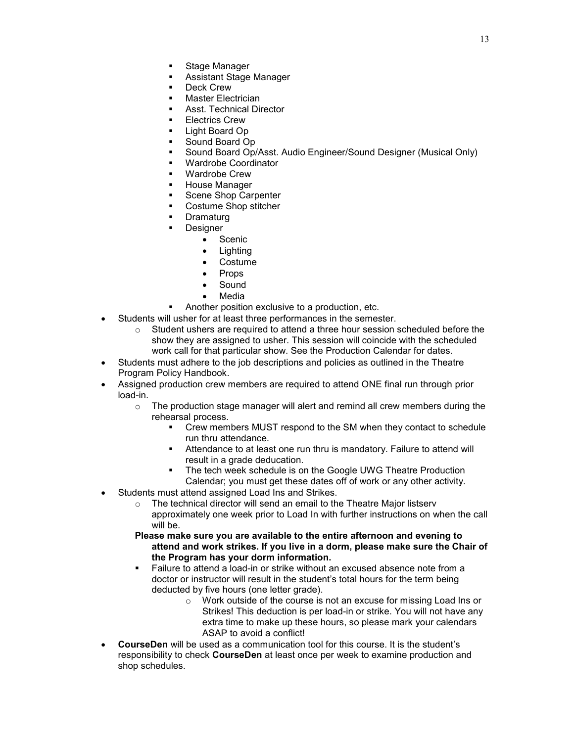- Stage Manager
  - Assistant Stage Manager
  - Deck Crew
  - Master Electrician
  - Asst. Technical Director
  - Electrics Crew
  - Light Board Op
  - Sound Board Op
  - Sound Board Op/Asst. Audio Engineer/Sound Designer (Musical Only)
  - Wardrobe Coordinator
  - Wardrobe Crew
  - House Manager
  - Scene Shop Carpenter
  - Costume Shop stitcher
  - Dramaturg
  - Designer
    - Scenic
    - Lighting
    - Costume
    - Props
    - Sound
    - Media
  - Another position exclusive to a production, etc.
- Students will usher for at least three performances in the semester.
  - Student ushers are required to attend a three hour session scheduled before the show they are assigned to usher. This session will coincide with the scheduled work call for that particular show. See the Production Calendar for dates.
- Students must adhere to the job descriptions and policies as outlined in the Theatre Program Policy Handbook.
- Assigned production crew members are required to attend ONE final run through prior load-in.
  - The production stage manager will alert and remind all crew members during the rehearsal process.
    - Crew members MUST respond to the SM when they contact to schedule run thru attendance.
    - Attendance to at least one run thru is mandatory. Failure to attend will result in a grade deducation.
    - The tech week schedule is on the Google UWG Theatre Production Calendar; you must get these dates off of work or any other activity.
- Students must attend assigned Load Ins and Strikes.
  - The technical director will send an email to the Theatre Major listserv approximately one week prior to Load In with further instructions on when the call will be.

  **Please make sure you are available to the entire afternoon and evening to attend and work strikes. If you live in a dorm, please make sure the Chair of the Program has your dorm information.**

    - Failure to attend a load-in or strike without an excused absence note from a doctor or instructor will result in the student's total hours for the term being deducted by five hours (one letter grade).
      - Work outside of the course is not an excuse for missing Load Ins or Strikes! This deduction is per load-in or strike. You will not have any extra time to make up these hours, so please mark your calendars ASAP to avoid a conflict!
- **CourseDen** will be used as a communication tool for this course. It is the student's responsibility to check **CourseDen** at least once per week to examine production and shop schedules.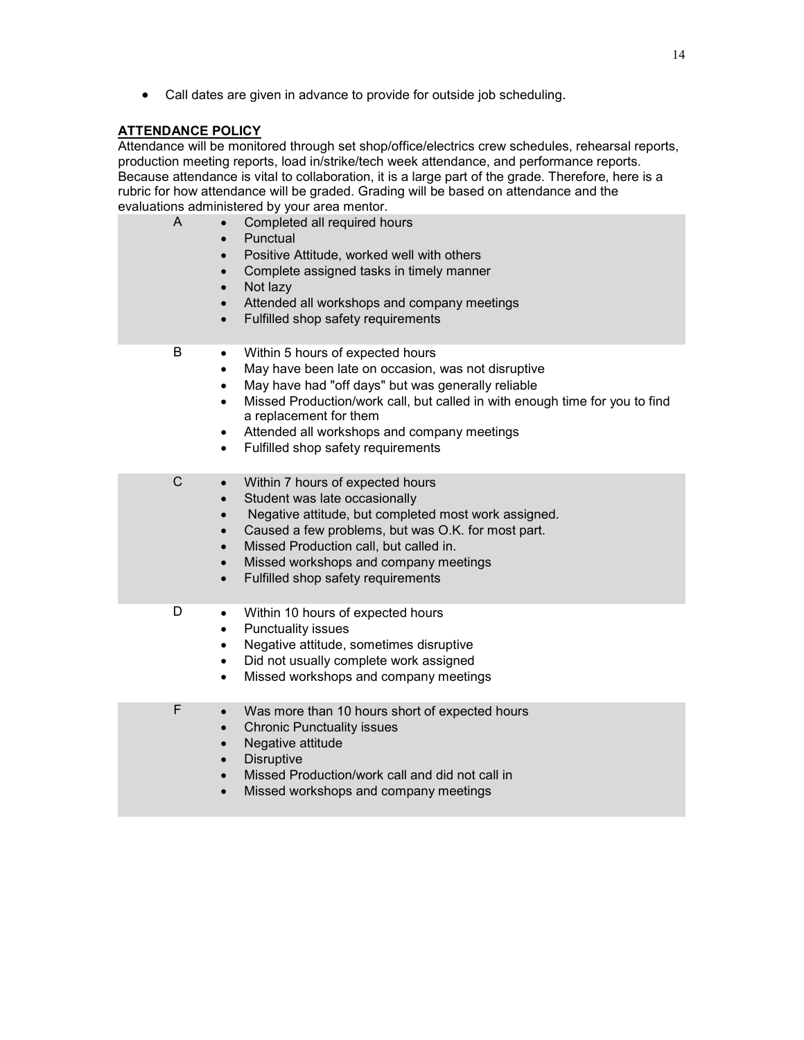- Call dates are given in advance to provide for outside job scheduling.

## ATTENDANCE POLICY

Attendance will be monitored through set shop/office/electrics crew schedules, rehearsal reports, production meeting reports, load in/strike/tech week attendance, and performance reports. Because attendance is vital to collaboration, it is a large part of the grade. Therefore, here is a rubric for how attendance will be graded. Grading will be based on attendance and the evaluations administered by your area mentor.

| Grade | Criteria |
| --- | --- |
| A | • Completed all required hours<br>• Punctual<br>• Positive Attitude, worked well with others<br>• Complete assigned tasks in timely manner<br>• Not lazy<br>• Attended all workshops and company meetings<br>• Fulfilled shop safety requirements |
| B | • Within 5 hours of expected hours<br>• May have been late on occasion, was not disruptive<br>• May have had "off days" but was generally reliable<br>• Missed Production/work call, but called in with enough time for you to find a replacement for them<br>• Attended all workshops and company meetings<br>• Fulfilled shop safety requirements |
| C | • Within 7 hours of expected hours<br>• Student was late occasionally<br>• Negative attitude, but completed most work assigned.<br>• Caused a few problems, but was O.K. for most part.<br>• Missed Production call, but called in.<br>• Missed workshops and company meetings<br>• Fulfilled shop safety requirements |
| D | • Within 10 hours of expected hours<br>• Punctuality issues<br>• Negative attitude, sometimes disruptive<br>• Did not usually complete work assigned<br>• Missed workshops and company meetings |
| F | • Was more than 10 hours short of expected hours<br>• Chronic Punctuality issues<br>• Negative attitude<br>• Disruptive<br>• Missed Production/work call and did not call in<br>• Missed workshops and company meetings |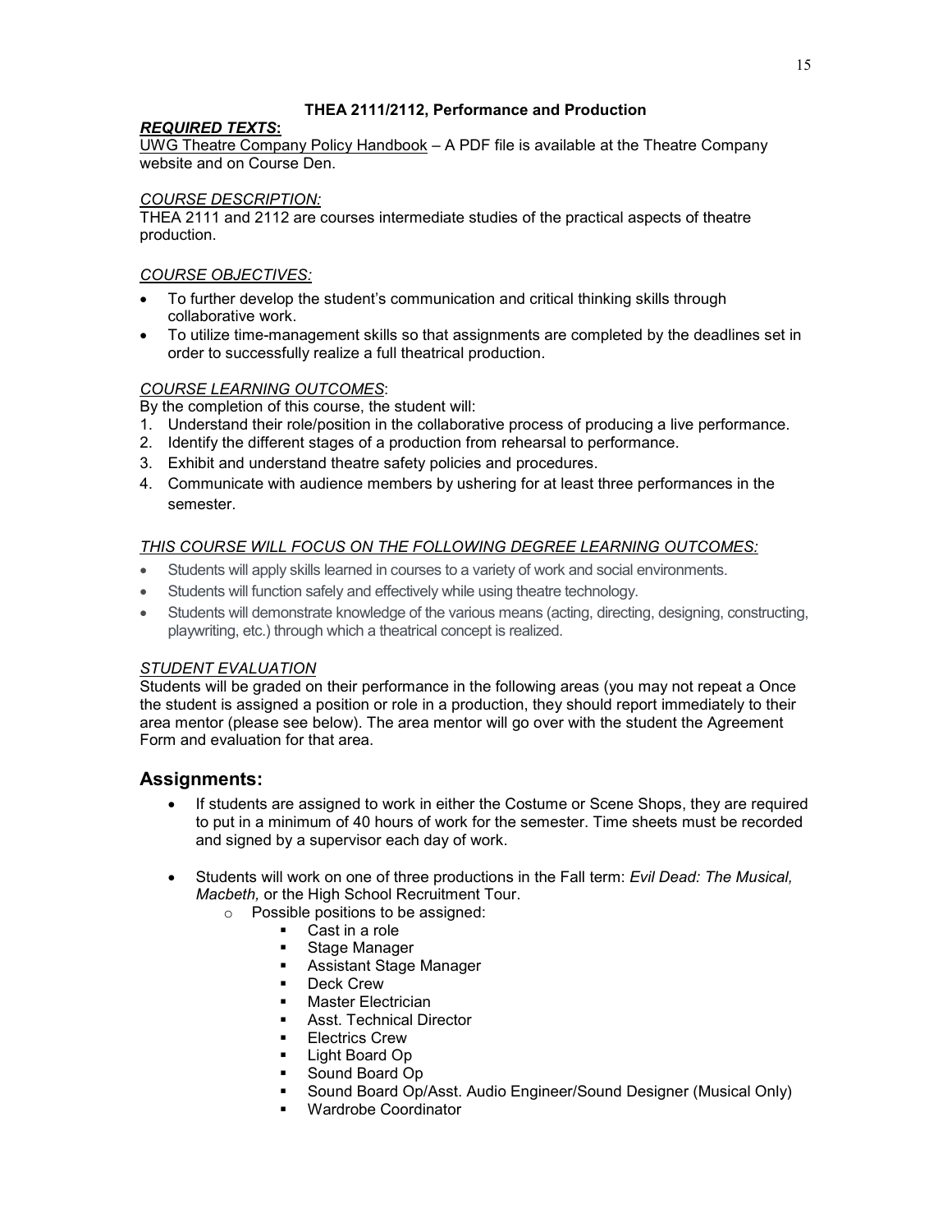### THEA 2111/2112, Performance and Production

***REQUIRED TEXTS*:**
UWG Theatre Company Policy Handbook – A PDF file is available at the Theatre Company website and on Course Den.

*COURSE DESCRIPTION:*
THEA 2111 and 2112 are courses intermediate studies of the practical aspects of theatre production.

*COURSE OBJECTIVES:*

- To further develop the student's communication and critical thinking skills through collaborative work.
- To utilize time-management skills so that assignments are completed by the deadlines set in order to successfully realize a full theatrical production.

*COURSE LEARNING OUTCOMES*:
By the completion of this course, the student will:

1. Understand their role/position in the collaborative process of producing a live performance.
2. Identify the different stages of a production from rehearsal to performance.
3. Exhibit and understand theatre safety policies and procedures.
4. Communicate with audience members by ushering for at least three performances in the semester.

*THIS COURSE WILL FOCUS ON THE FOLLOWING DEGREE LEARNING OUTCOMES:*

- Students will apply skills learned in courses to a variety of work and social environments.
- Students will function safely and effectively while using theatre technology.
- Students will demonstrate knowledge of the various means (acting, directing, designing, constructing, playwriting, etc.) through which a theatrical concept is realized.

*STUDENT EVALUATION*
Students will be graded on their performance in the following areas (you may not repeat a Once the student is assigned a position or role in a production, they should report immediately to their area mentor (please see below). The area mentor will go over with the student the Agreement Form and evaluation for that area.

## Assignments:

- If students are assigned to work in either the Costume or Scene Shops, they are required to put in a minimum of 40 hours of work for the semester. Time sheets must be recorded and signed by a supervisor each day of work.
- Students will work on one of three productions in the Fall term: *Evil Dead: The Musical, Macbeth,* or the High School Recruitment Tour.
  - Possible positions to be assigned:
    - Cast in a role
    - Stage Manager
    - Assistant Stage Manager
    - Deck Crew
    - Master Electrician
    - Asst. Technical Director
    - Electrics Crew
    - Light Board Op
    - Sound Board Op
    - Sound Board Op/Asst. Audio Engineer/Sound Designer (Musical Only)
    - Wardrobe Coordinator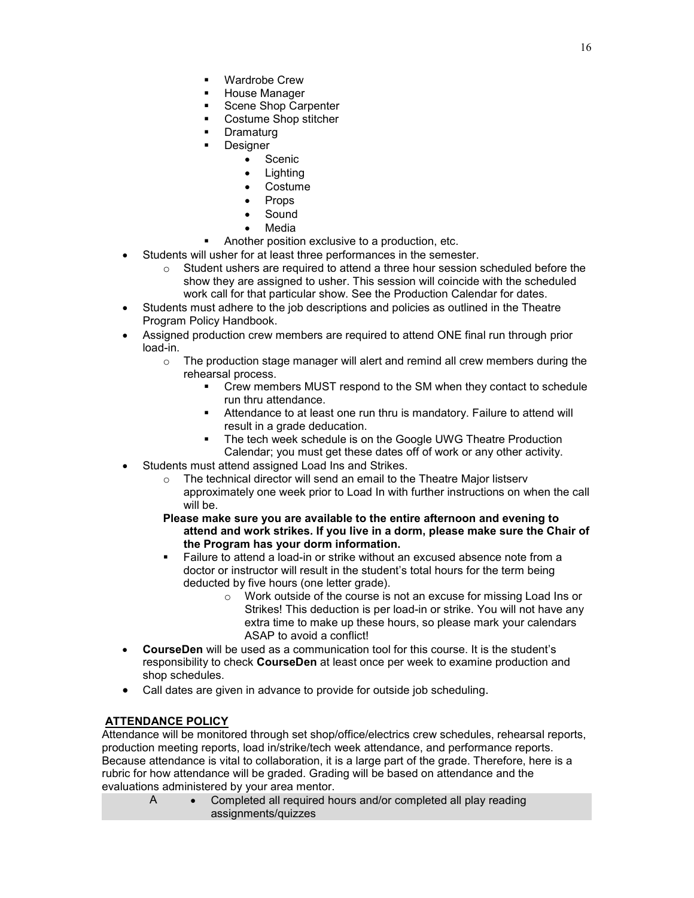- Wardrobe Crew
        - House Manager
        - Scene Shop Carpenter
        - Costume Shop stitcher
        - Dramaturg
        - Designer
            - Scenic
            - Lighting
            - Costume
            - Props
            - Sound
            - Media
        - Another position exclusive to a production, etc.
- Students will usher for at least three performances in the semester.
    - Student ushers are required to attend a three hour session scheduled before the show they are assigned to usher. This session will coincide with the scheduled work call for that particular show. See the Production Calendar for dates.
- Students must adhere to the job descriptions and policies as outlined in the Theatre Program Policy Handbook.
- Assigned production crew members are required to attend ONE final run through prior load-in.
    - The production stage manager will alert and remind all crew members during the rehearsal process.
        - Crew members MUST respond to the SM when they contact to schedule run thru attendance.
        - Attendance to at least one run thru is mandatory. Failure to attend will result in a grade deducation.
        - The tech week schedule is on the Google UWG Theatre Production Calendar; you must get these dates off of work or any other activity.
- Students must attend assigned Load Ins and Strikes.
    - The technical director will send an email to the Theatre Major listserv approximately one week prior to Load In with further instructions on when the call will be.

    **Please make sure you are available to the entire afternoon and evening to attend and work strikes. If you live in a dorm, please make sure the Chair of the Program has your dorm information.**

    - Failure to attend a load-in or strike without an excused absence note from a doctor or instructor will result in the student's total hours for the term being deducted by five hours (one letter grade).
        - Work outside of the course is not an excuse for missing Load Ins or Strikes! This deduction is per load-in or strike. You will not have any extra time to make up these hours, so please mark your calendars ASAP to avoid a conflict!
- **CourseDen** will be used as a communication tool for this course. It is the student's responsibility to check **CourseDen** at least once per week to examine production and shop schedules.
- Call dates are given in advance to provide for outside job scheduling.

## ATTENDANCE POLICY

Attendance will be monitored through set shop/office/electrics crew schedules, rehearsal reports, production meeting reports, load in/strike/tech week attendance, and performance reports. Because attendance is vital to collaboration, it is a large part of the grade. Therefore, here is a rubric for how attendance will be graded. Grading will be based on attendance and the evaluations administered by your area mentor.

| | |
|---|---|
| A | • Completed all required hours and/or completed all play reading assignments/quizzes |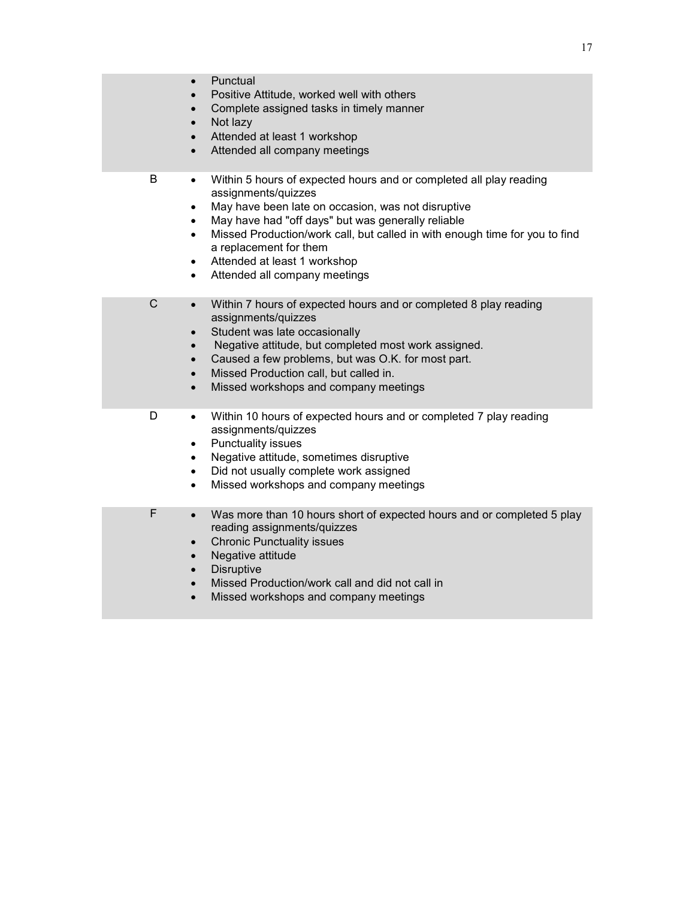| Grade | Criteria |
|---|---|
| | • Punctual<br>• Positive Attitude, worked well with others<br>• Complete assigned tasks in timely manner<br>• Not lazy<br>• Attended at least 1 workshop<br>• Attended all company meetings |
| B | • Within 5 hours of expected hours and or completed all play reading assignments/quizzes<br>• May have been late on occasion, was not disruptive<br>• May have had "off days" but was generally reliable<br>• Missed Production/work call, but called in with enough time for you to find a replacement for them<br>• Attended at least 1 workshop<br>• Attended all company meetings |
| C | • Within 7 hours of expected hours and or completed 8 play reading assignments/quizzes<br>• Student was late occasionally<br>• Negative attitude, but completed most work assigned.<br>• Caused a few problems, but was O.K. for most part.<br>• Missed Production call, but called in.<br>• Missed workshops and company meetings |
| D | • Within 10 hours of expected hours and or completed 7 play reading assignments/quizzes<br>• Punctuality issues<br>• Negative attitude, sometimes disruptive<br>• Did not usually complete work assigned<br>• Missed workshops and company meetings |
| F | • Was more than 10 hours short of expected hours and or completed 5 play reading assignments/quizzes<br>• Chronic Punctuality issues<br>• Negative attitude<br>• Disruptive<br>• Missed Production/work call and did not call in<br>• Missed workshops and company meetings |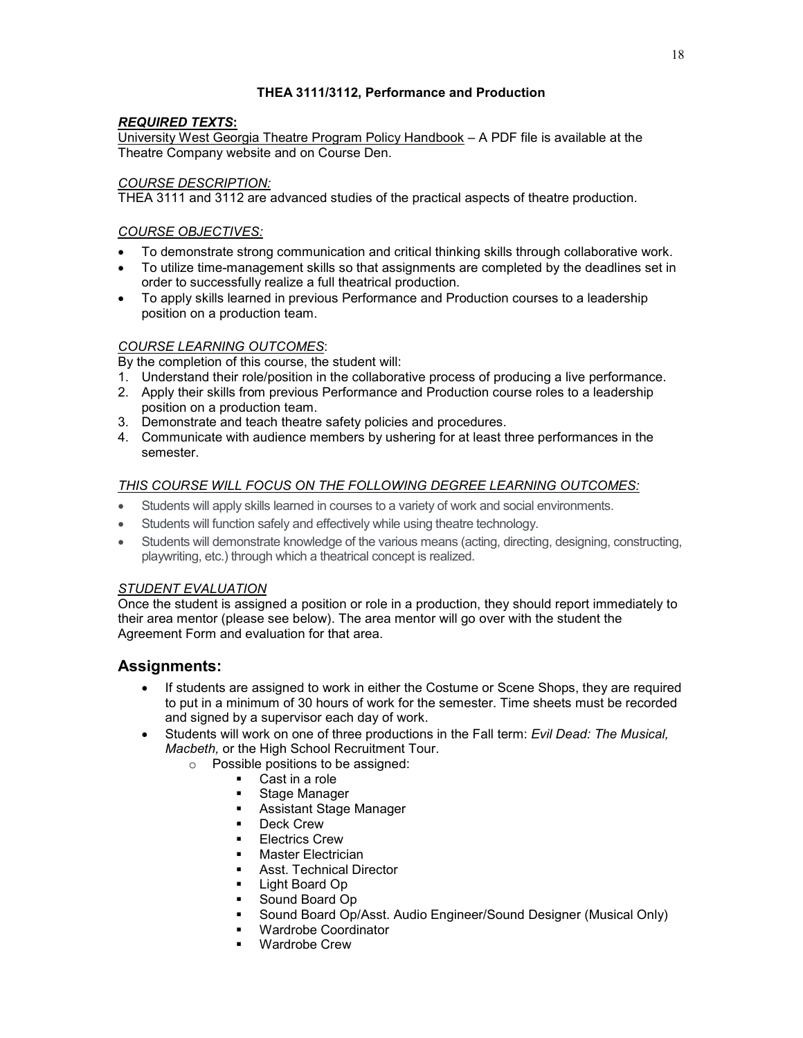### THEA 3111/3112, Performance and Production

***REQUIRED TEXTS*:**

University West Georgia Theatre Program Policy Handbook – A PDF file is available at the Theatre Company website and on Course Den.

*COURSE DESCRIPTION:*

THEA 3111 and 3112 are advanced studies of the practical aspects of theatre production.

*COURSE OBJECTIVES:*

- To demonstrate strong communication and critical thinking skills through collaborative work.
- To utilize time-management skills so that assignments are completed by the deadlines set in order to successfully realize a full theatrical production.
- To apply skills learned in previous Performance and Production courses to a leadership position on a production team.

*COURSE LEARNING OUTCOMES*:

By the completion of this course, the student will:

1. Understand their role/position in the collaborative process of producing a live performance.
2. Apply their skills from previous Performance and Production course roles to a leadership position on a production team.
3. Demonstrate and teach theatre safety policies and procedures.
4. Communicate with audience members by ushering for at least three performances in the semester.

*THIS COURSE WILL FOCUS ON THE FOLLOWING DEGREE LEARNING OUTCOMES:*

- Students will apply skills learned in courses to a variety of work and social environments.
- Students will function safely and effectively while using theatre technology.
- Students will demonstrate knowledge of the various means (acting, directing, designing, constructing, playwriting, etc.) through which a theatrical concept is realized.

*STUDENT EVALUATION*

Once the student is assigned a position or role in a production, they should report immediately to their area mentor (please see below). The area mentor will go over with the student the Agreement Form and evaluation for that area.

## Assignments:

- If students are assigned to work in either the Costume or Scene Shops, they are required to put in a minimum of 30 hours of work for the semester. Time sheets must be recorded and signed by a supervisor each day of work.
- Students will work on one of three productions in the Fall term: *Evil Dead: The Musical, Macbeth,* or the High School Recruitment Tour.
  - Possible positions to be assigned:
    - Cast in a role
    - Stage Manager
    - Assistant Stage Manager
    - Deck Crew
    - Electrics Crew
    - Master Electrician
    - Asst. Technical Director
    - Light Board Op
    - Sound Board Op
    - Sound Board Op/Asst. Audio Engineer/Sound Designer (Musical Only)
    - Wardrobe Coordinator
    - Wardrobe Crew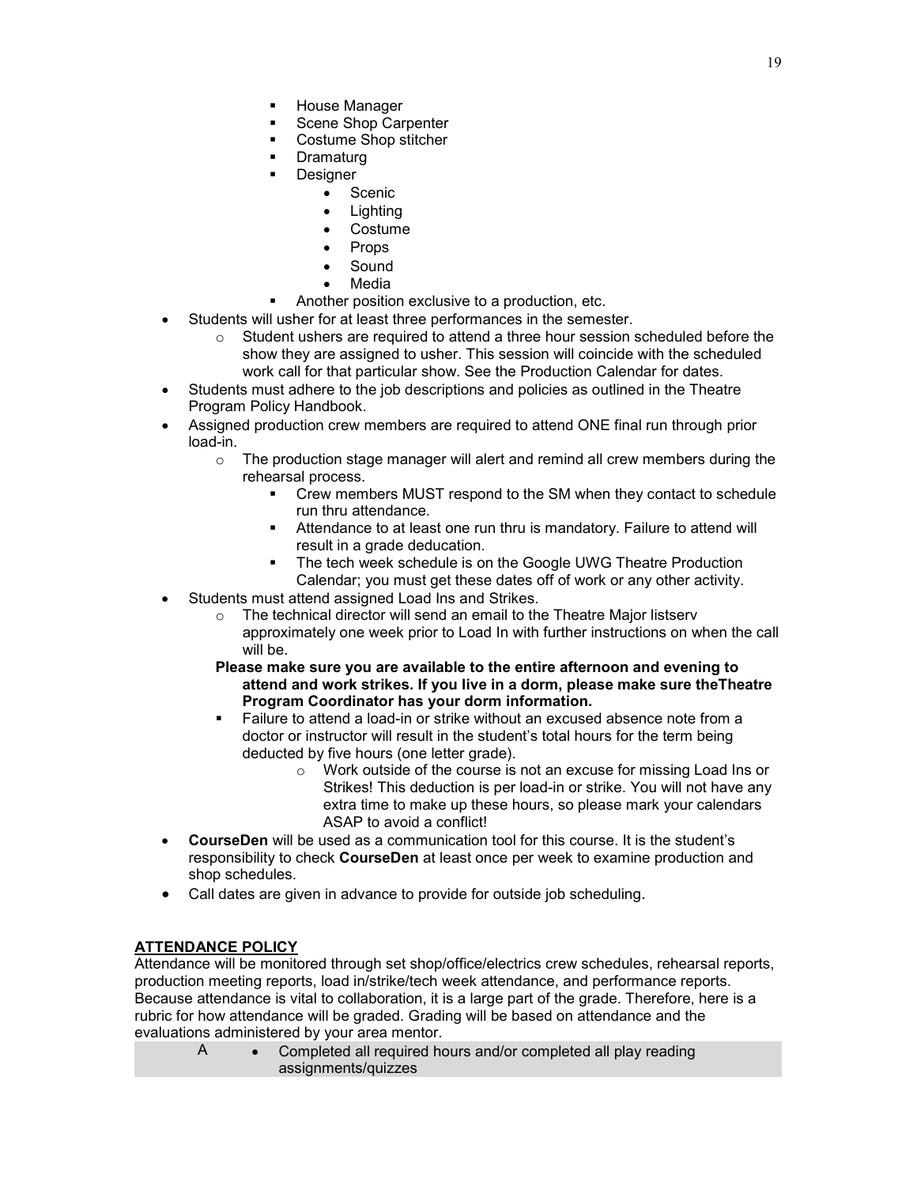- House Manager
    - Scene Shop Carpenter
    - Costume Shop stitcher
    - Dramaturg
    - Designer
        - Scenic
        - Lighting
        - Costume
        - Props
        - Sound
        - Media
    - Another position exclusive to a production, etc.
- Students will usher for at least three performances in the semester.
    - Student ushers are required to attend a three hour session scheduled before the show they are assigned to usher. This session will coincide with the scheduled work call for that particular show. See the Production Calendar for dates.
- Students must adhere to the job descriptions and policies as outlined in the Theatre Program Policy Handbook.
- Assigned production crew members are required to attend ONE final run through prior load-in.
    - The production stage manager will alert and remind all crew members during the rehearsal process.
        - Crew members MUST respond to the SM when they contact to schedule run thru attendance.
        - Attendance to at least one run thru is mandatory. Failure to attend will result in a grade deducation.
        - The tech week schedule is on the Google UWG Theatre Production Calendar; you must get these dates off of work or any other activity.
- Students must attend assigned Load Ins and Strikes.
    - The technical director will send an email to the Theatre Major listserv approximately one week prior to Load In with further instructions on when the call will be.

    **Please make sure you are available to the entire afternoon and evening to attend and work strikes. If you live in a dorm, please make sure theTheatre Program Coordinator has your dorm information.**

    - Failure to attend a load-in or strike without an excused absence note from a doctor or instructor will result in the student's total hours for the term being deducted by five hours (one letter grade).
        - Work outside of the course is not an excuse for missing Load Ins or Strikes! This deduction is per load-in or strike. You will not have any extra time to make up these hours, so please mark your calendars ASAP to avoid a conflict!
- **CourseDen** will be used as a communication tool for this course. It is the student's responsibility to check **CourseDen** at least once per week to examine production and shop schedules.
- Call dates are given in advance to provide for outside job scheduling.

## ATTENDANCE POLICY

Attendance will be monitored through set shop/office/electrics crew schedules, rehearsal reports, production meeting reports, load in/strike/tech week attendance, and performance reports. Because attendance is vital to collaboration, it is a large part of the grade. Therefore, here is a rubric for how attendance will be graded. Grading will be based on attendance and the evaluations administered by your area mentor.

| | |
|---|---|
| A | • Completed all required hours and/or completed all play reading assignments/quizzes |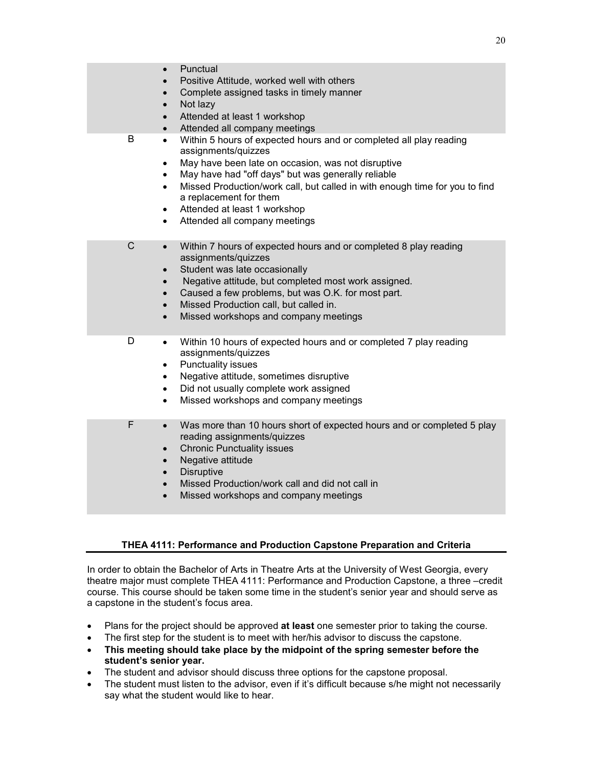| Grade | Criteria |
| --- | --- |
| | • Punctual<br>• Positive Attitude, worked well with others<br>• Complete assigned tasks in timely manner<br>• Not lazy<br>• Attended at least 1 workshop<br>• Attended all company meetings |
| B | • Within 5 hours of expected hours and or completed all play reading assignments/quizzes<br>• May have been late on occasion, was not disruptive<br>• May have had "off days" but was generally reliable<br>• Missed Production/work call, but called in with enough time for you to find a replacement for them<br>• Attended at least 1 workshop<br>• Attended all company meetings |
| C | • Within 7 hours of expected hours and or completed 8 play reading assignments/quizzes<br>• Student was late occasionally<br>• Negative attitude, but completed most work assigned.<br>• Caused a few problems, but was O.K. for most part.<br>• Missed Production call, but called in.<br>• Missed workshops and company meetings |
| D | • Within 10 hours of expected hours and or completed 7 play reading assignments/quizzes<br>• Punctuality issues<br>• Negative attitude, sometimes disruptive<br>• Did not usually complete work assigned<br>• Missed workshops and company meetings |
| F | • Was more than 10 hours short of expected hours and or completed 5 play reading assignments/quizzes<br>• Chronic Punctuality issues<br>• Negative attitude<br>• Disruptive<br>• Missed Production/work call and did not call in<br>• Missed workshops and company meetings |

## THEA 4111: Performance and Production Capstone Preparation and Criteria

In order to obtain the Bachelor of Arts in Theatre Arts at the University of West Georgia, every theatre major must complete THEA 4111: Performance and Production Capstone, a three –credit course. This course should be taken some time in the student's senior year and should serve as a capstone in the student's focus area.

- Plans for the project should be approved **at least** one semester prior to taking the course.
- The first step for the student is to meet with her/his advisor to discuss the capstone.
- **This meeting should take place by the midpoint of the spring semester before the student's senior year.**
- The student and advisor should discuss three options for the capstone proposal.
- The student must listen to the advisor, even if it's difficult because s/he might not necessarily say what the student would like to hear.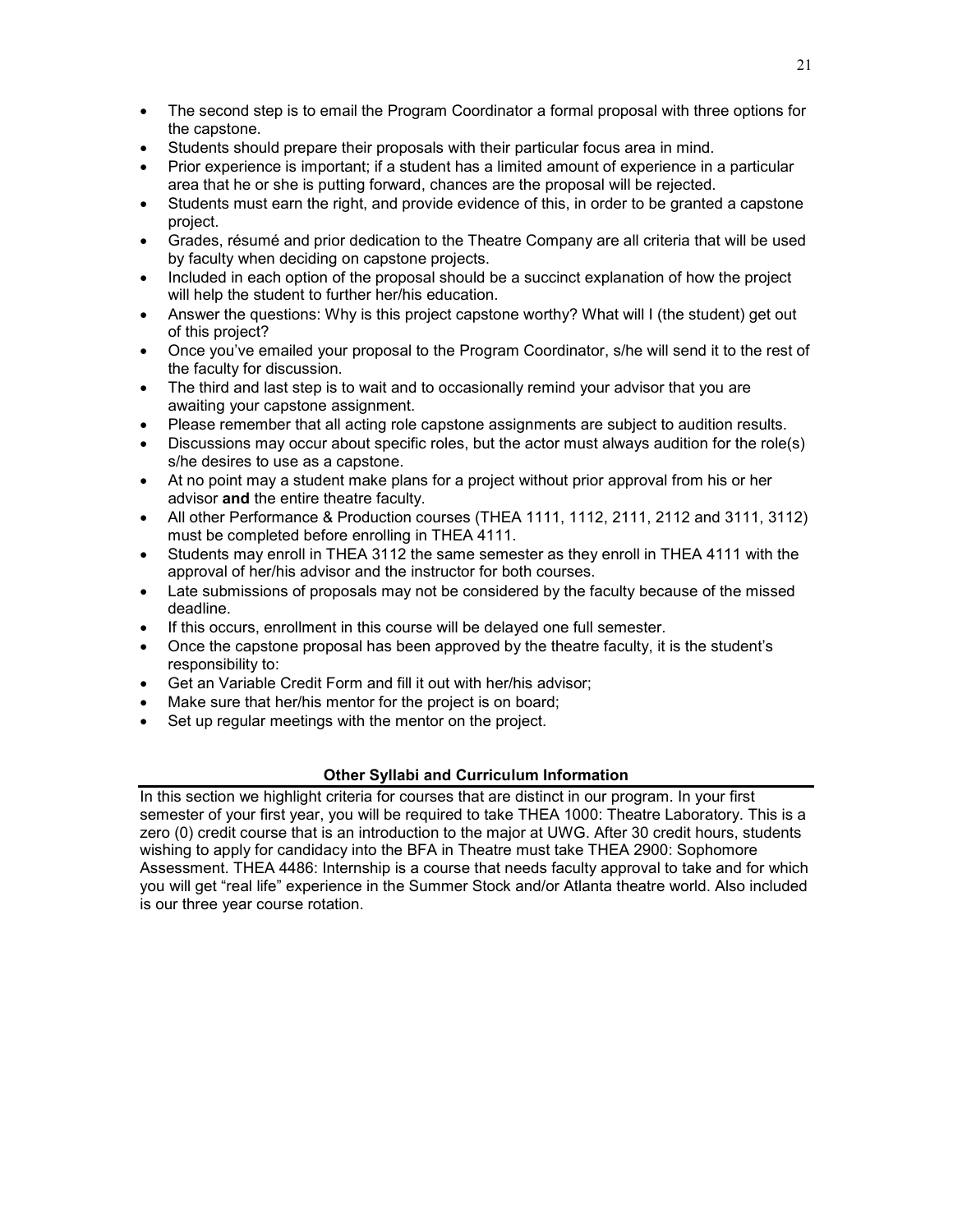- The second step is to email the Program Coordinator a formal proposal with three options for the capstone.
- Students should prepare their proposals with their particular focus area in mind.
- Prior experience is important; if a student has a limited amount of experience in a particular area that he or she is putting forward, chances are the proposal will be rejected.
- Students must earn the right, and provide evidence of this, in order to be granted a capstone project.
- Grades, résumé and prior dedication to the Theatre Company are all criteria that will be used by faculty when deciding on capstone projects.
- Included in each option of the proposal should be a succinct explanation of how the project will help the student to further her/his education.
- Answer the questions: Why is this project capstone worthy? What will I (the student) get out of this project?
- Once you've emailed your proposal to the Program Coordinator, s/he will send it to the rest of the faculty for discussion.
- The third and last step is to wait and to occasionally remind your advisor that you are awaiting your capstone assignment.
- Please remember that all acting role capstone assignments are subject to audition results.
- Discussions may occur about specific roles, but the actor must always audition for the role(s) s/he desires to use as a capstone.
- At no point may a student make plans for a project without prior approval from his or her advisor **and** the entire theatre faculty.
- All other Performance & Production courses (THEA 1111, 1112, 2111, 2112 and 3111, 3112) must be completed before enrolling in THEA 4111.
- Students may enroll in THEA 3112 the same semester as they enroll in THEA 4111 with the approval of her/his advisor and the instructor for both courses.
- Late submissions of proposals may not be considered by the faculty because of the missed deadline.
- If this occurs, enrollment in this course will be delayed one full semester.
- Once the capstone proposal has been approved by the theatre faculty, it is the student's responsibility to:
- Get an Variable Credit Form and fill it out with her/his advisor;
- Make sure that her/his mentor for the project is on board;
- Set up regular meetings with the mentor on the project.

## Other Syllabi and Curriculum Information

In this section we highlight criteria for courses that are distinct in our program. In your first semester of your first year, you will be required to take THEA 1000: Theatre Laboratory. This is a zero (0) credit course that is an introduction to the major at UWG. After 30 credit hours, students wishing to apply for candidacy into the BFA in Theatre must take THEA 2900: Sophomore Assessment. THEA 4486: Internship is a course that needs faculty approval to take and for which you will get "real life" experience in the Summer Stock and/or Atlanta theatre world. Also included is our three year course rotation.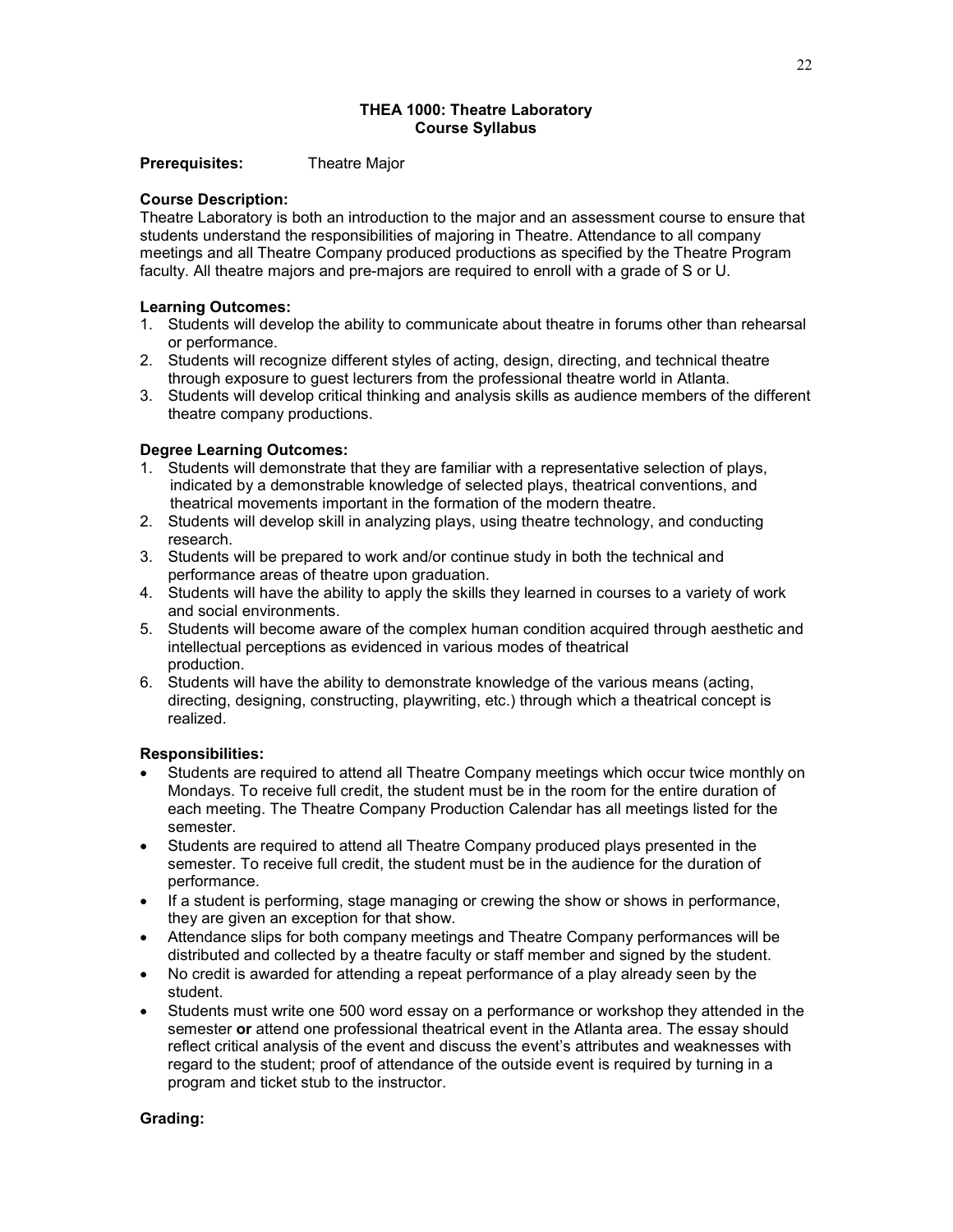**THEA 1000: Theatre Laboratory**
**Course Syllabus**

**Prerequisites:** Theatre Major

**Course Description:**
Theatre Laboratory is both an introduction to the major and an assessment course to ensure that students understand the responsibilities of majoring in Theatre. Attendance to all company meetings and all Theatre Company produced productions as specified by the Theatre Program faculty. All theatre majors and pre-majors are required to enroll with a grade of S or U.

**Learning Outcomes:**

1. Students will develop the ability to communicate about theatre in forums other than rehearsal or performance.
2. Students will recognize different styles of acting, design, directing, and technical theatre through exposure to guest lecturers from the professional theatre world in Atlanta.
3. Students will develop critical thinking and analysis skills as audience members of the different theatre company productions.

**Degree Learning Outcomes:**

1. Students will demonstrate that they are familiar with a representative selection of plays, indicated by a demonstrable knowledge of selected plays, theatrical conventions, and theatrical movements important in the formation of the modern theatre.
2. Students will develop skill in analyzing plays, using theatre technology, and conducting research.
3. Students will be prepared to work and/or continue study in both the technical and performance areas of theatre upon graduation.
4. Students will have the ability to apply the skills they learned in courses to a variety of work and social environments.
5. Students will become aware of the complex human condition acquired through aesthetic and intellectual perceptions as evidenced in various modes of theatrical production.
6. Students will have the ability to demonstrate knowledge of the various means (acting, directing, designing, constructing, playwriting, etc.) through which a theatrical concept is realized.

**Responsibilities:**

- Students are required to attend all Theatre Company meetings which occur twice monthly on Mondays. To receive full credit, the student must be in the room for the entire duration of each meeting. The Theatre Company Production Calendar has all meetings listed for the semester.
- Students are required to attend all Theatre Company produced plays presented in the semester. To receive full credit, the student must be in the audience for the duration of performance.
- If a student is performing, stage managing or crewing the show or shows in performance, they are given an exception for that show.
- Attendance slips for both company meetings and Theatre Company performances will be distributed and collected by a theatre faculty or staff member and signed by the student.
- No credit is awarded for attending a repeat performance of a play already seen by the student.
- Students must write one 500 word essay on a performance or workshop they attended in the semester **or** attend one professional theatrical event in the Atlanta area. The essay should reflect critical analysis of the event and discuss the event's attributes and weaknesses with regard to the student; proof of attendance of the outside event is required by turning in a program and ticket stub to the instructor.

**Grading:**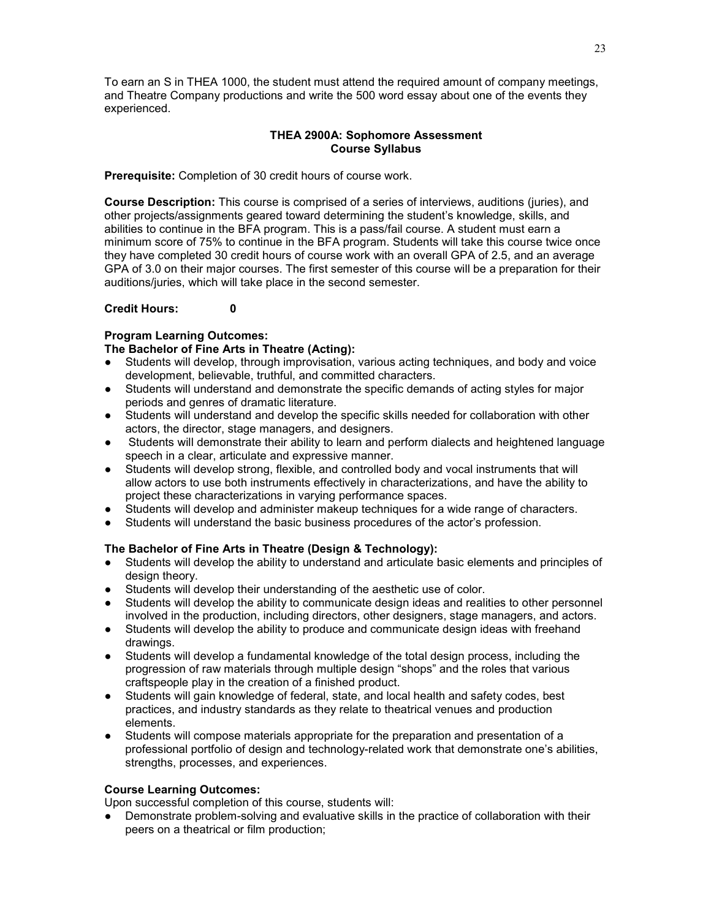To earn an S in THEA 1000, the student must attend the required amount of company meetings, and Theatre Company productions and write the 500 word essay about one of the events they experienced.

## THEA 2900A: Sophomore Assessment
## Course Syllabus

**Prerequisite:** Completion of 30 credit hours of course work.

**Course Description:** This course is comprised of a series of interviews, auditions (juries), and other projects/assignments geared toward determining the student's knowledge, skills, and abilities to continue in the BFA program. This is a pass/fail course. A student must earn a minimum score of 75% to continue in the BFA program. Students will take this course twice once they have completed 30 credit hours of course work with an overall GPA of 2.5, and an average GPA of 3.0 on their major courses. The first semester of this course will be a preparation for their auditions/juries, which will take place in the second semester.

**Credit Hours:** 0

**Program Learning Outcomes:**

**The Bachelor of Fine Arts in Theatre (Acting):**

- Students will develop, through improvisation, various acting techniques, and body and voice development, believable, truthful, and committed characters.
- Students will understand and demonstrate the specific demands of acting styles for major periods and genres of dramatic literature.
- Students will understand and develop the specific skills needed for collaboration with other actors, the director, stage managers, and designers.
- Students will demonstrate their ability to learn and perform dialects and heightened language speech in a clear, articulate and expressive manner.
- Students will develop strong, flexible, and controlled body and vocal instruments that will allow actors to use both instruments effectively in characterizations, and have the ability to project these characterizations in varying performance spaces.
- Students will develop and administer makeup techniques for a wide range of characters.
- Students will understand the basic business procedures of the actor's profession.

**The Bachelor of Fine Arts in Theatre (Design & Technology):**

- Students will develop the ability to understand and articulate basic elements and principles of design theory.
- Students will develop their understanding of the aesthetic use of color.
- Students will develop the ability to communicate design ideas and realities to other personnel involved in the production, including directors, other designers, stage managers, and actors.
- Students will develop the ability to produce and communicate design ideas with freehand drawings.
- Students will develop a fundamental knowledge of the total design process, including the progression of raw materials through multiple design "shops" and the roles that various craftspeople play in the creation of a finished product.
- Students will gain knowledge of federal, state, and local health and safety codes, best practices, and industry standards as they relate to theatrical venues and production elements.
- Students will compose materials appropriate for the preparation and presentation of a professional portfolio of design and technology-related work that demonstrate one's abilities, strengths, processes, and experiences.

**Course Learning Outcomes:**

Upon successful completion of this course, students will:

- Demonstrate problem-solving and evaluative skills in the practice of collaboration with their peers on a theatrical or film production;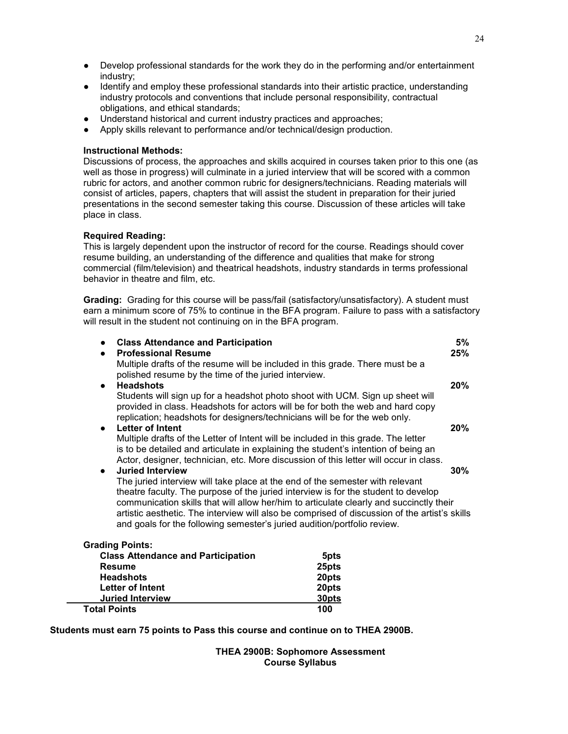- Develop professional standards for the work they do in the performing and/or entertainment industry;
- Identify and employ these professional standards into their artistic practice, understanding industry protocols and conventions that include personal responsibility, contractual obligations, and ethical standards;
- Understand historical and current industry practices and approaches;
- Apply skills relevant to performance and/or technical/design production.

**Instructional Methods:**
Discussions of process, the approaches and skills acquired in courses taken prior to this one (as well as those in progress) will culminate in a juried interview that will be scored with a common rubric for actors, and another common rubric for designers/technicians. Reading materials will consist of articles, papers, chapters that will assist the student in preparation for their juried presentations in the second semester taking this course. Discussion of these articles will take place in class.

**Required Reading:**
This is largely dependent upon the instructor of record for the course. Readings should cover resume building, an understanding of the difference and qualities that make for strong commercial (film/television) and theatrical headshots, industry standards in terms professional behavior in theatre and film, etc.

**Grading:** Grading for this course will be pass/fail (satisfactory/unsatisfactory). A student must earn a minimum score of 75% to continue in the BFA program. Failure to pass with a satisfactory will result in the student not continuing on in the BFA program.

- **Class Attendance and Participation** **5%**
- **Professional Resume** **25%**
  Multiple drafts of the resume will be included in this grade. There must be a polished resume by the time of the juried interview.
- **Headshots** **20%**
  Students will sign up for a headshot photo shoot with UCM. Sign up sheet will provided in class. Headshots for actors will be for both the web and hard copy replication; headshots for designers/technicians will be for the web only.
- **Letter of Intent** **20%**
  Multiple drafts of the Letter of Intent will be included in this grade. The letter is to be detailed and articulate in explaining the student's intention of being an Actor, designer, technician, etc. More discussion of this letter will occur in class.
- **Juried Interview** **30%**
  The juried interview will take place at the end of the semester with relevant theatre faculty. The purpose of the juried interview is for the student to develop communication skills that will allow her/him to articulate clearly and succinctly their artistic aesthetic. The interview will also be comprised of discussion of the artist's skills and goals for the following semester's juried audition/portfolio review.

**Grading Points:**

| | |
|---|---|
| **Class Attendance and Participation** | **5pts** |
| **Resume** | **25pts** |
| **Headshots** | **20pts** |
| **Letter of Intent** | **20pts** |
| **Juried Interview** | **30pts** |
| **Total Points** | **100** |

**Students must earn 75 points to Pass this course and continue on to THEA 2900B.**

**THEA 2900B: Sophomore Assessment**
**Course Syllabus**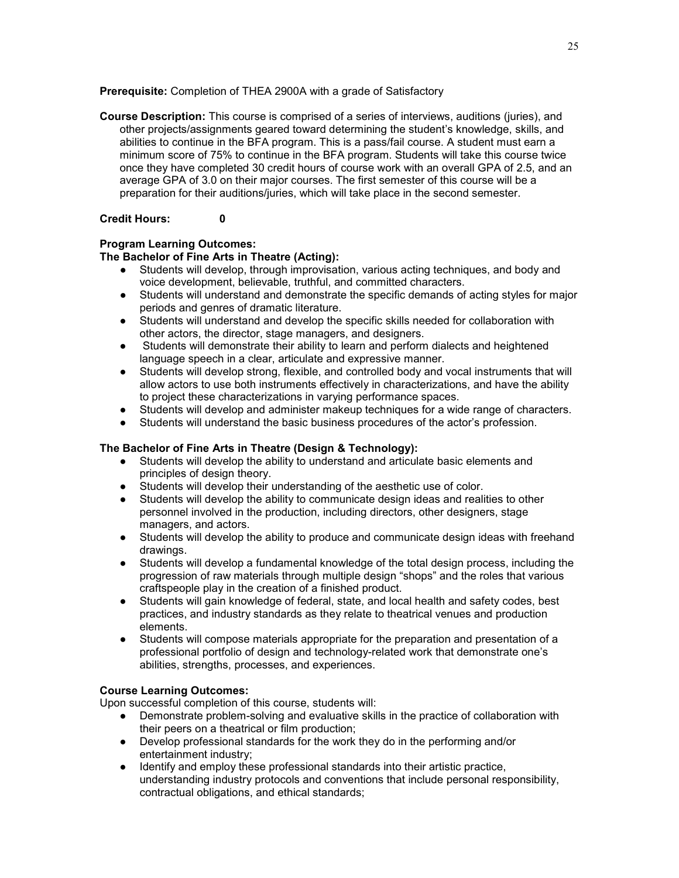**Prerequisite:** Completion of THEA 2900A with a grade of Satisfactory

**Course Description:** This course is comprised of a series of interviews, auditions (juries), and other projects/assignments geared toward determining the student's knowledge, skills, and abilities to continue in the BFA program. This is a pass/fail course. A student must earn a minimum score of 75% to continue in the BFA program. Students will take this course twice once they have completed 30 credit hours of course work with an overall GPA of 2.5, and an average GPA of 3.0 on their major courses. The first semester of this course will be a preparation for their auditions/juries, which will take place in the second semester.

**Credit Hours:** 0

**Program Learning Outcomes:**

**The Bachelor of Fine Arts in Theatre (Acting):**

- Students will develop, through improvisation, various acting techniques, and body and voice development, believable, truthful, and committed characters.
- Students will understand and demonstrate the specific demands of acting styles for major periods and genres of dramatic literature.
- Students will understand and develop the specific skills needed for collaboration with other actors, the director, stage managers, and designers.
- Students will demonstrate their ability to learn and perform dialects and heightened language speech in a clear, articulate and expressive manner.
- Students will develop strong, flexible, and controlled body and vocal instruments that will allow actors to use both instruments effectively in characterizations, and have the ability to project these characterizations in varying performance spaces.
- Students will develop and administer makeup techniques for a wide range of characters.
- Students will understand the basic business procedures of the actor's profession.

**The Bachelor of Fine Arts in Theatre (Design & Technology):**

- Students will develop the ability to understand and articulate basic elements and principles of design theory.
- Students will develop their understanding of the aesthetic use of color.
- Students will develop the ability to communicate design ideas and realities to other personnel involved in the production, including directors, other designers, stage managers, and actors.
- Students will develop the ability to produce and communicate design ideas with freehand drawings.
- Students will develop a fundamental knowledge of the total design process, including the progression of raw materials through multiple design "shops" and the roles that various craftspeople play in the creation of a finished product.
- Students will gain knowledge of federal, state, and local health and safety codes, best practices, and industry standards as they relate to theatrical venues and production elements.
- Students will compose materials appropriate for the preparation and presentation of a professional portfolio of design and technology-related work that demonstrate one's abilities, strengths, processes, and experiences.

**Course Learning Outcomes:**

Upon successful completion of this course, students will:

- Demonstrate problem-solving and evaluative skills in the practice of collaboration with their peers on a theatrical or film production;
- Develop professional standards for the work they do in the performing and/or entertainment industry;
- Identify and employ these professional standards into their artistic practice, understanding industry protocols and conventions that include personal responsibility, contractual obligations, and ethical standards;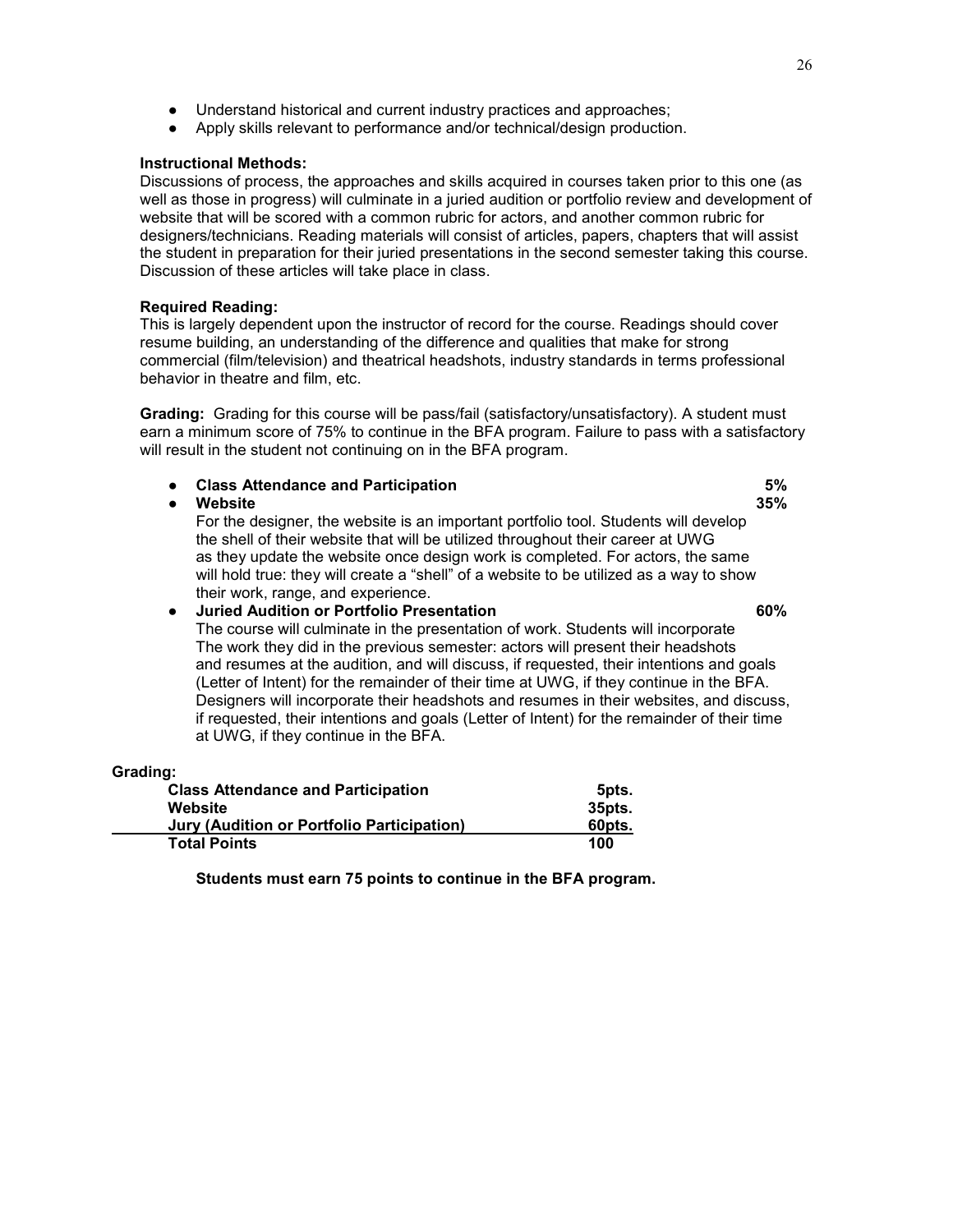- Understand historical and current industry practices and approaches;
- Apply skills relevant to performance and/or technical/design production.

**Instructional Methods:**
Discussions of process, the approaches and skills acquired in courses taken prior to this one (as well as those in progress) will culminate in a juried audition or portfolio review and development of website that will be scored with a common rubric for actors, and another common rubric for designers/technicians. Reading materials will consist of articles, papers, chapters that will assist the student in preparation for their juried presentations in the second semester taking this course. Discussion of these articles will take place in class.

**Required Reading:**
This is largely dependent upon the instructor of record for the course. Readings should cover resume building, an understanding of the difference and qualities that make for strong commercial (film/television) and theatrical headshots, industry standards in terms professional behavior in theatre and film, etc.

**Grading:** Grading for this course will be pass/fail (satisfactory/unsatisfactory). A student must earn a minimum score of 75% to continue in the BFA program. Failure to pass with a satisfactory will result in the student not continuing on in the BFA program.

- **Class Attendance and Participation** **5%**
- **Website** **35%**
  For the designer, the website is an important portfolio tool. Students will develop the shell of their website that will be utilized throughout their career at UWG as they update the website once design work is completed. For actors, the same will hold true: they will create a "shell" of a website to be utilized as a way to show their work, range, and experience.
- **Juried Audition or Portfolio Presentation** **60%**
  The course will culminate in the presentation of work. Students will incorporate The work they did in the previous semester: actors will present their headshots and resumes at the audition, and will discuss, if requested, their intentions and goals (Letter of Intent) for the remainder of their time at UWG, if they continue in the BFA. Designers will incorporate their headshots and resumes in their websites, and discuss, if requested, their intentions and goals (Letter of Intent) for the remainder of their time at UWG, if they continue in the BFA.

**Grading:**

| | |
|---|---|
| **Class Attendance and Participation** | **5pts.** |
| **Website** | **35pts.** |
| **Jury (Audition or Portfolio Participation)** | **60pts.** |
| **Total Points** | **100** |

**Students must earn 75 points to continue in the BFA program.**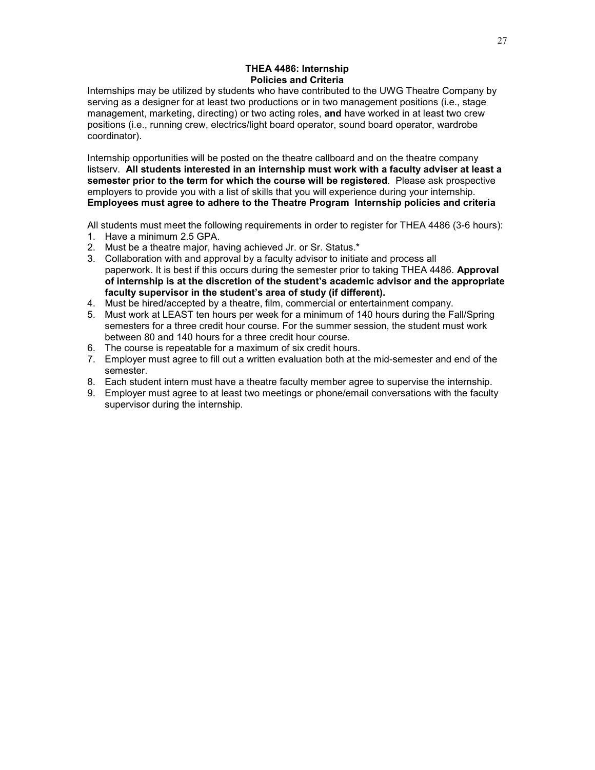## THEA 4486: Internship
## Policies and Criteria

Internships may be utilized by students who have contributed to the UWG Theatre Company by serving as a designer for at least two productions or in two management positions (i.e., stage management, marketing, directing) or two acting roles, **and** have worked in at least two crew positions (i.e., running crew, electrics/light board operator, sound board operator, wardrobe coordinator).

Internship opportunities will be posted on the theatre callboard and on the theatre company listserv. **All students interested in an internship must work with a faculty adviser at least a semester prior to the term for which the course will be registered**. Please ask prospective employers to provide you with a list of skills that you will experience during your internship. **Employees must agree to adhere to the Theatre Program Internship policies and criteria**

All students must meet the following requirements in order to register for THEA 4486 (3-6 hours):

1. Have a minimum 2.5 GPA.
2. Must be a theatre major, having achieved Jr. or Sr. Status.*
3. Collaboration with and approval by a faculty advisor to initiate and process all paperwork. It is best if this occurs during the semester prior to taking THEA 4486. **Approval of internship is at the discretion of the student's academic advisor and the appropriate faculty supervisor in the student's area of study (if different).**
4. Must be hired/accepted by a theatre, film, commercial or entertainment company.
5. Must work at LEAST ten hours per week for a minimum of 140 hours during the Fall/Spring semesters for a three credit hour course. For the summer session, the student must work between 80 and 140 hours for a three credit hour course.
6. The course is repeatable for a maximum of six credit hours.
7. Employer must agree to fill out a written evaluation both at the mid-semester and end of the semester.
8. Each student intern must have a theatre faculty member agree to supervise the internship.
9. Employer must agree to at least two meetings or phone/email conversations with the faculty supervisor during the internship.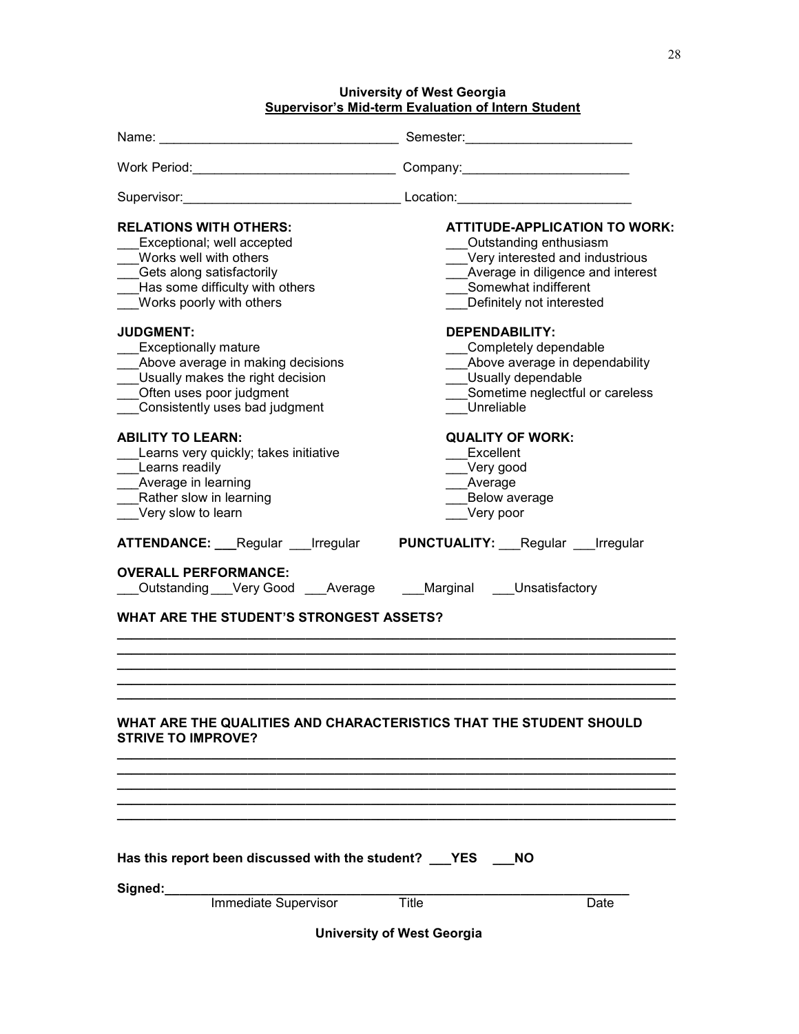**University of West Georgia**
**Supervisor's Mid-term Evaluation of Intern Student**

Name: _______________________________ Semester:______________________

Work Period:___________________________ Company:______________________

Supervisor:_____________________________ Location:_______________________

**RELATIONS WITH OTHERS:**
___Exceptional; well accepted
___Works well with others
___Gets along satisfactorily
___Has some difficulty with others
___Works poorly with others

**ATTITUDE-APPLICATION TO WORK:**
___Outstanding enthusiasm
___Very interested and industrious
___Average in diligence and interest
___Somewhat indifferent
___Definitely not interested

**JUDGMENT:**
___Exceptionally mature
___Above average in making decisions
___Usually makes the right decision
___Often uses poor judgment
___Consistently uses bad judgment

**DEPENDABILITY:**
___Completely dependable
___Above average in dependability
___Usually dependable
___Sometime neglectful or careless
___Unreliable

**ABILITY TO LEARN:**
___Learns very quickly; takes initiative
___Learns readily
___Average in learning
___Rather slow in learning
___Very slow to learn

**QUALITY OF WORK:**
___Excellent
___Very good
___Average
___Below average
___Very poor

**ATTENDANCE:** ___Regular ___Irregular

**PUNCTUALITY:** ___Regular ___Irregular

**OVERALL PERFORMANCE:**
___Outstanding ___Very Good ___Average ___Marginal ___Unsatisfactory

**WHAT ARE THE STUDENT'S STRONGEST ASSETS?**

______________________________________________________________________________
______________________________________________________________________________
______________________________________________________________________________
______________________________________________________________________________
______________________________________________________________________________

**WHAT ARE THE QUALITIES AND CHARACTERISTICS THAT THE STUDENT SHOULD STRIVE TO IMPROVE?**

______________________________________________________________________________
______________________________________________________________________________
______________________________________________________________________________
______________________________________________________________________________
______________________________________________________________________________

**Has this report been discussed with the student? ___YES ___NO**

**Signed:**_____________________________________________________________
Immediate Supervisor Title Date

**University of West Georgia**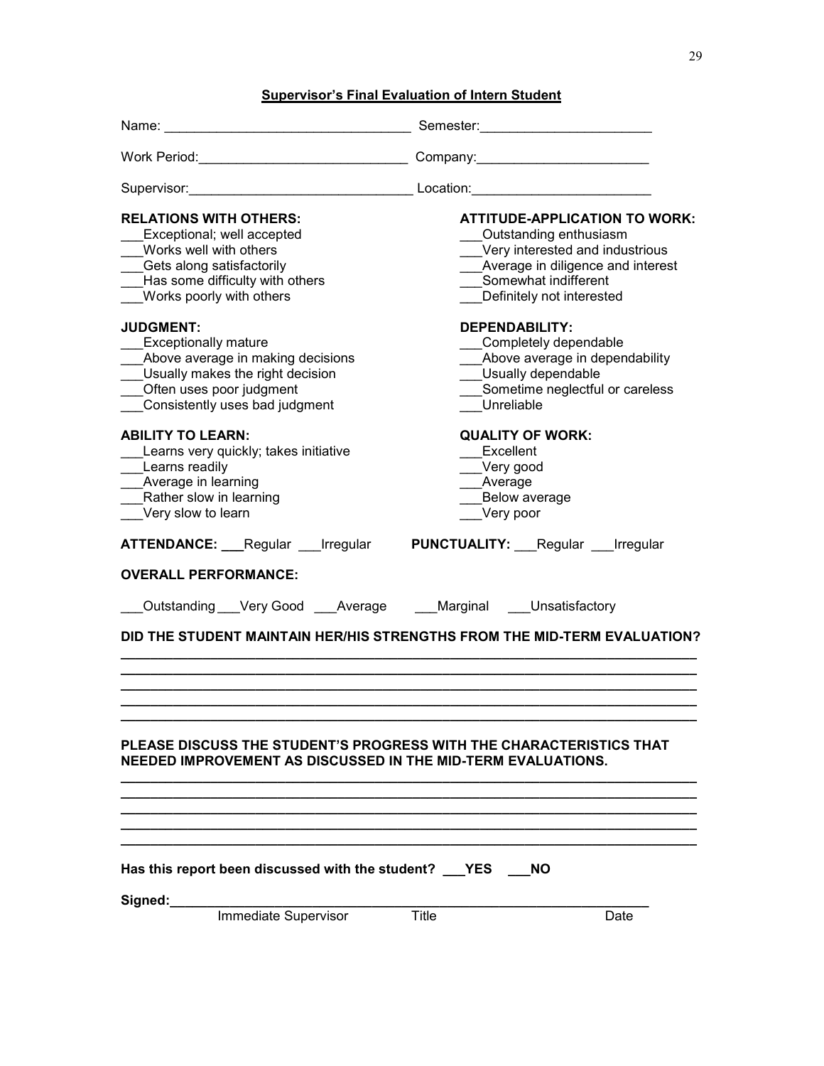## Supervisor's Final Evaluation of Intern Student

Name: ________________________________ Semester: ______________________

Work Period: ___________________________ Company: ______________________

Supervisor: _____________________________ Location: _______________________

**RELATIONS WITH OTHERS:**
___Exceptional; well accepted
___Works well with others
___Gets along satisfactorily
___Has some difficulty with others
___Works poorly with others

**ATTITUDE-APPLICATION TO WORK:**
___Outstanding enthusiasm
___Very interested and industrious
___Average in diligence and interest
___Somewhat indifferent
___Definitely not interested

**JUDGMENT:**
___Exceptionally mature
___Above average in making decisions
___Usually makes the right decision
___Often uses poor judgment
___Consistently uses bad judgment

**DEPENDABILITY:**
___Completely dependable
___Above average in dependability
___Usually dependable
___Sometime neglectful or careless
___Unreliable

**ABILITY TO LEARN:**
___Learns very quickly; takes initiative
___Learns readily
___Average in learning
___Rather slow in learning
___Very slow to learn

**QUALITY OF WORK:**
___Excellent
___Very good
___Average
___Below average
___Very poor

**ATTENDANCE:** ___Regular ___Irregular

**PUNCTUALITY:** ___Regular ___Irregular

**OVERALL PERFORMANCE:**

___Outstanding ___Very Good ___Average ___Marginal ___Unsatisfactory

**DID THE STUDENT MAINTAIN HER/HIS STRENGTHS FROM THE MID-TERM EVALUATION?**

__________________________________________________________________________
__________________________________________________________________________
__________________________________________________________________________
__________________________________________________________________________
__________________________________________________________________________

**PLEASE DISCUSS THE STUDENT'S PROGRESS WITH THE CHARACTERISTICS THAT NEEDED IMPROVEMENT AS DISCUSSED IN THE MID-TERM EVALUATIONS.**

__________________________________________________________________________
__________________________________________________________________________
__________________________________________________________________________
__________________________________________________________________________
__________________________________________________________________________

**Has this report been discussed with the student? ___YES ___NO**

**Signed:**_____________________________________________________________
Immediate Supervisor Title Date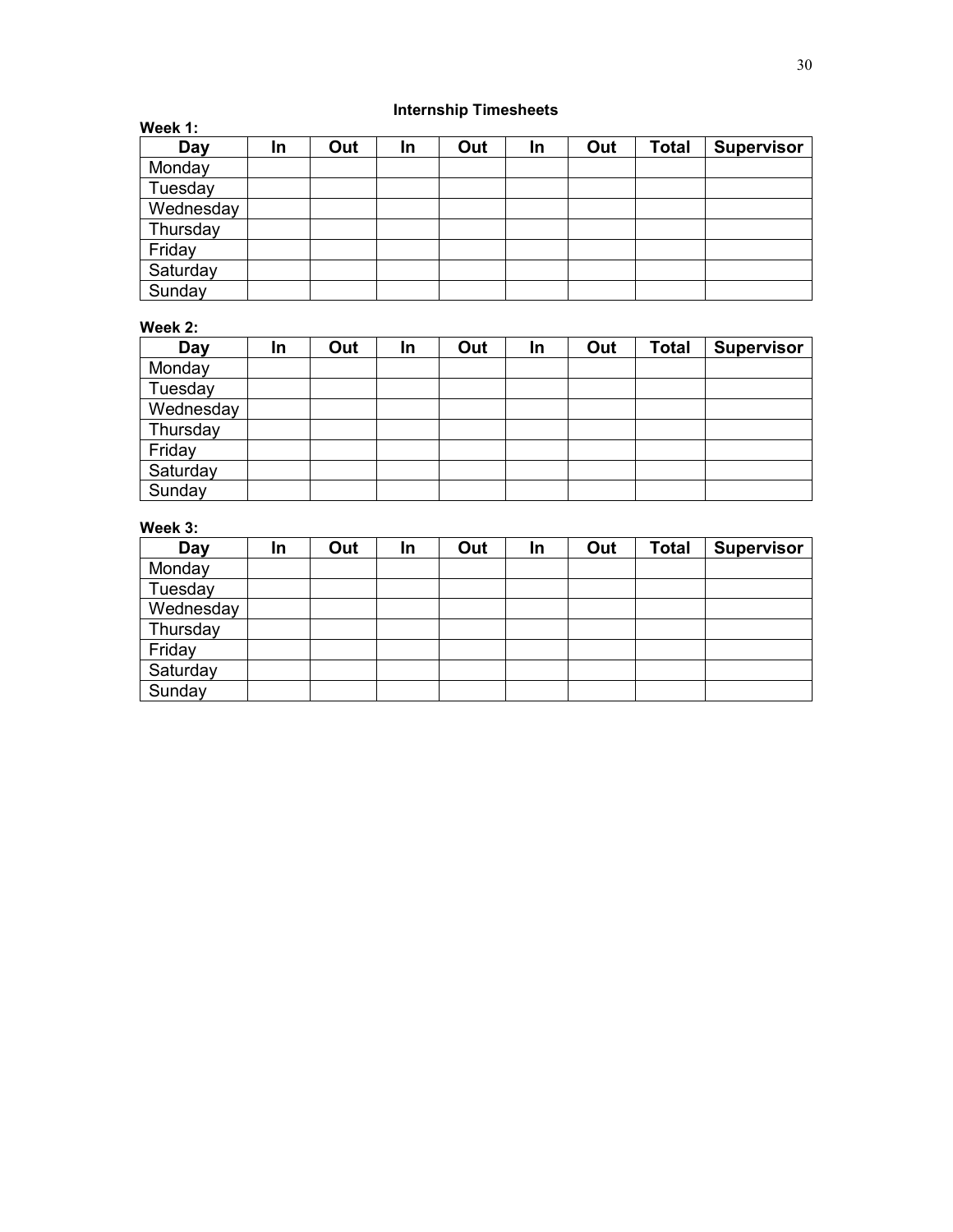## Internship Timesheets

**Week 1:**

| Day | In | Out | In | Out | In | Out | Total | Supervisor |
|---|---|---|---|---|---|---|---|---|
| Monday | | | | | | | | |
| Tuesday | | | | | | | | |
| Wednesday | | | | | | | | |
| Thursday | | | | | | | | |
| Friday | | | | | | | | |
| Saturday | | | | | | | | |
| Sunday | | | | | | | | |

**Week 2:**

| Day | In | Out | In | Out | In | Out | Total | Supervisor |
|---|---|---|---|---|---|---|---|---|
| Monday | | | | | | | | |
| Tuesday | | | | | | | | |
| Wednesday | | | | | | | | |
| Thursday | | | | | | | | |
| Friday | | | | | | | | |
| Saturday | | | | | | | | |
| Sunday | | | | | | | | |

**Week 3:**

| Day | In | Out | In | Out | In | Out | Total | Supervisor |
|---|---|---|---|---|---|---|---|---|
| Monday | | | | | | | | |
| Tuesday | | | | | | | | |
| Wednesday | | | | | | | | |
| Thursday | | | | | | | | |
| Friday | | | | | | | | |
| Saturday | | | | | | | | |
| Sunday | | | | | | | | |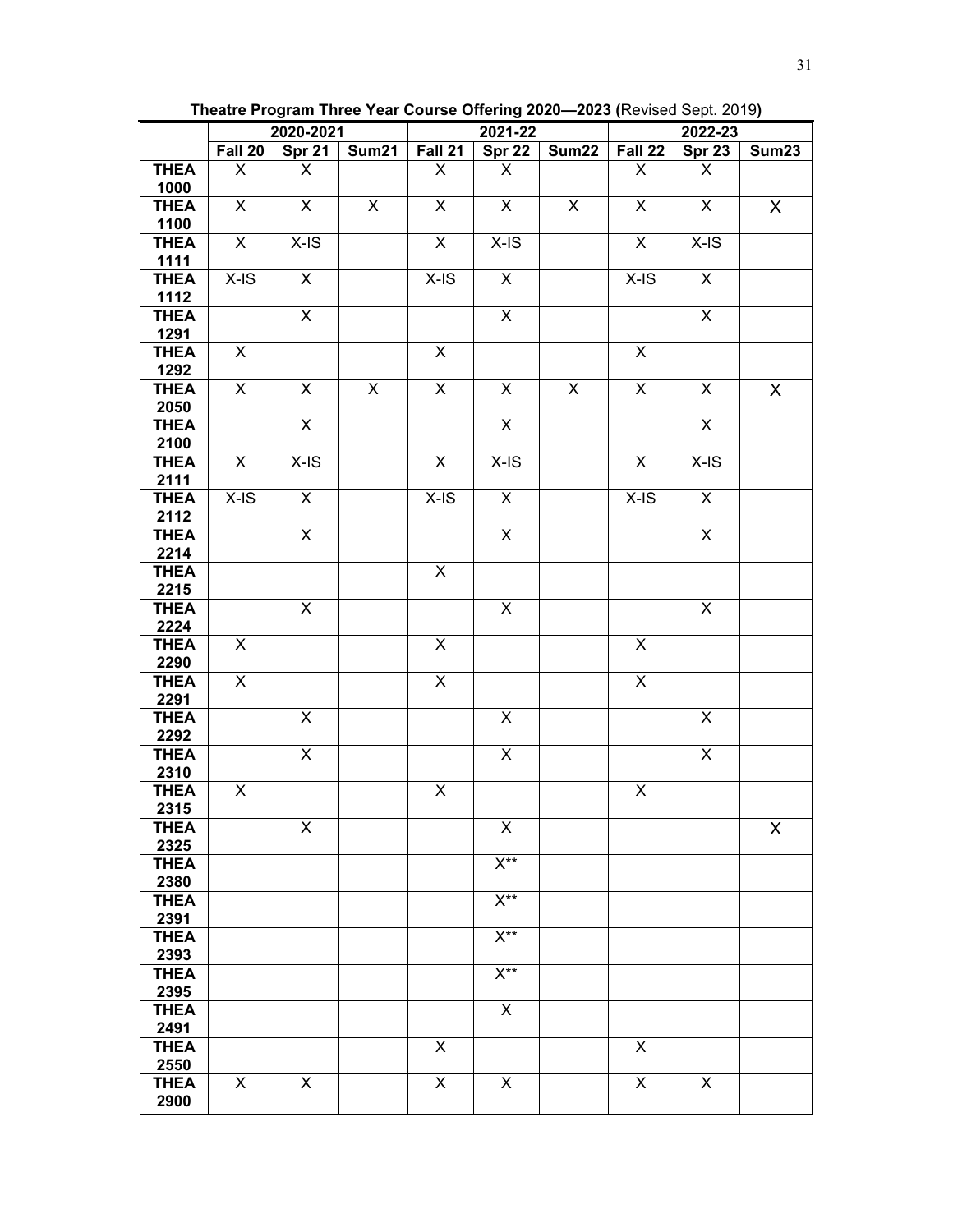**Theatre Program Three Year Course Offering 2020—2023 (**Revised Sept. 2019**)**

| | 2020-2021 | | | 2021-22 | | | 2022-23 | | |
|---|---|---|---|---|---|---|---|---|---|
| | **Fall 20** | **Spr 21** | **Sum21** | **Fall 21** | **Spr 22** | **Sum22** | **Fall 22** | **Spr 23** | **Sum23** |
| **THEA 1000** | X | X | | X | X | | X | X | |
| **THEA 1100** | X | X | X | X | X | X | X | X | X |
| **THEA 1111** | X | X-IS | | X | X-IS | | X | X-IS | |
| **THEA 1112** | X-IS | X | | X-IS | X | | X-IS | X | |
| **THEA 1291** | | X | | | X | | | X | |
| **THEA 1292** | X | | | X | | | X | | |
| **THEA 2050** | X | X | X | X | X | X | X | X | X |
| **THEA 2100** | | X | | | X | | | X | |
| **THEA 2111** | X | X-IS | | X | X-IS | | X | X-IS | |
| **THEA 2112** | X-IS | X | | X-IS | X | | X-IS | X | |
| **THEA 2214** | | X | | | X | | | X | |
| **THEA 2215** | | | | X | | | | | |
| **THEA 2224** | | X | | | X | | | X | |
| **THEA 2290** | X | | | X | | | X | | |
| **THEA 2291** | X | | | X | | | X | | |
| **THEA 2292** | | X | | | X | | | X | |
| **THEA 2310** | | X | | | X | | | X | |
| **THEA 2315** | X | | | X | | | X | | |
| **THEA 2325** | | X | | | X | | | | X |
| **THEA 2380** | | | | | X** | | | | |
| **THEA 2391** | | | | | X** | | | | |
| **THEA 2393** | | | | | X** | | | | |
| **THEA 2395** | | | | | X** | | | | |
| **THEA 2491** | | | | | X | | | | |
| **THEA 2550** | | | | X | | | X | | |
| **THEA 2900** | X | X | | X | X | | X | X | |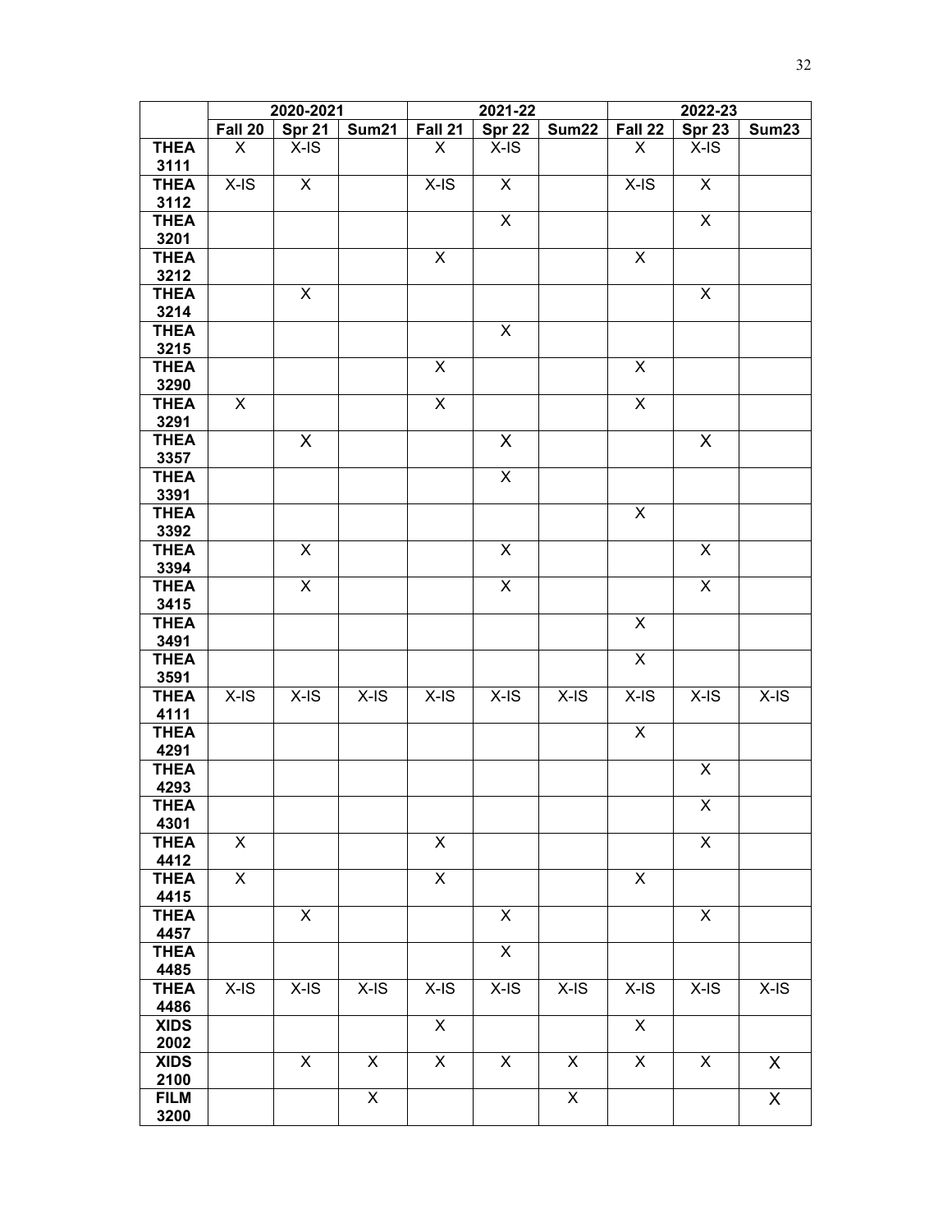| | 2020-2021 | | | 2021-22 | | | 2022-23 | | |
|---|---|---|---|---|---|---|---|---|---|
| | **Fall 20** | **Spr 21** | **Sum21** | **Fall 21** | **Spr 22** | **Sum22** | **Fall 22** | **Spr 23** | **Sum23** |
| **THEA 3111** | X | X-IS | | X | X-IS | | X | X-IS | |
| **THEA 3112** | X-IS | X | | X-IS | X | | X-IS | X | |
| **THEA 3201** | | | | | X | | | X | |
| **THEA 3212** | | | | X | | | X | | |
| **THEA 3214** | | X | | | | | | X | |
| **THEA 3215** | | | | | X | | | | |
| **THEA 3290** | | | | X | | | X | | |
| **THEA 3291** | X | | | X | | | X | | |
| **THEA 3357** | | X | | | X | | | X | |
| **THEA 3391** | | | | | X | | | | |
| **THEA 3392** | | | | | | | X | | |
| **THEA 3394** | | X | | | X | | | X | |
| **THEA 3415** | | X | | | X | | | X | |
| **THEA 3491** | | | | | | | X | | |
| **THEA 3591** | | | | | | | X | | |
| **THEA 4111** | X-IS | X-IS | X-IS | X-IS | X-IS | X-IS | X-IS | X-IS | X-IS |
| **THEA 4291** | | | | | | | X | | |
| **THEA 4293** | | | | | | | | X | |
| **THEA 4301** | | | | | | | | X | |
| **THEA 4412** | X | | | X | | | | X | |
| **THEA 4415** | X | | | X | | | X | | |
| **THEA 4457** | | X | | | X | | | X | |
| **THEA 4485** | | | | | X | | | | |
| **THEA 4486** | X-IS | X-IS | X-IS | X-IS | X-IS | X-IS | X-IS | X-IS | X-IS |
| **XIDS 2002** | | | | X | | | X | | |
| **XIDS 2100** | | X | X | X | X | X | X | X | X |
| **FILM 3200** | | | X | | | X | | | X |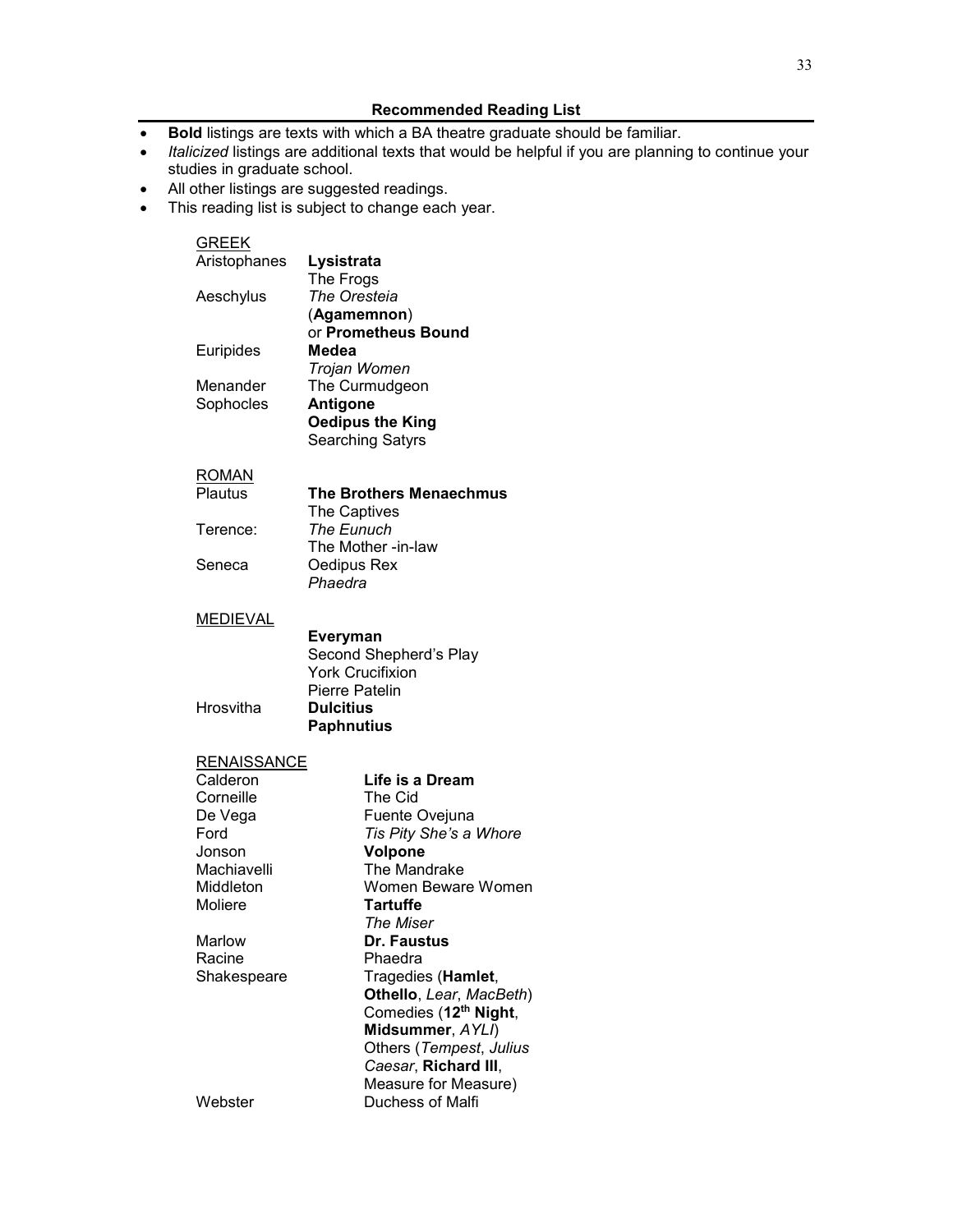## Recommended Reading List

- **Bold** listings are texts with which a BA theatre graduate should be familiar.
- *Italicized* listings are additional texts that would be helpful if you are planning to continue your studies in graduate school.
- All other listings are suggested readings.
- This reading list is subject to change each year.

### GREEK

| | |
|---|---|
| Aristophanes | **Lysistrata** |
| | The Frogs |
| Aeschylus | *The Oresteia* |
| | (**Agamemnon**) |
| | or **Prometheus Bound** |
| Euripides | **Medea** |
| | *Trojan Women* |
| Menander | The Curmudgeon |
| Sophocles | **Antigone** |
| | **Oedipus the King** |
| | Searching Satyrs |

### ROMAN

| | |
|---|---|
| Plautus | **The Brothers Menaechmus** |
| | The Captives |
| Terence: | *The Eunuch* |
| | The Mother -in-law |
| Seneca | Oedipus Rex |
| | *Phaedra* |

### MEDIEVAL

| | |
|---|---|
| | **Everyman** |
| | Second Shepherd's Play |
| | York Crucifixion |
| | Pierre Patelin |
| Hrosvitha | **Dulcitius** |
| | **Paphnutius** |

### RENAISSANCE

| | |
|---|---|
| Calderon | **Life is a Dream** |
| Corneille | The Cid |
| De Vega | Fuente Ovejuna |
| Ford | *Tis Pity She's a Whore* |
| Jonson | **Volpone** |
| Machiavelli | The Mandrake |
| Middleton | Women Beware Women |
| Moliere | **Tartuffe** |
| | *The Miser* |
| Marlow | **Dr. Faustus** |
| Racine | Phaedra |
| Shakespeare | Tragedies (**Hamlet**, **Othello**, *Lear*, *MacBeth*) |
| | Comedies (**12th Night**, **Midsummer**, *AYLI*) |
| | Others (*Tempest*, *Julius Caesar*, **Richard III**, Measure for Measure) |
| Webster | Duchess of Malfi |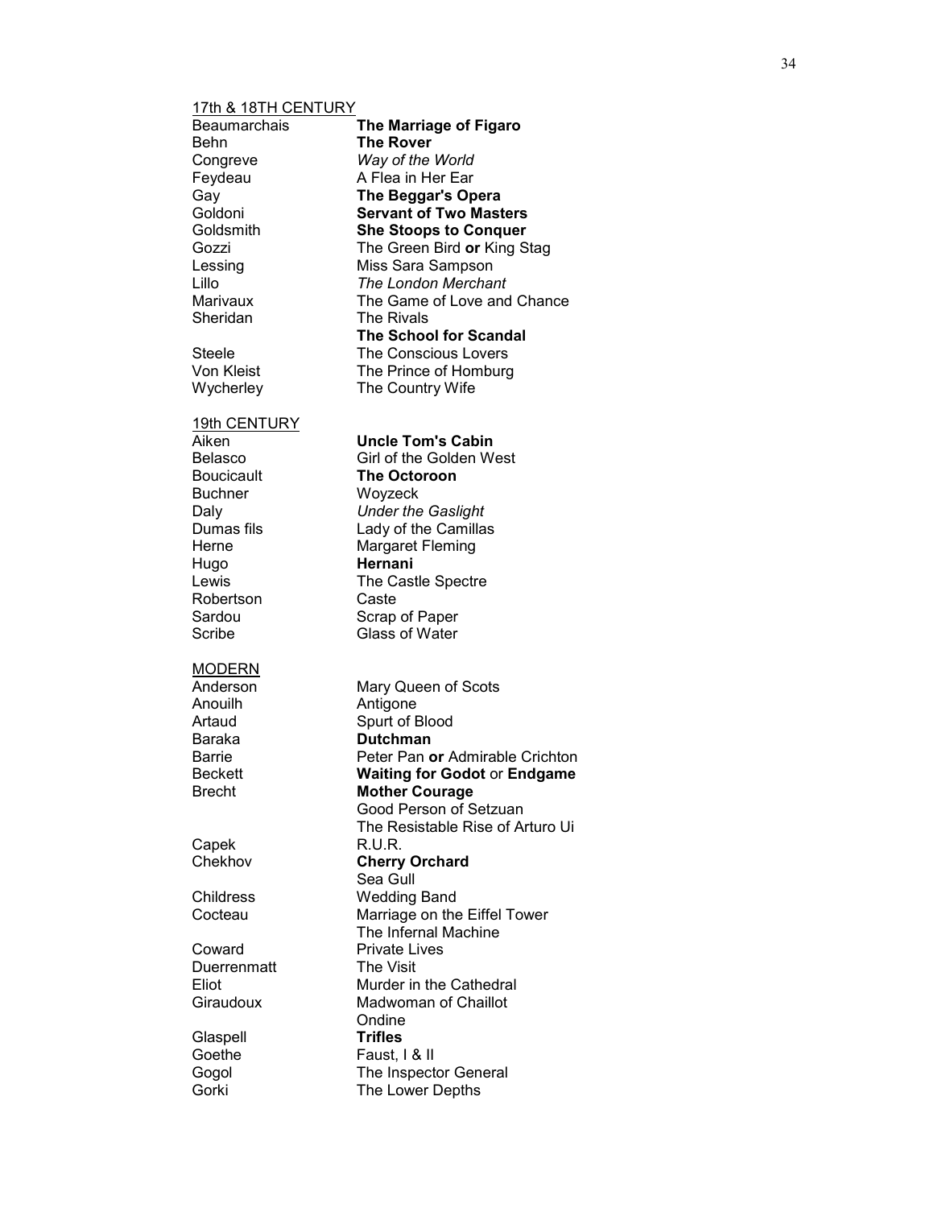<u>17th & 18TH CENTURY</u>

| | |
|---|---|
| Beaumarchais | **The Marriage of Figaro** |
| Behn | **The Rover** |
| Congreve | *Way of the World* |
| Feydeau | A Flea in Her Ear |
| Gay | **The Beggar's Opera** |
| Goldoni | **Servant of Two Masters** |
| Goldsmith | **She Stoops to Conquer** |
| Gozzi | The Green Bird **or** King Stag |
| Lessing | Miss Sara Sampson |
| Lillo | *The London Merchant* |
| Marivaux | The Game of Love and Chance |
| Sheridan | The Rivals |
| | **The School for Scandal** |
| Steele | The Conscious Lovers |
| Von Kleist | The Prince of Homburg |
| Wycherley | The Country Wife |

<u>19th CENTURY</u>

| | |
|---|---|
| Aiken | **Uncle Tom's Cabin** |
| Belasco | Girl of the Golden West |
| Boucicault | **The Octoroon** |
| Buchner | Woyzeck |
| Daly | *Under the Gaslight* |
| Dumas fils | Lady of the Camillas |
| Herne | Margaret Fleming |
| Hugo | **Hernani** |
| Lewis | The Castle Spectre |
| Robertson | Caste |
| Sardou | Scrap of Paper |
| Scribe | Glass of Water |

<u>MODERN</u>

| | |
|---|---|
| Anderson | Mary Queen of Scots |
| Anouilh | Antigone |
| Artaud | Spurt of Blood |
| Baraka | **Dutchman** |
| Barrie | Peter Pan **or** Admirable Crichton |
| Beckett | **Waiting for Godot** or **Endgame** |
| Brecht | **Mother Courage** |
| | Good Person of Setzuan |
| | The Resistable Rise of Arturo Ui |
| Capek | R.U.R. |
| Chekhov | **Cherry Orchard** |
| | Sea Gull |
| Childress | Wedding Band |
| Cocteau | Marriage on the Eiffel Tower |
| | The Infernal Machine |
| Coward | Private Lives |
| Duerrenmatt | The Visit |
| Eliot | Murder in the Cathedral |
| Giraudoux | Madwoman of Chaillot |
| | Ondine |
| Glaspell | **Trifles** |
| Goethe | Faust, I & II |
| Gogol | The Inspector General |
| Gorki | The Lower Depths |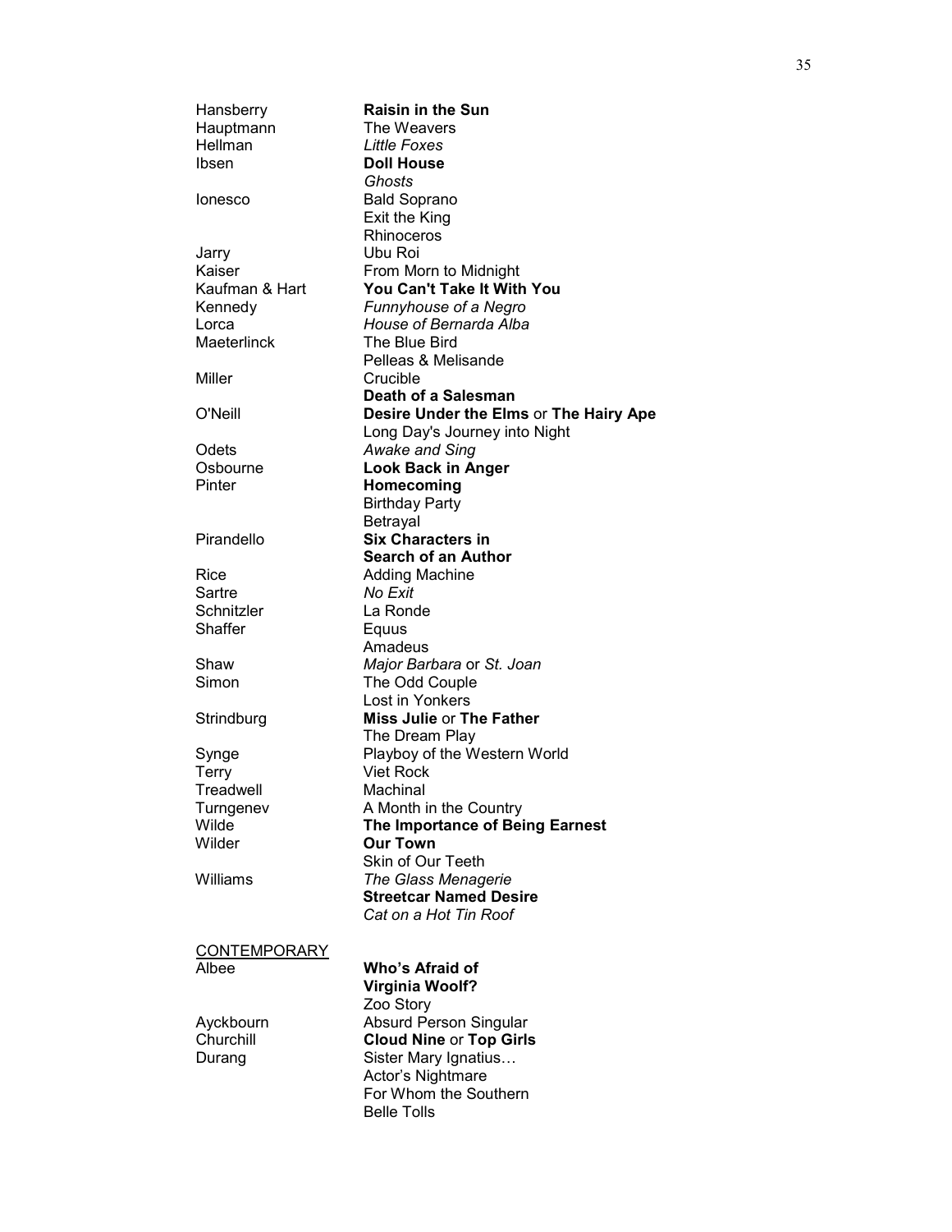| | |
|---|---|
| Hansberry | **Raisin in the Sun** |
| Hauptmann | The Weavers |
| Hellman | *Little Foxes* |
| Ibsen | **Doll House** |
| | *Ghosts* |
| Ionesco | Bald Soprano |
| | Exit the King |
| | Rhinoceros |
| Jarry | Ubu Roi |
| Kaiser | From Morn to Midnight |
| Kaufman & Hart | **You Can't Take It With You** |
| Kennedy | *Funnyhouse of a Negro* |
| Lorca | *House of Bernarda Alba* |
| Maeterlinck | The Blue Bird |
| | Pelleas & Melisande |
| Miller | Crucible |
| | **Death of a Salesman** |
| O'Neill | **Desire Under the Elms** or **The Hairy Ape** |
| | Long Day's Journey into Night |
| Odets | *Awake and Sing* |
| Osbourne | **Look Back in Anger** |
| Pinter | **Homecoming** |
| | Birthday Party |
| | Betrayal |
| Pirandello | **Six Characters in Search of an Author** |
| Rice | Adding Machine |
| Sartre | *No Exit* |
| Schnitzler | La Ronde |
| Shaffer | Equus |
| | Amadeus |
| Shaw | *Major Barbara* or *St. Joan* |
| Simon | The Odd Couple |
| | Lost in Yonkers |
| Strindburg | **Miss Julie** or **The Father** |
| | The Dream Play |
| Synge | Playboy of the Western World |
| Terry | Viet Rock |
| Treadwell | Machinal |
| Turngenev | A Month in the Country |
| Wilde | **The Importance of Being Earnest** |
| Wilder | **Our Town** |
| | Skin of Our Teeth |
| Williams | *The Glass Menagerie* |
| | **Streetcar Named Desire** |
| | *Cat on a Hot Tin Roof* |

<u>CONTEMPORARY</u>

| | |
|---|---|
| Albee | **Who's Afraid of Virginia Woolf?** |
| | Zoo Story |
| Ayckbourn | Absurd Person Singular |
| Churchill | **Cloud Nine** or **Top Girls** |
| Durang | Sister Mary Ignatius… |
| | Actor's Nightmare |
| | For Whom the Southern Belle Tolls |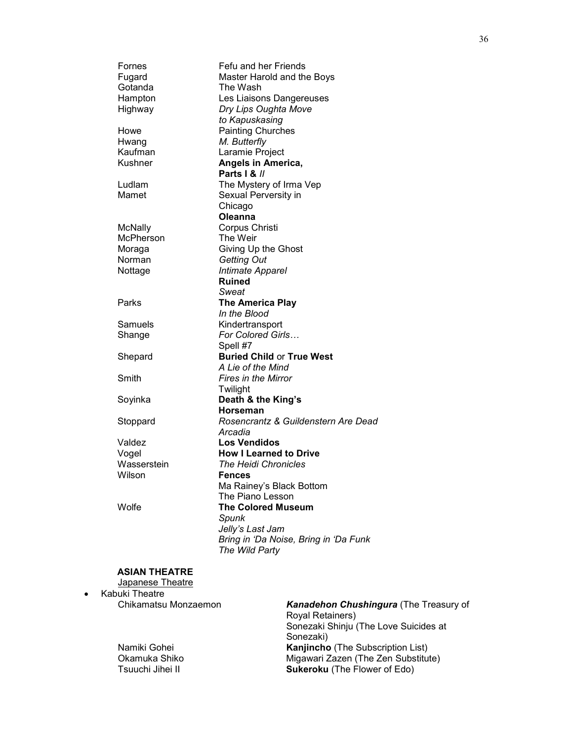| | |
|---|---|
| Fornes | Fefu and her Friends |
| Fugard | Master Harold and the Boys |
| Gotanda | The Wash |
| Hampton | Les Liaisons Dangereuses |
| Highway | *Dry Lips Oughta Move to Kapuskasing* |
| Howe | Painting Churches |
| Hwang | *M. Butterfly* |
| Kaufman | Laramie Project |
| Kushner | **Angels in America, Parts I &** ***II*** |
| Ludlam | The Mystery of Irma Vep |
| Mamet | Sexual Perversity in Chicago |
| | **Oleanna** |
| McNally | Corpus Christi |
| McPherson | The Weir |
| Moraga | Giving Up the Ghost |
| Norman | *Getting Out* |
| Nottage | *Intimate Apparel* |
| | **Ruined** |
| | *Sweat* |
| Parks | **The America Play** |
| | *In the Blood* |
| Samuels | Kindertransport |
| Shange | *For Colored Girls…* |
| | Spell #7 |
| Shepard | **Buried Child** or **True West** |
| | *A Lie of the Mind* |
| Smith | *Fires in the Mirror* |
| | Twilight |
| Soyinka | **Death & the King's Horseman** |
| Stoppard | *Rosencrantz & Guildenstern Are Dead* |
| | *Arcadia* |
| Valdez | **Los Vendidos** |
| Vogel | **How I Learned to Drive** |
| Wasserstein | *The Heidi Chronicles* |
| Wilson | **Fences** |
| | Ma Rainey's Black Bottom |
| | The Piano Lesson |
| Wolfe | **The Colored Museum** |
| | *Spunk* |
| | *Jelly's Last Jam* |
| | *Bring in 'Da Noise, Bring in 'Da Funk* |
| | *The Wild Party* |

**ASIAN THEATRE**

Japanese Theatre

- Kabuki Theatre

| | |
|---|---|
| Chikamatsu Monzaemon | ***Kanadehon Chushingura*** (The Treasury of Royal Retainers) |
| | Sonezaki Shinju (The Love Suicides at Sonezaki) |
| Namiki Gohei | **Kanjincho** (The Subscription List) |
| Okamuka Shiko | Migawari Zazen (The Zen Substitute) |
| Tsuuchi Jihei II | **Sukeroku** (The Flower of Edo) |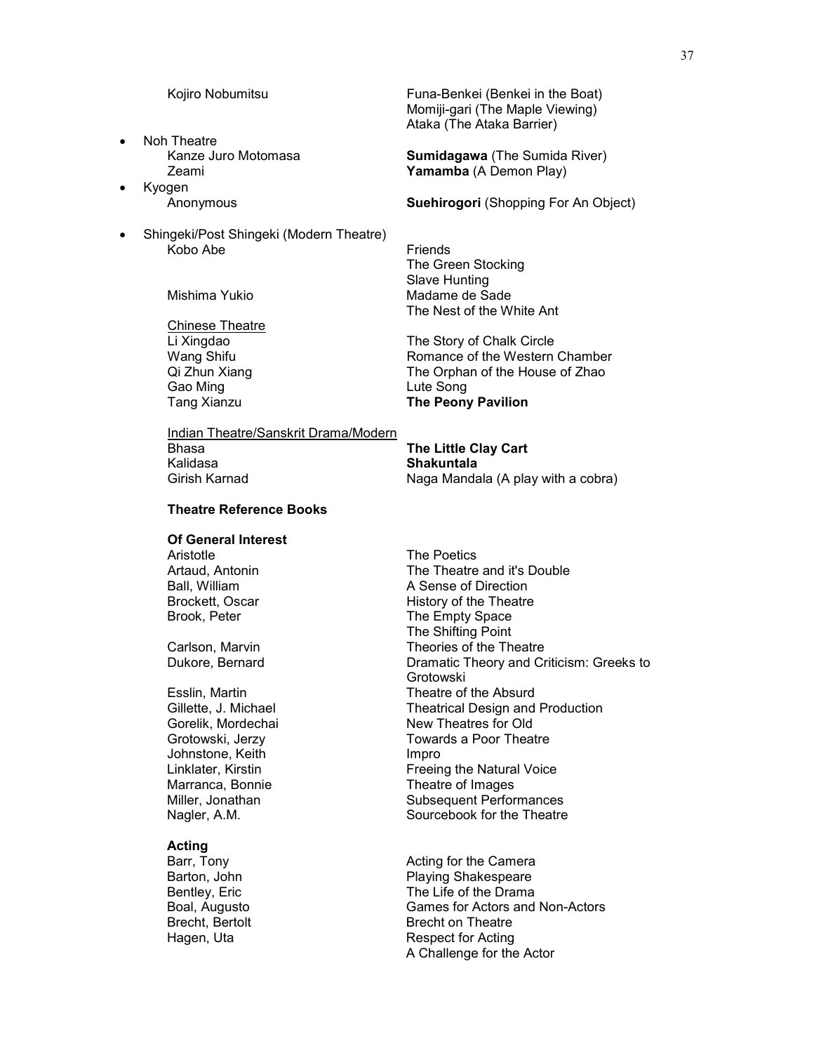Kojiro Nobumitsu — Funa-Benkei (Benkei in the Boat)
Momiji-gari (The Maple Viewing)
Ataka (The Ataka Barrier)

- Noh Theatre
  - Kanze Juro Motomasa — **Sumidagawa** (The Sumida River)
  - Zeami — **Yamamba** (A Demon Play)
- Kyogen
  - Anonymous — **Suehirogori** (Shopping For An Object)
- Shingeki/Post Shingeki (Modern Theatre)
  - Kobo Abe — Friends
    The Green Stocking
    Slave Hunting
  - Mishima Yukio — Madame de Sade
    The Nest of the White Ant

<u>Chinese Theatre</u>

| | |
|---|---|
| Li Xingdao | The Story of Chalk Circle |
| Wang Shifu | Romance of the Western Chamber |
| Qi Zhun Xiang | The Orphan of the House of Zhao |
| Gao Ming | Lute Song |
| Tang Xianzu | **The Peony Pavilion** |

<u>Indian Theatre/Sanskrit Drama/Modern</u>

| | |
|---|---|
| Bhasa | **The Little Clay Cart** |
| Kalidasa | **Shakuntala** |
| Girish Karnad | Naga Mandala (A play with a cobra) |

### Theatre Reference Books

#### Of General Interest

| | |
|---|---|
| Aristotle | The Poetics |
| Artaud, Antonin | The Theatre and it's Double |
| Ball, William | A Sense of Direction |
| Brockett, Oscar | History of the Theatre |
| Brook, Peter | The Empty Space |
| | The Shifting Point |
| Carlson, Marvin | Theories of the Theatre |
| Dukore, Bernard | Dramatic Theory and Criticism: Greeks to Grotowski |
| Esslin, Martin | Theatre of the Absurd |
| Gillette, J. Michael | Theatrical Design and Production |
| Gorelik, Mordechai | New Theatres for Old |
| Grotowski, Jerzy | Towards a Poor Theatre |
| Johnstone, Keith | Impro |
| Linklater, Kirstin | Freeing the Natural Voice |
| Marranca, Bonnie | Theatre of Images |
| Miller, Jonathan | Subsequent Performances |
| Nagler, A.M. | Sourcebook for the Theatre |

#### Acting

| | |
|---|---|
| Barr, Tony | Acting for the Camera |
| Barton, John | Playing Shakespeare |
| Bentley, Eric | The Life of the Drama |
| Boal, Augusto | Games for Actors and Non-Actors |
| Brecht, Bertolt | Brecht on Theatre |
| Hagen, Uta | Respect for Acting |
| | A Challenge for the Actor |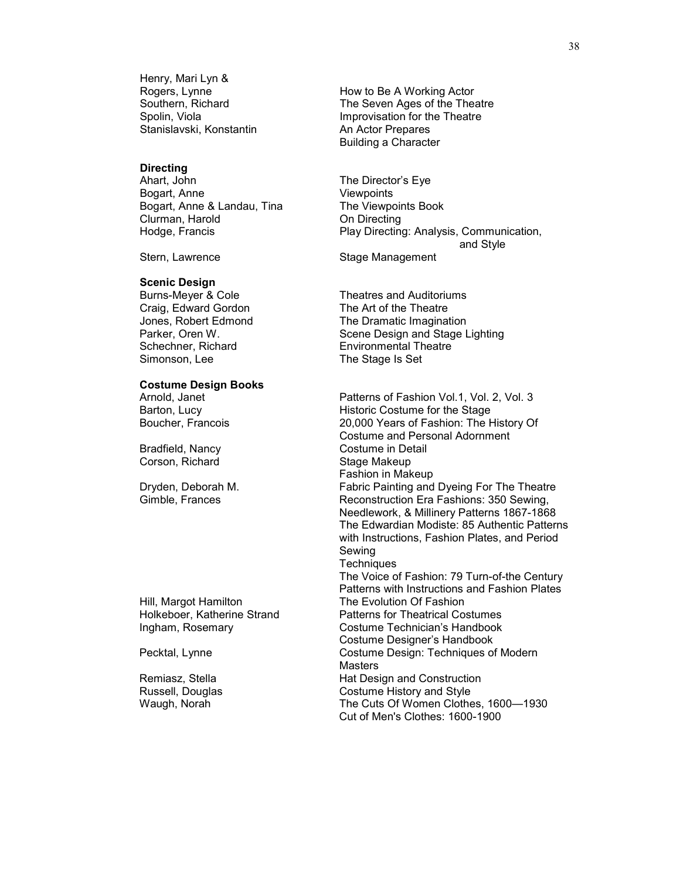| | |
|---|---|
| Henry, Mari Lyn & Rogers, Lynne | How to Be A Working Actor |
| Southern, Richard | The Seven Ages of the Theatre |
| Spolin, Viola | Improvisation for the Theatre |
| Stanislavski, Konstantin | An Actor Prepares<br>Building a Character |

**Directing**

| | |
|---|---|
| Ahart, John | The Director's Eye |
| Bogart, Anne | Viewpoints |
| Bogart, Anne & Landau, Tina | The Viewpoints Book |
| Clurman, Harold | On Directing |
| Hodge, Francis | Play Directing: Analysis, Communication, and Style |
| Stern, Lawrence | Stage Management |

**Scenic Design**

| | |
|---|---|
| Burns-Meyer & Cole | Theatres and Auditoriums |
| Craig, Edward Gordon | The Art of the Theatre |
| Jones, Robert Edmond | The Dramatic Imagination |
| Parker, Oren W. | Scene Design and Stage Lighting |
| Schechner, Richard | Environmental Theatre |
| Simonson, Lee | The Stage Is Set |

**Costume Design Books**

| | |
|---|---|
| Arnold, Janet | Patterns of Fashion Vol.1, Vol. 2, Vol. 3 |
| Barton, Lucy | Historic Costume for the Stage |
| Boucher, Francois | 20,000 Years of Fashion: The History Of Costume and Personal Adornment |
| Bradfield, Nancy | Costume in Detail |
| Corson, Richard | Stage Makeup<br>Fashion in Makeup |
| Dryden, Deborah M. | Fabric Painting and Dyeing For The Theatre |
| Gimble, Frances | Reconstruction Era Fashions: 350 Sewing, Needlework, & Millinery Patterns 1867-1868<br>The Edwardian Modiste: 85 Authentic Patterns with Instructions, Fashion Plates, and Period Sewing Techniques<br>The Voice of Fashion: 79 Turn-of-the Century Patterns with Instructions and Fashion Plates |
| Hill, Margot Hamilton | The Evolution Of Fashion |
| Holkeboer, Katherine Strand | Patterns for Theatrical Costumes |
| Ingham, Rosemary | Costume Technician's Handbook<br>Costume Designer's Handbook |
| Pecktal, Lynne | Costume Design: Techniques of Modern Masters |
| Remiasz, Stella | Hat Design and Construction |
| Russell, Douglas | Costume History and Style |
| Waugh, Norah | The Cuts Of Women Clothes, 1600—1930<br>Cut of Men's Clothes: 1600-1900 |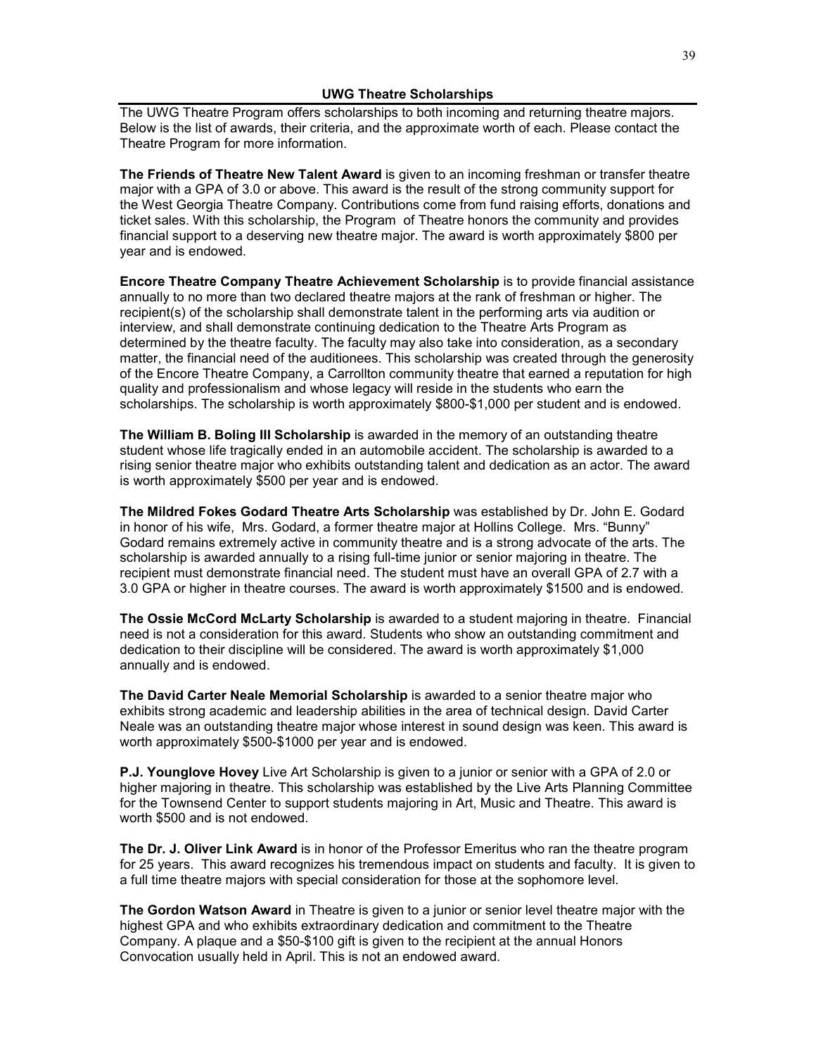## UWG Theatre Scholarships

The UWG Theatre Program offers scholarships to both incoming and returning theatre majors. Below is the list of awards, their criteria, and the approximate worth of each. Please contact the Theatre Program for more information.

**The Friends of Theatre New Talent Award** is given to an incoming freshman or transfer theatre major with a GPA of 3.0 or above. This award is the result of the strong community support for the West Georgia Theatre Company. Contributions come from fund raising efforts, donations and ticket sales. With this scholarship, the Program of Theatre honors the community and provides financial support to a deserving new theatre major. The award is worth approximately $800 per year and is endowed.

**Encore Theatre Company Theatre Achievement Scholarship** is to provide financial assistance annually to no more than two declared theatre majors at the rank of freshman or higher. The recipient(s) of the scholarship shall demonstrate talent in the performing arts via audition or interview, and shall demonstrate continuing dedication to the Theatre Arts Program as determined by the theatre faculty. The faculty may also take into consideration, as a secondary matter, the financial need of the auditionees. This scholarship was created through the generosity of the Encore Theatre Company, a Carrollton community theatre that earned a reputation for high quality and professionalism and whose legacy will reside in the students who earn the scholarships. The scholarship is worth approximately $800-$1,000 per student and is endowed.

**The William B. Boling III Scholarship** is awarded in the memory of an outstanding theatre student whose life tragically ended in an automobile accident. The scholarship is awarded to a rising senior theatre major who exhibits outstanding talent and dedication as an actor. The award is worth approximately $500 per year and is endowed.

**The Mildred Fokes Godard Theatre Arts Scholarship** was established by Dr. John E. Godard in honor of his wife, Mrs. Godard, a former theatre major at Hollins College. Mrs. "Bunny" Godard remains extremely active in community theatre and is a strong advocate of the arts. The scholarship is awarded annually to a rising full-time junior or senior majoring in theatre. The recipient must demonstrate financial need. The student must have an overall GPA of 2.7 with a 3.0 GPA or higher in theatre courses. The award is worth approximately $1500 and is endowed.

**The Ossie McCord McLarty Scholarship** is awarded to a student majoring in theatre. Financial need is not a consideration for this award. Students who show an outstanding commitment and dedication to their discipline will be considered. The award is worth approximately $1,000 annually and is endowed.

**The David Carter Neale Memorial Scholarship** is awarded to a senior theatre major who exhibits strong academic and leadership abilities in the area of technical design. David Carter Neale was an outstanding theatre major whose interest in sound design was keen. This award is worth approximately $500-$1000 per year and is endowed.

**P.J. Younglove Hovey** Live Art Scholarship is given to a junior or senior with a GPA of 2.0 or higher majoring in theatre. This scholarship was established by the Live Arts Planning Committee for the Townsend Center to support students majoring in Art, Music and Theatre. This award is worth $500 and is not endowed.

**The Dr. J. Oliver Link Award** is in honor of the Professor Emeritus who ran the theatre program for 25 years. This award recognizes his tremendous impact on students and faculty. It is given to a full time theatre majors with special consideration for those at the sophomore level.

**The Gordon Watson Award** in Theatre is given to a junior or senior level theatre major with the highest GPA and who exhibits extraordinary dedication and commitment to the Theatre Company. A plaque and a $50-$100 gift is given to the recipient at the annual Honors Convocation usually held in April. This is not an endowed award.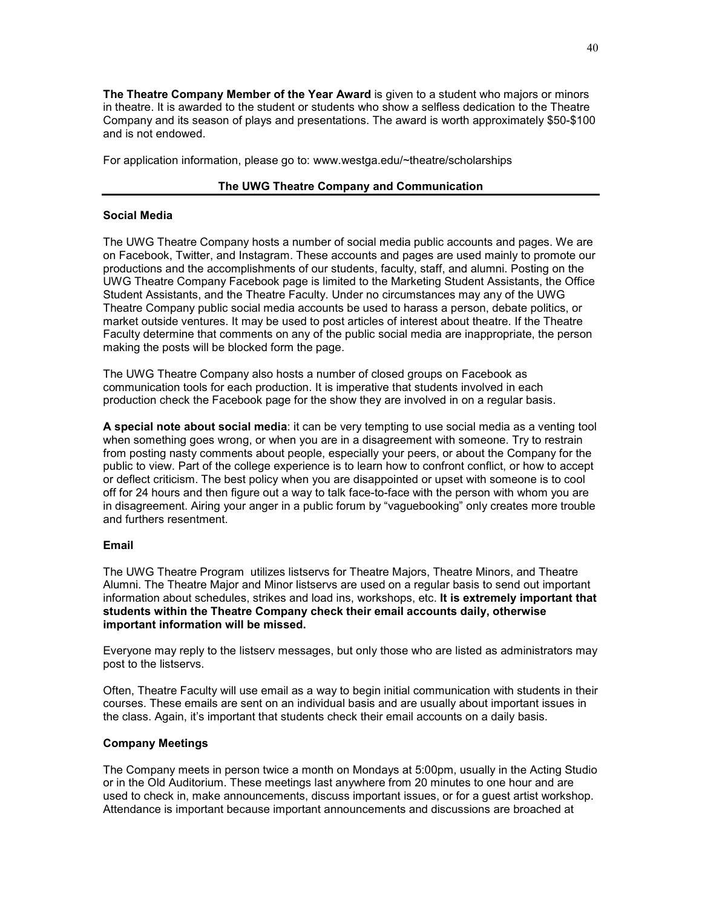**The Theatre Company Member of the Year Award** is given to a student who majors or minors in theatre. It is awarded to the student or students who show a selfless dedication to the Theatre Company and its season of plays and presentations. The award is worth approximately $50-$100 and is not endowed.

For application information, please go to: www.westga.edu/~theatre/scholarships

## The UWG Theatre Company and Communication

### Social Media

The UWG Theatre Company hosts a number of social media public accounts and pages. We are on Facebook, Twitter, and Instagram. These accounts and pages are used mainly to promote our productions and the accomplishments of our students, faculty, staff, and alumni. Posting on the UWG Theatre Company Facebook page is limited to the Marketing Student Assistants, the Office Student Assistants, and the Theatre Faculty. Under no circumstances may any of the UWG Theatre Company public social media accounts be used to harass a person, debate politics, or market outside ventures. It may be used to post articles of interest about theatre. If the Theatre Faculty determine that comments on any of the public social media are inappropriate, the person making the posts will be blocked form the page.

The UWG Theatre Company also hosts a number of closed groups on Facebook as communication tools for each production. It is imperative that students involved in each production check the Facebook page for the show they are involved in on a regular basis.

**A special note about social media**: it can be very tempting to use social media as a venting tool when something goes wrong, or when you are in a disagreement with someone. Try to restrain from posting nasty comments about people, especially your peers, or about the Company for the public to view. Part of the college experience is to learn how to confront conflict, or how to accept or deflect criticism. The best policy when you are disappointed or upset with someone is to cool off for 24 hours and then figure out a way to talk face-to-face with the person with whom you are in disagreement. Airing your anger in a public forum by "vaguebooking" only creates more trouble and furthers resentment.

### Email

The UWG Theatre Program utilizes listservs for Theatre Majors, Theatre Minors, and Theatre Alumni. The Theatre Major and Minor listservs are used on a regular basis to send out important information about schedules, strikes and load ins, workshops, etc. **It is extremely important that students within the Theatre Company check their email accounts daily, otherwise important information will be missed.**

Everyone may reply to the listserv messages, but only those who are listed as administrators may post to the listservs.

Often, Theatre Faculty will use email as a way to begin initial communication with students in their courses. These emails are sent on an individual basis and are usually about important issues in the class. Again, it's important that students check their email accounts on a daily basis.

### Company Meetings

The Company meets in person twice a month on Mondays at 5:00pm, usually in the Acting Studio or in the Old Auditorium. These meetings last anywhere from 20 minutes to one hour and are used to check in, make announcements, discuss important issues, or for a guest artist workshop. Attendance is important because important announcements and discussions are broached at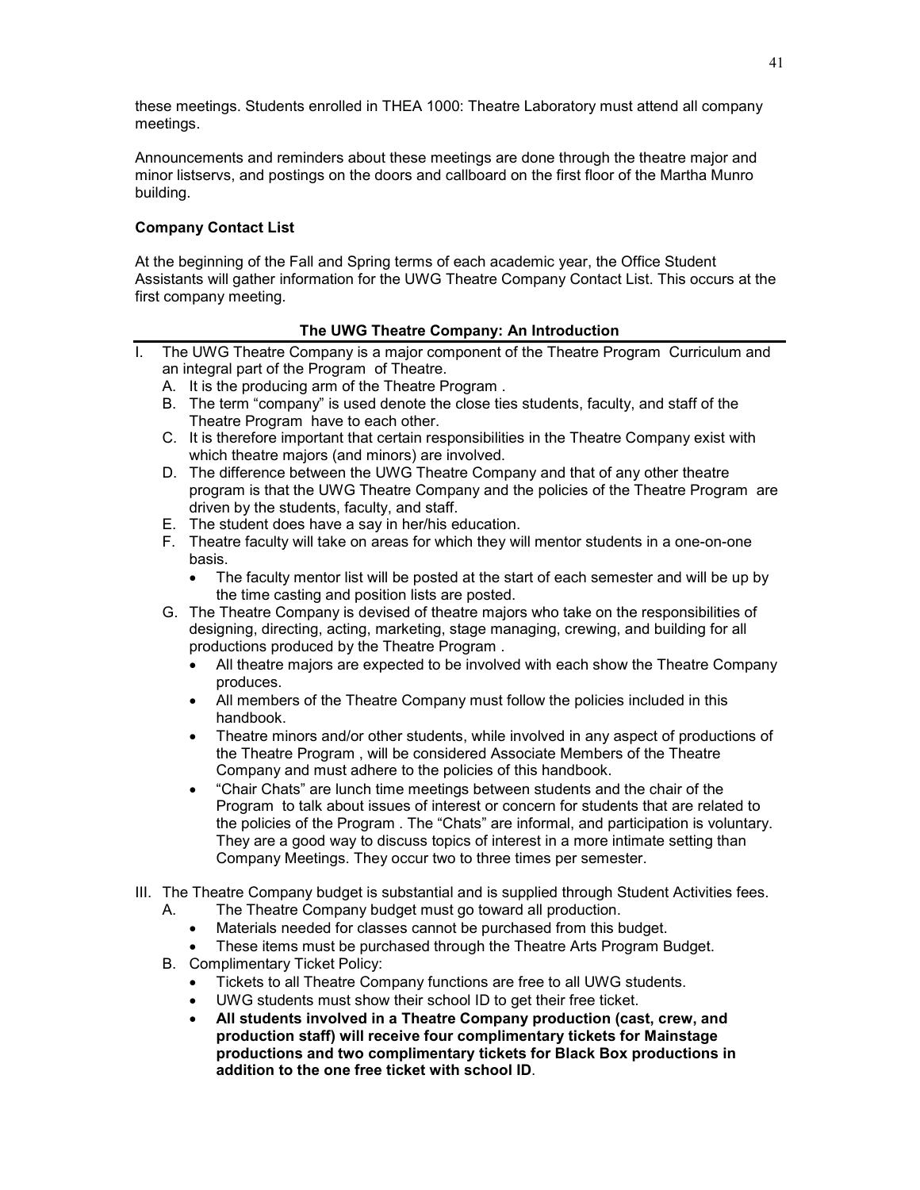these meetings. Students enrolled in THEA 1000: Theatre Laboratory must attend all company meetings.

Announcements and reminders about these meetings are done through the theatre major and minor listservs, and postings on the doors and callboard on the first floor of the Martha Munro building.

**Company Contact List**

At the beginning of the Fall and Spring terms of each academic year, the Office Student Assistants will gather information for the UWG Theatre Company Contact List. This occurs at the first company meeting.

## The UWG Theatre Company: An Introduction

I. The UWG Theatre Company is a major component of the Theatre Program Curriculum and an integral part of the Program of Theatre.
   A. It is the producing arm of the Theatre Program .
   B. The term "company" is used denote the close ties students, faculty, and staff of the Theatre Program have to each other.
   C. It is therefore important that certain responsibilities in the Theatre Company exist with which theatre majors (and minors) are involved.
   D. The difference between the UWG Theatre Company and that of any other theatre program is that the UWG Theatre Company and the policies of the Theatre Program are driven by the students, faculty, and staff.
   E. The student does have a say in her/his education.
   F. Theatre faculty will take on areas for which they will mentor students in a one-on-one basis.
      - The faculty mentor list will be posted at the start of each semester and will be up by the time casting and position lists are posted.
   G. The Theatre Company is devised of theatre majors who take on the responsibilities of designing, directing, acting, marketing, stage managing, crewing, and building for all productions produced by the Theatre Program .
      - All theatre majors are expected to be involved with each show the Theatre Company produces.
      - All members of the Theatre Company must follow the policies included in this handbook.
      - Theatre minors and/or other students, while involved in any aspect of productions of the Theatre Program , will be considered Associate Members of the Theatre Company and must adhere to the policies of this handbook.
      - "Chair Chats" are lunch time meetings between students and the chair of the Program to talk about issues of interest or concern for students that are related to the policies of the Program . The "Chats" are informal, and participation is voluntary. They are a good way to discuss topics of interest in a more intimate setting than Company Meetings. They occur two to three times per semester.

III. The Theatre Company budget is substantial and is supplied through Student Activities fees.
   A. The Theatre Company budget must go toward all production.
      - Materials needed for classes cannot be purchased from this budget.
      - These items must be purchased through the Theatre Arts Program Budget.
   B. Complimentary Ticket Policy:
      - Tickets to all Theatre Company functions are free to all UWG students.
      - UWG students must show their school ID to get their free ticket.
      - **All students involved in a Theatre Company production (cast, crew, and production staff) will receive four complimentary tickets for Mainstage productions and two complimentary tickets for Black Box productions in addition to the one free ticket with school ID**.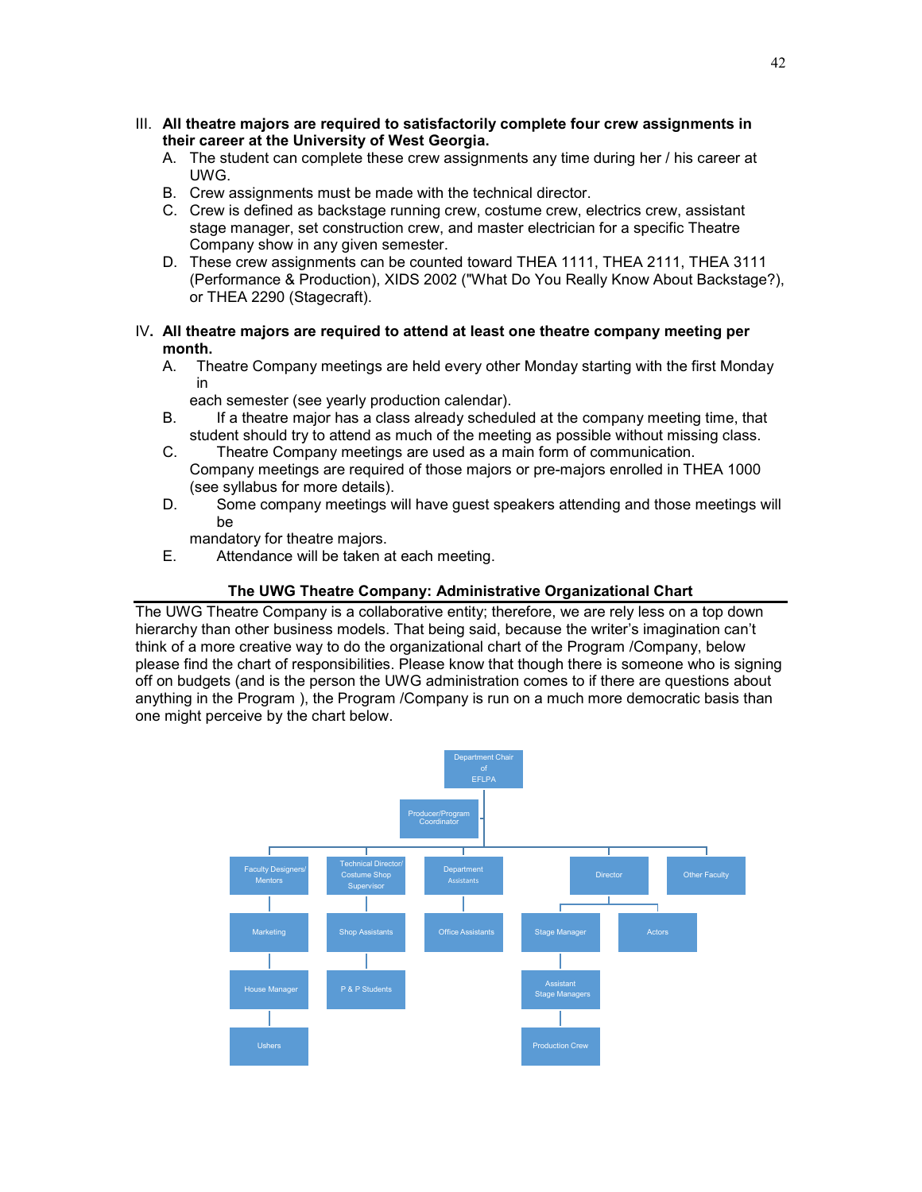III. **All theatre majors are required to satisfactorily complete four crew assignments in their career at the University of West Georgia.**
   A. The student can complete these crew assignments any time during her / his career at UWG.
   B. Crew assignments must be made with the technical director.
   C. Crew is defined as backstage running crew, costume crew, electrics crew, assistant stage manager, set construction crew, and master electrician for a specific Theatre Company show in any given semester.
   D. These crew assignments can be counted toward THEA 1111, THEA 2111, THEA 3111 (Performance & Production), XIDS 2002 ("What Do You Really Know About Backstage?), or THEA 2290 (Stagecraft).

IV. **All theatre majors are required to attend at least one theatre company meeting per month.**
   A. Theatre Company meetings are held every other Monday starting with the first Monday in each semester (see yearly production calendar).
   B. If a theatre major has a class already scheduled at the company meeting time, that student should try to attend as much of the meeting as possible without missing class.
   C. Theatre Company meetings are used as a main form of communication. Company meetings are required of those majors or pre-majors enrolled in THEA 1000 (see syllabus for more details).
   D. Some company meetings will have guest speakers attending and those meetings will be mandatory for theatre majors.
   E. Attendance will be taken at each meeting.

## The UWG Theatre Company: Administrative Organizational Chart

The UWG Theatre Company is a collaborative entity; therefore, we are rely less on a top down hierarchy than other business models. That being said, because the writer's imagination can't think of a more creative way to do the organizational chart of the Program /Company, below please find the chart of responsibilities. Please know that though there is someone who is signing off on budgets (and is the person the UWG administration comes to if there are questions about anything in the Program ), the Program /Company is run on a much more democratic basis than one might perceive by the chart below.

- Department Chair of EFLPA
  - Producer/Program Coordinator
  - Faculty Designers/ Mentors
    - Marketing
      - House Manager
        - Ushers
  - Technical Director/ Costume Shop Supervisor
    - Shop Assistants
      - P & P Students
  - Department Assistants
    - Office Assistants
  - Director
    - Stage Manager
      - Assistant Stage Managers
        - Production Crew
    - Actors
  - Other Faculty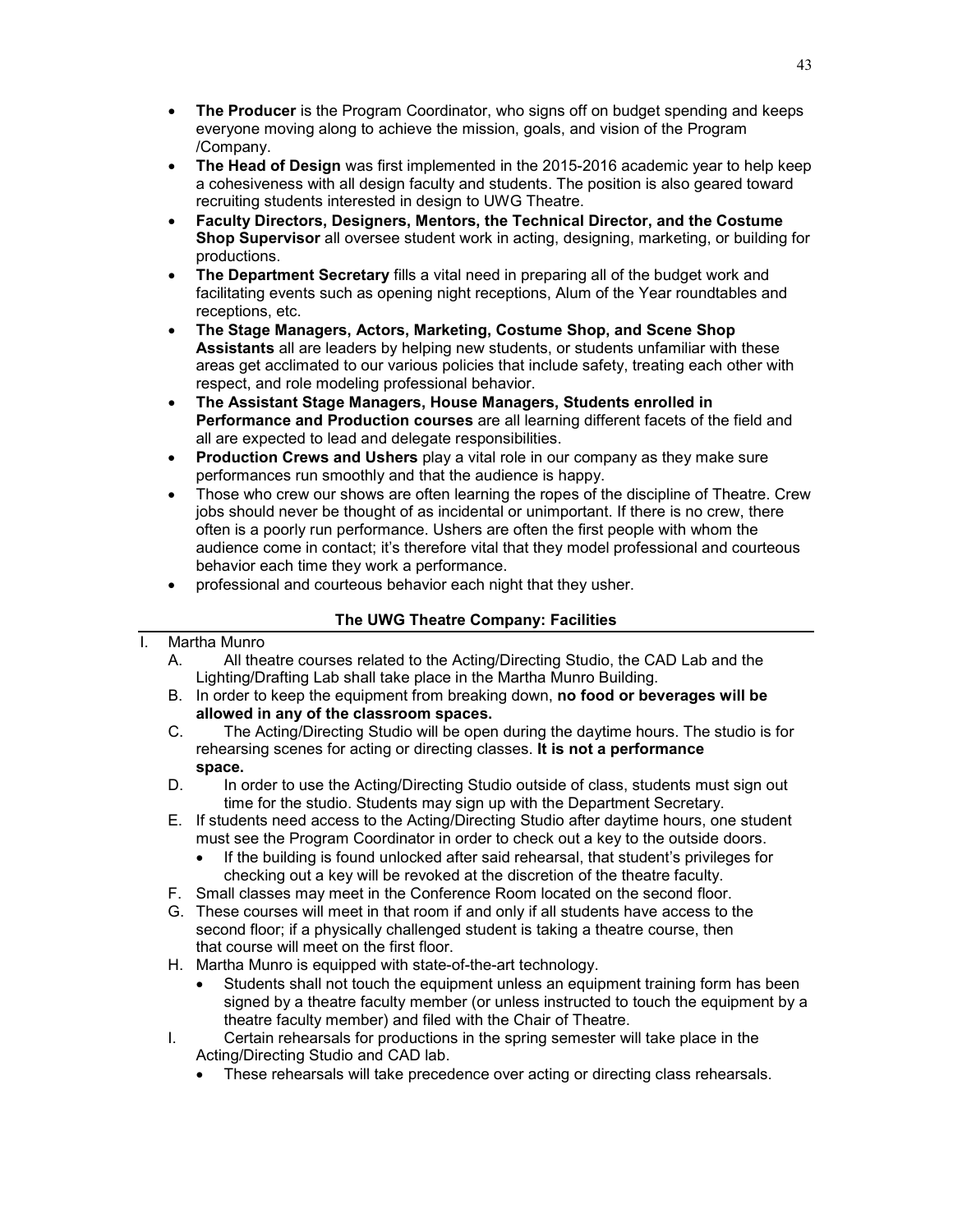- **The Producer** is the Program Coordinator, who signs off on budget spending and keeps everyone moving along to achieve the mission, goals, and vision of the Program /Company.
- **The Head of Design** was first implemented in the 2015-2016 academic year to help keep a cohesiveness with all design faculty and students. The position is also geared toward recruiting students interested in design to UWG Theatre.
- **Faculty Directors, Designers, Mentors, the Technical Director, and the Costume Shop Supervisor** all oversee student work in acting, designing, marketing, or building for productions.
- **The Department Secretary** fills a vital need in preparing all of the budget work and facilitating events such as opening night receptions, Alum of the Year roundtables and receptions, etc.
- **The Stage Managers, Actors, Marketing, Costume Shop, and Scene Shop Assistants** all are leaders by helping new students, or students unfamiliar with these areas get acclimated to our various policies that include safety, treating each other with respect, and role modeling professional behavior.
- **The Assistant Stage Managers, House Managers, Students enrolled in Performance and Production courses** are all learning different facets of the field and all are expected to lead and delegate responsibilities.
- **Production Crews and Ushers** play a vital role in our company as they make sure performances run smoothly and that the audience is happy.
- Those who crew our shows are often learning the ropes of the discipline of Theatre. Crew jobs should never be thought of as incidental or unimportant. If there is no crew, there often is a poorly run performance. Ushers are often the first people with whom the audience come in contact; it's therefore vital that they model professional and courteous behavior each time they work a performance.
- professional and courteous behavior each night that they usher.

## The UWG Theatre Company: Facilities

I. Martha Munro
   A. All theatre courses related to the Acting/Directing Studio, the CAD Lab and the Lighting/Drafting Lab shall take place in the Martha Munro Building.
   B. In order to keep the equipment from breaking down, **no food or beverages will be allowed in any of the classroom spaces.**
   C. The Acting/Directing Studio will be open during the daytime hours. The studio is for rehearsing scenes for acting or directing classes. **It is not a performance space.**
   D. In order to use the Acting/Directing Studio outside of class, students must sign out time for the studio. Students may sign up with the Department Secretary.
   E. If students need access to the Acting/Directing Studio after daytime hours, one student must see the Program Coordinator in order to check out a key to the outside doors.
      - If the building is found unlocked after said rehearsal, that student's privileges for checking out a key will be revoked at the discretion of the theatre faculty.
   F. Small classes may meet in the Conference Room located on the second floor.
   G. These courses will meet in that room if and only if all students have access to the second floor; if a physically challenged student is taking a theatre course, then that course will meet on the first floor.
   H. Martha Munro is equipped with state-of-the-art technology.
      - Students shall not touch the equipment unless an equipment training form has been signed by a theatre faculty member (or unless instructed to touch the equipment by a theatre faculty member) and filed with the Chair of Theatre.
   I. Certain rehearsals for productions in the spring semester will take place in the Acting/Directing Studio and CAD lab.
      - These rehearsals will take precedence over acting or directing class rehearsals.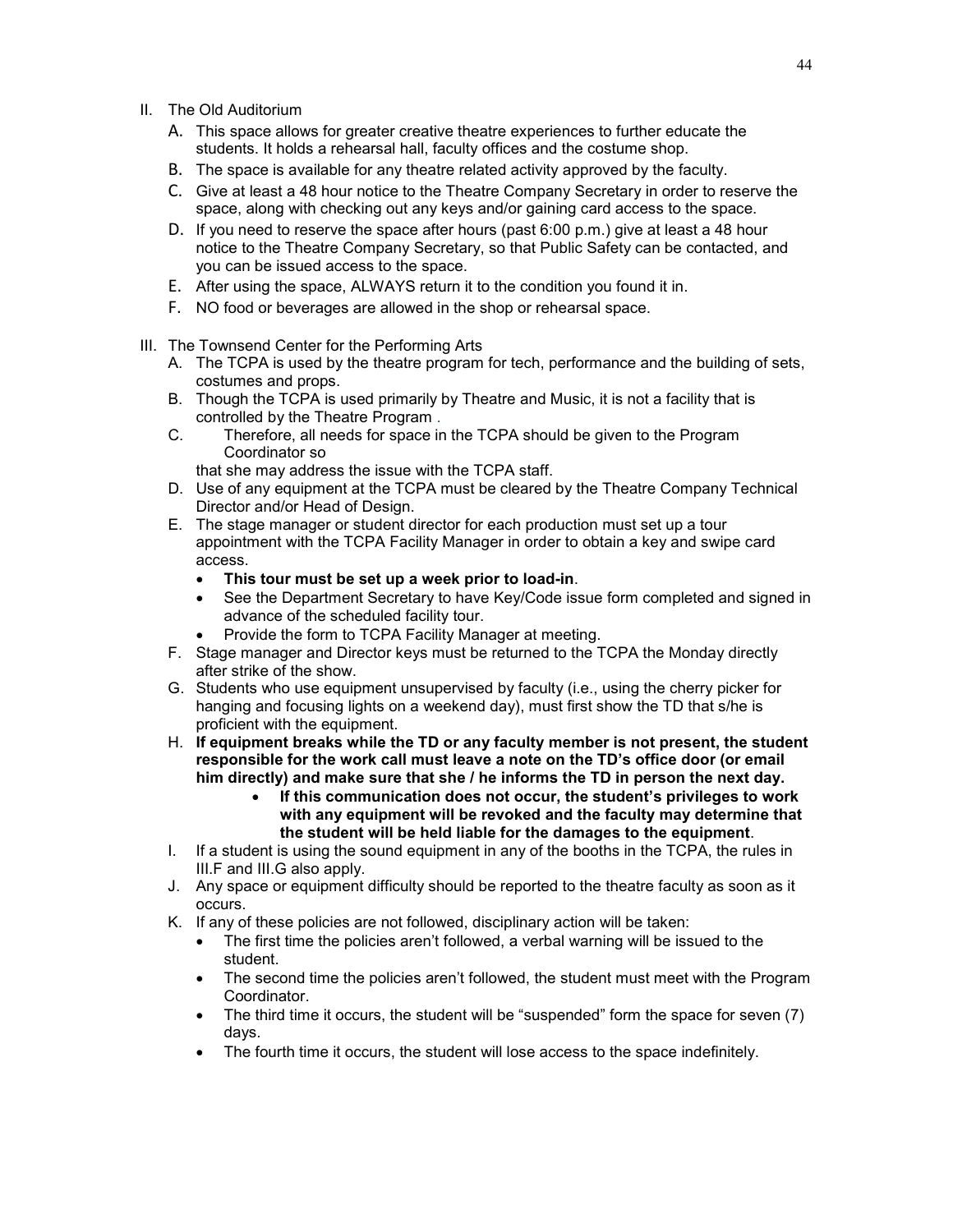II. The Old Auditorium

   A. This space allows for greater creative theatre experiences to further educate the students. It holds a rehearsal hall, faculty offices and the costume shop.
   B. The space is available for any theatre related activity approved by the faculty.
   C. Give at least a 48 hour notice to the Theatre Company Secretary in order to reserve the space, along with checking out any keys and/or gaining card access to the space.
   D. If you need to reserve the space after hours (past 6:00 p.m.) give at least a 48 hour notice to the Theatre Company Secretary, so that Public Safety can be contacted, and you can be issued access to the space.
   E. After using the space, ALWAYS return it to the condition you found it in.
   F. NO food or beverages are allowed in the shop or rehearsal space.

III. The Townsend Center for the Performing Arts

   A. The TCPA is used by the theatre program for tech, performance and the building of sets, costumes and props.
   B. Though the TCPA is used primarily by Theatre and Music, it is not a facility that is controlled by the Theatre Program .
   C. Therefore, all needs for space in the TCPA should be given to the Program Coordinator so that she may address the issue with the TCPA staff.
   D. Use of any equipment at the TCPA must be cleared by the Theatre Company Technical Director and/or Head of Design.
   E. The stage manager or student director for each production must set up a tour appointment with the TCPA Facility Manager in order to obtain a key and swipe card access.
      - **This tour must be set up a week prior to load-in**.
      - See the Department Secretary to have Key/Code issue form completed and signed in advance of the scheduled facility tour.
      - Provide the form to TCPA Facility Manager at meeting.
   F. Stage manager and Director keys must be returned to the TCPA the Monday directly after strike of the show.
   G. Students who use equipment unsupervised by faculty (i.e., using the cherry picker for hanging and focusing lights on a weekend day), must first show the TD that s/he is proficient with the equipment.
   H. **If equipment breaks while the TD or any faculty member is not present, the student responsible for the work call must leave a note on the TD's office door (or email him directly) and make sure that she / he informs the TD in person the next day.**
      - **If this communication does not occur, the student's privileges to work with any equipment will be revoked and the faculty may determine that the student will be held liable for the damages to the equipment**.
   I. If a student is using the sound equipment in any of the booths in the TCPA, the rules in III.F and III.G also apply.
   J. Any space or equipment difficulty should be reported to the theatre faculty as soon as it occurs.
   K. If any of these policies are not followed, disciplinary action will be taken:
      - The first time the policies aren't followed, a verbal warning will be issued to the student.
      - The second time the policies aren't followed, the student must meet with the Program Coordinator.
      - The third time it occurs, the student will be "suspended" form the space for seven (7) days.
      - The fourth time it occurs, the student will lose access to the space indefinitely.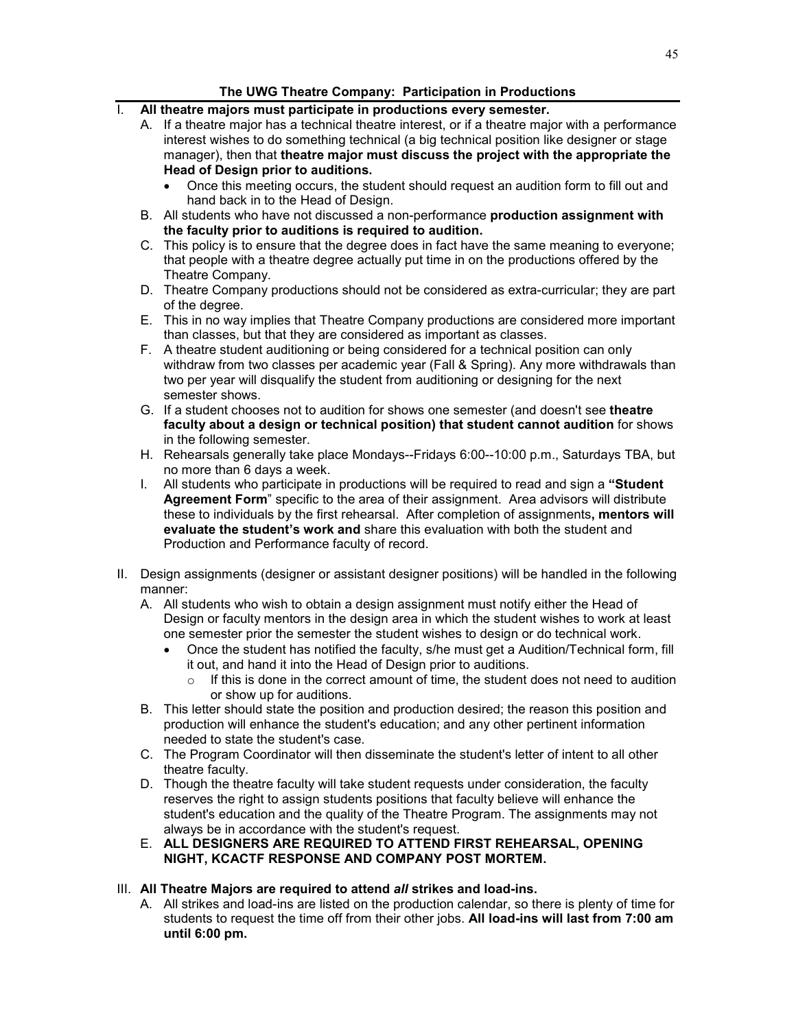### The UWG Theatre Company: Participation in Productions

I. **All theatre majors must participate in productions every semester.**
   A. If a theatre major has a technical theatre interest, or if a theatre major with a performance interest wishes to do something technical (a big technical position like designer or stage manager), then that **theatre major must discuss the project with the appropriate the Head of Design prior to auditions.**
      - Once this meeting occurs, the student should request an audition form to fill out and hand back in to the Head of Design.
   B. All students who have not discussed a non-performance **production assignment with the faculty prior to auditions is required to audition.**
   C. This policy is to ensure that the degree does in fact have the same meaning to everyone; that people with a theatre degree actually put time in on the productions offered by the Theatre Company.
   D. Theatre Company productions should not be considered as extra-curricular; they are part of the degree.
   E. This in no way implies that Theatre Company productions are considered more important than classes, but that they are considered as important as classes.
   F. A theatre student auditioning or being considered for a technical position can only withdraw from two classes per academic year (Fall & Spring). Any more withdrawals than two per year will disqualify the student from auditioning or designing for the next semester shows.
   G. If a student chooses not to audition for shows one semester (and doesn't see **theatre faculty about a design or technical position) that student cannot audition** for shows in the following semester.
   H. Rehearsals generally take place Mondays--Fridays 6:00--10:00 p.m., Saturdays TBA, but no more than 6 days a week.
   I. All students who participate in productions will be required to read and sign a **"Student Agreement Form"** specific to the area of their assignment. Area advisors will distribute these to individuals by the first rehearsal. After completion of assignments**, mentors will evaluate the student's work and** share this evaluation with both the student and Production and Performance faculty of record.

II. Design assignments (designer or assistant designer positions) will be handled in the following manner:
   A. All students who wish to obtain a design assignment must notify either the Head of Design or faculty mentors in the design area in which the student wishes to work at least one semester prior the semester the student wishes to design or do technical work.
      - Once the student has notified the faculty, s/he must get a Audition/Technical form, fill it out, and hand it into the Head of Design prior to auditions.
         - If this is done in the correct amount of time, the student does not need to audition or show up for auditions.
   B. This letter should state the position and production desired; the reason this position and production will enhance the student's education; and any other pertinent information needed to state the student's case.
   C. The Program Coordinator will then disseminate the student's letter of intent to all other theatre faculty.
   D. Though the theatre faculty will take student requests under consideration, the faculty reserves the right to assign students positions that faculty believe will enhance the student's education and the quality of the Theatre Program. The assignments may not always be in accordance with the student's request.
   E. **ALL DESIGNERS ARE REQUIRED TO ATTEND FIRST REHEARSAL, OPENING NIGHT, KCACTF RESPONSE AND COMPANY POST MORTEM.**

III. **All Theatre Majors are required to attend *all* strikes and load-ins.**
   A. All strikes and load-ins are listed on the production calendar, so there is plenty of time for students to request the time off from their other jobs. **All load-ins will last from 7:00 am until 6:00 pm.**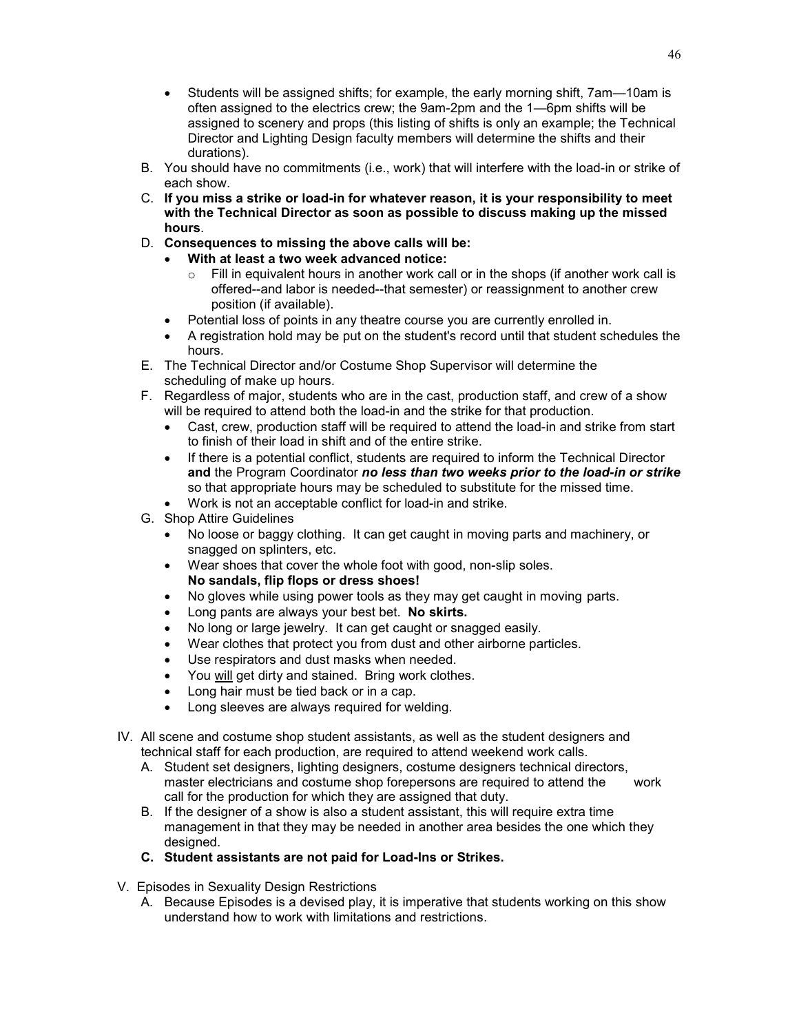- Students will be assigned shifts; for example, the early morning shift, 7am—10am is often assigned to the electrics crew; the 9am-2pm and the 1—6pm shifts will be assigned to scenery and props (this listing of shifts is only an example; the Technical Director and Lighting Design faculty members will determine the shifts and their durations).

B. You should have no commitments (i.e., work) that will interfere with the load-in or strike of each show.

C. **If you miss a strike or load-in for whatever reason, it is your responsibility to meet with the Technical Director as soon as possible to discuss making up the missed hours**.

D. **Consequences to missing the above calls will be:**
   - **With at least a two week advanced notice:**
     - Fill in equivalent hours in another work call or in the shops (if another work call is offered--and labor is needed--that semester) or reassignment to another crew position (if available).
   - Potential loss of points in any theatre course you are currently enrolled in.
   - A registration hold may be put on the student's record until that student schedules the hours.

E. The Technical Director and/or Costume Shop Supervisor will determine the scheduling of make up hours.

F. Regardless of major, students who are in the cast, production staff, and crew of a show will be required to attend both the load-in and the strike for that production.
   - Cast, crew, production staff will be required to attend the load-in and strike from start to finish of their load in shift and of the entire strike.
   - If there is a potential conflict, students are required to inform the Technical Director **and** the Program Coordinator ***no less than two weeks prior to the load-in or strike*** so that appropriate hours may be scheduled to substitute for the missed time.
   - Work is not an acceptable conflict for load-in and strike.

G. Shop Attire Guidelines
   - No loose or baggy clothing. It can get caught in moving parts and machinery, or snagged on splinters, etc.
   - Wear shoes that cover the whole foot with good, non-slip soles. **No sandals, flip flops or dress shoes!**
   - No gloves while using power tools as they may get caught in moving parts.
   - Long pants are always your best bet. **No skirts.**
   - No long or large jewelry. It can get caught or snagged easily.
   - Wear clothes that protect you from dust and other airborne particles.
   - Use respirators and dust masks when needed.
   - You <u>will</u> get dirty and stained. Bring work clothes.
   - Long hair must be tied back or in a cap.
   - Long sleeves are always required for welding.

IV. All scene and costume shop student assistants, as well as the student designers and technical staff for each production, are required to attend weekend work calls.

A. Student set designers, lighting designers, costume designers technical directors, master electricians and costume shop forepersons are required to attend the work call for the production for which they are assigned that duty.

B. If the designer of a show is also a student assistant, this will require extra time management in that they may be needed in another area besides the one which they designed.

**C. Student assistants are not paid for Load-Ins or Strikes.**

V. Episodes in Sexuality Design Restrictions

A. Because Episodes is a devised play, it is imperative that students working on this show understand how to work with limitations and restrictions.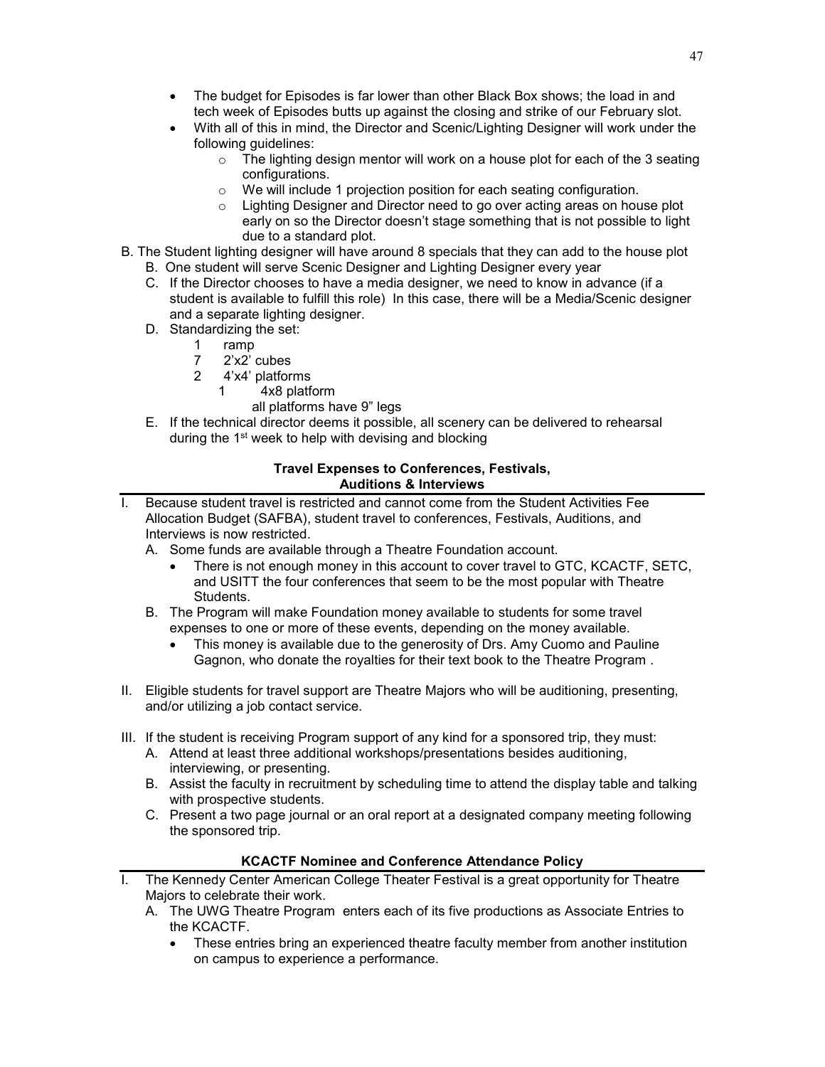- The budget for Episodes is far lower than other Black Box shows; the load in and tech week of Episodes butts up against the closing and strike of our February slot.
- With all of this in mind, the Director and Scenic/Lighting Designer will work under the following guidelines:
  - The lighting design mentor will work on a house plot for each of the 3 seating configurations.
  - We will include 1 projection position for each seating configuration.
  - Lighting Designer and Director need to go over acting areas on house plot early on so the Director doesn't stage something that is not possible to light due to a standard plot.

B. The Student lighting designer will have around 8 specials that they can add to the house plot

   B. One student will serve Scenic Designer and Lighting Designer every year

   C. If the Director chooses to have a media designer, we need to know in advance (if a student is available to fulfill this role) In this case, there will be a Media/Scenic designer and a separate lighting designer.

   D. Standardizing the set:
      - 1 ramp
      - 7 2'x2' cubes
      - 2 4'x4' platforms
      - 1 4x8 platform
      - all platforms have 9" legs

   E. If the technical director deems it possible, all scenery can be delivered to rehearsal during the 1st week to help with devising and blocking

**Travel Expenses to Conferences, Festivals, Auditions & Interviews**

I. Because student travel is restricted and cannot come from the Student Activities Fee Allocation Budget (SAFBA), student travel to conferences, Festivals, Auditions, and Interviews is now restricted.

   A. Some funds are available through a Theatre Foundation account.
      - There is not enough money in this account to cover travel to GTC, KCACTF, SETC, and USITT the four conferences that seem to be the most popular with Theatre Students.

   B. The Program will make Foundation money available to students for some travel expenses to one or more of these events, depending on the money available.
      - This money is available due to the generosity of Drs. Amy Cuomo and Pauline Gagnon, who donate the royalties for their text book to the Theatre Program .

II. Eligible students for travel support are Theatre Majors who will be auditioning, presenting, and/or utilizing a job contact service.

III. If the student is receiving Program support of any kind for a sponsored trip, they must:

   A. Attend at least three additional workshops/presentations besides auditioning, interviewing, or presenting.

   B. Assist the faculty in recruitment by scheduling time to attend the display table and talking with prospective students.

   C. Present a two page journal or an oral report at a designated company meeting following the sponsored trip.

**KCACTF Nominee and Conference Attendance Policy**

I. The Kennedy Center American College Theater Festival is a great opportunity for Theatre Majors to celebrate their work.

   A. The UWG Theatre Program enters each of its five productions as Associate Entries to the KCACTF.
      - These entries bring an experienced theatre faculty member from another institution on campus to experience a performance.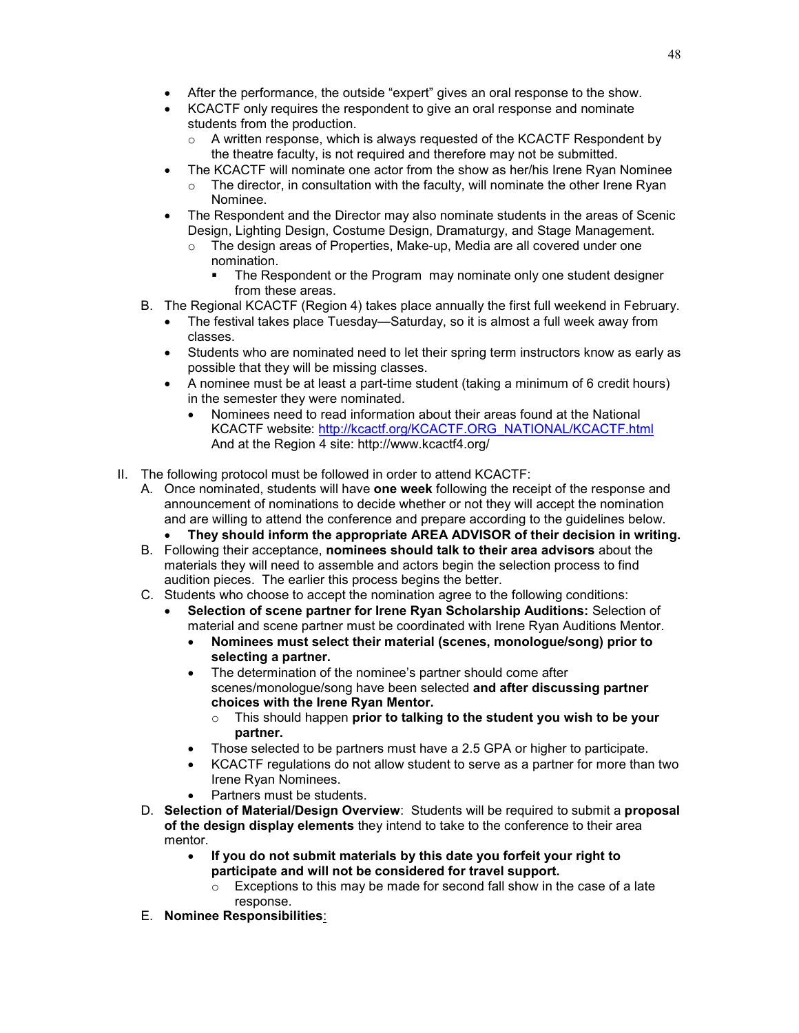- After the performance, the outside "expert" gives an oral response to the show.
- KCACTF only requires the respondent to give an oral response and nominate students from the production.
  - A written response, which is always requested of the KCACTF Respondent by the theatre faculty, is not required and therefore may not be submitted.
- The KCACTF will nominate one actor from the show as her/his Irene Ryan Nominee
  - The director, in consultation with the faculty, will nominate the other Irene Ryan Nominee.
- The Respondent and the Director may also nominate students in the areas of Scenic Design, Lighting Design, Costume Design, Dramaturgy, and Stage Management.
  - The design areas of Properties, Make-up, Media are all covered under one nomination.
    - The Respondent or the Program may nominate only one student designer from these areas.

B. The Regional KCACTF (Region 4) takes place annually the first full weekend in February.
- The festival takes place Tuesday—Saturday, so it is almost a full week away from classes.
- Students who are nominated need to let their spring term instructors know as early as possible that they will be missing classes.
- A nominee must be at least a part-time student (taking a minimum of 6 credit hours) in the semester they were nominated.
  - Nominees need to read information about their areas found at the National KCACTF website: [http://kcactf.org/KCACTF.ORG_NATIONAL/KCACTF.html](http://kcactf.org/KCACTF.ORG_NATIONAL/KCACTF.html) And at the Region 4 site: http://www.kcactf4.org/

II. The following protocol must be followed in order to attend KCACTF:

A. Once nominated, students will have **one week** following the receipt of the response and announcement of nominations to decide whether or not they will accept the nomination and are willing to attend the conference and prepare according to the guidelines below.
- **They should inform the appropriate AREA ADVISOR of their decision in writing.**

B. Following their acceptance, **nominees should talk to their area advisors** about the materials they will need to assemble and actors begin the selection process to find audition pieces. The earlier this process begins the better.

C. Students who choose to accept the nomination agree to the following conditions:
- **Selection of scene partner for Irene Ryan Scholarship Auditions:** Selection of material and scene partner must be coordinated with Irene Ryan Auditions Mentor.
  - **Nominees must select their material (scenes, monologue/song) prior to selecting a partner.**
  - The determination of the nominee's partner should come after scenes/monologue/song have been selected **and after discussing partner choices with the Irene Ryan Mentor.**
    - This should happen **prior to talking to the student you wish to be your partner.**
  - Those selected to be partners must have a 2.5 GPA or higher to participate.
  - KCACTF regulations do not allow student to serve as a partner for more than two Irene Ryan Nominees.
  - Partners must be students.

D. **Selection of Material/Design Overview**: Students will be required to submit a **proposal of the design display elements** they intend to take to the conference to their area mentor.
  - **If you do not submit materials by this date you forfeit your right to participate and will not be considered for travel support.**
    - Exceptions to this may be made for second fall show in the case of a late response.

E. **Nominee Responsibilities**: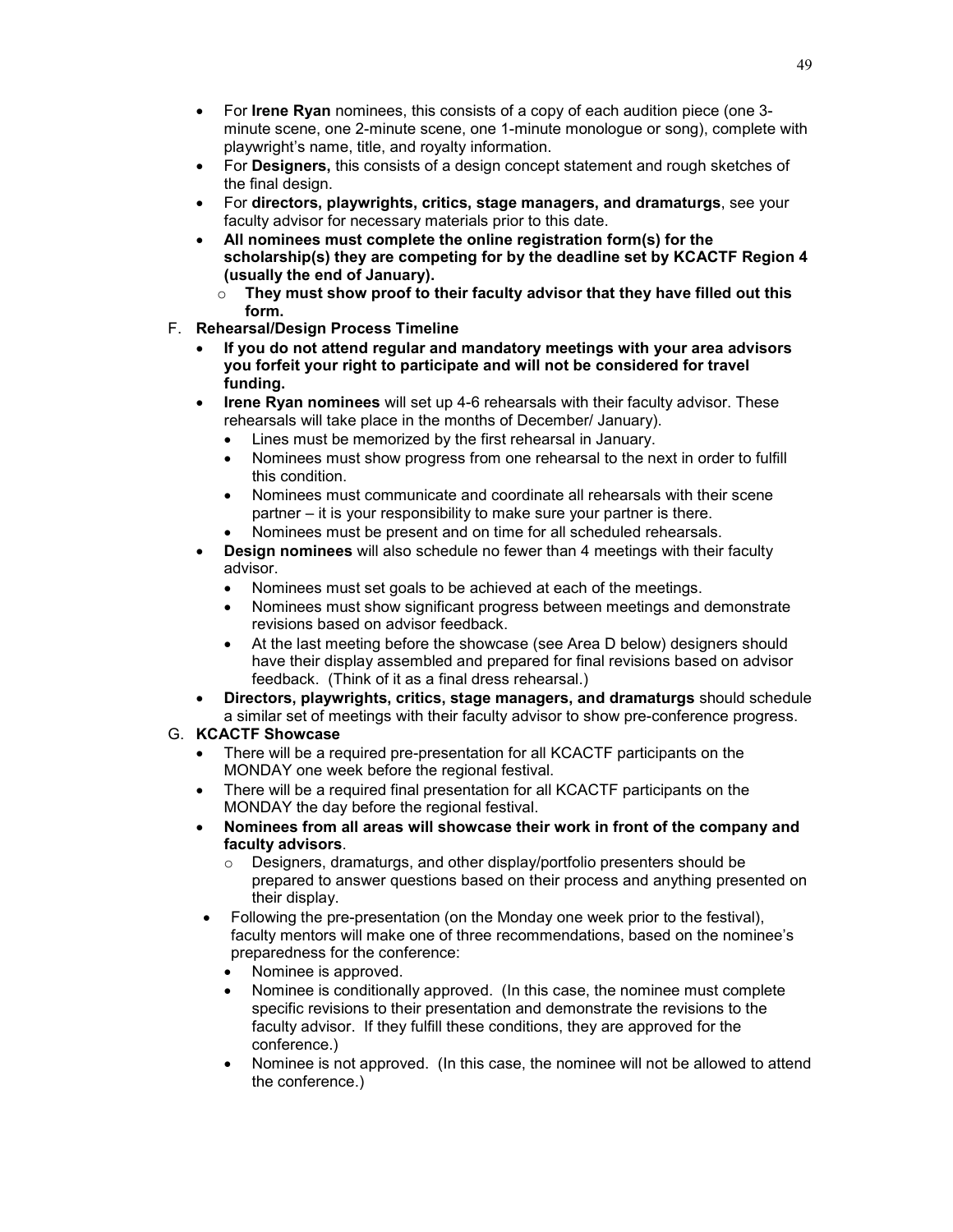- For **Irene Ryan** nominees, this consists of a copy of each audition piece (one 3-minute scene, one 2-minute scene, one 1-minute monologue or song), complete with playwright's name, title, and royalty information.
- For **Designers,** this consists of a design concept statement and rough sketches of the final design.
- For **directors, playwrights, critics, stage managers, and dramaturgs**, see your faculty advisor for necessary materials prior to this date.
- **All nominees must complete the online registration form(s) for the scholarship(s) they are competing for by the deadline set by KCACTF Region 4 (usually the end of January).**
  - **They must show proof to their faculty advisor that they have filled out this form.**

F. **Rehearsal/Design Process Timeline**

- **If you do not attend regular and mandatory meetings with your area advisors you forfeit your right to participate and will not be considered for travel funding.**
- **Irene Ryan nominees** will set up 4-6 rehearsals with their faculty advisor. These rehearsals will take place in the months of December/ January).
  - Lines must be memorized by the first rehearsal in January.
  - Nominees must show progress from one rehearsal to the next in order to fulfill this condition.
  - Nominees must communicate and coordinate all rehearsals with their scene partner – it is your responsibility to make sure your partner is there.
  - Nominees must be present and on time for all scheduled rehearsals.
- **Design nominees** will also schedule no fewer than 4 meetings with their faculty advisor.
  - Nominees must set goals to be achieved at each of the meetings.
  - Nominees must show significant progress between meetings and demonstrate revisions based on advisor feedback.
  - At the last meeting before the showcase (see Area D below) designers should have their display assembled and prepared for final revisions based on advisor feedback. (Think of it as a final dress rehearsal.)
- **Directors, playwrights, critics, stage managers, and dramaturgs** should schedule a similar set of meetings with their faculty advisor to show pre-conference progress.

G. **KCACTF Showcase**

- There will be a required pre-presentation for all KCACTF participants on the MONDAY one week before the regional festival.
- There will be a required final presentation for all KCACTF participants on the MONDAY the day before the regional festival.
- **Nominees from all areas will showcase their work in front of the company and faculty advisors**.
  - Designers, dramaturgs, and other display/portfolio presenters should be prepared to answer questions based on their process and anything presented on their display.
- Following the pre-presentation (on the Monday one week prior to the festival), faculty mentors will make one of three recommendations, based on the nominee's preparedness for the conference:
  - Nominee is approved.
  - Nominee is conditionally approved. (In this case, the nominee must complete specific revisions to their presentation and demonstrate the revisions to the faculty advisor. If they fulfill these conditions, they are approved for the conference.)
  - Nominee is not approved. (In this case, the nominee will not be allowed to attend the conference.)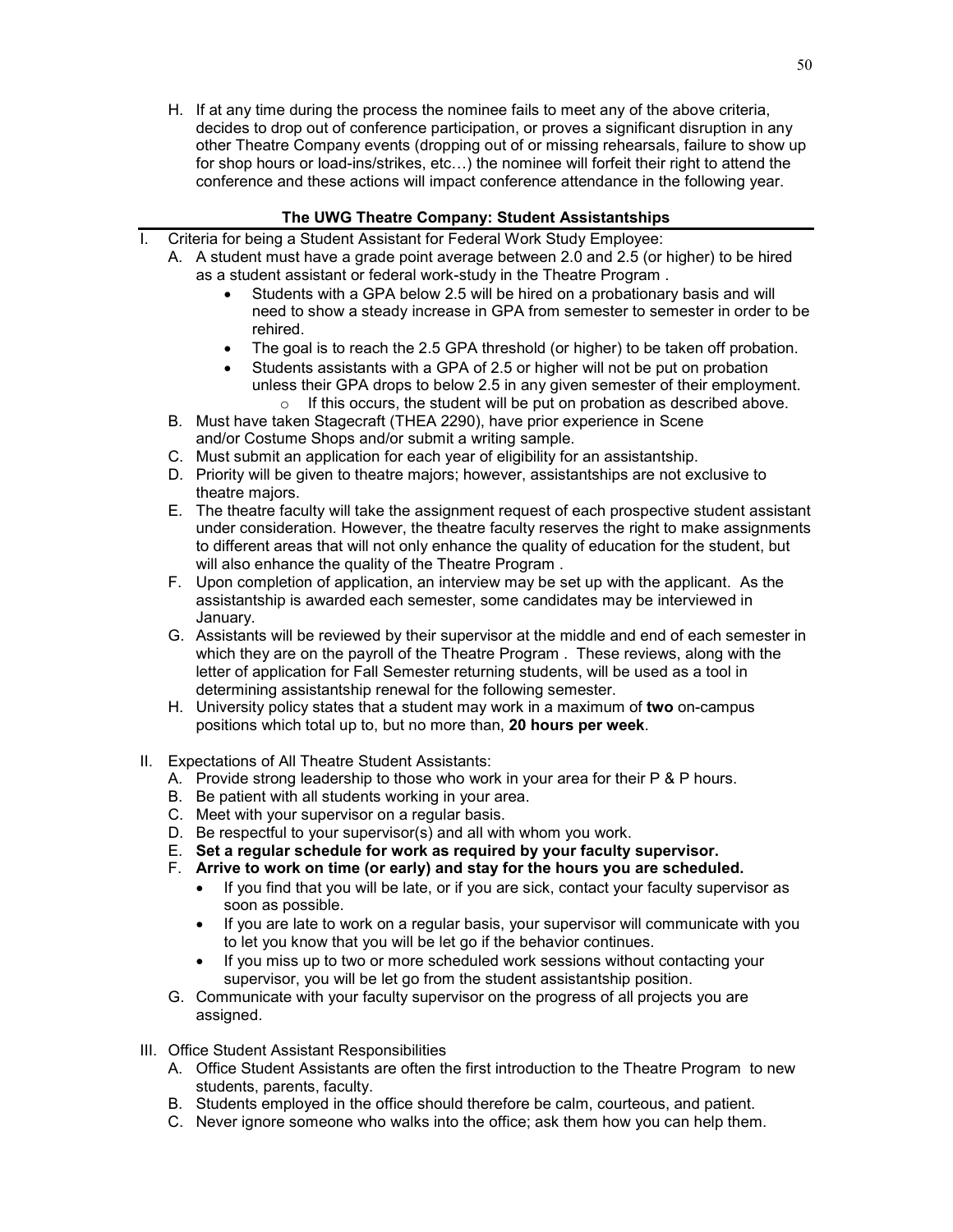H. If at any time during the process the nominee fails to meet any of the above criteria, decides to drop out of conference participation, or proves a significant disruption in any other Theatre Company events (dropping out of or missing rehearsals, failure to show up for shop hours or load-ins/strikes, etc…) the nominee will forfeit their right to attend the conference and these actions will impact conference attendance in the following year.

## The UWG Theatre Company: Student Assistantships

I. Criteria for being a Student Assistant for Federal Work Study Employee:
   A. A student must have a grade point average between 2.0 and 2.5 (or higher) to be hired as a student assistant or federal work-study in the Theatre Program .
      - Students with a GPA below 2.5 will be hired on a probationary basis and will need to show a steady increase in GPA from semester to semester in order to be rehired.
      - The goal is to reach the 2.5 GPA threshold (or higher) to be taken off probation.
      - Students assistants with a GPA of 2.5 or higher will not be put on probation unless their GPA drops to below 2.5 in any given semester of their employment.
        - If this occurs, the student will be put on probation as described above.
   B. Must have taken Stagecraft (THEA 2290), have prior experience in Scene and/or Costume Shops and/or submit a writing sample.
   C. Must submit an application for each year of eligibility for an assistantship.
   D. Priority will be given to theatre majors; however, assistantships are not exclusive to theatre majors.
   E. The theatre faculty will take the assignment request of each prospective student assistant under consideration. However, the theatre faculty reserves the right to make assignments to different areas that will not only enhance the quality of education for the student, but will also enhance the quality of the Theatre Program .
   F. Upon completion of application, an interview may be set up with the applicant. As the assistantship is awarded each semester, some candidates may be interviewed in January.
   G. Assistants will be reviewed by their supervisor at the middle and end of each semester in which they are on the payroll of the Theatre Program . These reviews, along with the letter of application for Fall Semester returning students, will be used as a tool in determining assistantship renewal for the following semester.
   H. University policy states that a student may work in a maximum of **two** on-campus positions which total up to, but no more than, **20 hours per week**.

II. Expectations of All Theatre Student Assistants:
   A. Provide strong leadership to those who work in your area for their P & P hours.
   B. Be patient with all students working in your area.
   C. Meet with your supervisor on a regular basis.
   D. Be respectful to your supervisor(s) and all with whom you work.
   E. **Set a regular schedule for work as required by your faculty supervisor.**
   F. **Arrive to work on time (or early) and stay for the hours you are scheduled.**
      - If you find that you will be late, or if you are sick, contact your faculty supervisor as soon as possible.
      - If you are late to work on a regular basis, your supervisor will communicate with you to let you know that you will be let go if the behavior continues.
      - If you miss up to two or more scheduled work sessions without contacting your supervisor, you will be let go from the student assistantship position.
   G. Communicate with your faculty supervisor on the progress of all projects you are assigned.

III. Office Student Assistant Responsibilities
   A. Office Student Assistants are often the first introduction to the Theatre Program to new students, parents, faculty.
   B. Students employed in the office should therefore be calm, courteous, and patient.
   C. Never ignore someone who walks into the office; ask them how you can help them.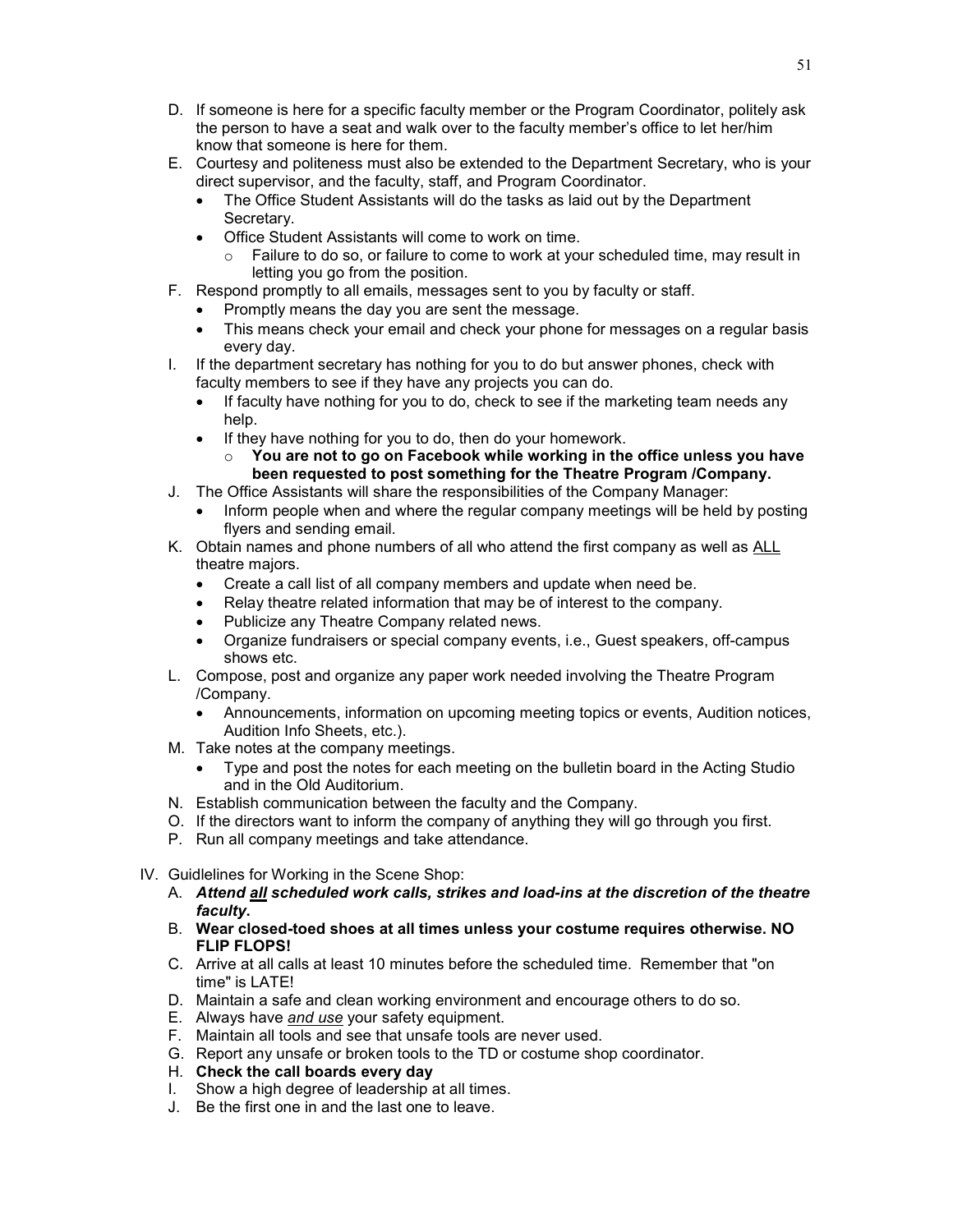D. If someone is here for a specific faculty member or the Program Coordinator, politely ask the person to have a seat and walk over to the faculty member's office to let her/him know that someone is here for them.

E. Courtesy and politeness must also be extended to the Department Secretary, who is your direct supervisor, and the faculty, staff, and Program Coordinator.
   - The Office Student Assistants will do the tasks as laid out by the Department Secretary.
   - Office Student Assistants will come to work on time.
     - Failure to do so, or failure to come to work at your scheduled time, may result in letting you go from the position.

F. Respond promptly to all emails, messages sent to you by faculty or staff.
   - Promptly means the day you are sent the message.
   - This means check your email and check your phone for messages on a regular basis every day.

I. If the department secretary has nothing for you to do but answer phones, check with faculty members to see if they have any projects you can do.
   - If faculty have nothing for you to do, check to see if the marketing team needs any help.
   - If they have nothing for you to do, then do your homework.
     - **You are not to go on Facebook while working in the office unless you have been requested to post something for the Theatre Program /Company.**

J. The Office Assistants will share the responsibilities of the Company Manager:
   - Inform people when and where the regular company meetings will be held by posting flyers and sending email.

K. Obtain names and phone numbers of all who attend the first company as well as <u>ALL</u> theatre majors.
   - Create a call list of all company members and update when need be.
   - Relay theatre related information that may be of interest to the company.
   - Publicize any Theatre Company related news.
   - Organize fundraisers or special company events, i.e., Guest speakers, off-campus shows etc.

L. Compose, post and organize any paper work needed involving the Theatre Program /Company.
   - Announcements, information on upcoming meeting topics or events, Audition notices, Audition Info Sheets, etc.).

M. Take notes at the company meetings.
   - Type and post the notes for each meeting on the bulletin board in the Acting Studio and in the Old Auditorium.

N. Establish communication between the faculty and the Company.

O. If the directors want to inform the company of anything they will go through you first.

P. Run all company meetings and take attendance.

IV. Guidelines for Working in the Scene Shop:

A. ***Attend <u>all</u> scheduled work calls, strikes and load-ins at the discretion of the theatre faculty*.**

B. **Wear closed-toed shoes at all times unless your costume requires otherwise. NO FLIP FLOPS!**

C. Arrive at all calls at least 10 minutes before the scheduled time. Remember that "on time" is LATE!

D. Maintain a safe and clean working environment and encourage others to do so.

E. Always have <u>*and use*</u> your safety equipment.

F. Maintain all tools and see that unsafe tools are never used.

G. Report any unsafe or broken tools to the TD or costume shop coordinator.

H. **Check the call boards every day**

I. Show a high degree of leadership at all times.

J. Be the first one in and the last one to leave.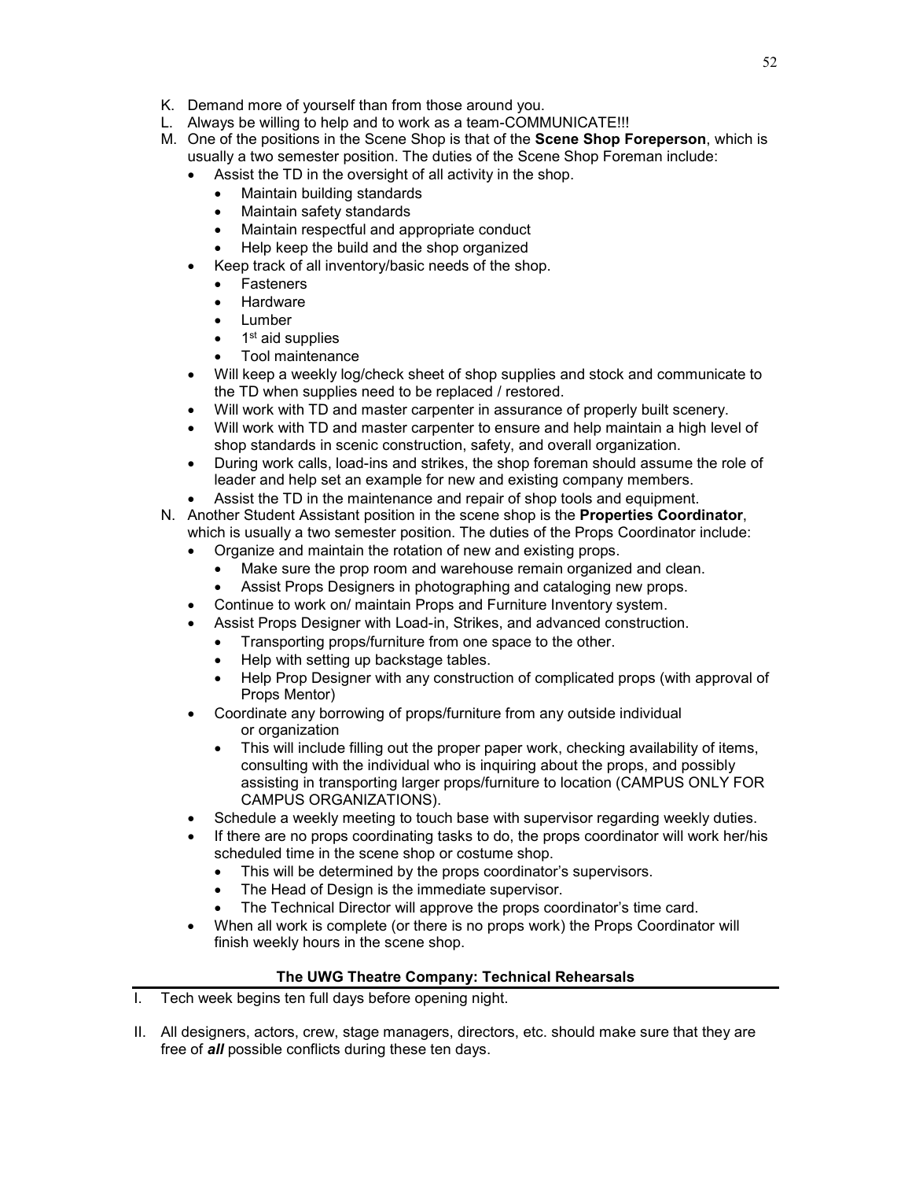K. Demand more of yourself than from those around you.
L. Always be willing to help and to work as a team-COMMUNICATE!!!
M. One of the positions in the Scene Shop is that of the **Scene Shop Foreperson**, which is usually a two semester position. The duties of the Scene Shop Foreman include:
   - Assist the TD in the oversight of all activity in the shop.
     - Maintain building standards
     - Maintain safety standards
     - Maintain respectful and appropriate conduct
     - Help keep the build and the shop organized
   - Keep track of all inventory/basic needs of the shop.
     - Fasteners
     - Hardware
     - Lumber
     - 1st aid supplies
     - Tool maintenance
   - Will keep a weekly log/check sheet of shop supplies and stock and communicate to the TD when supplies need to be replaced / restored.
   - Will work with TD and master carpenter in assurance of properly built scenery.
   - Will work with TD and master carpenter to ensure and help maintain a high level of shop standards in scenic construction, safety, and overall organization.
   - During work calls, load-ins and strikes, the shop foreman should assume the role of leader and help set an example for new and existing company members.
   - Assist the TD in the maintenance and repair of shop tools and equipment.
N. Another Student Assistant position in the scene shop is the **Properties Coordinator**, which is usually a two semester position. The duties of the Props Coordinator include:
   - Organize and maintain the rotation of new and existing props.
     - Make sure the prop room and warehouse remain organized and clean.
     - Assist Props Designers in photographing and cataloging new props.
   - Continue to work on/ maintain Props and Furniture Inventory system.
   - Assist Props Designer with Load-in, Strikes, and advanced construction.
     - Transporting props/furniture from one space to the other.
     - Help with setting up backstage tables.
     - Help Prop Designer with any construction of complicated props (with approval of Props Mentor)
   - Coordinate any borrowing of props/furniture from any outside individual or organization
     - This will include filling out the proper paper work, checking availability of items, consulting with the individual who is inquiring about the props, and possibly assisting in transporting larger props/furniture to location (CAMPUS ONLY FOR CAMPUS ORGANIZATIONS).
   - Schedule a weekly meeting to touch base with supervisor regarding weekly duties.
   - If there are no props coordinating tasks to do, the props coordinator will work her/his scheduled time in the scene shop or costume shop.
     - This will be determined by the props coordinator's supervisors.
     - The Head of Design is the immediate supervisor.
     - The Technical Director will approve the props coordinator's time card.
   - When all work is complete (or there is no props work) the Props Coordinator will finish weekly hours in the scene shop.

## The UWG Theatre Company: Technical Rehearsals

I. Tech week begins ten full days before opening night.

II. All designers, actors, crew, stage managers, directors, etc. should make sure that they are free of ***all*** possible conflicts during these ten days.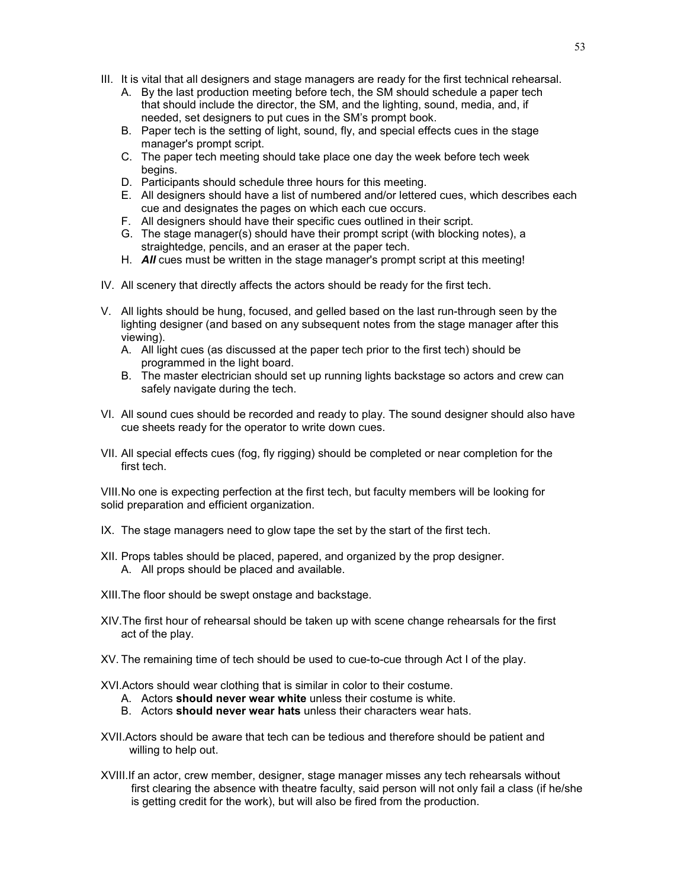III. It is vital that all designers and stage managers are ready for the first technical rehearsal.
   A. By the last production meeting before tech, the SM should schedule a paper tech that should include the director, the SM, and the lighting, sound, media, and, if needed, set designers to put cues in the SM's prompt book.
   B. Paper tech is the setting of light, sound, fly, and special effects cues in the stage manager's prompt script.
   C. The paper tech meeting should take place one day the week before tech week begins.
   D. Participants should schedule three hours for this meeting.
   E. All designers should have a list of numbered and/or lettered cues, which describes each cue and designates the pages on which each cue occurs.
   F. All designers should have their specific cues outlined in their script.
   G. The stage manager(s) should have their prompt script (with blocking notes), a straightedge, pencils, and an eraser at the paper tech.
   H. ***All*** cues must be written in the stage manager's prompt script at this meeting!

IV. All scenery that directly affects the actors should be ready for the first tech.

V. All lights should be hung, focused, and gelled based on the last run-through seen by the lighting designer (and based on any subsequent notes from the stage manager after this viewing).
   A. All light cues (as discussed at the paper tech prior to the first tech) should be programmed in the light board.
   B. The master electrician should set up running lights backstage so actors and crew can safely navigate during the tech.

VI. All sound cues should be recorded and ready to play. The sound designer should also have cue sheets ready for the operator to write down cues.

VII. All special effects cues (fog, fly rigging) should be completed or near completion for the first tech.

VIII. No one is expecting perfection at the first tech, but faculty members will be looking for solid preparation and efficient organization.

IX. The stage managers need to glow tape the set by the start of the first tech.

XII. Props tables should be placed, papered, and organized by the prop designer.
   A. All props should be placed and available.

XIII. The floor should be swept onstage and backstage.

XIV. The first hour of rehearsal should be taken up with scene change rehearsals for the first act of the play.

XV. The remaining time of tech should be used to cue-to-cue through Act I of the play.

XVI. Actors should wear clothing that is similar in color to their costume.
   A. Actors **should never wear white** unless their costume is white.
   B. Actors **should never wear hats** unless their characters wear hats.

XVII. Actors should be aware that tech can be tedious and therefore should be patient and willing to help out.

XVIII. If an actor, crew member, designer, stage manager misses any tech rehearsals without first clearing the absence with theatre faculty, said person will not only fail a class (if he/she is getting credit for the work), but will also be fired from the production.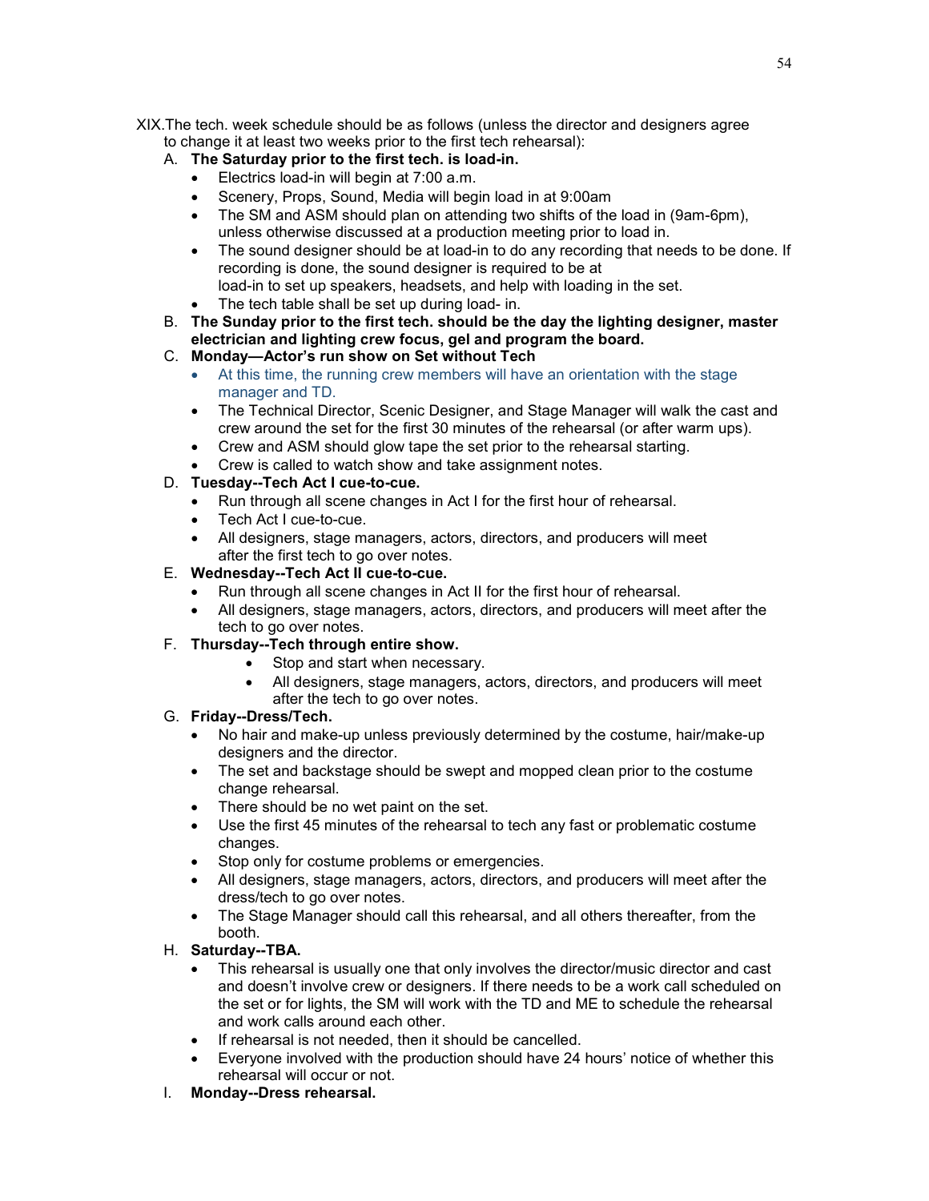XIX.The tech. week schedule should be as follows (unless the director and designers agree to change it at least two weeks prior to the first tech rehearsal):

A. **The Saturday prior to the first tech. is load-in.**
   - Electrics load-in will begin at 7:00 a.m.
   - Scenery, Props, Sound, Media will begin load in at 9:00am
   - The SM and ASM should plan on attending two shifts of the load in (9am-6pm), unless otherwise discussed at a production meeting prior to load in.
   - The sound designer should be at load-in to do any recording that needs to be done. If recording is done, the sound designer is required to be at load-in to set up speakers, headsets, and help with loading in the set.
   - The tech table shall be set up during load- in.

B. **The Sunday prior to the first tech. should be the day the lighting designer, master electrician and lighting crew focus, gel and program the board.**

C. **Monday—Actor's run show on Set without Tech**
   - At this time, the running crew members will have an orientation with the stage manager and TD.
   - The Technical Director, Scenic Designer, and Stage Manager will walk the cast and crew around the set for the first 30 minutes of the rehearsal (or after warm ups).
   - Crew and ASM should glow tape the set prior to the rehearsal starting.
   - Crew is called to watch show and take assignment notes.

D. **Tuesday--Tech Act I cue-to-cue.**
   - Run through all scene changes in Act I for the first hour of rehearsal.
   - Tech Act I cue-to-cue.
   - All designers, stage managers, actors, directors, and producers will meet after the first tech to go over notes.

E. **Wednesday--Tech Act II cue-to-cue.**
   - Run through all scene changes in Act II for the first hour of rehearsal.
   - All designers, stage managers, actors, directors, and producers will meet after the tech to go over notes.

F. **Thursday--Tech through entire show.**
   - Stop and start when necessary.
   - All designers, stage managers, actors, directors, and producers will meet after the tech to go over notes.

G. **Friday--Dress/Tech.**
   - No hair and make-up unless previously determined by the costume, hair/make-up designers and the director.
   - The set and backstage should be swept and mopped clean prior to the costume change rehearsal.
   - There should be no wet paint on the set.
   - Use the first 45 minutes of the rehearsal to tech any fast or problematic costume changes.
   - Stop only for costume problems or emergencies.
   - All designers, stage managers, actors, directors, and producers will meet after the dress/tech to go over notes.
   - The Stage Manager should call this rehearsal, and all others thereafter, from the booth.

H. **Saturday--TBA.**
   - This rehearsal is usually one that only involves the director/music director and cast and doesn't involve crew or designers. If there needs to be a work call scheduled on the set or for lights, the SM will work with the TD and ME to schedule the rehearsal and work calls around each other.
   - If rehearsal is not needed, then it should be cancelled.
   - Everyone involved with the production should have 24 hours' notice of whether this rehearsal will occur or not.

I. **Monday--Dress rehearsal.**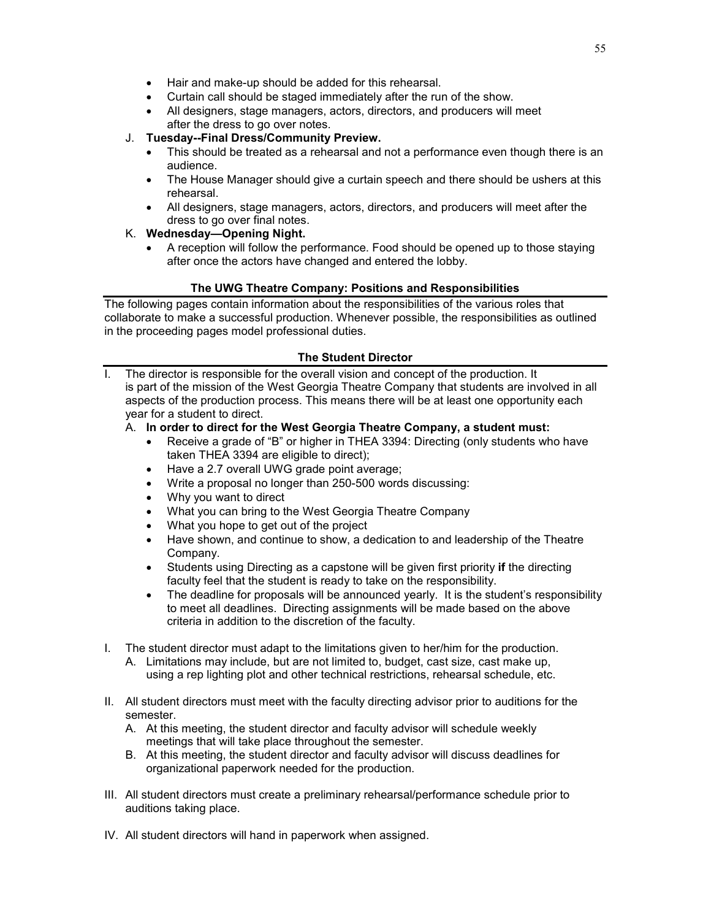- Hair and make-up should be added for this rehearsal.
- Curtain call should be staged immediately after the run of the show.
- All designers, stage managers, actors, directors, and producers will meet after the dress to go over notes.

J. **Tuesday--Final Dress/Community Preview.**

- This should be treated as a rehearsal and not a performance even though there is an audience.
- The House Manager should give a curtain speech and there should be ushers at this rehearsal.
- All designers, stage managers, actors, directors, and producers will meet after the dress to go over final notes.

K. **Wednesday—Opening Night.**

- A reception will follow the performance. Food should be opened up to those staying after once the actors have changed and entered the lobby.

## The UWG Theatre Company: Positions and Responsibilities

The following pages contain information about the responsibilities of the various roles that collaborate to make a successful production. Whenever possible, the responsibilities as outlined in the proceeding pages model professional duties.

## The Student Director

I. The director is responsible for the overall vision and concept of the production. It is part of the mission of the West Georgia Theatre Company that students are involved in all aspects of the production process. This means there will be at least one opportunity each year for a student to direct.

A. **In order to direct for the West Georgia Theatre Company, a student must:**

- Receive a grade of "B" or higher in THEA 3394: Directing (only students who have taken THEA 3394 are eligible to direct);
- Have a 2.7 overall UWG grade point average;
- Write a proposal no longer than 250-500 words discussing:
- Why you want to direct
- What you can bring to the West Georgia Theatre Company
- What you hope to get out of the project
- Have shown, and continue to show, a dedication to and leadership of the Theatre Company.
- Students using Directing as a capstone will be given first priority **if** the directing faculty feel that the student is ready to take on the responsibility.
- The deadline for proposals will be announced yearly. It is the student's responsibility to meet all deadlines. Directing assignments will be made based on the above criteria in addition to the discretion of the faculty.

I. The student director must adapt to the limitations given to her/him for the production.

A. Limitations may include, but are not limited to, budget, cast size, cast make up, using a rep lighting plot and other technical restrictions, rehearsal schedule, etc.

II. All student directors must meet with the faculty directing advisor prior to auditions for the semester.

A. At this meeting, the student director and faculty advisor will schedule weekly meetings that will take place throughout the semester.

B. At this meeting, the student director and faculty advisor will discuss deadlines for organizational paperwork needed for the production.

III. All student directors must create a preliminary rehearsal/performance schedule prior to auditions taking place.

IV. All student directors will hand in paperwork when assigned.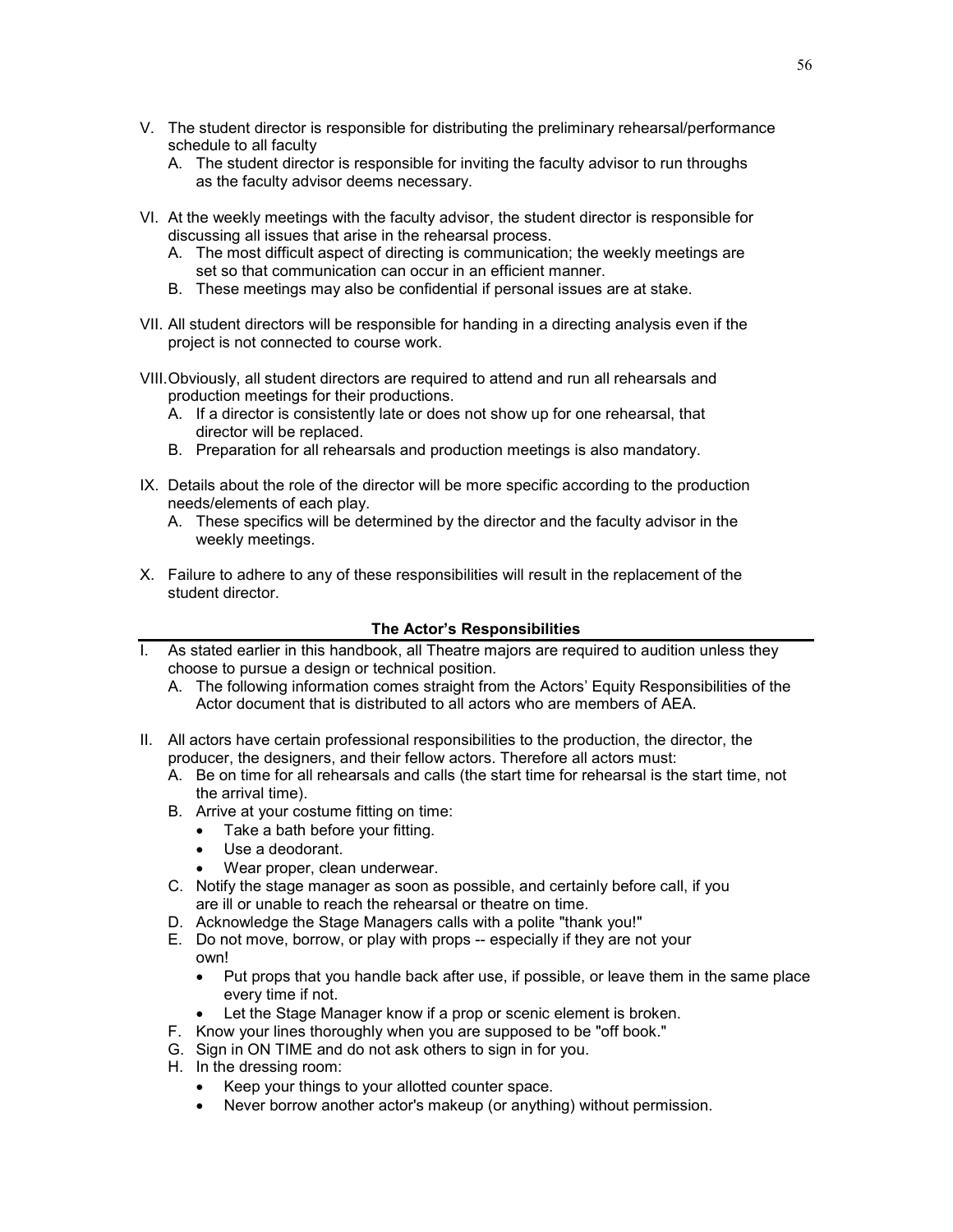V. The student director is responsible for distributing the preliminary rehearsal/performance schedule to all faculty
   A. The student director is responsible for inviting the faculty advisor to run throughs as the faculty advisor deems necessary.

VI. At the weekly meetings with the faculty advisor, the student director is responsible for discussing all issues that arise in the rehearsal process.
   A. The most difficult aspect of directing is communication; the weekly meetings are set so that communication can occur in an efficient manner.
   B. These meetings may also be confidential if personal issues are at stake.

VII. All student directors will be responsible for handing in a directing analysis even if the project is not connected to course work.

VIII. Obviously, all student directors are required to attend and run all rehearsals and production meetings for their productions.
   A. If a director is consistently late or does not show up for one rehearsal, that director will be replaced.
   B. Preparation for all rehearsals and production meetings is also mandatory.

IX. Details about the role of the director will be more specific according to the production needs/elements of each play.
   A. These specifics will be determined by the director and the faculty advisor in the weekly meetings.

X. Failure to adhere to any of these responsibilities will result in the replacement of the student director.

### The Actor's Responsibilities

I. As stated earlier in this handbook, all Theatre majors are required to audition unless they choose to pursue a design or technical position.
   A. The following information comes straight from the Actors' Equity Responsibilities of the Actor document that is distributed to all actors who are members of AEA.

II. All actors have certain professional responsibilities to the production, the director, the producer, the designers, and their fellow actors. Therefore all actors must:
   A. Be on time for all rehearsals and calls (the start time for rehearsal is the start time, not the arrival time).
   B. Arrive at your costume fitting on time:
      - Take a bath before your fitting.
      - Use a deodorant.
      - Wear proper, clean underwear.
   C. Notify the stage manager as soon as possible, and certainly before call, if you are ill or unable to reach the rehearsal or theatre on time.
   D. Acknowledge the Stage Managers calls with a polite "thank you!"
   E. Do not move, borrow, or play with props -- especially if they are not your own!
      - Put props that you handle back after use, if possible, or leave them in the same place every time if not.
      - Let the Stage Manager know if a prop or scenic element is broken.
   F. Know your lines thoroughly when you are supposed to be "off book."
   G. Sign in ON TIME and do not ask others to sign in for you.
   H. In the dressing room:
      - Keep your things to your allotted counter space.
      - Never borrow another actor's makeup (or anything) without permission.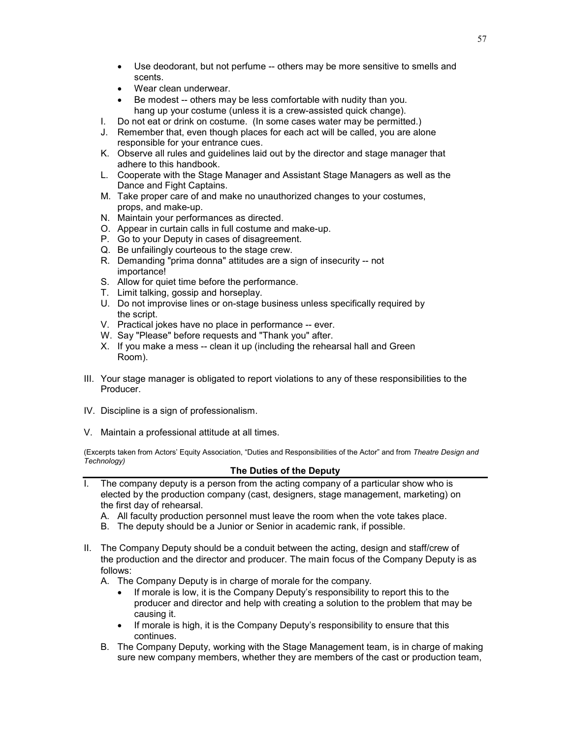- Use deodorant, but not perfume -- others may be more sensitive to smells and scents.
- Wear clean underwear.
- Be modest -- others may be less comfortable with nudity than you.
  hang up your costume (unless it is a crew-assisted quick change).

I. Do not eat or drink on costume. (In some cases water may be permitted.)

J. Remember that, even though places for each act will be called, you are alone responsible for your entrance cues.

K. Observe all rules and guidelines laid out by the director and stage manager that adhere to this handbook.

L. Cooperate with the Stage Manager and Assistant Stage Managers as well as the Dance and Fight Captains.

M. Take proper care of and make no unauthorized changes to your costumes, props, and make-up.

N. Maintain your performances as directed.

O. Appear in curtain calls in full costume and make-up.

P. Go to your Deputy in cases of disagreement.

Q. Be unfailingly courteous to the stage crew.

R. Demanding "prima donna" attitudes are a sign of insecurity -- not importance!

S. Allow for quiet time before the performance.

T. Limit talking, gossip and horseplay.

U. Do not improvise lines or on-stage business unless specifically required by the script.

V. Practical jokes have no place in performance -- ever.

W. Say "Please" before requests and "Thank you" after.

X. If you make a mess -- clean it up (including the rehearsal hall and Green Room).

III. Your stage manager is obligated to report violations to any of these responsibilities to the Producer.

IV. Discipline is a sign of professionalism.

V. Maintain a professional attitude at all times.

(Excerpts taken from Actors' Equity Association, "Duties and Responsibilities of the Actor" and from *Theatre Design and Technology)*

## The Duties of the Deputy

I. The company deputy is a person from the acting company of a particular show who is elected by the production company (cast, designers, stage management, marketing) on the first day of rehearsal.

   A. All faculty production personnel must leave the room when the vote takes place.

   B. The deputy should be a Junior or Senior in academic rank, if possible.

II. The Company Deputy should be a conduit between the acting, design and staff/crew of the production and the director and producer. The main focus of the Company Deputy is as follows:

   A. The Company Deputy is in charge of morale for the company.
      - If morale is low, it is the Company Deputy's responsibility to report this to the producer and director and help with creating a solution to the problem that may be causing it.
      - If morale is high, it is the Company Deputy's responsibility to ensure that this continues.

   B. The Company Deputy, working with the Stage Management team, is in charge of making sure new company members, whether they are members of the cast or production team,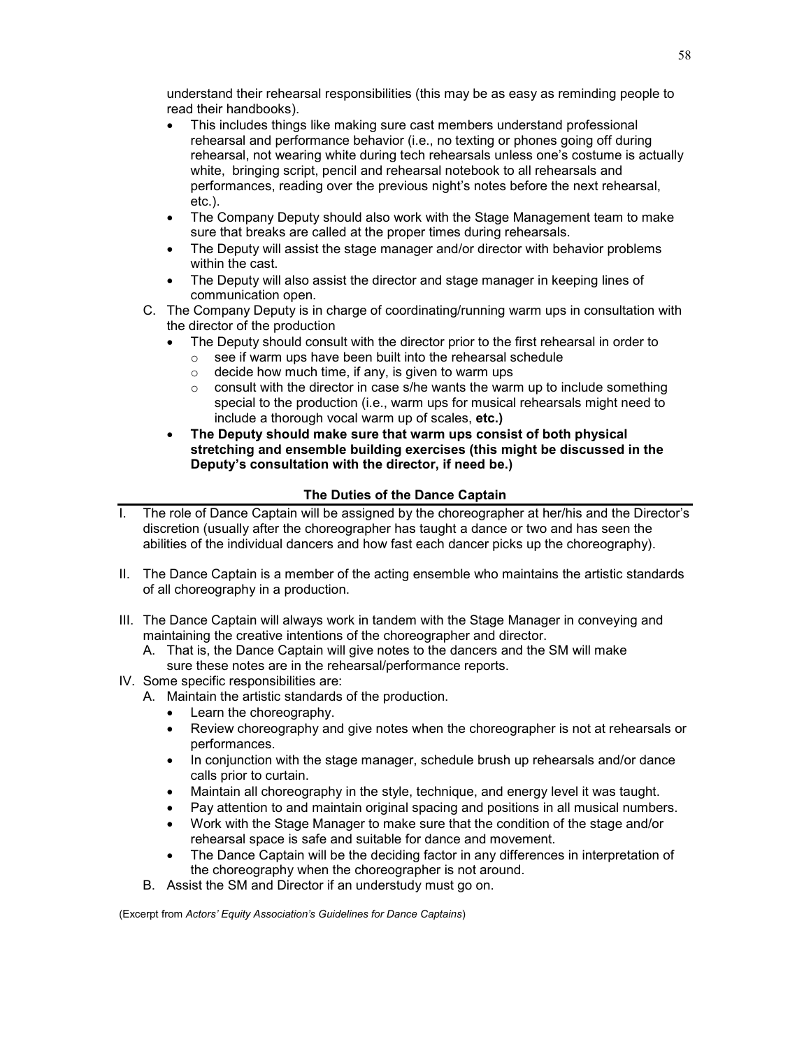understand their rehearsal responsibilities (this may be as easy as reminding people to read their handbooks).

- This includes things like making sure cast members understand professional rehearsal and performance behavior (i.e., no texting or phones going off during rehearsal, not wearing white during tech rehearsals unless one's costume is actually white, bringing script, pencil and rehearsal notebook to all rehearsals and performances, reading over the previous night's notes before the next rehearsal, etc.).
- The Company Deputy should also work with the Stage Management team to make sure that breaks are called at the proper times during rehearsals.
- The Deputy will assist the stage manager and/or director with behavior problems within the cast.
- The Deputy will also assist the director and stage manager in keeping lines of communication open.

C. The Company Deputy is in charge of coordinating/running warm ups in consultation with the director of the production

- The Deputy should consult with the director prior to the first rehearsal in order to
  - see if warm ups have been built into the rehearsal schedule
  - decide how much time, if any, is given to warm ups
  - consult with the director in case s/he wants the warm up to include something special to the production (i.e., warm ups for musical rehearsals might need to include a thorough vocal warm up of scales, **etc.)**
- **The Deputy should make sure that warm ups consist of both physical stretching and ensemble building exercises (this might be discussed in the Deputy's consultation with the director, if need be.)**

## The Duties of the Dance Captain

I. The role of Dance Captain will be assigned by the choreographer at her/his and the Director's discretion (usually after the choreographer has taught a dance or two and has seen the abilities of the individual dancers and how fast each dancer picks up the choreography).

II. The Dance Captain is a member of the acting ensemble who maintains the artistic standards of all choreography in a production.

III. The Dance Captain will always work in tandem with the Stage Manager in conveying and maintaining the creative intentions of the choreographer and director.

A. That is, the Dance Captain will give notes to the dancers and the SM will make sure these notes are in the rehearsal/performance reports.

IV. Some specific responsibilities are:

A. Maintain the artistic standards of the production.

- Learn the choreography.
- Review choreography and give notes when the choreographer is not at rehearsals or performances.
- In conjunction with the stage manager, schedule brush up rehearsals and/or dance calls prior to curtain.
- Maintain all choreography in the style, technique, and energy level it was taught.
- Pay attention to and maintain original spacing and positions in all musical numbers.
- Work with the Stage Manager to make sure that the condition of the stage and/or rehearsal space is safe and suitable for dance and movement.
- The Dance Captain will be the deciding factor in any differences in interpretation of the choreography when the choreographer is not around.

B. Assist the SM and Director if an understudy must go on.

(Excerpt from *Actors' Equity Association's Guidelines for Dance Captains*)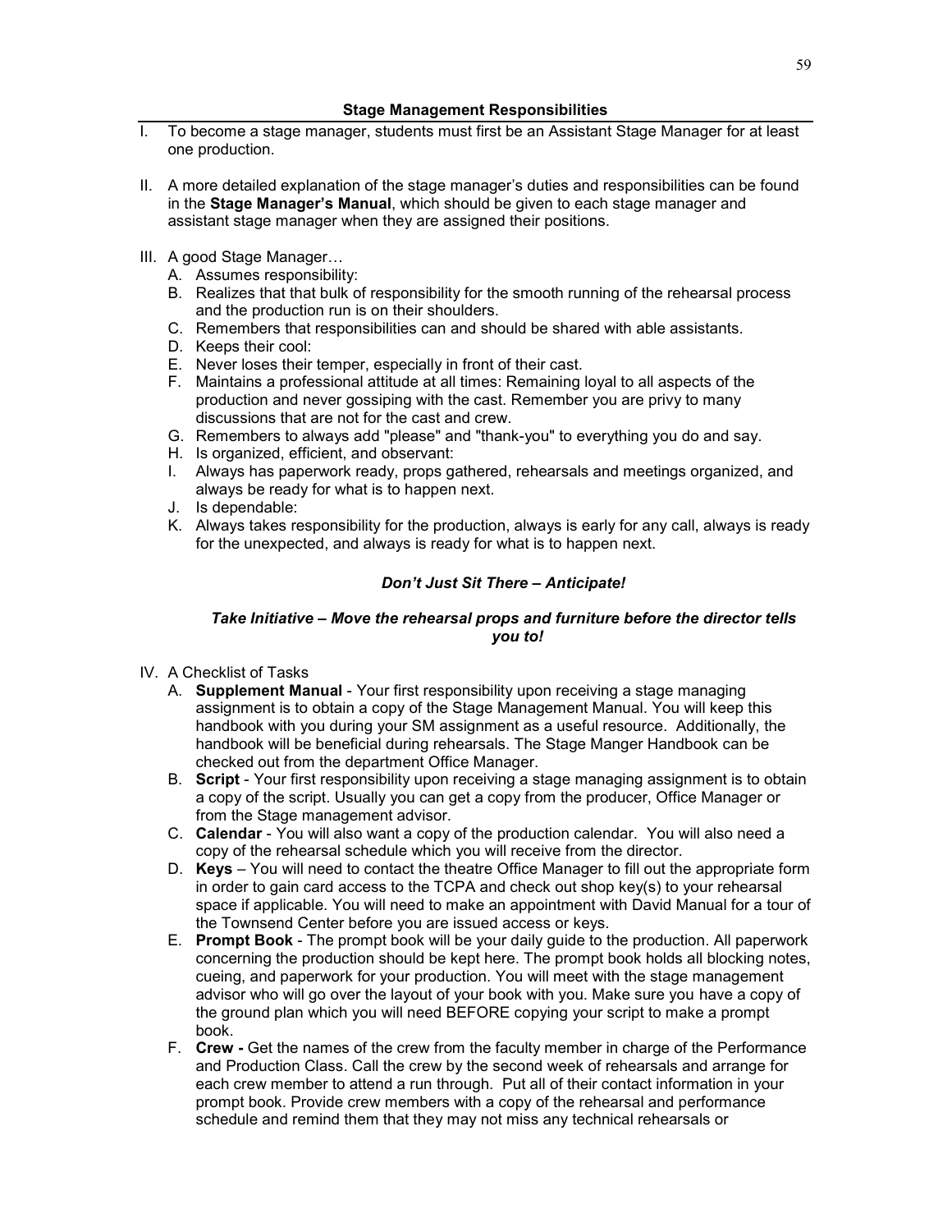### Stage Management Responsibilities

I. To become a stage manager, students must first be an Assistant Stage Manager for at least one production.

II. A more detailed explanation of the stage manager's duties and responsibilities can be found in the **Stage Manager's Manual**, which should be given to each stage manager and assistant stage manager when they are assigned their positions.

III. A good Stage Manager…

   A. Assumes responsibility:
   B. Realizes that that bulk of responsibility for the smooth running of the rehearsal process and the production run is on their shoulders.
   C. Remembers that responsibilities can and should be shared with able assistants.
   D. Keeps their cool:
   E. Never loses their temper, especially in front of their cast.
   F. Maintains a professional attitude at all times: Remaining loyal to all aspects of the production and never gossiping with the cast. Remember you are privy to many discussions that are not for the cast and crew.
   G. Remembers to always add "please" and "thank-you" to everything you do and say.
   H. Is organized, efficient, and observant:
   I. Always has paperwork ready, props gathered, rehearsals and meetings organized, and always be ready for what is to happen next.
   J. Is dependable:
   K. Always takes responsibility for the production, always is early for any call, always is ready for the unexpected, and always is ready for what is to happen next.

***Don't Just Sit There – Anticipate!***

***Take Initiative – Move the rehearsal props and furniture before the director tells you to!***

IV. A Checklist of Tasks

   A. **Supplement Manual** - Your first responsibility upon receiving a stage managing assignment is to obtain a copy of the Stage Management Manual. You will keep this handbook with you during your SM assignment as a useful resource. Additionally, the handbook will be beneficial during rehearsals. The Stage Manger Handbook can be checked out from the department Office Manager.
   B. **Script** - Your first responsibility upon receiving a stage managing assignment is to obtain a copy of the script. Usually you can get a copy from the producer, Office Manager or from the Stage management advisor.
   C. **Calendar** - You will also want a copy of the production calendar. You will also need a copy of the rehearsal schedule which you will receive from the director.
   D. **Keys** – You will need to contact the theatre Office Manager to fill out the appropriate form in order to gain card access to the TCPA and check out shop key(s) to your rehearsal space if applicable. You will need to make an appointment with David Manual for a tour of the Townsend Center before you are issued access or keys.
   E. **Prompt Book** - The prompt book will be your daily guide to the production. All paperwork concerning the production should be kept here. The prompt book holds all blocking notes, cueing, and paperwork for your production. You will meet with the stage management advisor who will go over the layout of your book with you. Make sure you have a copy of the ground plan which you will need BEFORE copying your script to make a prompt book.
   F. **Crew -** Get the names of the crew from the faculty member in charge of the Performance and Production Class. Call the crew by the second week of rehearsals and arrange for each crew member to attend a run through. Put all of their contact information in your prompt book. Provide crew members with a copy of the rehearsal and performance schedule and remind them that they may not miss any technical rehearsals or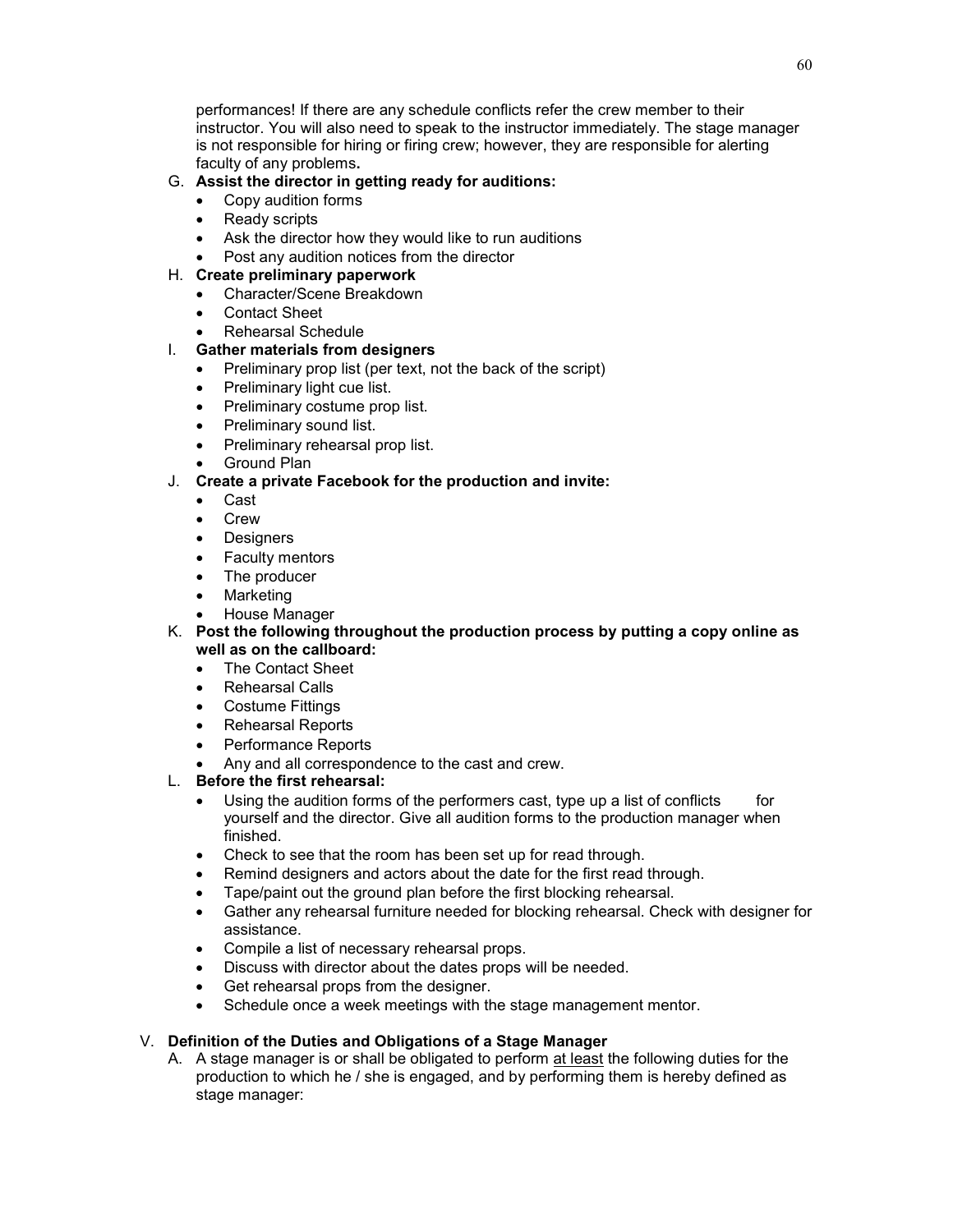performances! If there are any schedule conflicts refer the crew member to their instructor. You will also need to speak to the instructor immediately. The stage manager is not responsible for hiring or firing crew; however, they are responsible for alerting faculty of any problems**.**

G. **Assist the director in getting ready for auditions:**
   - Copy audition forms
   - Ready scripts
   - Ask the director how they would like to run auditions
   - Post any audition notices from the director

H. **Create preliminary paperwork**
   - Character/Scene Breakdown
   - Contact Sheet
   - Rehearsal Schedule

I. **Gather materials from designers**
   - Preliminary prop list (per text, not the back of the script)
   - Preliminary light cue list.
   - Preliminary costume prop list.
   - Preliminary sound list.
   - Preliminary rehearsal prop list.
   - Ground Plan

J. **Create a private Facebook for the production and invite:**
   - Cast
   - Crew
   - Designers
   - Faculty mentors
   - The producer
   - Marketing
   - House Manager

K. **Post the following throughout the production process by putting a copy online as well as on the callboard:**
   - The Contact Sheet
   - Rehearsal Calls
   - Costume Fittings
   - Rehearsal Reports
   - Performance Reports
   - Any and all correspondence to the cast and crew.

L. **Before the first rehearsal:**
   - Using the audition forms of the performers cast, type up a list of conflicts for yourself and the director. Give all audition forms to the production manager when finished.
   - Check to see that the room has been set up for read through.
   - Remind designers and actors about the date for the first read through.
   - Tape/paint out the ground plan before the first blocking rehearsal.
   - Gather any rehearsal furniture needed for blocking rehearsal. Check with designer for assistance.
   - Compile a list of necessary rehearsal props.
   - Discuss with director about the dates props will be needed.
   - Get rehearsal props from the designer.
   - Schedule once a week meetings with the stage management mentor.

V. **Definition of the Duties and Obligations of a Stage Manager**

A. A stage manager is or shall be obligated to perform at least the following duties for the production to which he / she is engaged, and by performing them is hereby defined as stage manager: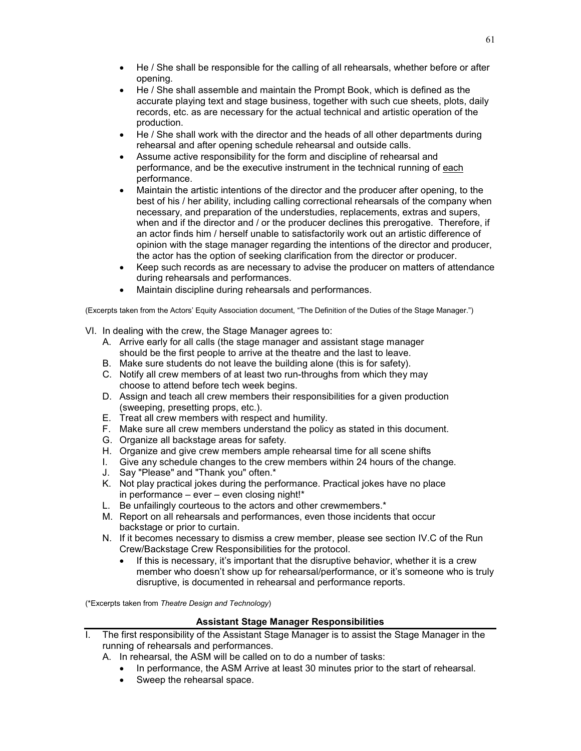- He / She shall be responsible for the calling of all rehearsals, whether before or after opening.
- He / She shall assemble and maintain the Prompt Book, which is defined as the accurate playing text and stage business, together with such cue sheets, plots, daily records, etc. as are necessary for the actual technical and artistic operation of the production.
- He / She shall work with the director and the heads of all other departments during rehearsal and after opening schedule rehearsal and outside calls.
- Assume active responsibility for the form and discipline of rehearsal and performance, and be the executive instrument in the technical running of <u>each</u> performance.
- Maintain the artistic intentions of the director and the producer after opening, to the best of his / her ability, including calling correctional rehearsals of the company when necessary, and preparation of the understudies, replacements, extras and supers, when and if the director and / or the producer declines this prerogative. Therefore, if an actor finds him / herself unable to satisfactorily work out an artistic difference of opinion with the stage manager regarding the intentions of the director and producer, the actor has the option of seeking clarification from the director or producer.
- Keep such records as are necessary to advise the producer on matters of attendance during rehearsals and performances.
- Maintain discipline during rehearsals and performances.

(Excerpts taken from the Actors' Equity Association document, "The Definition of the Duties of the Stage Manager.")

VI. In dealing with the crew, the Stage Manager agrees to:
   A. Arrive early for all calls (the stage manager and assistant stage manager should be the first people to arrive at the theatre and the last to leave.
   B. Make sure students do not leave the building alone (this is for safety).
   C. Notify all crew members of at least two run-throughs from which they may choose to attend before tech week begins.
   D. Assign and teach all crew members their responsibilities for a given production (sweeping, presetting props, etc.).
   E. Treat all crew members with respect and humility.
   F. Make sure all crew members understand the policy as stated in this document.
   G. Organize all backstage areas for safety.
   H. Organize and give crew members ample rehearsal time for all scene shifts
   I. Give any schedule changes to the crew members within 24 hours of the change.
   J. Say "Please" and "Thank you" often.*
   K. Not play practical jokes during the performance. Practical jokes have no place in performance – ever – even closing night!*
   L. Be unfailingly courteous to the actors and other crewmembers.*
   M. Report on all rehearsals and performances, even those incidents that occur backstage or prior to curtain.
   N. If it becomes necessary to dismiss a crew member, please see section IV.C of the Run Crew/Backstage Crew Responsibilities for the protocol.
      - If this is necessary, it's important that the disruptive behavior, whether it is a crew member who doesn't show up for rehearsal/performance, or it's someone who is truly disruptive, is documented in rehearsal and performance reports.

(*Excerpts taken from *Theatre Design and Technology*)

## Assistant Stage Manager Responsibilities

I. The first responsibility of the Assistant Stage Manager is to assist the Stage Manager in the running of rehearsals and performances.
   A. In rehearsal, the ASM will be called on to do a number of tasks:
      - In performance, the ASM Arrive at least 30 minutes prior to the start of rehearsal.
      - Sweep the rehearsal space.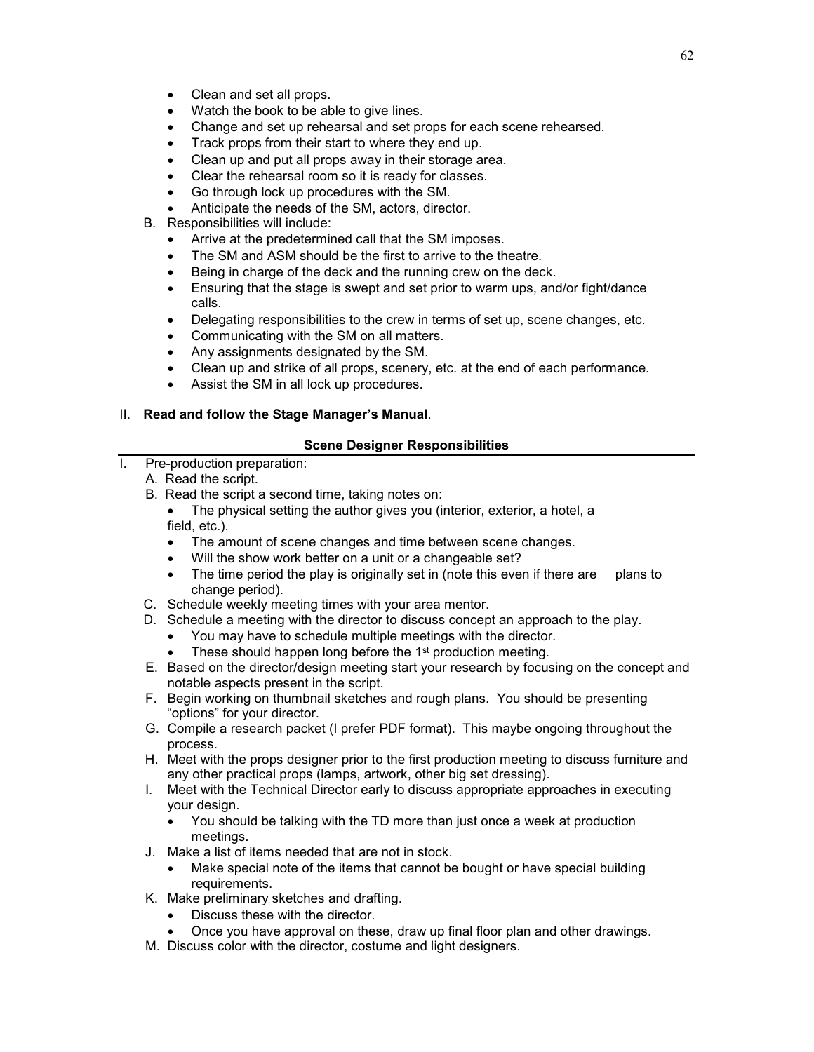- Clean and set all props.
- Watch the book to be able to give lines.
- Change and set up rehearsal and set props for each scene rehearsed.
- Track props from their start to where they end up.
- Clean up and put all props away in their storage area.
- Clear the rehearsal room so it is ready for classes.
- Go through lock up procedures with the SM.
- Anticipate the needs of the SM, actors, director.

B. Responsibilities will include:

- Arrive at the predetermined call that the SM imposes.
- The SM and ASM should be the first to arrive to the theatre.
- Being in charge of the deck and the running crew on the deck.
- Ensuring that the stage is swept and set prior to warm ups, and/or fight/dance calls.
- Delegating responsibilities to the crew in terms of set up, scene changes, etc.
- Communicating with the SM on all matters.
- Any assignments designated by the SM.
- Clean up and strike of all props, scenery, etc. at the end of each performance.
- Assist the SM in all lock up procedures.

II. **Read and follow the Stage Manager's Manual**.

## Scene Designer Responsibilities

I. Pre-production preparation:

A. Read the script.

B. Read the script a second time, taking notes on:

- The physical setting the author gives you (interior, exterior, a hotel, a field, etc.).
- The amount of scene changes and time between scene changes.
- Will the show work better on a unit or a changeable set?
- The time period the play is originally set in (note this even if there are plans to change period).

C. Schedule weekly meeting times with your area mentor.

D. Schedule a meeting with the director to discuss concept an approach to the play.

- You may have to schedule multiple meetings with the director.
- These should happen long before the 1st production meeting.

E. Based on the director/design meeting start your research by focusing on the concept and notable aspects present in the script.

F. Begin working on thumbnail sketches and rough plans. You should be presenting "options" for your director.

G. Compile a research packet (I prefer PDF format). This maybe ongoing throughout the process.

H. Meet with the props designer prior to the first production meeting to discuss furniture and any other practical props (lamps, artwork, other big set dressing).

I. Meet with the Technical Director early to discuss appropriate approaches in executing your design.

- You should be talking with the TD more than just once a week at production meetings.

J. Make a list of items needed that are not in stock.

- Make special note of the items that cannot be bought or have special building requirements.

K. Make preliminary sketches and drafting.

- Discuss these with the director.
- Once you have approval on these, draw up final floor plan and other drawings.

M. Discuss color with the director, costume and light designers.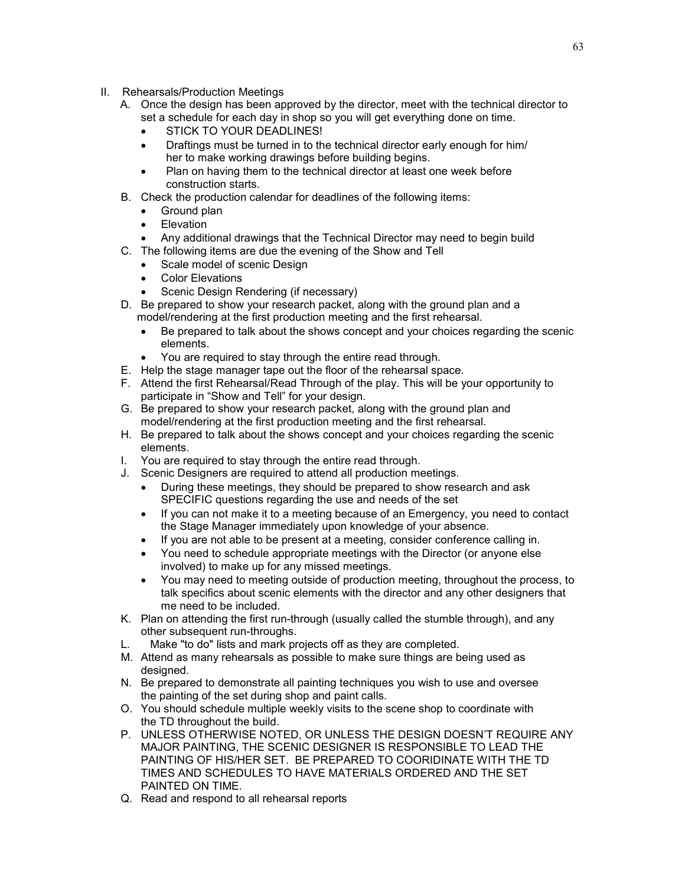II. Rehearsals/Production Meetings

A. Once the design has been approved by the director, meet with the technical director to set a schedule for each day in shop so you will get everything done on time.
   - STICK TO YOUR DEADLINES!
   - Draftings must be turned in to the technical director early enough for him/ her to make working drawings before building begins.
   - Plan on having them to the technical director at least one week before construction starts.

B. Check the production calendar for deadlines of the following items:
   - Ground plan
   - Elevation
   - Any additional drawings that the Technical Director may need to begin build

C. The following items are due the evening of the Show and Tell
   - Scale model of scenic Design
   - Color Elevations
   - Scenic Design Rendering (if necessary)

D. Be prepared to show your research packet, along with the ground plan and a model/rendering at the first production meeting and the first rehearsal.
   - Be prepared to talk about the shows concept and your choices regarding the scenic elements.
   - You are required to stay through the entire read through.

E. Help the stage manager tape out the floor of the rehearsal space.

F. Attend the first Rehearsal/Read Through of the play. This will be your opportunity to participate in "Show and Tell" for your design.

G. Be prepared to show your research packet, along with the ground plan and model/rendering at the first production meeting and the first rehearsal.

H. Be prepared to talk about the shows concept and your choices regarding the scenic elements.

I. You are required to stay through the entire read through.

J. Scenic Designers are required to attend all production meetings.
   - During these meetings, they should be prepared to show research and ask SPECIFIC questions regarding the use and needs of the set
   - If you can not make it to a meeting because of an Emergency, you need to contact the Stage Manager immediately upon knowledge of your absence.
   - If you are not able to be present at a meeting, consider conference calling in.
   - You need to schedule appropriate meetings with the Director (or anyone else involved) to make up for any missed meetings.
   - You may need to meeting outside of production meeting, throughout the process, to talk specifics about scenic elements with the director and any other designers that me need to be included.

K. Plan on attending the first run-through (usually called the stumble through), and any other subsequent run-throughs.

L. Make "to do" lists and mark projects off as they are completed.

M. Attend as many rehearsals as possible to make sure things are being used as designed.

N. Be prepared to demonstrate all painting techniques you wish to use and oversee the painting of the set during shop and paint calls.

O. You should schedule multiple weekly visits to the scene shop to coordinate with the TD throughout the build.

P. UNLESS OTHERWISE NOTED, OR UNLESS THE DESIGN DOESN'T REQUIRE ANY MAJOR PAINTING, THE SCENIC DESIGNER IS RESPONSIBLE TO LEAD THE PAINTING OF HIS/HER SET. BE PREPARED TO COORIDINATE WITH THE TD TIMES AND SCHEDULES TO HAVE MATERIALS ORDERED AND THE SET PAINTED ON TIME.

Q. Read and respond to all rehearsal reports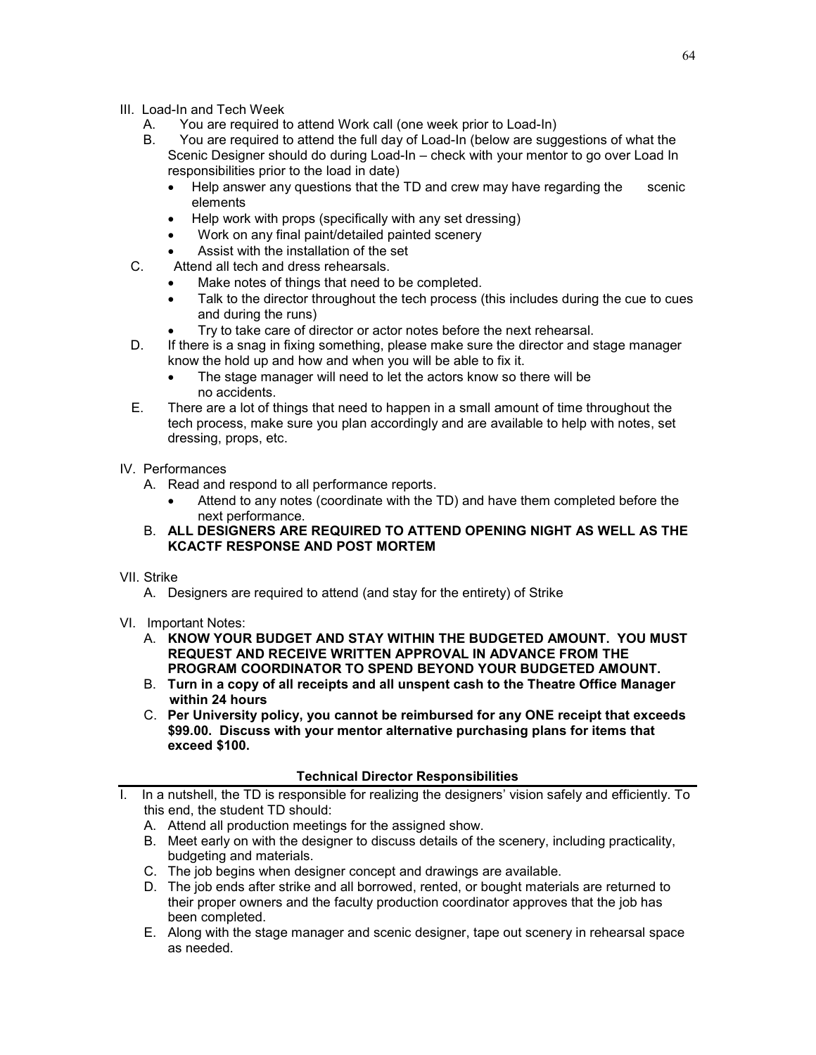III. Load-In and Tech Week

A. You are required to attend Work call (one week prior to Load-In)

B. You are required to attend the full day of Load-In (below are suggestions of what the Scenic Designer should do during Load-In – check with your mentor to go over Load In responsibilities prior to the load in date)

- Help answer any questions that the TD and crew may have regarding the scenic elements
- Help work with props (specifically with any set dressing)
- Work on any final paint/detailed painted scenery
- Assist with the installation of the set

C. Attend all tech and dress rehearsals.

- Make notes of things that need to be completed.
- Talk to the director throughout the tech process (this includes during the cue to cues and during the runs)
- Try to take care of director or actor notes before the next rehearsal.

D. If there is a snag in fixing something, please make sure the director and stage manager know the hold up and how and when you will be able to fix it.

- The stage manager will need to let the actors know so there will be no accidents.

E. There are a lot of things that need to happen in a small amount of time throughout the tech process, make sure you plan accordingly and are available to help with notes, set dressing, props, etc.

IV. Performances

A. Read and respond to all performance reports.

- Attend to any notes (coordinate with the TD) and have them completed before the next performance.

B. **ALL DESIGNERS ARE REQUIRED TO ATTEND OPENING NIGHT AS WELL AS THE KCACTF RESPONSE AND POST MORTEM**

VII. Strike

A. Designers are required to attend (and stay for the entirety) of Strike

VI. Important Notes:

A. **KNOW YOUR BUDGET AND STAY WITHIN THE BUDGETED AMOUNT. YOU MUST REQUEST AND RECEIVE WRITTEN APPROVAL IN ADVANCE FROM THE PROGRAM COORDINATOR TO SPEND BEYOND YOUR BUDGETED AMOUNT.**

B. **Turn in a copy of all receipts and all unspent cash to the Theatre Office Manager within 24 hours**

C. **Per University policy, you cannot be reimbursed for any ONE receipt that exceeds $99.00. Discuss with your mentor alternative purchasing plans for items that exceed $100.**

### Technical Director Responsibilities

I. In a nutshell, the TD is responsible for realizing the designers' vision safely and efficiently. To this end, the student TD should:

A. Attend all production meetings for the assigned show.

B. Meet early on with the designer to discuss details of the scenery, including practicality, budgeting and materials.

C. The job begins when designer concept and drawings are available.

D. The job ends after strike and all borrowed, rented, or bought materials are returned to their proper owners and the faculty production coordinator approves that the job has been completed.

E. Along with the stage manager and scenic designer, tape out scenery in rehearsal space as needed.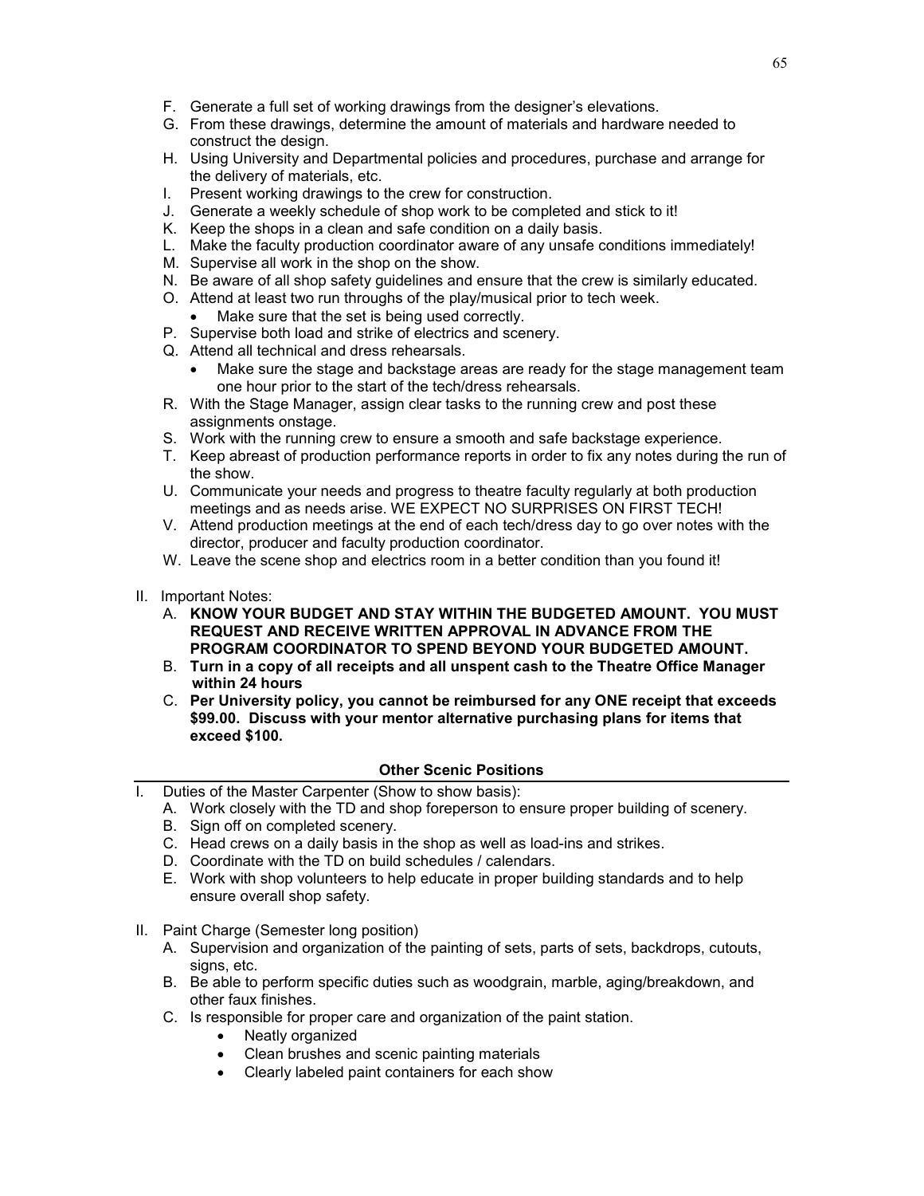F. Generate a full set of working drawings from the designer's elevations.
G. From these drawings, determine the amount of materials and hardware needed to construct the design.
H. Using University and Departmental policies and procedures, purchase and arrange for the delivery of materials, etc.
I. Present working drawings to the crew for construction.
J. Generate a weekly schedule of shop work to be completed and stick to it!
K. Keep the shops in a clean and safe condition on a daily basis.
L. Make the faculty production coordinator aware of any unsafe conditions immediately!
M. Supervise all work in the shop on the show.
N. Be aware of all shop safety guidelines and ensure that the crew is similarly educated.
O. Attend at least two run throughs of the play/musical prior to tech week.
   - Make sure that the set is being used correctly.
P. Supervise both load and strike of electrics and scenery.
Q. Attend all technical and dress rehearsals.
   - Make sure the stage and backstage areas are ready for the stage management team one hour prior to the start of the tech/dress rehearsals.
R. With the Stage Manager, assign clear tasks to the running crew and post these assignments onstage.
S. Work with the running crew to ensure a smooth and safe backstage experience.
T. Keep abreast of production performance reports in order to fix any notes during the run of the show.
U. Communicate your needs and progress to theatre faculty regularly at both production meetings and as needs arise. WE EXPECT NO SURPRISES ON FIRST TECH!
V. Attend production meetings at the end of each tech/dress day to go over notes with the director, producer and faculty production coordinator.
W. Leave the scene shop and electrics room in a better condition than you found it!

II. Important Notes:

A. **KNOW YOUR BUDGET AND STAY WITHIN THE BUDGETED AMOUNT. YOU MUST REQUEST AND RECEIVE WRITTEN APPROVAL IN ADVANCE FROM THE PROGRAM COORDINATOR TO SPEND BEYOND YOUR BUDGETED AMOUNT.**
B. **Turn in a copy of all receipts and all unspent cash to the Theatre Office Manager within 24 hours**
C. **Per University policy, you cannot be reimbursed for any ONE receipt that exceeds $99.00. Discuss with your mentor alternative purchasing plans for items that exceed $100.**

## Other Scenic Positions

I. Duties of the Master Carpenter (Show to show basis):

A. Work closely with the TD and shop foreperson to ensure proper building of scenery.
B. Sign off on completed scenery.
C. Head crews on a daily basis in the shop as well as load-ins and strikes.
D. Coordinate with the TD on build schedules / calendars.
E. Work with shop volunteers to help educate in proper building standards and to help ensure overall shop safety.

II. Paint Charge (Semester long position)

A. Supervision and organization of the painting of sets, parts of sets, backdrops, cutouts, signs, etc.
B. Be able to perform specific duties such as woodgrain, marble, aging/breakdown, and other faux finishes.
C. Is responsible for proper care and organization of the paint station.
   - Neatly organized
   - Clean brushes and scenic painting materials
   - Clearly labeled paint containers for each show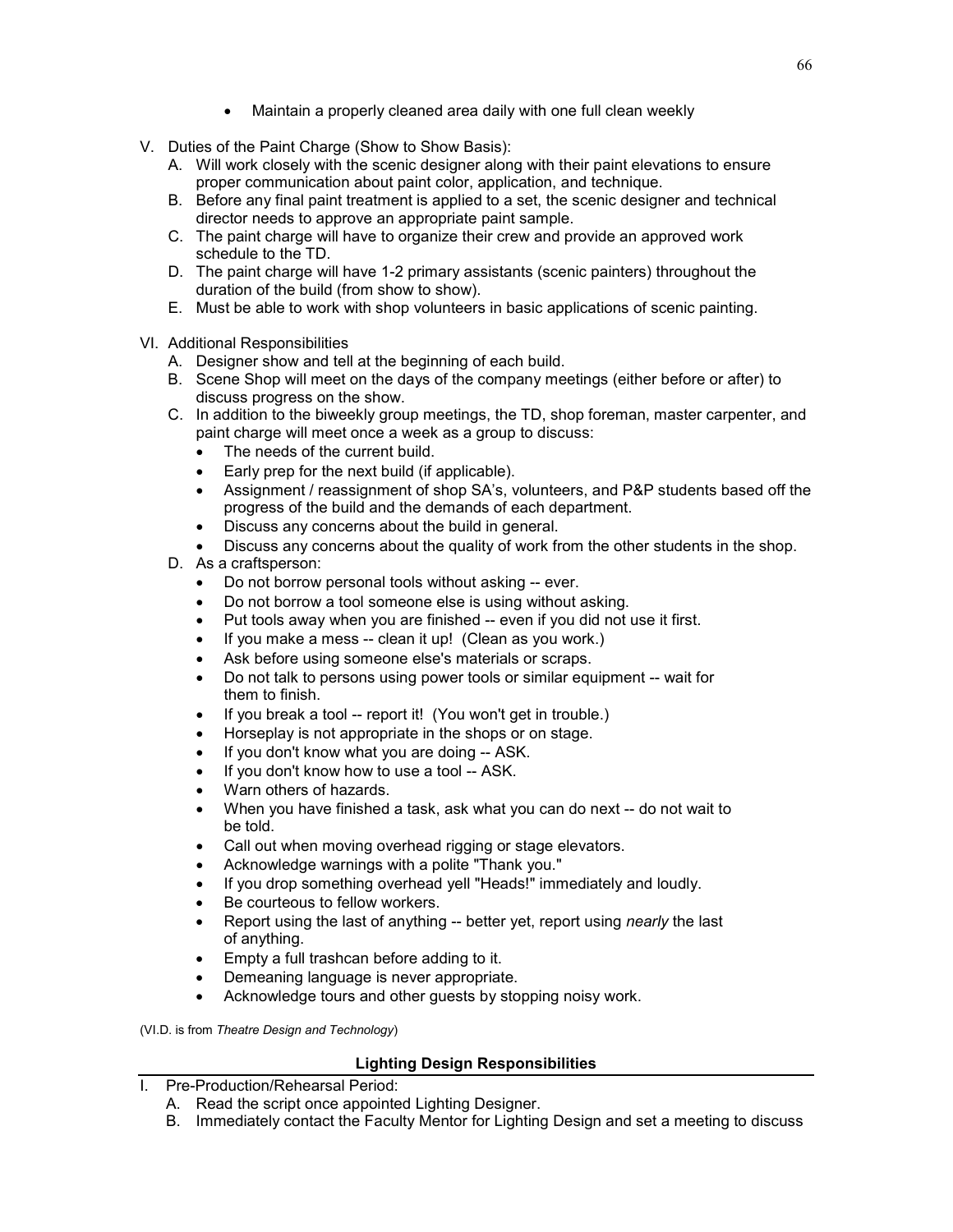- Maintain a properly cleaned area daily with one full clean weekly

V. Duties of the Paint Charge (Show to Show Basis):

A. Will work closely with the scenic designer along with their paint elevations to ensure proper communication about paint color, application, and technique.

B. Before any final paint treatment is applied to a set, the scenic designer and technical director needs to approve an appropriate paint sample.

C. The paint charge will have to organize their crew and provide an approved work schedule to the TD.

D. The paint charge will have 1-2 primary assistants (scenic painters) throughout the duration of the build (from show to show).

E. Must be able to work with shop volunteers in basic applications of scenic painting.

VI. Additional Responsibilities

A. Designer show and tell at the beginning of each build.

B. Scene Shop will meet on the days of the company meetings (either before or after) to discuss progress on the show.

C. In addition to the biweekly group meetings, the TD, shop foreman, master carpenter, and paint charge will meet once a week as a group to discuss:

- The needs of the current build.
- Early prep for the next build (if applicable).
- Assignment / reassignment of shop SA's, volunteers, and P&P students based off the progress of the build and the demands of each department.
- Discuss any concerns about the build in general.
- Discuss any concerns about the quality of work from the other students in the shop.

D. As a craftsperson:

- Do not borrow personal tools without asking -- ever.
- Do not borrow a tool someone else is using without asking.
- Put tools away when you are finished -- even if you did not use it first.
- If you make a mess -- clean it up! (Clean as you work.)
- Ask before using someone else's materials or scraps.
- Do not talk to persons using power tools or similar equipment -- wait for them to finish.
- If you break a tool -- report it! (You won't get in trouble.)
- Horseplay is not appropriate in the shops or on stage.
- If you don't know what you are doing -- ASK.
- If you don't know how to use a tool -- ASK.
- Warn others of hazards.
- When you have finished a task, ask what you can do next -- do not wait to be told.
- Call out when moving overhead rigging or stage elevators.
- Acknowledge warnings with a polite "Thank you."
- If you drop something overhead yell "Heads!" immediately and loudly.
- Be courteous to fellow workers.
- Report using the last of anything -- better yet, report using *nearly* the last of anything.
- Empty a full trashcan before adding to it.
- Demeaning language is never appropriate.
- Acknowledge tours and other guests by stopping noisy work.

(VI.D. is from *Theatre Design and Technology*)

## Lighting Design Responsibilities

I. Pre-Production/Rehearsal Period:

A. Read the script once appointed Lighting Designer.

B. Immediately contact the Faculty Mentor for Lighting Design and set a meeting to discuss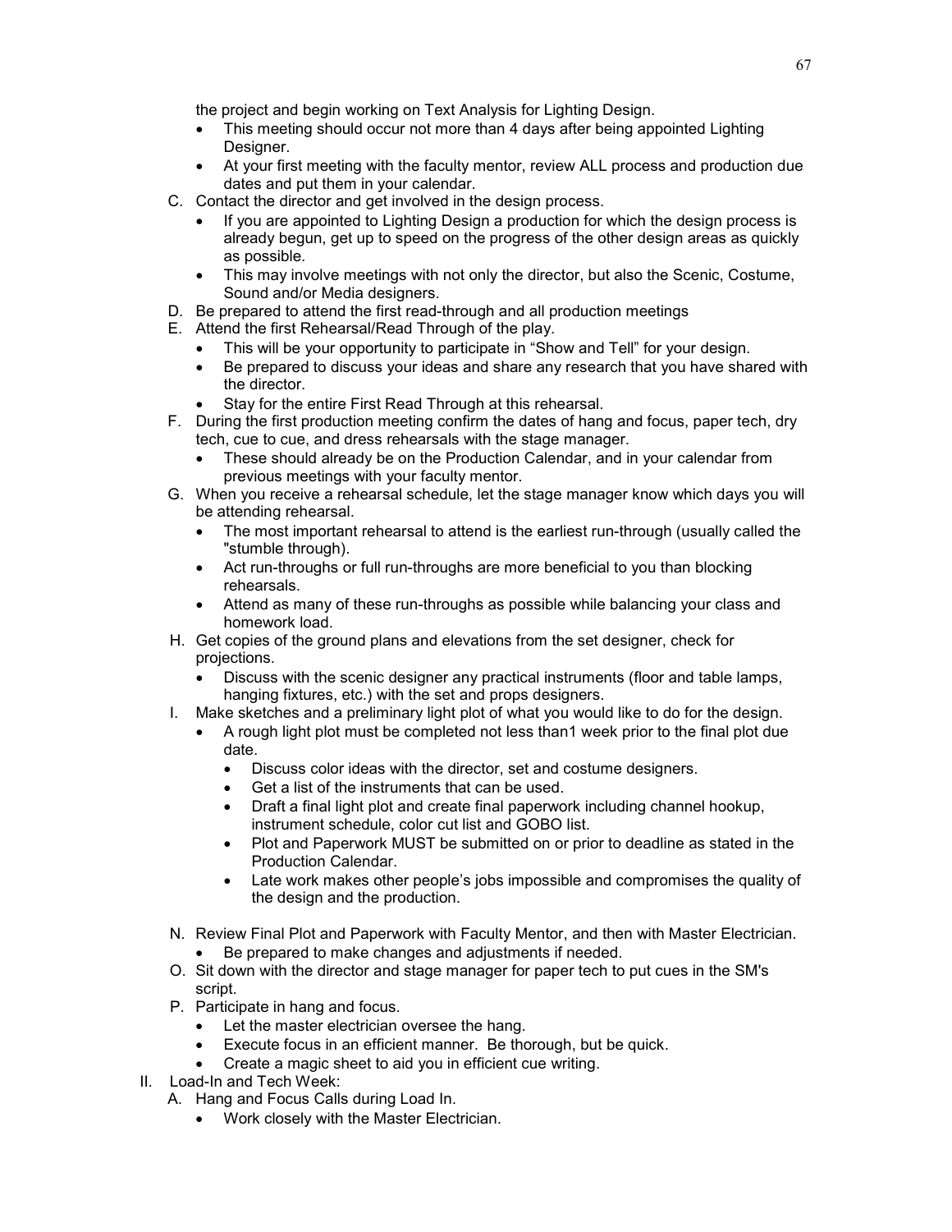the project and begin working on Text Analysis for Lighting Design.

- This meeting should occur not more than 4 days after being appointed Lighting Designer.
- At your first meeting with the faculty mentor, review ALL process and production due dates and put them in your calendar.

C. Contact the director and get involved in the design process.
- If you are appointed to Lighting Design a production for which the design process is already begun, get up to speed on the progress of the other design areas as quickly as possible.
- This may involve meetings with not only the director, but also the Scenic, Costume, Sound and/or Media designers.

D. Be prepared to attend the first read-through and all production meetings

E. Attend the first Rehearsal/Read Through of the play.
- This will be your opportunity to participate in "Show and Tell" for your design.
- Be prepared to discuss your ideas and share any research that you have shared with the director.
- Stay for the entire First Read Through at this rehearsal.

F. During the first production meeting confirm the dates of hang and focus, paper tech, dry tech, cue to cue, and dress rehearsals with the stage manager.
- These should already be on the Production Calendar, and in your calendar from previous meetings with your faculty mentor.

G. When you receive a rehearsal schedule, let the stage manager know which days you will be attending rehearsal.
- The most important rehearsal to attend is the earliest run-through (usually called the "stumble through).
- Act run-throughs or full run-throughs are more beneficial to you than blocking rehearsals.
- Attend as many of these run-throughs as possible while balancing your class and homework load.

H. Get copies of the ground plans and elevations from the set designer, check for projections.
- Discuss with the scenic designer any practical instruments (floor and table lamps, hanging fixtures, etc.) with the set and props designers.

I. Make sketches and a preliminary light plot of what you would like to do for the design.
- A rough light plot must be completed not less than1 week prior to the final plot due date.
  - Discuss color ideas with the director, set and costume designers.
  - Get a list of the instruments that can be used.
  - Draft a final light plot and create final paperwork including channel hookup, instrument schedule, color cut list and GOBO list.
  - Plot and Paperwork MUST be submitted on or prior to deadline as stated in the Production Calendar.
  - Late work makes other people's jobs impossible and compromises the quality of the design and the production.

N. Review Final Plot and Paperwork with Faculty Mentor, and then with Master Electrician.
- Be prepared to make changes and adjustments if needed.

O. Sit down with the director and stage manager for paper tech to put cues in the SM's script.

P. Participate in hang and focus.
- Let the master electrician oversee the hang.
- Execute focus in an efficient manner. Be thorough, but be quick.
- Create a magic sheet to aid you in efficient cue writing.

II. Load-In and Tech Week:

A. Hang and Focus Calls during Load In.
- Work closely with the Master Electrician.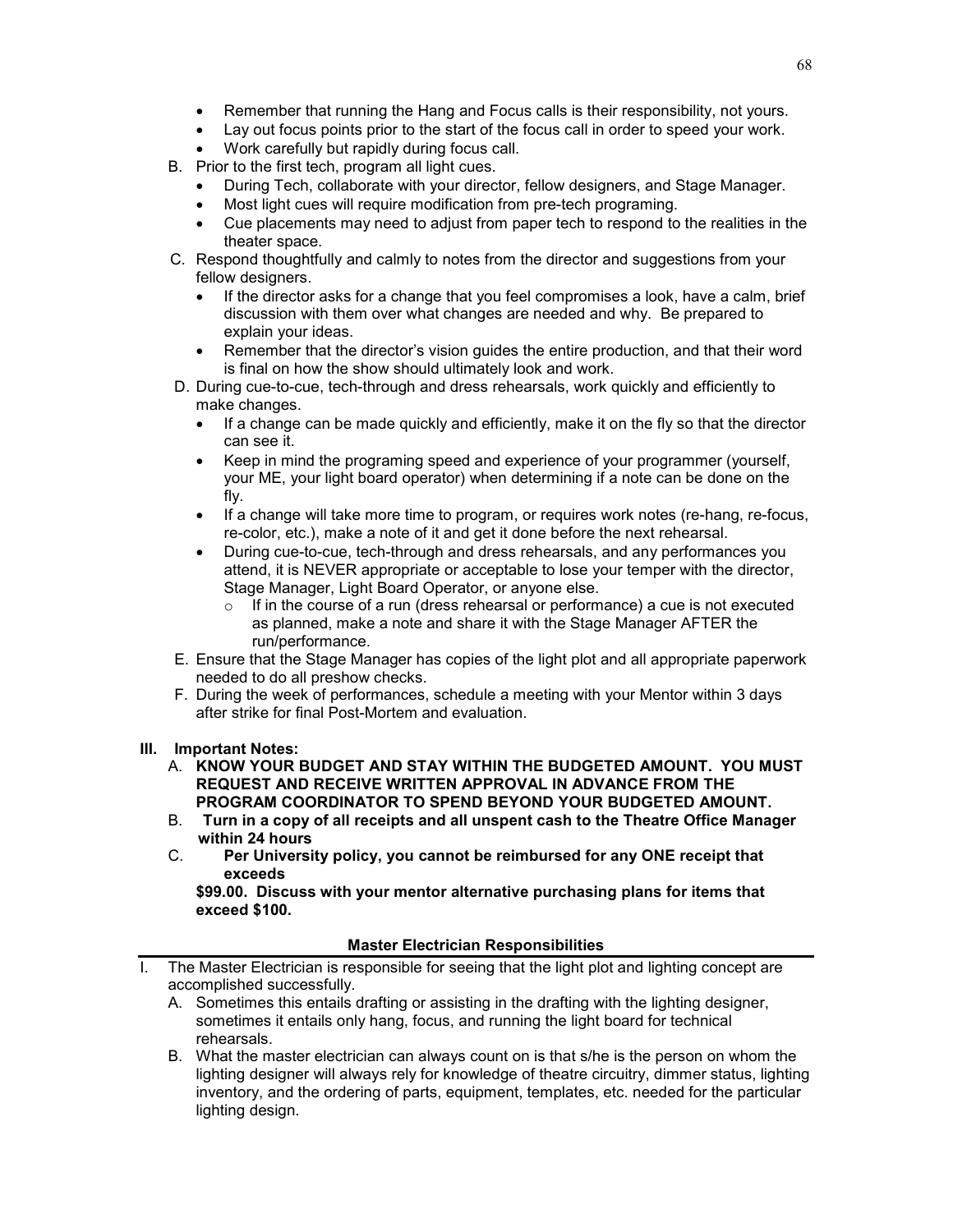- Remember that running the Hang and Focus calls is their responsibility, not yours.
- Lay out focus points prior to the start of the focus call in order to speed your work.
- Work carefully but rapidly during focus call.

B. Prior to the first tech, program all light cues.
- During Tech, collaborate with your director, fellow designers, and Stage Manager.
- Most light cues will require modification from pre-tech programing.
- Cue placements may need to adjust from paper tech to respond to the realities in the theater space.

C. Respond thoughtfully and calmly to notes from the director and suggestions from your fellow designers.
- If the director asks for a change that you feel compromises a look, have a calm, brief discussion with them over what changes are needed and why. Be prepared to explain your ideas.
- Remember that the director's vision guides the entire production, and that their word is final on how the show should ultimately look and work.

D. During cue-to-cue, tech-through and dress rehearsals, work quickly and efficiently to make changes.
- If a change can be made quickly and efficiently, make it on the fly so that the director can see it.
- Keep in mind the programing speed and experience of your programmer (yourself, your ME, your light board operator) when determining if a note can be done on the fly.
- If a change will take more time to program, or requires work notes (re-hang, re-focus, re-color, etc.), make a note of it and get it done before the next rehearsal.
- During cue-to-cue, tech-through and dress rehearsals, and any performances you attend, it is NEVER appropriate or acceptable to lose your temper with the director, Stage Manager, Light Board Operator, or anyone else.
  - If in the course of a run (dress rehearsal or performance) a cue is not executed as planned, make a note and share it with the Stage Manager AFTER the run/performance.

E. Ensure that the Stage Manager has copies of the light plot and all appropriate paperwork needed to do all preshow checks.

F. During the week of performances, schedule a meeting with your Mentor within 3 days after strike for final Post-Mortem and evaluation.

**III. Important Notes:**

A. **KNOW YOUR BUDGET AND STAY WITHIN THE BUDGETED AMOUNT. YOU MUST REQUEST AND RECEIVE WRITTEN APPROVAL IN ADVANCE FROM THE PROGRAM COORDINATOR TO SPEND BEYOND YOUR BUDGETED AMOUNT.**

B. **Turn in a copy of all receipts and all unspent cash to the Theatre Office Manager within 24 hours**

C. **Per University policy, you cannot be reimbursed for any ONE receipt that exceeds $99.00. Discuss with your mentor alternative purchasing plans for items that exceed $100.**

## Master Electrician Responsibilities

I. The Master Electrician is responsible for seeing that the light plot and lighting concept are accomplished successfully.

A. Sometimes this entails drafting or assisting in the drafting with the lighting designer, sometimes it entails only hang, focus, and running the light board for technical rehearsals.

B. What the master electrician can always count on is that s/he is the person on whom the lighting designer will always rely for knowledge of theatre circuitry, dimmer status, lighting inventory, and the ordering of parts, equipment, templates, etc. needed for the particular lighting design.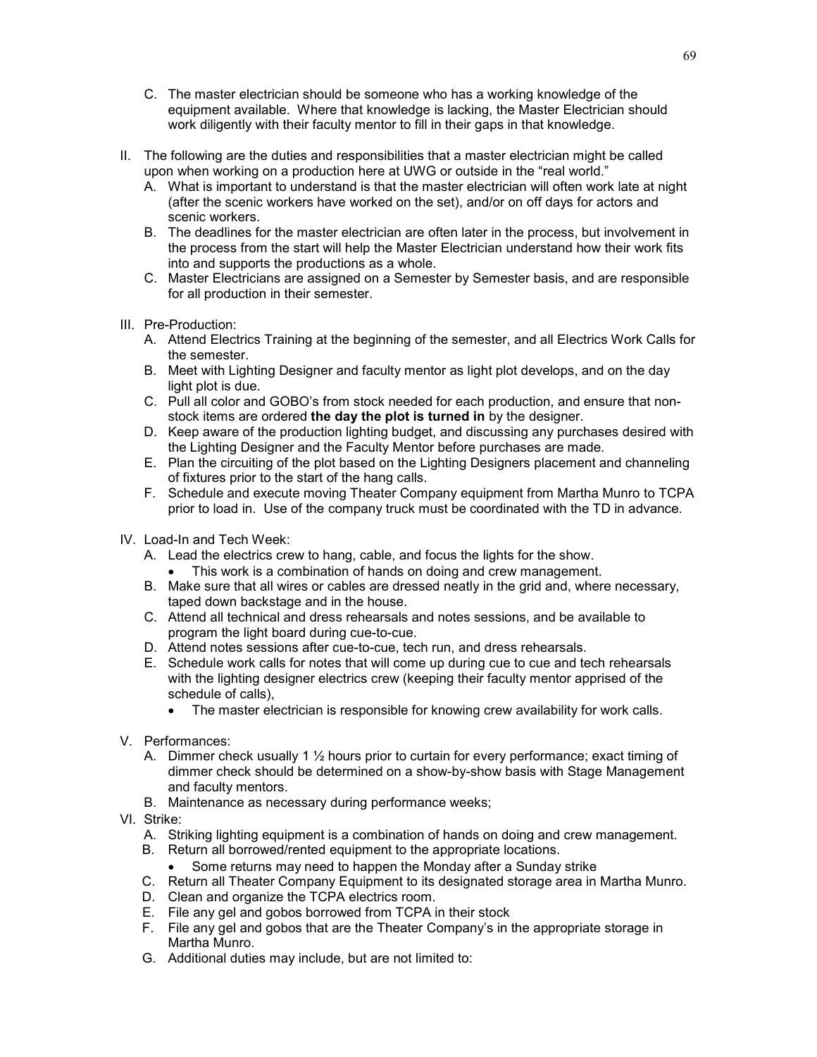C. The master electrician should be someone who has a working knowledge of the equipment available. Where that knowledge is lacking, the Master Electrician should work diligently with their faculty mentor to fill in their gaps in that knowledge.

II. The following are the duties and responsibilities that a master electrician might be called upon when working on a production here at UWG or outside in the "real world."
   A. What is important to understand is that the master electrician will often work late at night (after the scenic workers have worked on the set), and/or on off days for actors and scenic workers.
   B. The deadlines for the master electrician are often later in the process, but involvement in the process from the start will help the Master Electrician understand how their work fits into and supports the productions as a whole.
   C. Master Electricians are assigned on a Semester by Semester basis, and are responsible for all production in their semester.

III. Pre-Production:
   A. Attend Electrics Training at the beginning of the semester, and all Electrics Work Calls for the semester.
   B. Meet with Lighting Designer and faculty mentor as light plot develops, and on the day light plot is due.
   C. Pull all color and GOBO's from stock needed for each production, and ensure that non-stock items are ordered **the day the plot is turned in** by the designer.
   D. Keep aware of the production lighting budget, and discussing any purchases desired with the Lighting Designer and the Faculty Mentor before purchases are made.
   E. Plan the circuiting of the plot based on the Lighting Designers placement and channeling of fixtures prior to the start of the hang calls.
   F. Schedule and execute moving Theater Company equipment from Martha Munro to TCPA prior to load in. Use of the company truck must be coordinated with the TD in advance.

IV. Load-In and Tech Week:
   A. Lead the electrics crew to hang, cable, and focus the lights for the show.
      - This work is a combination of hands on doing and crew management.
   B. Make sure that all wires or cables are dressed neatly in the grid and, where necessary, taped down backstage and in the house.
   C. Attend all technical and dress rehearsals and notes sessions, and be available to program the light board during cue-to-cue.
   D. Attend notes sessions after cue-to-cue, tech run, and dress rehearsals.
   E. Schedule work calls for notes that will come up during cue to cue and tech rehearsals with the lighting designer electrics crew (keeping their faculty mentor apprised of the schedule of calls),
      - The master electrician is responsible for knowing crew availability for work calls.

V. Performances:
   A. Dimmer check usually 1 ½ hours prior to curtain for every performance; exact timing of dimmer check should be determined on a show-by-show basis with Stage Management and faculty mentors.
   B. Maintenance as necessary during performance weeks;

VI. Strike:
   A. Striking lighting equipment is a combination of hands on doing and crew management.
   B. Return all borrowed/rented equipment to the appropriate locations.
      - Some returns may need to happen the Monday after a Sunday strike
   C. Return all Theater Company Equipment to its designated storage area in Martha Munro.
   D. Clean and organize the TCPA electrics room.
   E. File any gel and gobos borrowed from TCPA in their stock
   F. File any gel and gobos that are the Theater Company's in the appropriate storage in Martha Munro.
   G. Additional duties may include, but are not limited to: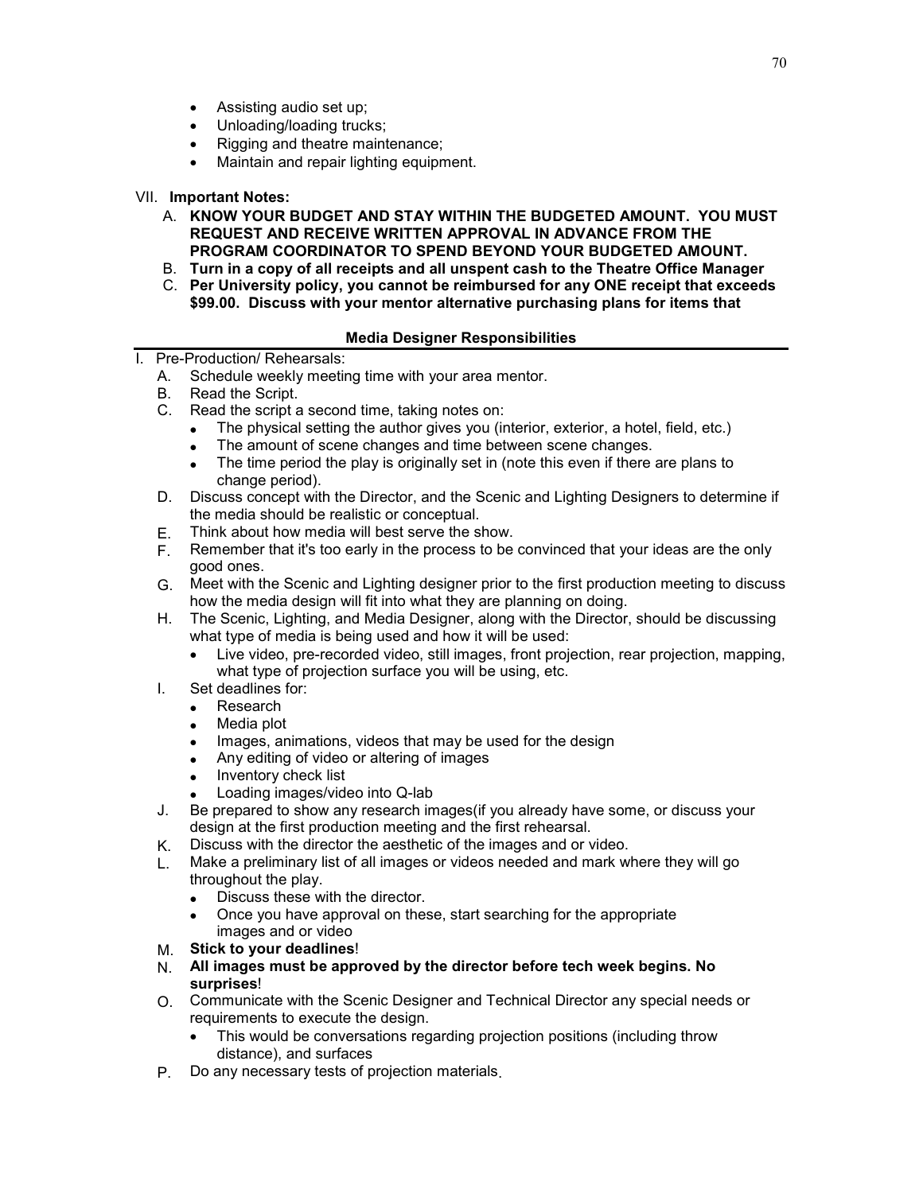- Assisting audio set up;
- Unloading/loading trucks;
- Rigging and theatre maintenance;
- Maintain and repair lighting equipment.

VII. **Important Notes:**

A. **KNOW YOUR BUDGET AND STAY WITHIN THE BUDGETED AMOUNT. YOU MUST REQUEST AND RECEIVE WRITTEN APPROVAL IN ADVANCE FROM THE PROGRAM COORDINATOR TO SPEND BEYOND YOUR BUDGETED AMOUNT.**

B. **Turn in a copy of all receipts and all unspent cash to the Theatre Office Manager**

C. **Per University policy, you cannot be reimbursed for any ONE receipt that exceeds $99.00. Discuss with your mentor alternative purchasing plans for items that**

## Media Designer Responsibilities

I. Pre-Production/ Rehearsals:

A. Schedule weekly meeting time with your area mentor.

B. Read the Script.

C. Read the script a second time, taking notes on:
- The physical setting the author gives you (interior, exterior, a hotel, field, etc.)
- The amount of scene changes and time between scene changes.
- The time period the play is originally set in (note this even if there are plans to change period).

D. Discuss concept with the Director, and the Scenic and Lighting Designers to determine if the media should be realistic or conceptual.

E. Think about how media will best serve the show.

F. Remember that it's too early in the process to be convinced that your ideas are the only good ones.

G. Meet with the Scenic and Lighting designer prior to the first production meeting to discuss how the media design will fit into what they are planning on doing.

H. The Scenic, Lighting, and Media Designer, along with the Director, should be discussing what type of media is being used and how it will be used:
- Live video, pre-recorded video, still images, front projection, rear projection, mapping, what type of projection surface you will be using, etc.

I. Set deadlines for:
- Research
- Media plot
- Images, animations, videos that may be used for the design
- Any editing of video or altering of images
- Inventory check list
- Loading images/video into Q-lab

J. Be prepared to show any research images(if you already have some, or discuss your design at the first production meeting and the first rehearsal.

K. Discuss with the director the aesthetic of the images and or video.

L. Make a preliminary list of all images or videos needed and mark where they will go throughout the play.
- Discuss these with the director.
- Once you have approval on these, start searching for the appropriate images and or video

M. **Stick to your deadlines**!

N. **All images must be approved by the director before tech week begins. No surprises**!

O. Communicate with the Scenic Designer and Technical Director any special needs or requirements to execute the design.
- This would be conversations regarding projection positions (including throw distance), and surfaces

P. Do any necessary tests of projection materials.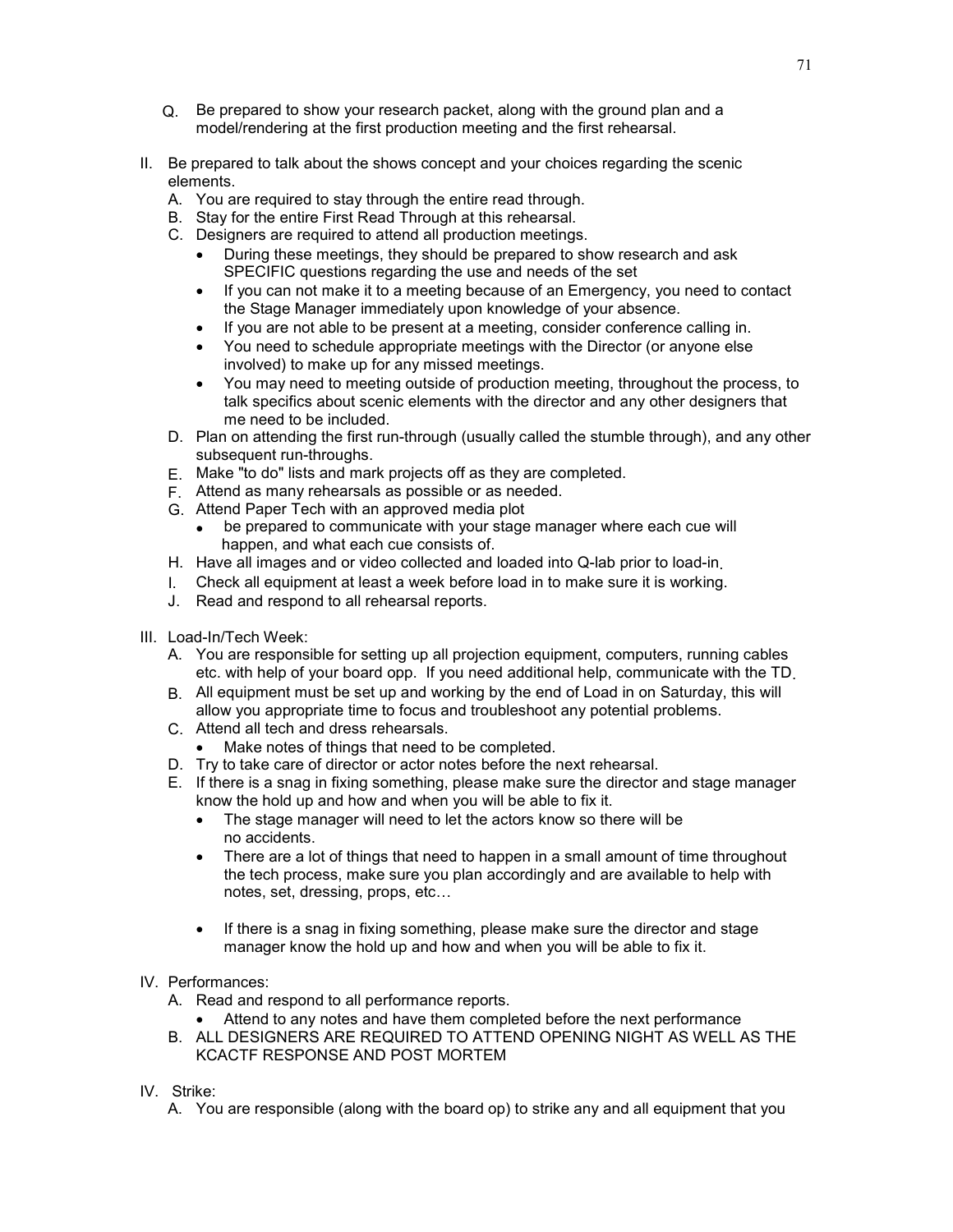Q. Be prepared to show your research packet, along with the ground plan and a model/rendering at the first production meeting and the first rehearsal.

II. Be prepared to talk about the shows concept and your choices regarding the scenic elements.

   A. You are required to stay through the entire read through.
   B. Stay for the entire First Read Through at this rehearsal.
   C. Designers are required to attend all production meetings.
      - During these meetings, they should be prepared to show research and ask SPECIFIC questions regarding the use and needs of the set
      - If you can not make it to a meeting because of an Emergency, you need to contact the Stage Manager immediately upon knowledge of your absence.
      - If you are not able to be present at a meeting, consider conference calling in.
      - You need to schedule appropriate meetings with the Director (or anyone else involved) to make up for any missed meetings.
      - You may need to meeting outside of production meeting, throughout the process, to talk specifics about scenic elements with the director and any other designers that me need to be included.
   D. Plan on attending the first run-through (usually called the stumble through), and any other subsequent run-throughs.
   E. Make "to do" lists and mark projects off as they are completed.
   F. Attend as many rehearsals as possible or as needed.
   G. Attend Paper Tech with an approved media plot
      - be prepared to communicate with your stage manager where each cue will happen, and what each cue consists of.
   H. Have all images and or video collected and loaded into Q-lab prior to load-in.
   I. Check all equipment at least a week before load in to make sure it is working.
   J. Read and respond to all rehearsal reports.

III. Load-In/Tech Week:

   A. You are responsible for setting up all projection equipment, computers, running cables etc. with help of your board opp. If you need additional help, communicate with the TD.
   B. All equipment must be set up and working by the end of Load in on Saturday, this will allow you appropriate time to focus and troubleshoot any potential problems.
   C. Attend all tech and dress rehearsals.
      - Make notes of things that need to be completed.
   D. Try to take care of director or actor notes before the next rehearsal.
   E. If there is a snag in fixing something, please make sure the director and stage manager know the hold up and how and when you will be able to fix it.
      - The stage manager will need to let the actors know so there will be no accidents.
      - There are a lot of things that need to happen in a small amount of time throughout the tech process, make sure you plan accordingly and are available to help with notes, set, dressing, props, etc…
      - If there is a snag in fixing something, please make sure the director and stage manager know the hold up and how and when you will be able to fix it.

IV. Performances:

   A. Read and respond to all performance reports.
      - Attend to any notes and have them completed before the next performance
   B. ALL DESIGNERS ARE REQUIRED TO ATTEND OPENING NIGHT AS WELL AS THE KCACTF RESPONSE AND POST MORTEM

IV. Strike:

   A. You are responsible (along with the board op) to strike any and all equipment that you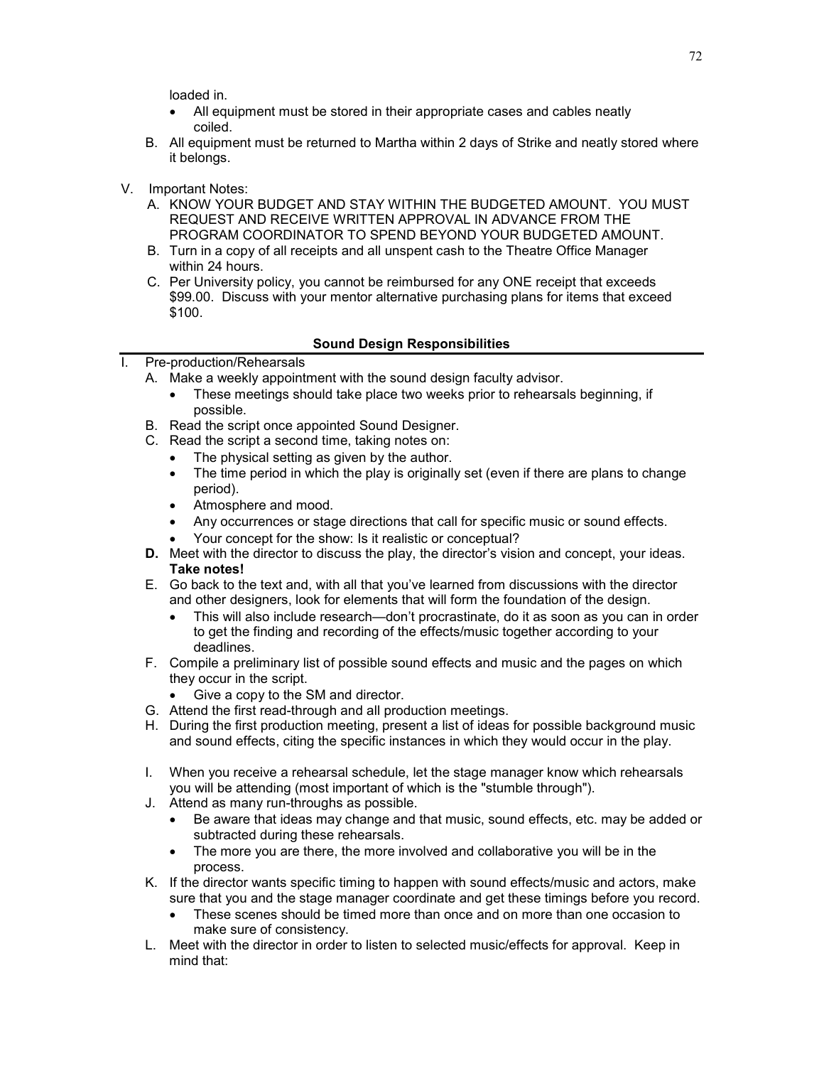loaded in.

- All equipment must be stored in their appropriate cases and cables neatly coiled.

B. All equipment must be returned to Martha within 2 days of Strike and neatly stored where it belongs.

V. Important Notes:

A. KNOW YOUR BUDGET AND STAY WITHIN THE BUDGETED AMOUNT. YOU MUST REQUEST AND RECEIVE WRITTEN APPROVAL IN ADVANCE FROM THE PROGRAM COORDINATOR TO SPEND BEYOND YOUR BUDGETED AMOUNT.

B. Turn in a copy of all receipts and all unspent cash to the Theatre Office Manager within 24 hours.

C. Per University policy, you cannot be reimbursed for any ONE receipt that exceeds $99.00. Discuss with your mentor alternative purchasing plans for items that exceed $100.

## Sound Design Responsibilities

I. Pre-production/Rehearsals

A. Make a weekly appointment with the sound design faculty advisor.
- These meetings should take place two weeks prior to rehearsals beginning, if possible.

B. Read the script once appointed Sound Designer.

C. Read the script a second time, taking notes on:
- The physical setting as given by the author.
- The time period in which the play is originally set (even if there are plans to change period).
- Atmosphere and mood.
- Any occurrences or stage directions that call for specific music or sound effects.
- Your concept for the show: Is it realistic or conceptual?

**D.** Meet with the director to discuss the play, the director's vision and concept, your ideas. **Take notes!**

E. Go back to the text and, with all that you've learned from discussions with the director and other designers, look for elements that will form the foundation of the design.
- This will also include research—don't procrastinate, do it as soon as you can in order to get the finding and recording of the effects/music together according to your deadlines.

F. Compile a preliminary list of possible sound effects and music and the pages on which they occur in the script.
- Give a copy to the SM and director.

G. Attend the first read-through and all production meetings.

H. During the first production meeting, present a list of ideas for possible background music and sound effects, citing the specific instances in which they would occur in the play.

I. When you receive a rehearsal schedule, let the stage manager know which rehearsals you will be attending (most important of which is the "stumble through").

J. Attend as many run-throughs as possible.
- Be aware that ideas may change and that music, sound effects, etc. may be added or subtracted during these rehearsals.
- The more you are there, the more involved and collaborative you will be in the process.

K. If the director wants specific timing to happen with sound effects/music and actors, make sure that you and the stage manager coordinate and get these timings before you record.
- These scenes should be timed more than once and on more than one occasion to make sure of consistency.

L. Meet with the director in order to listen to selected music/effects for approval. Keep in mind that: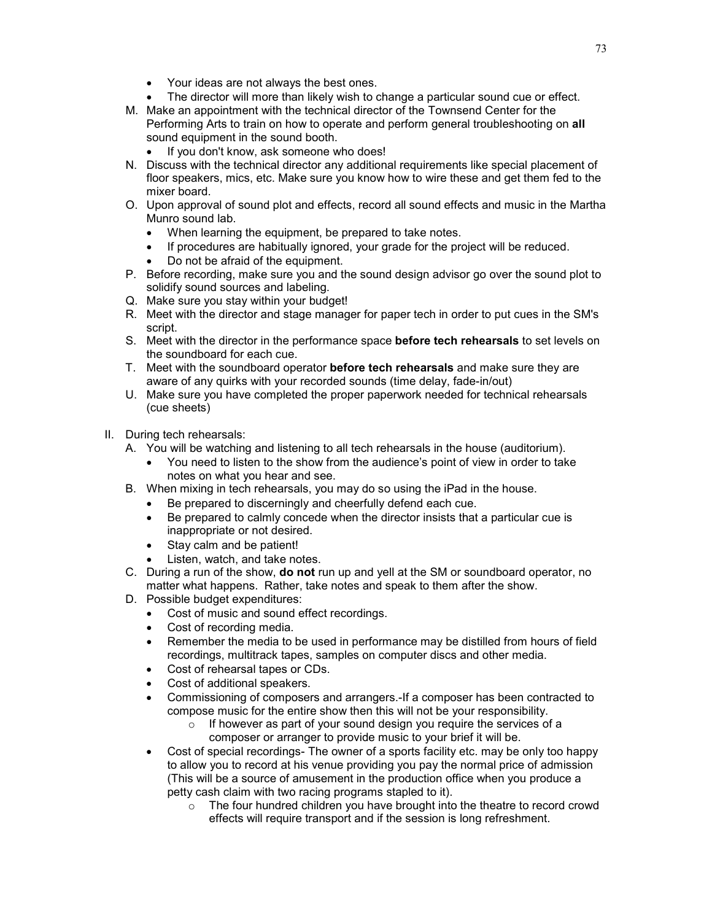- Your ideas are not always the best ones.
- The director will more than likely wish to change a particular sound cue or effect.

M. Make an appointment with the technical director of the Townsend Center for the Performing Arts to train on how to operate and perform general troubleshooting on **all** sound equipment in the sound booth.
   - If you don't know, ask someone who does!

N. Discuss with the technical director any additional requirements like special placement of floor speakers, mics, etc. Make sure you know how to wire these and get them fed to the mixer board.

O. Upon approval of sound plot and effects, record all sound effects and music in the Martha Munro sound lab.
   - When learning the equipment, be prepared to take notes.
   - If procedures are habitually ignored, your grade for the project will be reduced.
   - Do not be afraid of the equipment.

P. Before recording, make sure you and the sound design advisor go over the sound plot to solidify sound sources and labeling.

Q. Make sure you stay within your budget!

R. Meet with the director and stage manager for paper tech in order to put cues in the SM's script.

S. Meet with the director in the performance space **before tech rehearsals** to set levels on the soundboard for each cue.

T. Meet with the soundboard operator **before tech rehearsals** and make sure they are aware of any quirks with your recorded sounds (time delay, fade-in/out)

U. Make sure you have completed the proper paperwork needed for technical rehearsals (cue sheets)

II. During tech rehearsals:

A. You will be watching and listening to all tech rehearsals in the house (auditorium).
   - You need to listen to the show from the audience's point of view in order to take notes on what you hear and see.

B. When mixing in tech rehearsals, you may do so using the iPad in the house.
   - Be prepared to discerningly and cheerfully defend each cue.
   - Be prepared to calmly concede when the director insists that a particular cue is inappropriate or not desired.
   - Stay calm and be patient!
   - Listen, watch, and take notes.

C. During a run of the show, **do not** run up and yell at the SM or soundboard operator, no matter what happens. Rather, take notes and speak to them after the show.

D. Possible budget expenditures:
   - Cost of music and sound effect recordings.
   - Cost of recording media.
   - Remember the media to be used in performance may be distilled from hours of field recordings, multitrack tapes, samples on computer discs and other media.
   - Cost of rehearsal tapes or CDs.
   - Cost of additional speakers.
   - Commissioning of composers and arrangers.-If a composer has been contracted to compose music for the entire show then this will not be your responsibility.
     - If however as part of your sound design you require the services of a composer or arranger to provide music to your brief it will be.
   - Cost of special recordings- The owner of a sports facility etc. may be only too happy to allow you to record at his venue providing you pay the normal price of admission (This will be a source of amusement in the production office when you produce a petty cash claim with two racing programs stapled to it).
     - The four hundred children you have brought into the theatre to record crowd effects will require transport and if the session is long refreshment.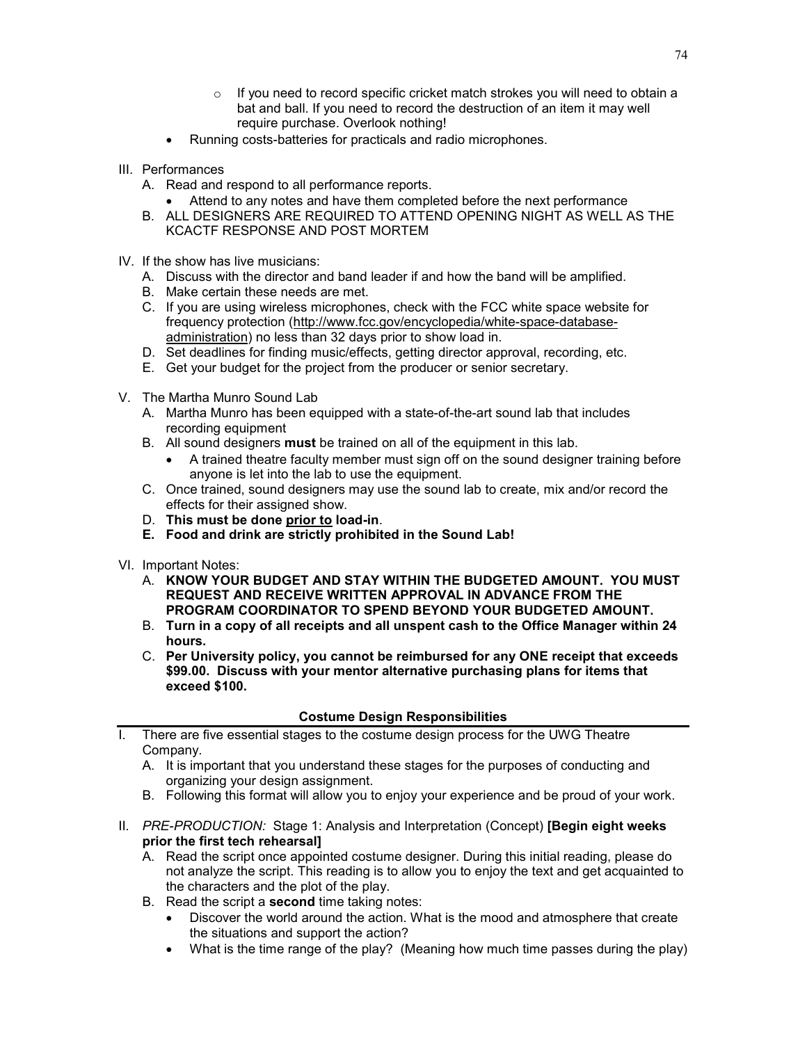- If you need to record specific cricket match strokes you will need to obtain a bat and ball. If you need to record the destruction of an item it may well require purchase. Overlook nothing!
- Running costs-batteries for practicals and radio microphones.

III. Performances

A. Read and respond to all performance reports.
   - Attend to any notes and have them completed before the next performance

B. ALL DESIGNERS ARE REQUIRED TO ATTEND OPENING NIGHT AS WELL AS THE KCACTF RESPONSE AND POST MORTEM

IV. If the show has live musicians:

A. Discuss with the director and band leader if and how the band will be amplified.

B. Make certain these needs are met.

C. If you are using wireless microphones, check with the FCC white space website for frequency protection (http://www.fcc.gov/encyclopedia/white-space-database-administration) no less than 32 days prior to show load in.

D. Set deadlines for finding music/effects, getting director approval, recording, etc.

E. Get your budget for the project from the producer or senior secretary.

V. The Martha Munro Sound Lab

A. Martha Munro has been equipped with a state-of-the-art sound lab that includes recording equipment

B. All sound designers **must** be trained on all of the equipment in this lab.
   - A trained theatre faculty member must sign off on the sound designer training before anyone is let into the lab to use the equipment.

C. Once trained, sound designers may use the sound lab to create, mix and/or record the effects for their assigned show.

D. **This must be done <u>prior to</u> load-in**.

E. **Food and drink are strictly prohibited in the Sound Lab!**

VI. Important Notes:

A. **KNOW YOUR BUDGET AND STAY WITHIN THE BUDGETED AMOUNT. YOU MUST REQUEST AND RECEIVE WRITTEN APPROVAL IN ADVANCE FROM THE PROGRAM COORDINATOR TO SPEND BEYOND YOUR BUDGETED AMOUNT.**

B. **Turn in a copy of all receipts and all unspent cash to the Office Manager within 24 hours.**

C. **Per University policy, you cannot be reimbursed for any ONE receipt that exceeds $99.00. Discuss with your mentor alternative purchasing plans for items that exceed $100.**

## Costume Design Responsibilities

I. There are five essential stages to the costume design process for the UWG Theatre Company.

A. It is important that you understand these stages for the purposes of conducting and organizing your design assignment.

B. Following this format will allow you to enjoy your experience and be proud of your work.

II. *PRE-PRODUCTION:* Stage 1: Analysis and Interpretation (Concept) **[Begin eight weeks prior the first tech rehearsal]**

A. Read the script once appointed costume designer. During this initial reading, please do not analyze the script. This reading is to allow you to enjoy the text and get acquainted to the characters and the plot of the play.

B. Read the script a **second** time taking notes:
   - Discover the world around the action. What is the mood and atmosphere that create the situations and support the action?
   - What is the time range of the play? (Meaning how much time passes during the play)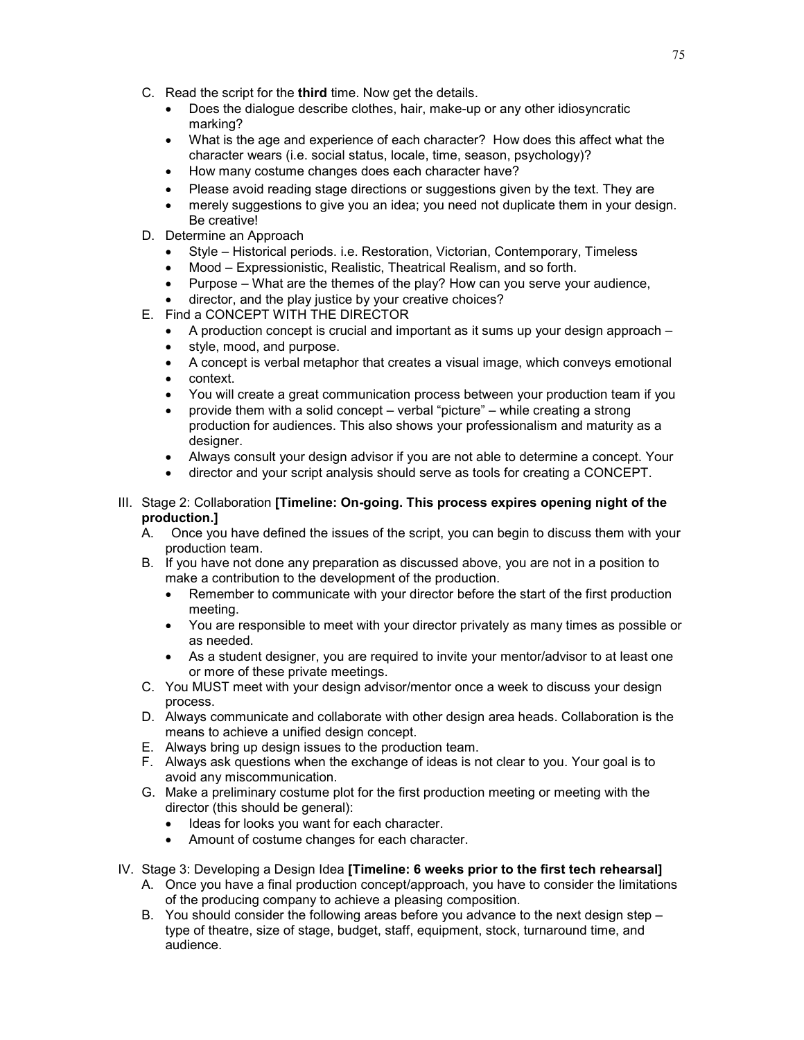C. Read the script for the **third** time. Now get the details.
   - Does the dialogue describe clothes, hair, make-up or any other idiosyncratic marking?
   - What is the age and experience of each character? How does this affect what the character wears (i.e. social status, locale, time, season, psychology)?
   - How many costume changes does each character have?
   - Please avoid reading stage directions or suggestions given by the text. They are
   - merely suggestions to give you an idea; you need not duplicate them in your design. Be creative!

D. Determine an Approach
   - Style – Historical periods. i.e. Restoration, Victorian, Contemporary, Timeless
   - Mood – Expressionistic, Realistic, Theatrical Realism, and so forth.
   - Purpose – What are the themes of the play? How can you serve your audience,
   - director, and the play justice by your creative choices?

E. Find a CONCEPT WITH THE DIRECTOR
   - A production concept is crucial and important as it sums up your design approach –
   - style, mood, and purpose.
   - A concept is verbal metaphor that creates a visual image, which conveys emotional
   - context.
   - You will create a great communication process between your production team if you
   - provide them with a solid concept – verbal "picture" – while creating a strong production for audiences. This also shows your professionalism and maturity as a designer.
   - Always consult your design advisor if you are not able to determine a concept. Your
   - director and your script analysis should serve as tools for creating a CONCEPT.

III. Stage 2: Collaboration **[Timeline: On-going. This process expires opening night of the production.]**

A. Once you have defined the issues of the script, you can begin to discuss them with your production team.

B. If you have not done any preparation as discussed above, you are not in a position to make a contribution to the development of the production.
   - Remember to communicate with your director before the start of the first production meeting.
   - You are responsible to meet with your director privately as many times as possible or as needed.
   - As a student designer, you are required to invite your mentor/advisor to at least one or more of these private meetings.

C. You MUST meet with your design advisor/mentor once a week to discuss your design process.

D. Always communicate and collaborate with other design area heads. Collaboration is the means to achieve a unified design concept.

E. Always bring up design issues to the production team.

F. Always ask questions when the exchange of ideas is not clear to you. Your goal is to avoid any miscommunication.

G. Make a preliminary costume plot for the first production meeting or meeting with the director (this should be general):
   - Ideas for looks you want for each character.
   - Amount of costume changes for each character.

IV. Stage 3: Developing a Design Idea **[Timeline: 6 weeks prior to the first tech rehearsal]**

A. Once you have a final production concept/approach, you have to consider the limitations of the producing company to achieve a pleasing composition.

B. You should consider the following areas before you advance to the next design step – type of theatre, size of stage, budget, staff, equipment, stock, turnaround time, and audience.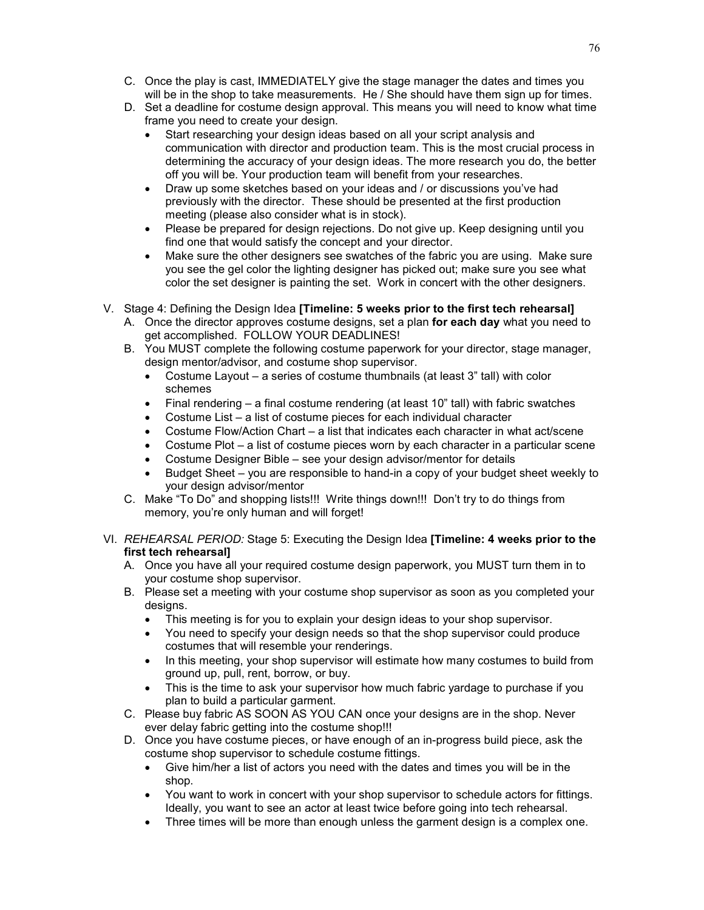C. Once the play is cast, IMMEDIATELY give the stage manager the dates and times you will be in the shop to take measurements. He / She should have them sign up for times.

D. Set a deadline for costume design approval. This means you will need to know what time frame you need to create your design.
   - Start researching your design ideas based on all your script analysis and communication with director and production team. This is the most crucial process in determining the accuracy of your design ideas. The more research you do, the better off you will be. Your production team will benefit from your researches.
   - Draw up some sketches based on your ideas and / or discussions you've had previously with the director. These should be presented at the first production meeting (please also consider what is in stock).
   - Please be prepared for design rejections. Do not give up. Keep designing until you find one that would satisfy the concept and your director.
   - Make sure the other designers see swatches of the fabric you are using. Make sure you see the gel color the lighting designer has picked out; make sure you see what color the set designer is painting the set. Work in concert with the other designers.

V. Stage 4: Defining the Design Idea **[Timeline: 5 weeks prior to the first tech rehearsal]**

A. Once the director approves costume designs, set a plan **for each day** what you need to get accomplished. FOLLOW YOUR DEADLINES!

B. You MUST complete the following costume paperwork for your director, stage manager, design mentor/advisor, and costume shop supervisor.
   - Costume Layout – a series of costume thumbnails (at least 3" tall) with color schemes
   - Final rendering – a final costume rendering (at least 10" tall) with fabric swatches
   - Costume List – a list of costume pieces for each individual character
   - Costume Flow/Action Chart – a list that indicates each character in what act/scene
   - Costume Plot – a list of costume pieces worn by each character in a particular scene
   - Costume Designer Bible – see your design advisor/mentor for details
   - Budget Sheet – you are responsible to hand-in a copy of your budget sheet weekly to your design advisor/mentor

C. Make "To Do" and shopping lists!!! Write things down!!! Don't try to do things from memory, you're only human and will forget!

VI. *REHEARSAL PERIOD:* Stage 5: Executing the Design Idea **[Timeline: 4 weeks prior to the first tech rehearsal]**

A. Once you have all your required costume design paperwork, you MUST turn them in to your costume shop supervisor.

B. Please set a meeting with your costume shop supervisor as soon as you completed your designs.
   - This meeting is for you to explain your design ideas to your shop supervisor.
   - You need to specify your design needs so that the shop supervisor could produce costumes that will resemble your renderings.
   - In this meeting, your shop supervisor will estimate how many costumes to build from ground up, pull, rent, borrow, or buy.
   - This is the time to ask your supervisor how much fabric yardage to purchase if you plan to build a particular garment.

C. Please buy fabric AS SOON AS YOU CAN once your designs are in the shop. Never ever delay fabric getting into the costume shop!!!

D. Once you have costume pieces, or have enough of an in-progress build piece, ask the costume shop supervisor to schedule costume fittings.
   - Give him/her a list of actors you need with the dates and times you will be in the shop.
   - You want to work in concert with your shop supervisor to schedule actors for fittings. Ideally, you want to see an actor at least twice before going into tech rehearsal.
   - Three times will be more than enough unless the garment design is a complex one.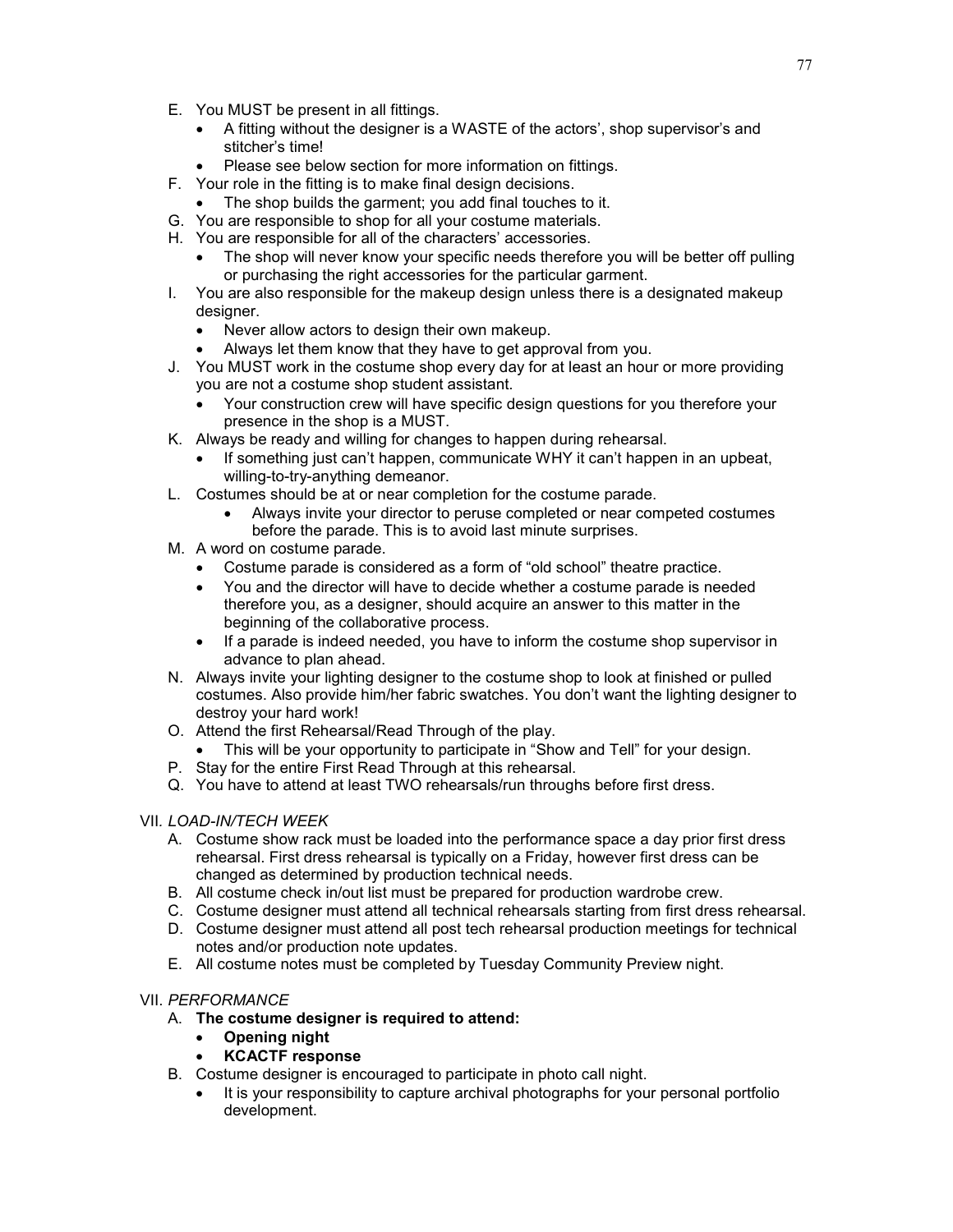E. You MUST be present in all fittings.
   - A fitting without the designer is a WASTE of the actors', shop supervisor's and stitcher's time!
   - Please see below section for more information on fittings.

F. Your role in the fitting is to make final design decisions.
   - The shop builds the garment; you add final touches to it.

G. You are responsible to shop for all your costume materials.

H. You are responsible for all of the characters' accessories.
   - The shop will never know your specific needs therefore you will be better off pulling or purchasing the right accessories for the particular garment.

I. You are also responsible for the makeup design unless there is a designated makeup designer.
   - Never allow actors to design their own makeup.
   - Always let them know that they have to get approval from you.

J. You MUST work in the costume shop every day for at least an hour or more providing you are not a costume shop student assistant.
   - Your construction crew will have specific design questions for you therefore your presence in the shop is a MUST.

K. Always be ready and willing for changes to happen during rehearsal.
   - If something just can't happen, communicate WHY it can't happen in an upbeat, willing-to-try-anything demeanor.

L. Costumes should be at or near completion for the costume parade.
   - Always invite your director to peruse completed or near competed costumes before the parade. This is to avoid last minute surprises.

M. A word on costume parade.
   - Costume parade is considered as a form of "old school" theatre practice.
   - You and the director will have to decide whether a costume parade is needed therefore you, as a designer, should acquire an answer to this matter in the beginning of the collaborative process.
   - If a parade is indeed needed, you have to inform the costume shop supervisor in advance to plan ahead.

N. Always invite your lighting designer to the costume shop to look at finished or pulled costumes. Also provide him/her fabric swatches. You don't want the lighting designer to destroy your hard work!

O. Attend the first Rehearsal/Read Through of the play.
   - This will be your opportunity to participate in "Show and Tell" for your design.

P. Stay for the entire First Read Through at this rehearsal.

Q. You have to attend at least TWO rehearsals/run throughs before first dress.

VII. *LOAD-IN/TECH WEEK*

A. Costume show rack must be loaded into the performance space a day prior first dress rehearsal. First dress rehearsal is typically on a Friday, however first dress can be changed as determined by production technical needs.

B. All costume check in/out list must be prepared for production wardrobe crew.

C. Costume designer must attend all technical rehearsals starting from first dress rehearsal.

D. Costume designer must attend all post tech rehearsal production meetings for technical notes and/or production note updates.

E. All costume notes must be completed by Tuesday Community Preview night.

VII. *PERFORMANCE*

A. **The costume designer is required to attend:**
   - **Opening night**
   - **KCACTF response**

B. Costume designer is encouraged to participate in photo call night.
   - It is your responsibility to capture archival photographs for your personal portfolio development.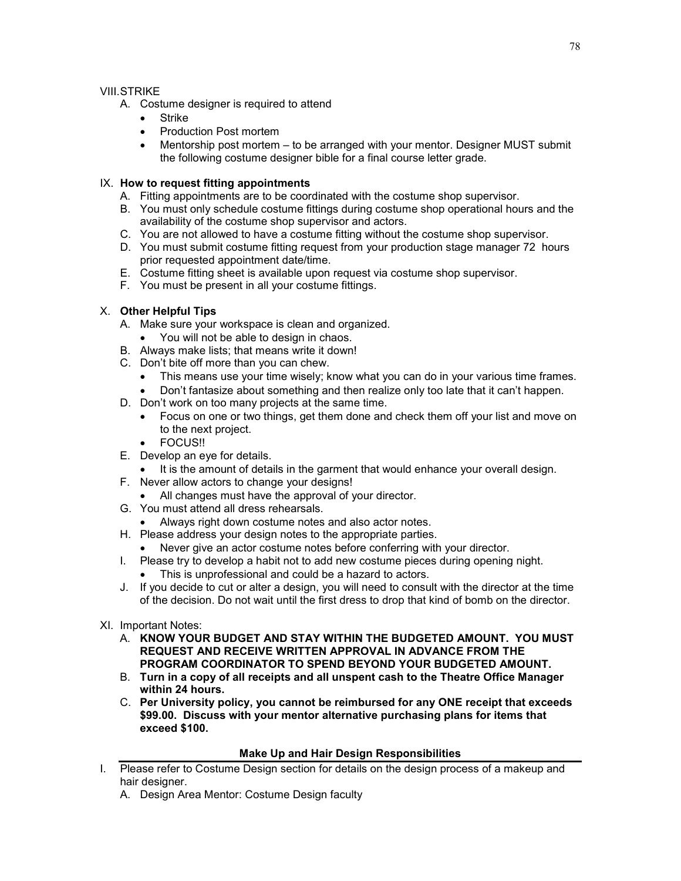VIII. STRIKE

A. Costume designer is required to attend
   - Strike
   - Production Post mortem
   - Mentorship post mortem – to be arranged with your mentor. Designer MUST submit the following costume designer bible for a final course letter grade.

IX. **How to request fitting appointments**

A. Fitting appointments are to be coordinated with the costume shop supervisor.
B. You must only schedule costume fittings during costume shop operational hours and the availability of the costume shop supervisor and actors.
C. You are not allowed to have a costume fitting without the costume shop supervisor.
D. You must submit costume fitting request from your production stage manager 72 hours prior requested appointment date/time.
E. Costume fitting sheet is available upon request via costume shop supervisor.
F. You must be present in all your costume fittings.

X. **Other Helpful Tips**

A. Make sure your workspace is clean and organized.
   - You will not be able to design in chaos.
B. Always make lists; that means write it down!
C. Don't bite off more than you can chew.
   - This means use your time wisely; know what you can do in your various time frames.
   - Don't fantasize about something and then realize only too late that it can't happen.
D. Don't work on too many projects at the same time.
   - Focus on one or two things, get them done and check them off your list and move on to the next project.
   - FOCUS!!
E. Develop an eye for details.
   - It is the amount of details in the garment that would enhance your overall design.
F. Never allow actors to change your designs!
   - All changes must have the approval of your director.
G. You must attend all dress rehearsals.
   - Always right down costume notes and also actor notes.
H. Please address your design notes to the appropriate parties.
   - Never give an actor costume notes before conferring with your director.
I. Please try to develop a habit not to add new costume pieces during opening night.
   - This is unprofessional and could be a hazard to actors.
J. If you decide to cut or alter a design, you will need to consult with the director at the time of the decision. Do not wait until the first dress to drop that kind of bomb on the director.

XI. Important Notes:

A. **KNOW YOUR BUDGET AND STAY WITHIN THE BUDGETED AMOUNT. YOU MUST REQUEST AND RECEIVE WRITTEN APPROVAL IN ADVANCE FROM THE PROGRAM COORDINATOR TO SPEND BEYOND YOUR BUDGETED AMOUNT.**
B. **Turn in a copy of all receipts and all unspent cash to the Theatre Office Manager within 24 hours.**
C. **Per University policy, you cannot be reimbursed for any ONE receipt that exceeds $99.00. Discuss with your mentor alternative purchasing plans for items that exceed $100.**

## Make Up and Hair Design Responsibilities

I. Please refer to Costume Design section for details on the design process of a makeup and hair designer.

A. Design Area Mentor: Costume Design faculty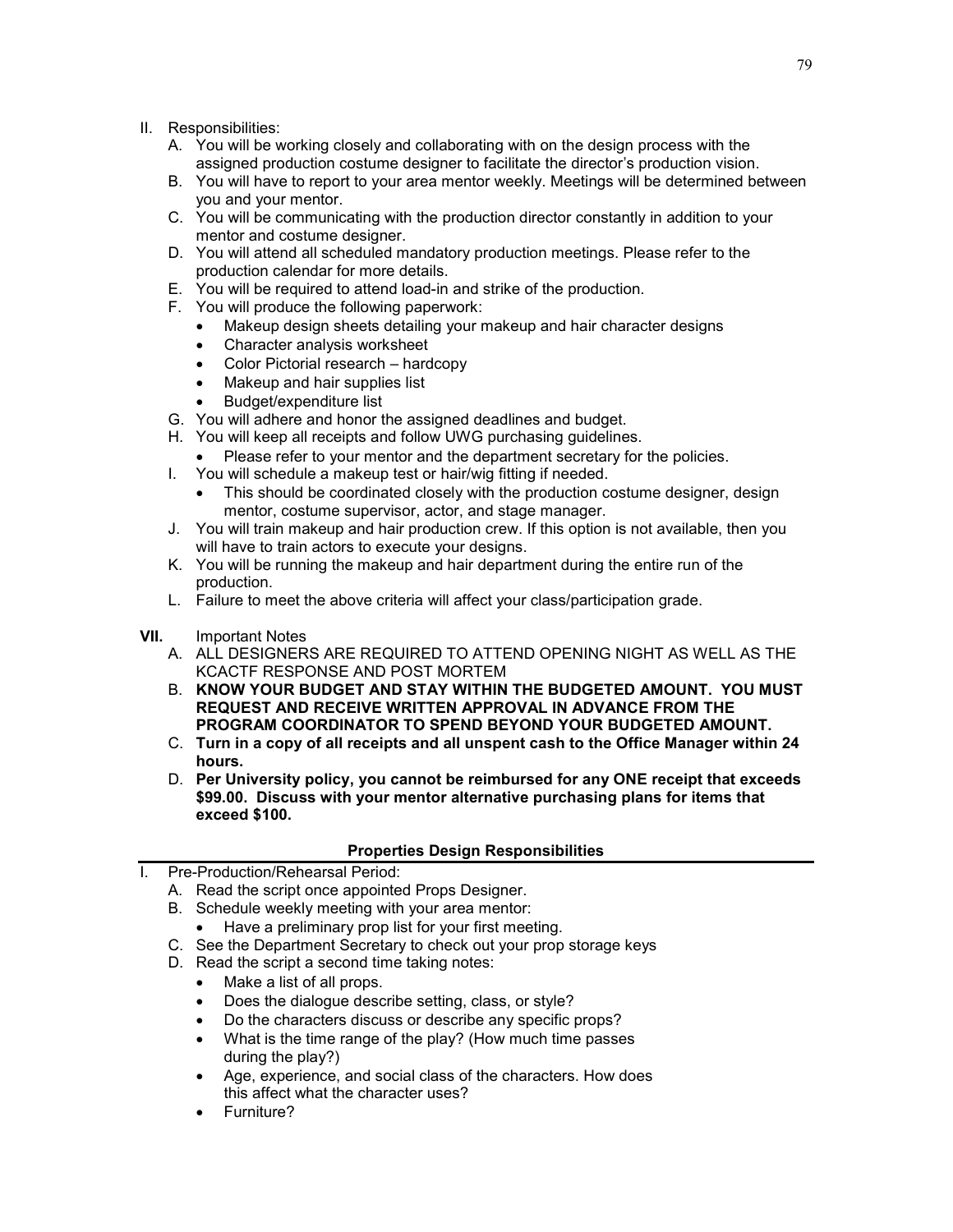II. Responsibilities:
   A. You will be working closely and collaborating with on the design process with the assigned production costume designer to facilitate the director's production vision.
   B. You will have to report to your area mentor weekly. Meetings will be determined between you and your mentor.
   C. You will be communicating with the production director constantly in addition to your mentor and costume designer.
   D. You will attend all scheduled mandatory production meetings. Please refer to the production calendar for more details.
   E. You will be required to attend load-in and strike of the production.
   F. You will produce the following paperwork:
      - Makeup design sheets detailing your makeup and hair character designs
      - Character analysis worksheet
      - Color Pictorial research – hardcopy
      - Makeup and hair supplies list
      - Budget/expenditure list
   G. You will adhere and honor the assigned deadlines and budget.
   H. You will keep all receipts and follow UWG purchasing guidelines.
      - Please refer to your mentor and the department secretary for the policies.
   I. You will schedule a makeup test or hair/wig fitting if needed.
      - This should be coordinated closely with the production costume designer, design mentor, costume supervisor, actor, and stage manager.
   J. You will train makeup and hair production crew. If this option is not available, then you will have to train actors to execute your designs.
   K. You will be running the makeup and hair department during the entire run of the production.
   L. Failure to meet the above criteria will affect your class/participation grade.

**VII.** Important Notes
   A. ALL DESIGNERS ARE REQUIRED TO ATTEND OPENING NIGHT AS WELL AS THE KCACTF RESPONSE AND POST MORTEM
   B. **KNOW YOUR BUDGET AND STAY WITHIN THE BUDGETED AMOUNT. YOU MUST REQUEST AND RECEIVE WRITTEN APPROVAL IN ADVANCE FROM THE PROGRAM COORDINATOR TO SPEND BEYOND YOUR BUDGETED AMOUNT.**
   C. **Turn in a copy of all receipts and all unspent cash to the Office Manager within 24 hours.**
   D. **Per University policy, you cannot be reimbursed for any ONE receipt that exceeds $99.00. Discuss with your mentor alternative purchasing plans for items that exceed $100.**

## Properties Design Responsibilities

I. Pre-Production/Rehearsal Period:
   A. Read the script once appointed Props Designer.
   B. Schedule weekly meeting with your area mentor:
      - Have a preliminary prop list for your first meeting.
   C. See the Department Secretary to check out your prop storage keys
   D. Read the script a second time taking notes:
      - Make a list of all props.
      - Does the dialogue describe setting, class, or style?
      - Do the characters discuss or describe any specific props?
      - What is the time range of the play? (How much time passes during the play?)
      - Age, experience, and social class of the characters. How does this affect what the character uses?
      - Furniture?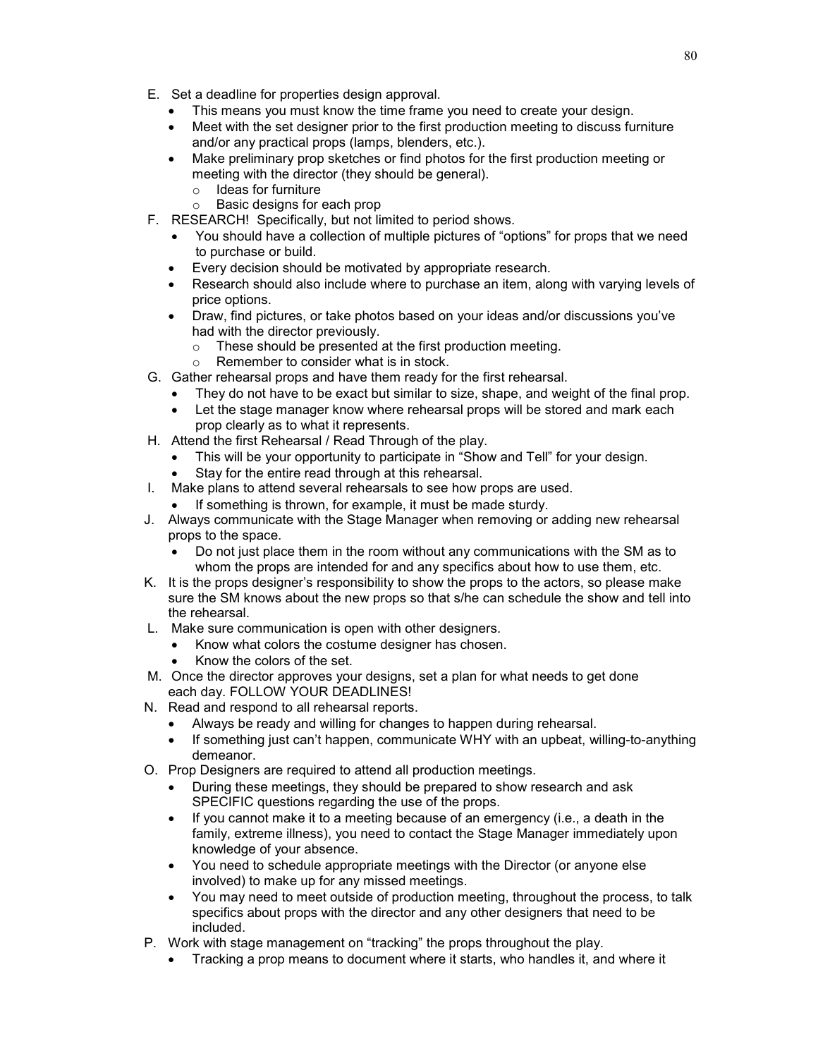E. Set a deadline for properties design approval.
   - This means you must know the time frame you need to create your design.
   - Meet with the set designer prior to the first production meeting to discuss furniture and/or any practical props (lamps, blenders, etc.).
   - Make preliminary prop sketches or find photos for the first production meeting or meeting with the director (they should be general).
     - Ideas for furniture
     - Basic designs for each prop

F. RESEARCH! Specifically, but not limited to period shows.
   - You should have a collection of multiple pictures of "options" for props that we need to purchase or build.
   - Every decision should be motivated by appropriate research.
   - Research should also include where to purchase an item, along with varying levels of price options.
   - Draw, find pictures, or take photos based on your ideas and/or discussions you've had with the director previously.
     - These should be presented at the first production meeting.
     - Remember to consider what is in stock.

G. Gather rehearsal props and have them ready for the first rehearsal.
   - They do not have to be exact but similar to size, shape, and weight of the final prop.
   - Let the stage manager know where rehearsal props will be stored and mark each prop clearly as to what it represents.

H. Attend the first Rehearsal / Read Through of the play.
   - This will be your opportunity to participate in "Show and Tell" for your design.
   - Stay for the entire read through at this rehearsal.

I. Make plans to attend several rehearsals to see how props are used.
   - If something is thrown, for example, it must be made sturdy.

J. Always communicate with the Stage Manager when removing or adding new rehearsal props to the space.
   - Do not just place them in the room without any communications with the SM as to whom the props are intended for and any specifics about how to use them, etc.

K. It is the props designer's responsibility to show the props to the actors, so please make sure the SM knows about the new props so that s/he can schedule the show and tell into the rehearsal.

L. Make sure communication is open with other designers.
   - Know what colors the costume designer has chosen.
   - Know the colors of the set.

M. Once the director approves your designs, set a plan for what needs to get done each day. FOLLOW YOUR DEADLINES!

N. Read and respond to all rehearsal reports.
   - Always be ready and willing for changes to happen during rehearsal.
   - If something just can't happen, communicate WHY with an upbeat, willing-to-anything demeanor.

O. Prop Designers are required to attend all production meetings.
   - During these meetings, they should be prepared to show research and ask SPECIFIC questions regarding the use of the props.
   - If you cannot make it to a meeting because of an emergency (i.e., a death in the family, extreme illness), you need to contact the Stage Manager immediately upon knowledge of your absence.
   - You need to schedule appropriate meetings with the Director (or anyone else involved) to make up for any missed meetings.
   - You may need to meet outside of production meeting, throughout the process, to talk specifics about props with the director and any other designers that need to be included.

P. Work with stage management on "tracking" the props throughout the play.
   - Tracking a prop means to document where it starts, who handles it, and where it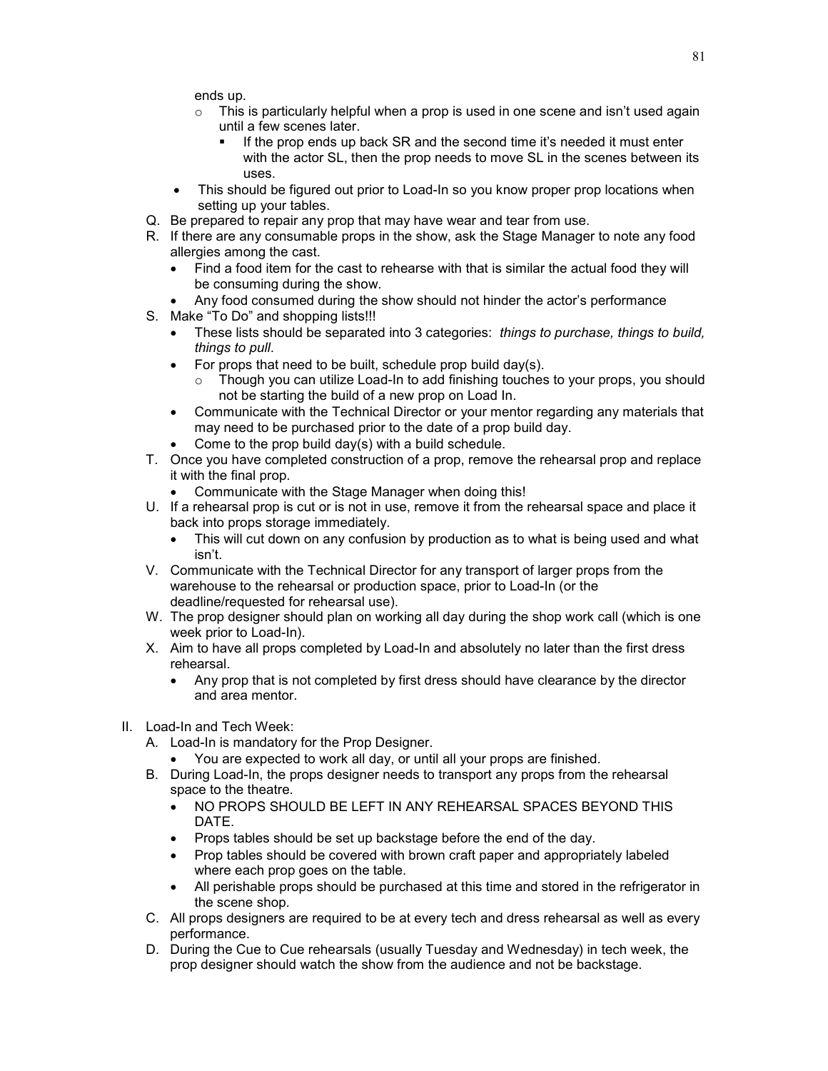ends up.

- This is particularly helpful when a prop is used in one scene and isn't used again until a few scenes later.
    - If the prop ends up back SR and the second time it's needed it must enter with the actor SL, then the prop needs to move SL in the scenes between its uses.

- This should be figured out prior to Load-In so you know proper prop locations when setting up your tables.

Q. Be prepared to repair any prop that may have wear and tear from use.

R. If there are any consumable props in the show, ask the Stage Manager to note any food allergies among the cast.
- Find a food item for the cast to rehearse with that is similar the actual food they will be consuming during the show.
- Any food consumed during the show should not hinder the actor's performance

S. Make "To Do" and shopping lists!!!
- These lists should be separated into 3 categories: *things to purchase, things to build, things to pull*.
- For props that need to be built, schedule prop build day(s).
    - Though you can utilize Load-In to add finishing touches to your props, you should not be starting the build of a new prop on Load In.
- Communicate with the Technical Director or your mentor regarding any materials that may need to be purchased prior to the date of a prop build day.
- Come to the prop build day(s) with a build schedule.

T. Once you have completed construction of a prop, remove the rehearsal prop and replace it with the final prop.
- Communicate with the Stage Manager when doing this!

U. If a rehearsal prop is cut or is not in use, remove it from the rehearsal space and place it back into props storage immediately.
- This will cut down on any confusion by production as to what is being used and what isn't.

V. Communicate with the Technical Director for any transport of larger props from the warehouse to the rehearsal or production space, prior to Load-In (or the deadline/requested for rehearsal use).

W. The prop designer should plan on working all day during the shop work call (which is one week prior to Load-In).

X. Aim to have all props completed by Load-In and absolutely no later than the first dress rehearsal.
- Any prop that is not completed by first dress should have clearance by the director and area mentor.

II. Load-In and Tech Week:

A. Load-In is mandatory for the Prop Designer.
- You are expected to work all day, or until all your props are finished.

B. During Load-In, the props designer needs to transport any props from the rehearsal space to the theatre.
- NO PROPS SHOULD BE LEFT IN ANY REHEARSAL SPACES BEYOND THIS DATE.
- Props tables should be set up backstage before the end of the day.
- Prop tables should be covered with brown craft paper and appropriately labeled where each prop goes on the table.
- All perishable props should be purchased at this time and stored in the refrigerator in the scene shop.

C. All props designers are required to be at every tech and dress rehearsal as well as every performance.

D. During the Cue to Cue rehearsals (usually Tuesday and Wednesday) in tech week, the prop designer should watch the show from the audience and not be backstage.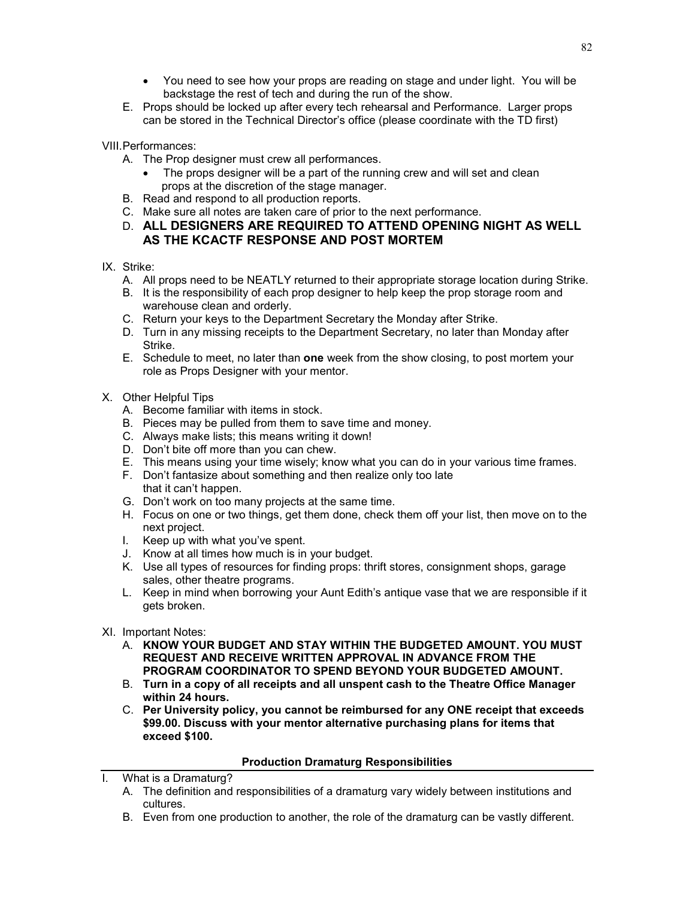- You need to see how your props are reading on stage and under light. You will be backstage the rest of tech and during the run of the show.

E. Props should be locked up after every tech rehearsal and Performance. Larger props can be stored in the Technical Director's office (please coordinate with the TD first)

VIII. Performances:

A. The Prop designer must crew all performances.
   - The props designer will be a part of the running crew and will set and clean props at the discretion of the stage manager.

B. Read and respond to all production reports.

C. Make sure all notes are taken care of prior to the next performance.

D. **ALL DESIGNERS ARE REQUIRED TO ATTEND OPENING NIGHT AS WELL AS THE KCACTF RESPONSE AND POST MORTEM**

IX. Strike:

A. All props need to be NEATLY returned to their appropriate storage location during Strike.

B. It is the responsibility of each prop designer to help keep the prop storage room and warehouse clean and orderly.

C. Return your keys to the Department Secretary the Monday after Strike.

D. Turn in any missing receipts to the Department Secretary, no later than Monday after Strike.

E. Schedule to meet, no later than **one** week from the show closing, to post mortem your role as Props Designer with your mentor.

X. Other Helpful Tips

A. Become familiar with items in stock.

B. Pieces may be pulled from them to save time and money.

C. Always make lists; this means writing it down!

D. Don't bite off more than you can chew.

E. This means using your time wisely; know what you can do in your various time frames.

F. Don't fantasize about something and then realize only too late that it can't happen.

G. Don't work on too many projects at the same time.

H. Focus on one or two things, get them done, check them off your list, then move on to the next project.

I. Keep up with what you've spent.

J. Know at all times how much is in your budget.

K. Use all types of resources for finding props: thrift stores, consignment shops, garage sales, other theatre programs.

L. Keep in mind when borrowing your Aunt Edith's antique vase that we are responsible if it gets broken.

XI. Important Notes:

A. **KNOW YOUR BUDGET AND STAY WITHIN THE BUDGETED AMOUNT. YOU MUST REQUEST AND RECEIVE WRITTEN APPROVAL IN ADVANCE FROM THE PROGRAM COORDINATOR TO SPEND BEYOND YOUR BUDGETED AMOUNT.**

B. **Turn in a copy of all receipts and all unspent cash to the Theatre Office Manager within 24 hours.**

C. **Per University policy, you cannot be reimbursed for any ONE receipt that exceeds $99.00. Discuss with your mentor alternative purchasing plans for items that exceed $100.**

## Production Dramaturg Responsibilities

I. What is a Dramaturg?

A. The definition and responsibilities of a dramaturg vary widely between institutions and cultures.

B. Even from one production to another, the role of the dramaturg can be vastly different.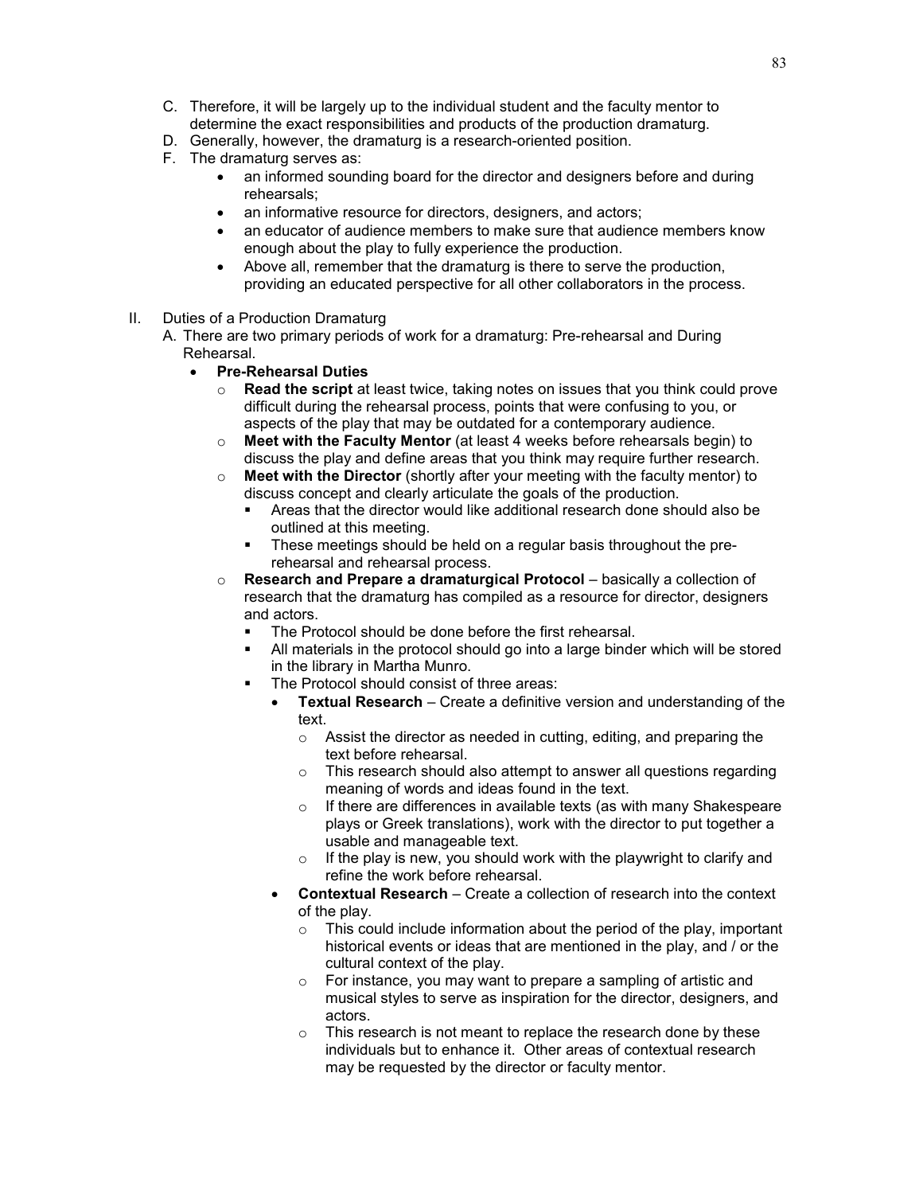C. Therefore, it will be largely up to the individual student and the faculty mentor to determine the exact responsibilities and products of the production dramaturg.

D. Generally, however, the dramaturg is a research-oriented position.

F. The dramaturg serves as:

- an informed sounding board for the director and designers before and during rehearsals;
- an informative resource for directors, designers, and actors;
- an educator of audience members to make sure that audience members know enough about the play to fully experience the production.
- Above all, remember that the dramaturg is there to serve the production, providing an educated perspective for all other collaborators in the process.

II. Duties of a Production Dramaturg

A. There are two primary periods of work for a dramaturg: Pre-rehearsal and During Rehearsal.

- **Pre-Rehearsal Duties**
  - **Read the script** at least twice, taking notes on issues that you think could prove difficult during the rehearsal process, points that were confusing to you, or aspects of the play that may be outdated for a contemporary audience.
  - **Meet with the Faculty Mentor** (at least 4 weeks before rehearsals begin) to discuss the play and define areas that you think may require further research.
  - **Meet with the Director** (shortly after your meeting with the faculty mentor) to discuss concept and clearly articulate the goals of the production.
    - Areas that the director would like additional research done should also be outlined at this meeting.
    - These meetings should be held on a regular basis throughout the pre-rehearsal and rehearsal process.
  - **Research and Prepare a dramaturgical Protocol** – basically a collection of research that the dramaturg has compiled as a resource for director, designers and actors.
    - The Protocol should be done before the first rehearsal.
    - All materials in the protocol should go into a large binder which will be stored in the library in Martha Munro.
    - The Protocol should consist of three areas:
      - **Textual Research** – Create a definitive version and understanding of the text.
        - Assist the director as needed in cutting, editing, and preparing the text before rehearsal.
        - This research should also attempt to answer all questions regarding meaning of words and ideas found in the text.
        - If there are differences in available texts (as with many Shakespeare plays or Greek translations), work with the director to put together a usable and manageable text.
        - If the play is new, you should work with the playwright to clarify and refine the work before rehearsal.
      - **Contextual Research** – Create a collection of research into the context of the play.
        - This could include information about the period of the play, important historical events or ideas that are mentioned in the play, and / or the cultural context of the play.
        - For instance, you may want to prepare a sampling of artistic and musical styles to serve as inspiration for the director, designers, and actors.
        - This research is not meant to replace the research done by these individuals but to enhance it. Other areas of contextual research may be requested by the director or faculty mentor.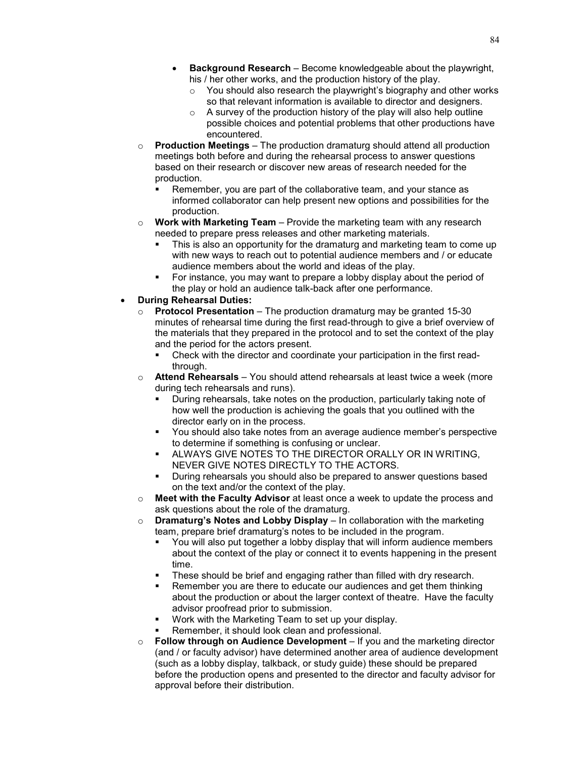- **Background Research** – Become knowledgeable about the playwright, his / her other works, and the production history of the play.
  - You should also research the playwright's biography and other works so that relevant information is available to director and designers.
  - A survey of the production history of the play will also help outline possible choices and potential problems that other productions have encountered.

- **Production Meetings** – The production dramaturg should attend all production meetings both before and during the rehearsal process to answer questions based on their research or discover new areas of research needed for the production.
  - Remember, you are part of the collaborative team, and your stance as informed collaborator can help present new options and possibilities for the production.
- **Work with Marketing Team** – Provide the marketing team with any research needed to prepare press releases and other marketing materials.
  - This is also an opportunity for the dramaturg and marketing team to come up with new ways to reach out to potential audience members and / or educate audience members about the world and ideas of the play.
  - For instance, you may want to prepare a lobby display about the period of the play or hold an audience talk-back after one performance.

- **During Rehearsal Duties:**
  - **Protocol Presentation** – The production dramaturg may be granted 15-30 minutes of rehearsal time during the first read-through to give a brief overview of the materials that they prepared in the protocol and to set the context of the play and the period for the actors present.
    - Check with the director and coordinate your participation in the first read-through.
  - **Attend Rehearsals** – You should attend rehearsals at least twice a week (more during tech rehearsals and runs).
    - During rehearsals, take notes on the production, particularly taking note of how well the production is achieving the goals that you outlined with the director early on in the process.
    - You should also take notes from an average audience member's perspective to determine if something is confusing or unclear.
    - ALWAYS GIVE NOTES TO THE DIRECTOR ORALLY OR IN WRITING, NEVER GIVE NOTES DIRECTLY TO THE ACTORS.
    - During rehearsals you should also be prepared to answer questions based on the text and/or the context of the play.
  - **Meet with the Faculty Advisor** at least once a week to update the process and ask questions about the role of the dramaturg.
  - **Dramaturg's Notes and Lobby Display** – In collaboration with the marketing team, prepare brief dramaturg's notes to be included in the program.
    - You will also put together a lobby display that will inform audience members about the context of the play or connect it to events happening in the present time.
    - These should be brief and engaging rather than filled with dry research.
    - Remember you are there to educate our audiences and get them thinking about the production or about the larger context of theatre. Have the faculty advisor proofread prior to submission.
    - Work with the Marketing Team to set up your display.
    - Remember, it should look clean and professional.
  - **Follow through on Audience Development** – If you and the marketing director (and / or faculty advisor) have determined another area of audience development (such as a lobby display, talkback, or study guide) these should be prepared before the production opens and presented to the director and faculty advisor for approval before their distribution.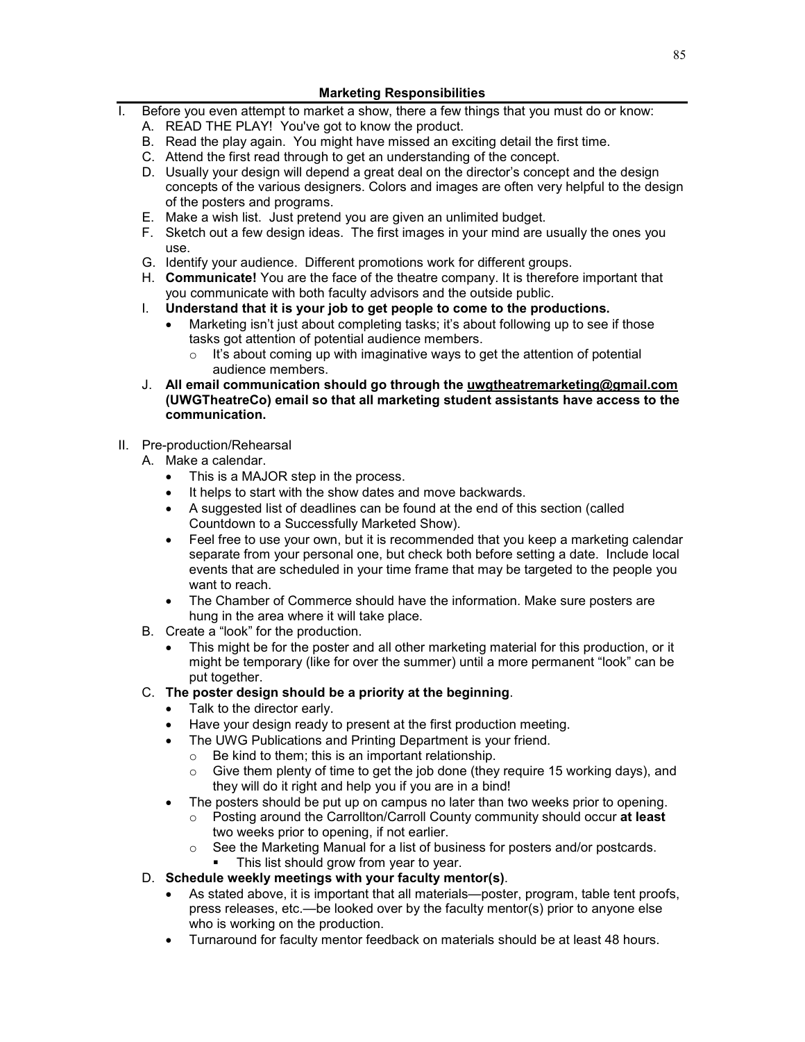## Marketing Responsibilities

I. Before you even attempt to market a show, there a few things that you must do or know:
   A. READ THE PLAY! You've got to know the product.
   B. Read the play again. You might have missed an exciting detail the first time.
   C. Attend the first read through to get an understanding of the concept.
   D. Usually your design will depend a great deal on the director's concept and the design concepts of the various designers. Colors and images are often very helpful to the design of the posters and programs.
   E. Make a wish list. Just pretend you are given an unlimited budget.
   F. Sketch out a few design ideas. The first images in your mind are usually the ones you use.
   G. Identify your audience. Different promotions work for different groups.
   H. **Communicate!** You are the face of the theatre company. It is therefore important that you communicate with both faculty advisors and the outside public.
   I. **Understand that it is your job to get people to come to the productions.**
      - Marketing isn't just about completing tasks; it's about following up to see if those tasks got attention of potential audience members.
         - It's about coming up with imaginative ways to get the attention of potential audience members.
   J. **All email communication should go through the uwgtheatremarketing@gmail.com (UWGTheatreCo) email so that all marketing student assistants have access to the communication.**

II. Pre-production/Rehearsal
   A. Make a calendar.
      - This is a MAJOR step in the process.
      - It helps to start with the show dates and move backwards.
      - A suggested list of deadlines can be found at the end of this section (called Countdown to a Successfully Marketed Show).
      - Feel free to use your own, but it is recommended that you keep a marketing calendar separate from your personal one, but check both before setting a date. Include local events that are scheduled in your time frame that may be targeted to the people you want to reach.
      - The Chamber of Commerce should have the information. Make sure posters are hung in the area where it will take place.
   B. Create a "look" for the production.
      - This might be for the poster and all other marketing material for this production, or it might be temporary (like for over the summer) until a more permanent "look" can be put together.
   C. **The poster design should be a priority at the beginning**.
      - Talk to the director early.
      - Have your design ready to present at the first production meeting.
      - The UWG Publications and Printing Department is your friend.
         - Be kind to them; this is an important relationship.
         - Give them plenty of time to get the job done (they require 15 working days), and they will do it right and help you if you are in a bind!
      - The posters should be put up on campus no later than two weeks prior to opening.
         - Posting around the Carrollton/Carroll County community should occur **at least** two weeks prior to opening, if not earlier.
         - See the Marketing Manual for a list of business for posters and/or postcards.
            - This list should grow from year to year.
   D. **Schedule weekly meetings with your faculty mentor(s)**.
      - As stated above, it is important that all materials—poster, program, table tent proofs, press releases, etc.—be looked over by the faculty mentor(s) prior to anyone else who is working on the production.
      - Turnaround for faculty mentor feedback on materials should be at least 48 hours.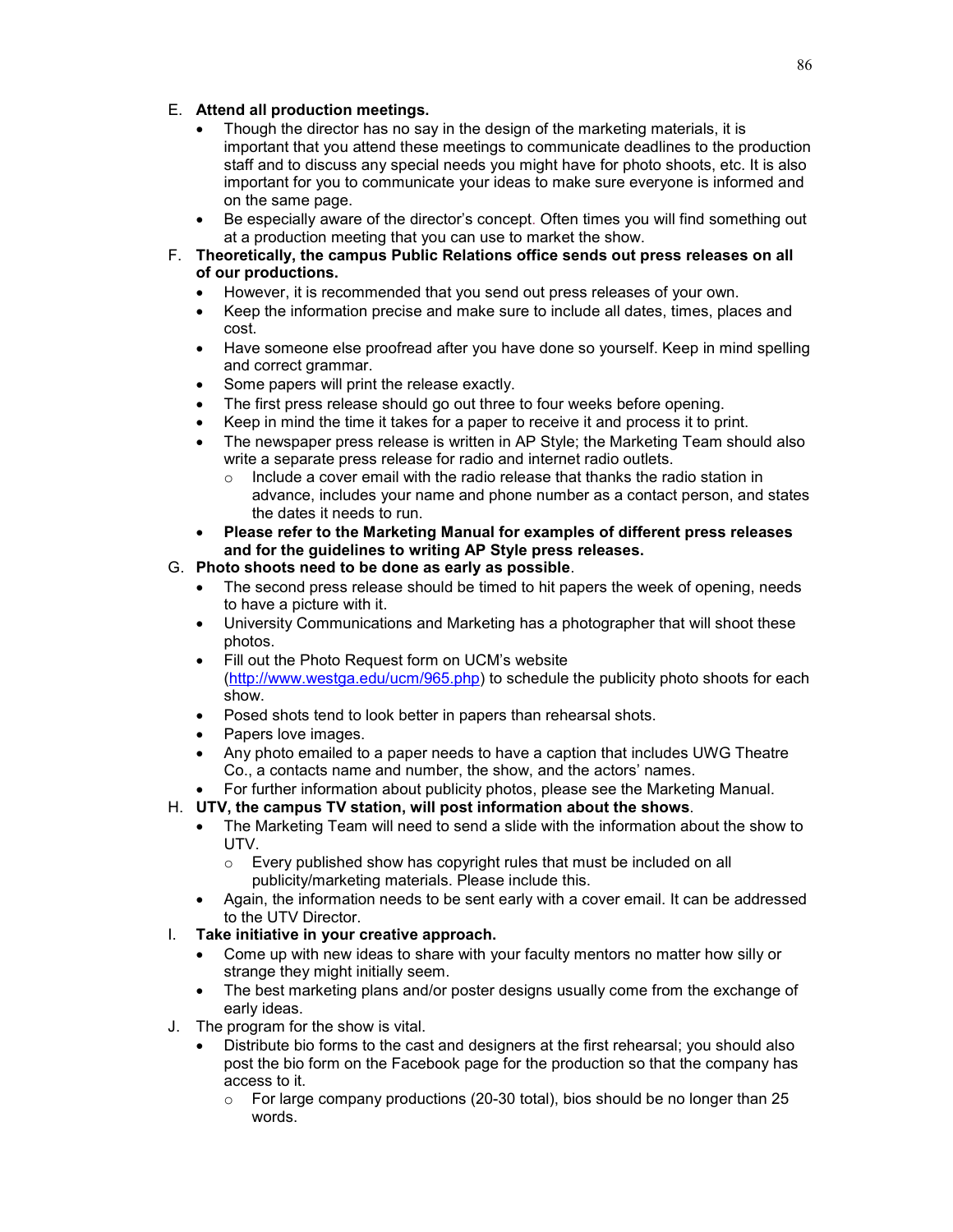E. **Attend all production meetings.**
   - Though the director has no say in the design of the marketing materials, it is important that you attend these meetings to communicate deadlines to the production staff and to discuss any special needs you might have for photo shoots, etc. It is also important for you to communicate your ideas to make sure everyone is informed and on the same page.
   - Be especially aware of the director's concept. Often times you will find something out at a production meeting that you can use to market the show.

F. **Theoretically, the campus Public Relations office sends out press releases on all of our productions.**
   - However, it is recommended that you send out press releases of your own.
   - Keep the information precise and make sure to include all dates, times, places and cost.
   - Have someone else proofread after you have done so yourself. Keep in mind spelling and correct grammar.
   - Some papers will print the release exactly.
   - The first press release should go out three to four weeks before opening.
   - Keep in mind the time it takes for a paper to receive it and process it to print.
   - The newspaper press release is written in AP Style; the Marketing Team should also write a separate press release for radio and internet radio outlets.
     - Include a cover email with the radio release that thanks the radio station in advance, includes your name and phone number as a contact person, and states the dates it needs to run.
   - **Please refer to the Marketing Manual for examples of different press releases and for the guidelines to writing AP Style press releases.**

G. **Photo shoots need to be done as early as possible**.
   - The second press release should be timed to hit papers the week of opening, needs to have a picture with it.
   - University Communications and Marketing has a photographer that will shoot these photos.
   - Fill out the Photo Request form on UCM's website (http://www.westga.edu/ucm/965.php) to schedule the publicity photo shoots for each show.
   - Posed shots tend to look better in papers than rehearsal shots.
   - Papers love images.
   - Any photo emailed to a paper needs to have a caption that includes UWG Theatre Co., a contacts name and number, the show, and the actors' names.
   - For further information about publicity photos, please see the Marketing Manual.

H. **UTV, the campus TV station, will post information about the shows**.
   - The Marketing Team will need to send a slide with the information about the show to UTV.
     - Every published show has copyright rules that must be included on all publicity/marketing materials. Please include this.
   - Again, the information needs to be sent early with a cover email. It can be addressed to the UTV Director.

I. **Take initiative in your creative approach.**
   - Come up with new ideas to share with your faculty mentors no matter how silly or strange they might initially seem.
   - The best marketing plans and/or poster designs usually come from the exchange of early ideas.

J. The program for the show is vital.
   - Distribute bio forms to the cast and designers at the first rehearsal; you should also post the bio form on the Facebook page for the production so that the company has access to it.
     - For large company productions (20-30 total), bios should be no longer than 25 words.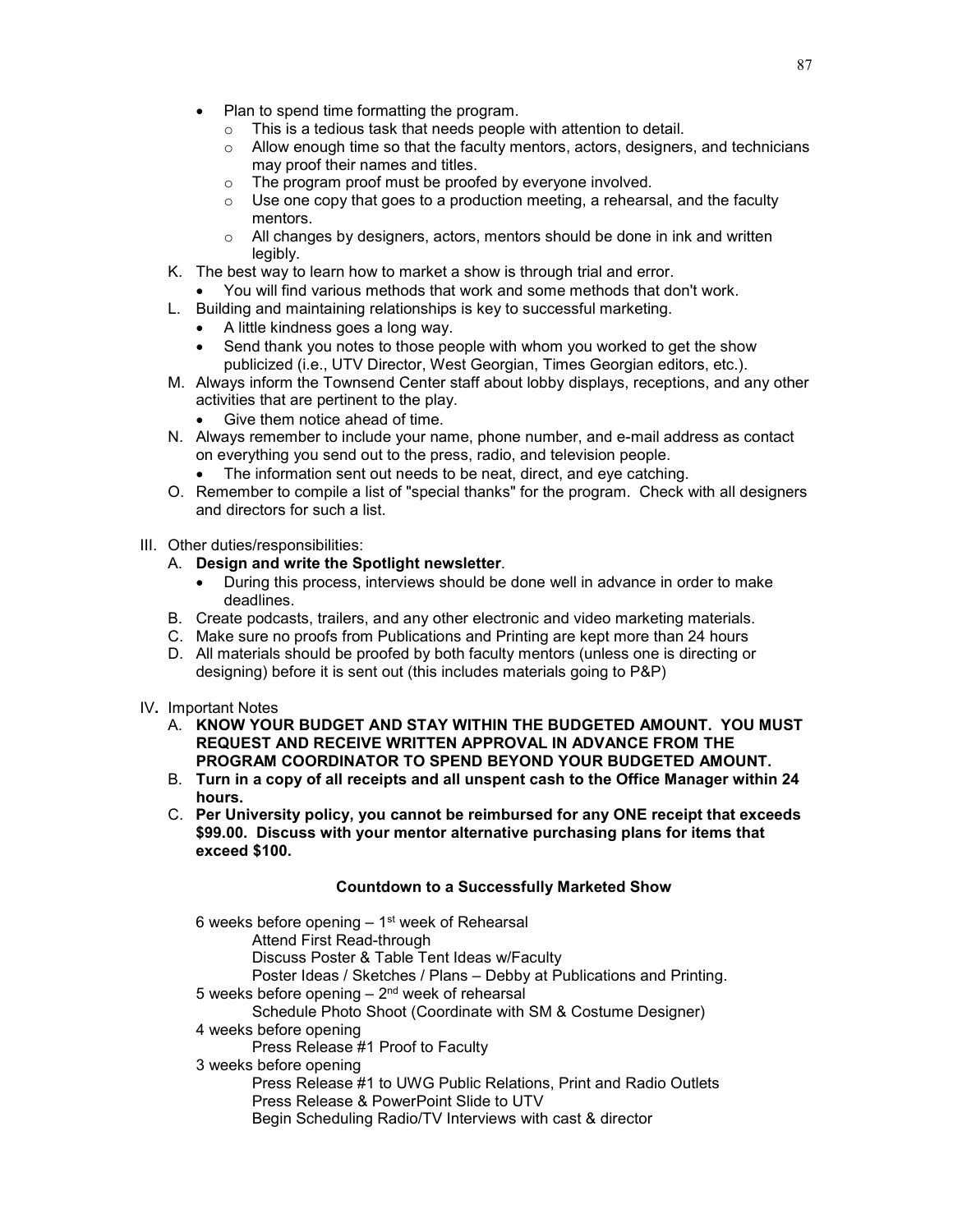- Plan to spend time formatting the program.
  - This is a tedious task that needs people with attention to detail.
  - Allow enough time so that the faculty mentors, actors, designers, and technicians may proof their names and titles.
  - The program proof must be proofed by everyone involved.
  - Use one copy that goes to a production meeting, a rehearsal, and the faculty mentors.
  - All changes by designers, actors, mentors should be done in ink and written legibly.

K. The best way to learn how to market a show is through trial and error.
   - You will find various methods that work and some methods that don't work.

L. Building and maintaining relationships is key to successful marketing.
   - A little kindness goes a long way.
   - Send thank you notes to those people with whom you worked to get the show publicized (i.e., UTV Director, West Georgian, Times Georgian editors, etc.).

M. Always inform the Townsend Center staff about lobby displays, receptions, and any other activities that are pertinent to the play.
   - Give them notice ahead of time.

N. Always remember to include your name, phone number, and e-mail address as contact on everything you send out to the press, radio, and television people.
   - The information sent out needs to be neat, direct, and eye catching.

O. Remember to compile a list of "special thanks" for the program. Check with all designers and directors for such a list.

III. Other duties/responsibilities:

A. **Design and write the Spotlight newsletter**.
   - During this process, interviews should be done well in advance in order to make deadlines.

B. Create podcasts, trailers, and any other electronic and video marketing materials.

C. Make sure no proofs from Publications and Printing are kept more than 24 hours

D. All materials should be proofed by both faculty mentors (unless one is directing or designing) before it is sent out (this includes materials going to P&P)

IV. Important Notes

A. **KNOW YOUR BUDGET AND STAY WITHIN THE BUDGETED AMOUNT. YOU MUST REQUEST AND RECEIVE WRITTEN APPROVAL IN ADVANCE FROM THE PROGRAM COORDINATOR TO SPEND BEYOND YOUR BUDGETED AMOUNT.**

B. **Turn in a copy of all receipts and all unspent cash to the Office Manager within 24 hours.**

C. **Per University policy, you cannot be reimbursed for any ONE receipt that exceeds $99.00. Discuss with your mentor alternative purchasing plans for items that exceed $100.**

### Countdown to a Successfully Marketed Show

6 weeks before opening – 1st week of Rehearsal
- Attend First Read-through
- Discuss Poster & Table Tent Ideas w/Faculty
- Poster Ideas / Sketches / Plans – Debby at Publications and Printing.

5 weeks before opening – 2nd week of rehearsal
- Schedule Photo Shoot (Coordinate with SM & Costume Designer)

4 weeks before opening
- Press Release #1 Proof to Faculty

3 weeks before opening
- Press Release #1 to UWG Public Relations, Print and Radio Outlets
- Press Release & PowerPoint Slide to UTV
- Begin Scheduling Radio/TV Interviews with cast & director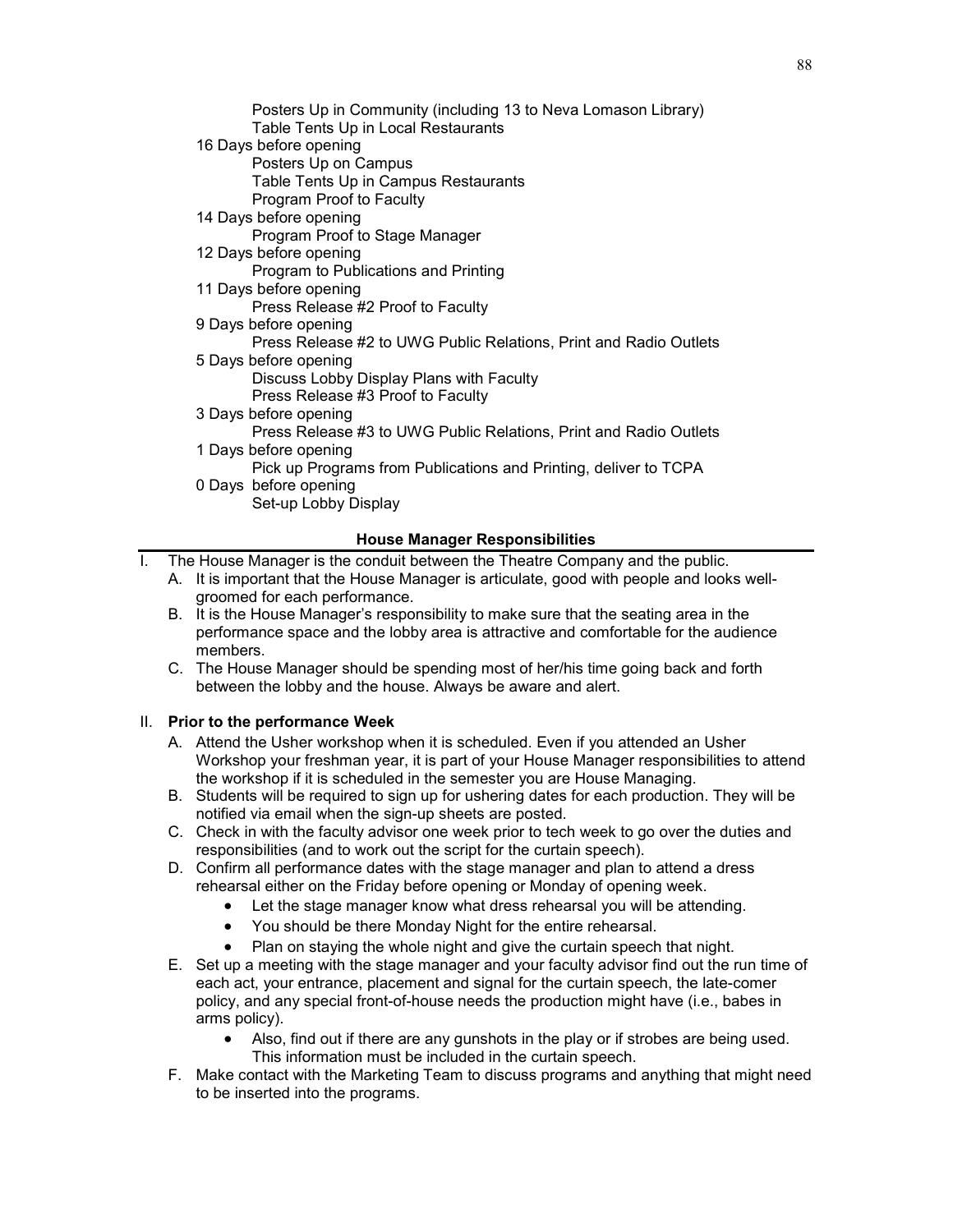- Posters Up in Community (including 13 to Neva Lomason Library)
- Table Tents Up in Local Restaurants

16 Days before opening
- Posters Up on Campus
- Table Tents Up in Campus Restaurants
- Program Proof to Faculty

14 Days before opening
- Program Proof to Stage Manager

12 Days before opening
- Program to Publications and Printing

11 Days before opening
- Press Release #2 Proof to Faculty

9 Days before opening
- Press Release #2 to UWG Public Relations, Print and Radio Outlets

5 Days before opening
- Discuss Lobby Display Plans with Faculty
- Press Release #3 Proof to Faculty

3 Days before opening
- Press Release #3 to UWG Public Relations, Print and Radio Outlets

1 Days before opening
- Pick up Programs from Publications and Printing, deliver to TCPA

0 Days before opening
- Set-up Lobby Display

## House Manager Responsibilities

I. The House Manager is the conduit between the Theatre Company and the public.
   A. It is important that the House Manager is articulate, good with people and looks well-groomed for each performance.
   B. It is the House Manager's responsibility to make sure that the seating area in the performance space and the lobby area is attractive and comfortable for the audience members.
   C. The House Manager should be spending most of her/his time going back and forth between the lobby and the house. Always be aware and alert.

II. **Prior to the performance Week**
   A. Attend the Usher workshop when it is scheduled. Even if you attended an Usher Workshop your freshman year, it is part of your House Manager responsibilities to attend the workshop if it is scheduled in the semester you are House Managing.
   B. Students will be required to sign up for ushering dates for each production. They will be notified via email when the sign-up sheets are posted.
   C. Check in with the faculty advisor one week prior to tech week to go over the duties and responsibilities (and to work out the script for the curtain speech).
   D. Confirm all performance dates with the stage manager and plan to attend a dress rehearsal either on the Friday before opening or Monday of opening week.
      - Let the stage manager know what dress rehearsal you will be attending.
      - You should be there Monday Night for the entire rehearsal.
      - Plan on staying the whole night and give the curtain speech that night.
   E. Set up a meeting with the stage manager and your faculty advisor find out the run time of each act, your entrance, placement and signal for the curtain speech, the late-comer policy, and any special front-of-house needs the production might have (i.e., babes in arms policy).
      - Also, find out if there are any gunshots in the play or if strobes are being used. This information must be included in the curtain speech.
   F. Make contact with the Marketing Team to discuss programs and anything that might need to be inserted into the programs.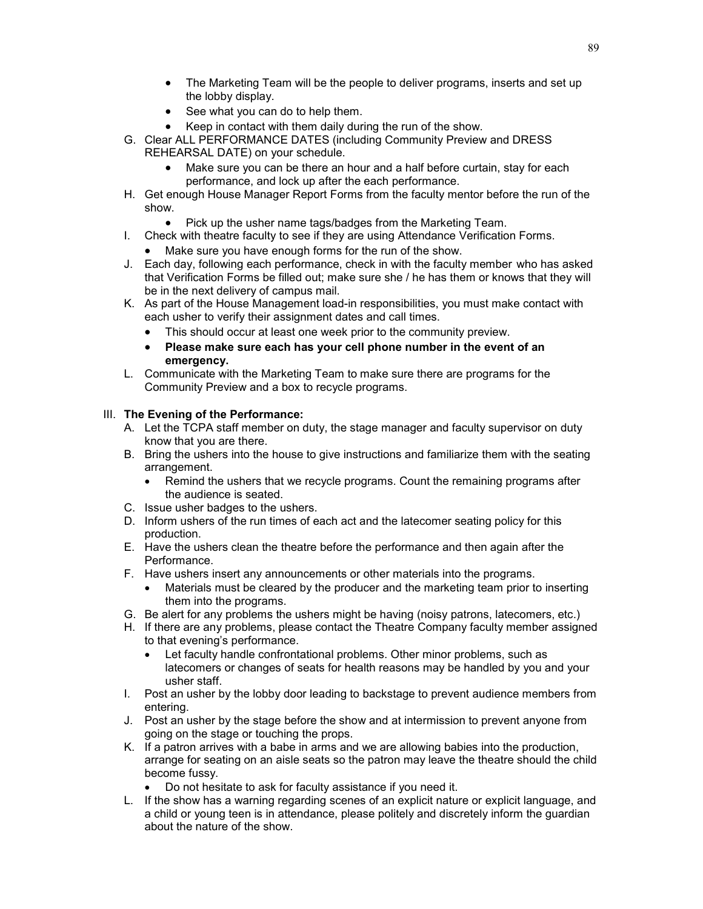- The Marketing Team will be the people to deliver programs, inserts and set up the lobby display.
- See what you can do to help them.
- Keep in contact with them daily during the run of the show.

G. Clear ALL PERFORMANCE DATES (including Community Preview and DRESS REHEARSAL DATE) on your schedule.
   - Make sure you can be there an hour and a half before curtain, stay for each performance, and lock up after the each performance.

H. Get enough House Manager Report Forms from the faculty mentor before the run of the show.
   - Pick up the usher name tags/badges from the Marketing Team.

I. Check with theatre faculty to see if they are using Attendance Verification Forms.
   - Make sure you have enough forms for the run of the show.

J. Each day, following each performance, check in with the faculty member who has asked that Verification Forms be filled out; make sure she / he has them or knows that they will be in the next delivery of campus mail.

K. As part of the House Management load-in responsibilities, you must make contact with each usher to verify their assignment dates and call times.
   - This should occur at least one week prior to the community preview.
   - **Please make sure each has your cell phone number in the event of an emergency.**

L. Communicate with the Marketing Team to make sure there are programs for the Community Preview and a box to recycle programs.

III. **The Evening of the Performance:**

A. Let the TCPA staff member on duty, the stage manager and faculty supervisor on duty know that you are there.

B. Bring the ushers into the house to give instructions and familiarize them with the seating arrangement.
   - Remind the ushers that we recycle programs. Count the remaining programs after the audience is seated.

C. Issue usher badges to the ushers.

D. Inform ushers of the run times of each act and the latecomer seating policy for this production.

E. Have the ushers clean the theatre before the performance and then again after the Performance.

F. Have ushers insert any announcements or other materials into the programs.
   - Materials must be cleared by the producer and the marketing team prior to inserting them into the programs.

G. Be alert for any problems the ushers might be having (noisy patrons, latecomers, etc.)

H. If there are any problems, please contact the Theatre Company faculty member assigned to that evening's performance.
   - Let faculty handle confrontational problems. Other minor problems, such as latecomers or changes of seats for health reasons may be handled by you and your usher staff.

I. Post an usher by the lobby door leading to backstage to prevent audience members from entering.

J. Post an usher by the stage before the show and at intermission to prevent anyone from going on the stage or touching the props.

K. If a patron arrives with a babe in arms and we are allowing babies into the production, arrange for seating on an aisle seats so the patron may leave the theatre should the child become fussy.
   - Do not hesitate to ask for faculty assistance if you need it.

L. If the show has a warning regarding scenes of an explicit nature or explicit language, and a child or young teen is in attendance, please politely and discretely inform the guardian about the nature of the show.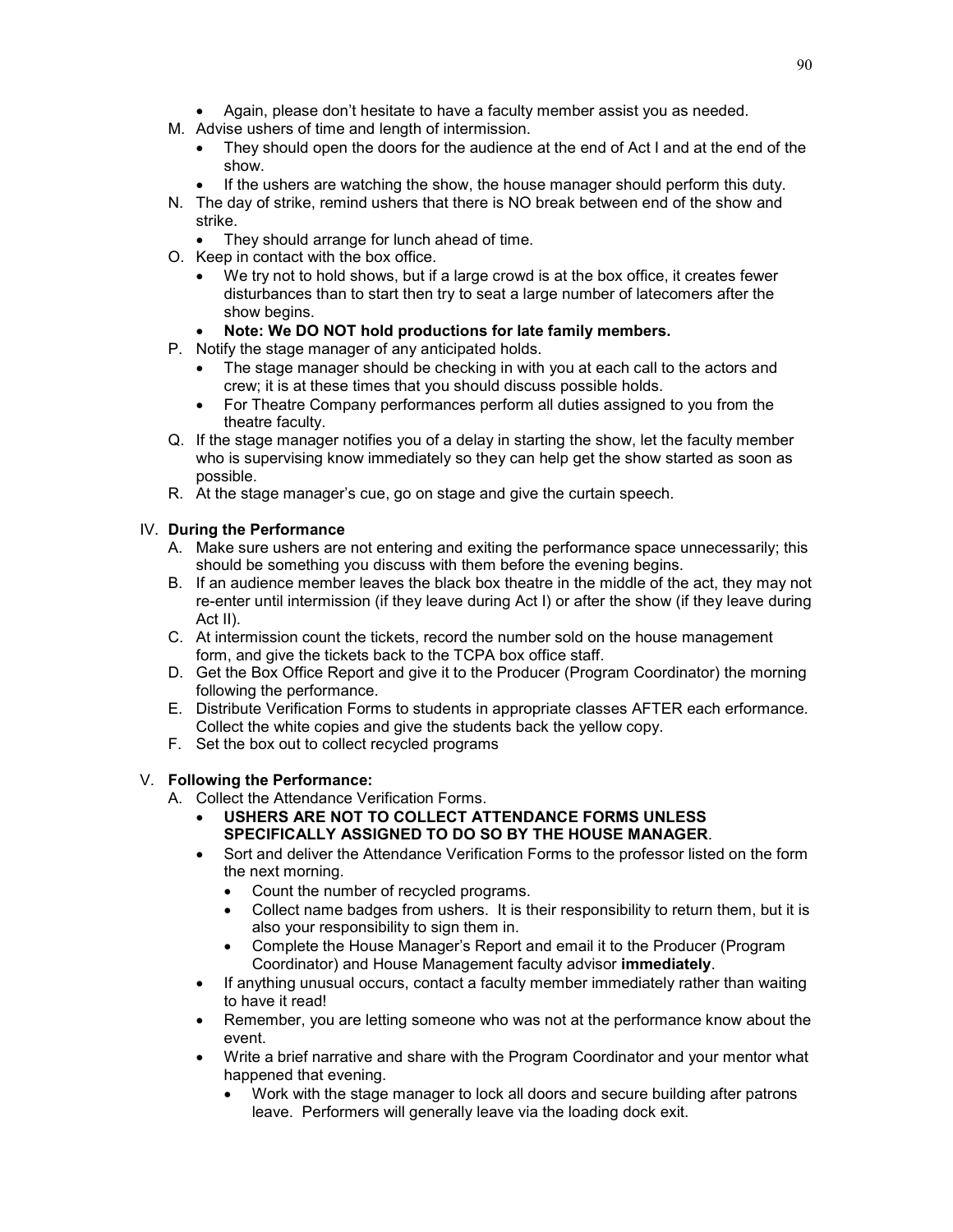- Again, please don't hesitate to have a faculty member assist you as needed.

M. Advise ushers of time and length of intermission.
   - They should open the doors for the audience at the end of Act I and at the end of the show.
   - If the ushers are watching the show, the house manager should perform this duty.

N. The day of strike, remind ushers that there is NO break between end of the show and strike.
   - They should arrange for lunch ahead of time.

O. Keep in contact with the box office.
   - We try not to hold shows, but if a large crowd is at the box office, it creates fewer disturbances than to start then try to seat a large number of latecomers after the show begins.
   - **Note: We DO NOT hold productions for late family members.**

P. Notify the stage manager of any anticipated holds.
   - The stage manager should be checking in with you at each call to the actors and crew; it is at these times that you should discuss possible holds.
   - For Theatre Company performances perform all duties assigned to you from the theatre faculty.

Q. If the stage manager notifies you of a delay in starting the show, let the faculty member who is supervising know immediately so they can help get the show started as soon as possible.

R. At the stage manager's cue, go on stage and give the curtain speech.

## IV. During the Performance

A. Make sure ushers are not entering and exiting the performance space unnecessarily; this should be something you discuss with them before the evening begins.

B. If an audience member leaves the black box theatre in the middle of the act, they may not re-enter until intermission (if they leave during Act I) or after the show (if they leave during Act II).

C. At intermission count the tickets, record the number sold on the house management form, and give the tickets back to the TCPA box office staff.

D. Get the Box Office Report and give it to the Producer (Program Coordinator) the morning following the performance.

E. Distribute Verification Forms to students in appropriate classes AFTER each erformance. Collect the white copies and give the students back the yellow copy.

F. Set the box out to collect recycled programs

## V. Following the Performance:

A. Collect the Attendance Verification Forms.
   - **USHERS ARE NOT TO COLLECT ATTENDANCE FORMS UNLESS SPECIFICALLY ASSIGNED TO DO SO BY THE HOUSE MANAGER**.
   - Sort and deliver the Attendance Verification Forms to the professor listed on the form the next morning.
     - Count the number of recycled programs.
     - Collect name badges from ushers. It is their responsibility to return them, but it is also your responsibility to sign them in.
     - Complete the House Manager's Report and email it to the Producer (Program Coordinator) and House Management faculty advisor **immediately**.
   - If anything unusual occurs, contact a faculty member immediately rather than waiting to have it read!
   - Remember, you are letting someone who was not at the performance know about the event.
   - Write a brief narrative and share with the Program Coordinator and your mentor what happened that evening.
     - Work with the stage manager to lock all doors and secure building after patrons leave. Performers will generally leave via the loading dock exit.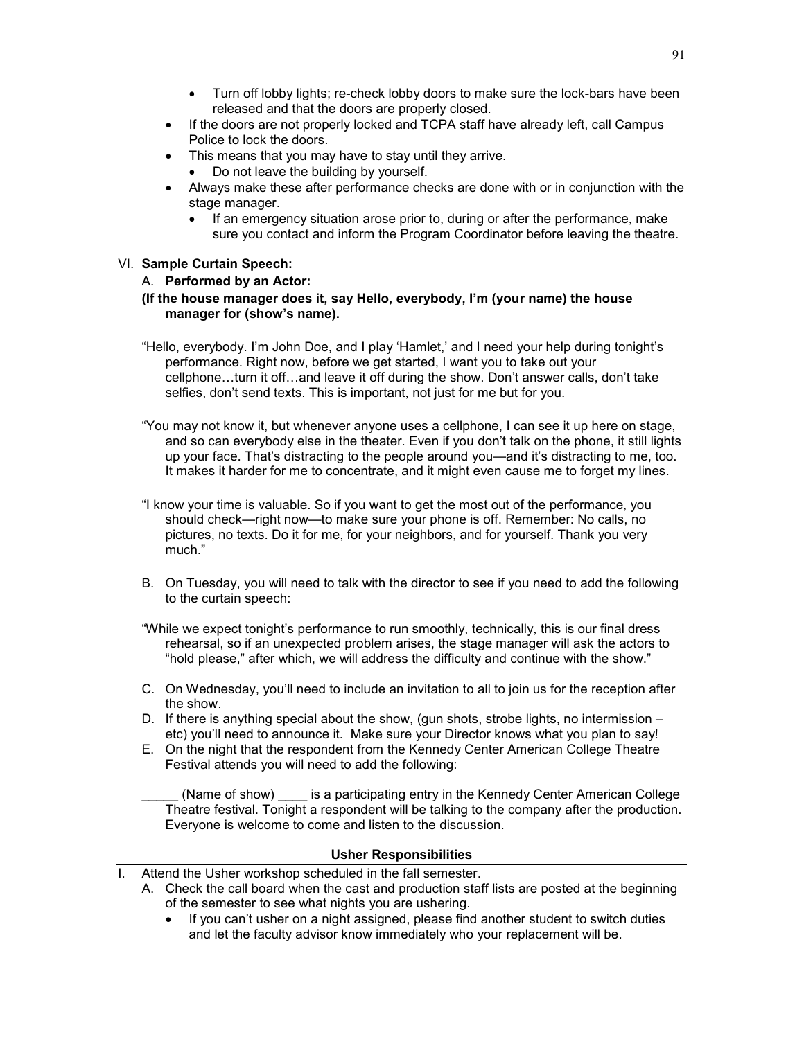- Turn off lobby lights; re-check lobby doors to make sure the lock-bars have been released and that the doors are properly closed.
- If the doors are not properly locked and TCPA staff have already left, call Campus Police to lock the doors.
- This means that you may have to stay until they arrive.
    - Do not leave the building by yourself.
- Always make these after performance checks are done with or in conjunction with the stage manager.
    - If an emergency situation arose prior to, during or after the performance, make sure you contact and inform the Program Coordinator before leaving the theatre.

VI. **Sample Curtain Speech:**

A. **Performed by an Actor:**

**(If the house manager does it, say Hello, everybody, I'm (your name) the house manager for (show's name).**

"Hello, everybody. I'm John Doe, and I play 'Hamlet,' and I need your help during tonight's performance. Right now, before we get started, I want you to take out your cellphone…turn it off…and leave it off during the show. Don't answer calls, don't take selfies, don't send texts. This is important, not just for me but for you.

"You may not know it, but whenever anyone uses a cellphone, I can see it up here on stage, and so can everybody else in the theater. Even if you don't talk on the phone, it still lights up your face. That's distracting to the people around you—and it's distracting to me, too. It makes it harder for me to concentrate, and it might even cause me to forget my lines.

"I know your time is valuable. So if you want to get the most out of the performance, you should check—right now—to make sure your phone is off. Remember: No calls, no pictures, no texts. Do it for me, for your neighbors, and for yourself. Thank you very much."

B. On Tuesday, you will need to talk with the director to see if you need to add the following to the curtain speech:

"While we expect tonight's performance to run smoothly, technically, this is our final dress rehearsal, so if an unexpected problem arises, the stage manager will ask the actors to "hold please," after which, we will address the difficulty and continue with the show."

C. On Wednesday, you'll need to include an invitation to all to join us for the reception after the show.

D. If there is anything special about the show, (gun shots, strobe lights, no intermission – etc) you'll need to announce it. Make sure your Director knows what you plan to say!

E. On the night that the respondent from the Kennedy Center American College Theatre Festival attends you will need to add the following:

_____ (Name of show) ____ is a participating entry in the Kennedy Center American College Theatre festival. Tonight a respondent will be talking to the company after the production. Everyone is welcome to come and listen to the discussion.

## Usher Responsibilities

I. Attend the Usher workshop scheduled in the fall semester.

A. Check the call board when the cast and production staff lists are posted at the beginning of the semester to see what nights you are ushering.

- If you can't usher on a night assigned, please find another student to switch duties and let the faculty advisor know immediately who your replacement will be.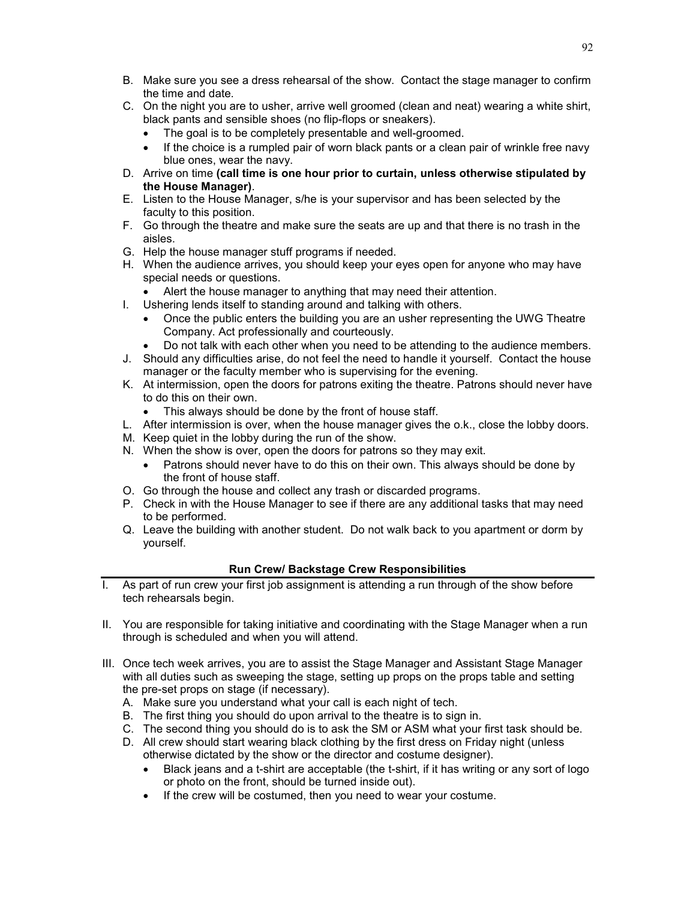B. Make sure you see a dress rehearsal of the show. Contact the stage manager to confirm the time and date.

C. On the night you are to usher, arrive well groomed (clean and neat) wearing a white shirt, black pants and sensible shoes (no flip-flops or sneakers).
   - The goal is to be completely presentable and well-groomed.
   - If the choice is a rumpled pair of worn black pants or a clean pair of wrinkle free navy blue ones, wear the navy.

D. Arrive on time **(call time is one hour prior to curtain, unless otherwise stipulated by the House Manager)**.

E. Listen to the House Manager, s/he is your supervisor and has been selected by the faculty to this position.

F. Go through the theatre and make sure the seats are up and that there is no trash in the aisles.

G. Help the house manager stuff programs if needed.

H. When the audience arrives, you should keep your eyes open for anyone who may have special needs or questions.
   - Alert the house manager to anything that may need their attention.

I. Ushering lends itself to standing around and talking with others.
   - Once the public enters the building you are an usher representing the UWG Theatre Company. Act professionally and courteously.
   - Do not talk with each other when you need to be attending to the audience members.

J. Should any difficulties arise, do not feel the need to handle it yourself. Contact the house manager or the faculty member who is supervising for the evening.

K. At intermission, open the doors for patrons exiting the theatre. Patrons should never have to do this on their own.
   - This always should be done by the front of house staff.

L. After intermission is over, when the house manager gives the o.k., close the lobby doors.

M. Keep quiet in the lobby during the run of the show.

N. When the show is over, open the doors for patrons so they may exit.
   - Patrons should never have to do this on their own. This always should be done by the front of house staff.

O. Go through the house and collect any trash or discarded programs.

P. Check in with the House Manager to see if there are any additional tasks that may need to be performed.

Q. Leave the building with another student. Do not walk back to you apartment or dorm by yourself.

## Run Crew/ Backstage Crew Responsibilities

I. As part of run crew your first job assignment is attending a run through of the show before tech rehearsals begin.

II. You are responsible for taking initiative and coordinating with the Stage Manager when a run through is scheduled and when you will attend.

III. Once tech week arrives, you are to assist the Stage Manager and Assistant Stage Manager with all duties such as sweeping the stage, setting up props on the props table and setting the pre-set props on stage (if necessary).

   A. Make sure you understand what your call is each night of tech.

   B. The first thing you should do upon arrival to the theatre is to sign in.

   C. The second thing you should do is to ask the SM or ASM what your first task should be.

   D. All crew should start wearing black clothing by the first dress on Friday night (unless otherwise dictated by the show or the director and costume designer).
      - Black jeans and a t-shirt are acceptable (the t-shirt, if it has writing or any sort of logo or photo on the front, should be turned inside out).
      - If the crew will be costumed, then you need to wear your costume.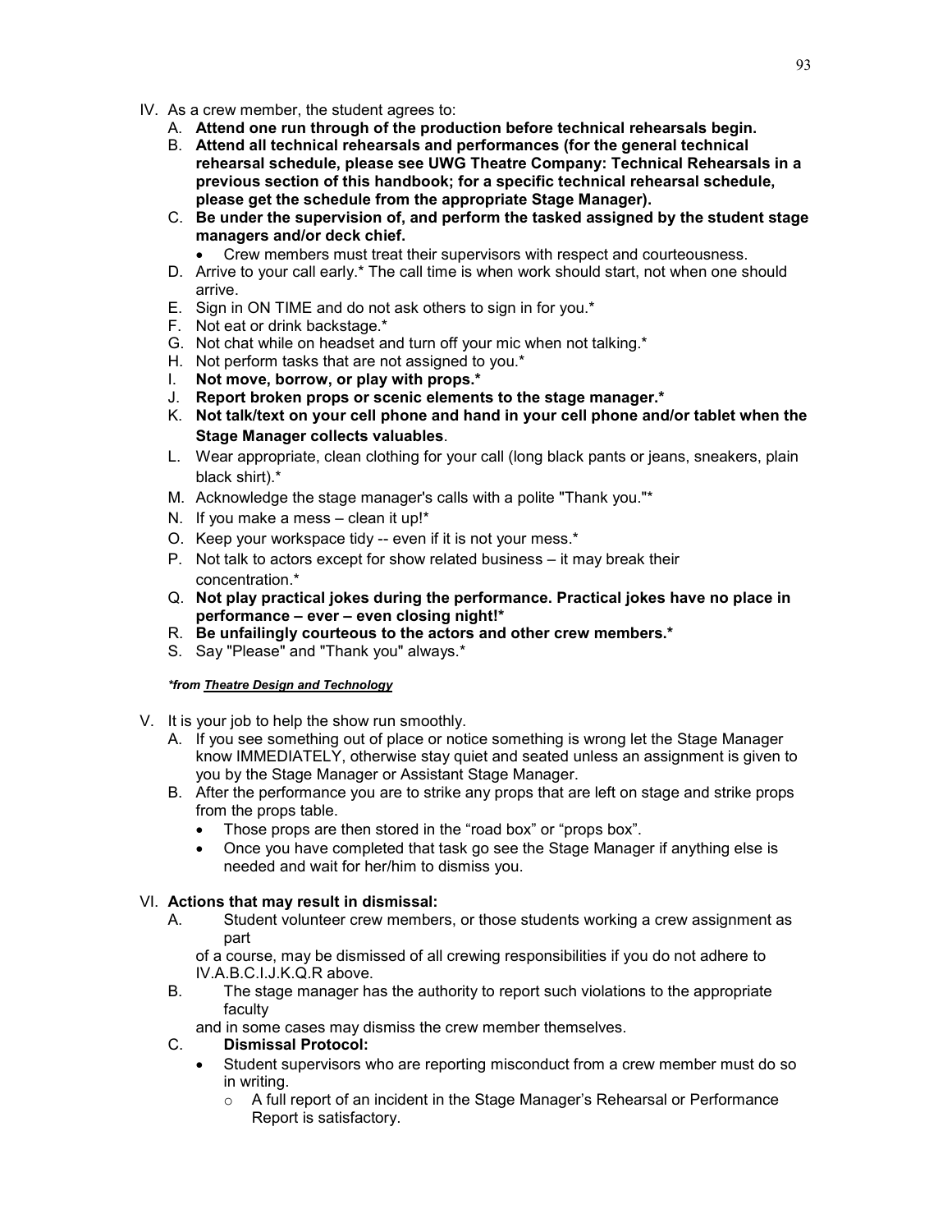IV. As a crew member, the student agrees to:
   A. **Attend one run through of the production before technical rehearsals begin.**
   B. **Attend all technical rehearsals and performances (for the general technical rehearsal schedule, please see UWG Theatre Company: Technical Rehearsals in a previous section of this handbook; for a specific technical rehearsal schedule, please get the schedule from the appropriate Stage Manager).**
   C. **Be under the supervision of, and perform the tasked assigned by the student stage managers and/or deck chief.**
      - Crew members must treat their supervisors with respect and courteousness.
   D. Arrive to your call early.* The call time is when work should start, not when one should arrive.
   E. Sign in ON TIME and do not ask others to sign in for you.*
   F. Not eat or drink backstage.*
   G. Not chat while on headset and turn off your mic when not talking.*
   H. Not perform tasks that are not assigned to you.*
   I. **Not move, borrow, or play with props.***
   J. **Report broken props or scenic elements to the stage manager.***
   K. **Not talk/text on your cell phone and hand in your cell phone and/or tablet when the Stage Manager collects valuables**.
   L. Wear appropriate, clean clothing for your call (long black pants or jeans, sneakers, plain black shirt).*
   M. Acknowledge the stage manager's calls with a polite "Thank you."*
   N. If you make a mess – clean it up!*
   O. Keep your workspace tidy -- even if it is not your mess.*
   P. Not talk to actors except for show related business – it may break their concentration.*
   Q. **Not play practical jokes during the performance. Practical jokes have no place in performance – ever – even closing night!***
   R. **Be unfailingly courteous to the actors and other crew members.***
   S. Say "Please" and "Thank you" always.*

***from Theatre Design and Technology***

V. It is your job to help the show run smoothly.
   A. If you see something out of place or notice something is wrong let the Stage Manager know IMMEDIATELY, otherwise stay quiet and seated unless an assignment is given to you by the Stage Manager or Assistant Stage Manager.
   B. After the performance you are to strike any props that are left on stage and strike props from the props table.
      - Those props are then stored in the "road box" or "props box".
      - Once you have completed that task go see the Stage Manager if anything else is needed and wait for her/him to dismiss you.

VI. **Actions that may result in dismissal:**
   A. Student volunteer crew members, or those students working a crew assignment as part of a course, may be dismissed of all crewing responsibilities if you do not adhere to IV.A.B.C.I.J.K.Q.R above.
   B. The stage manager has the authority to report such violations to the appropriate faculty and in some cases may dismiss the crew member themselves.
   C. **Dismissal Protocol:**
      - Student supervisors who are reporting misconduct from a crew member must do so in writing.
         - A full report of an incident in the Stage Manager's Rehearsal or Performance Report is satisfactory.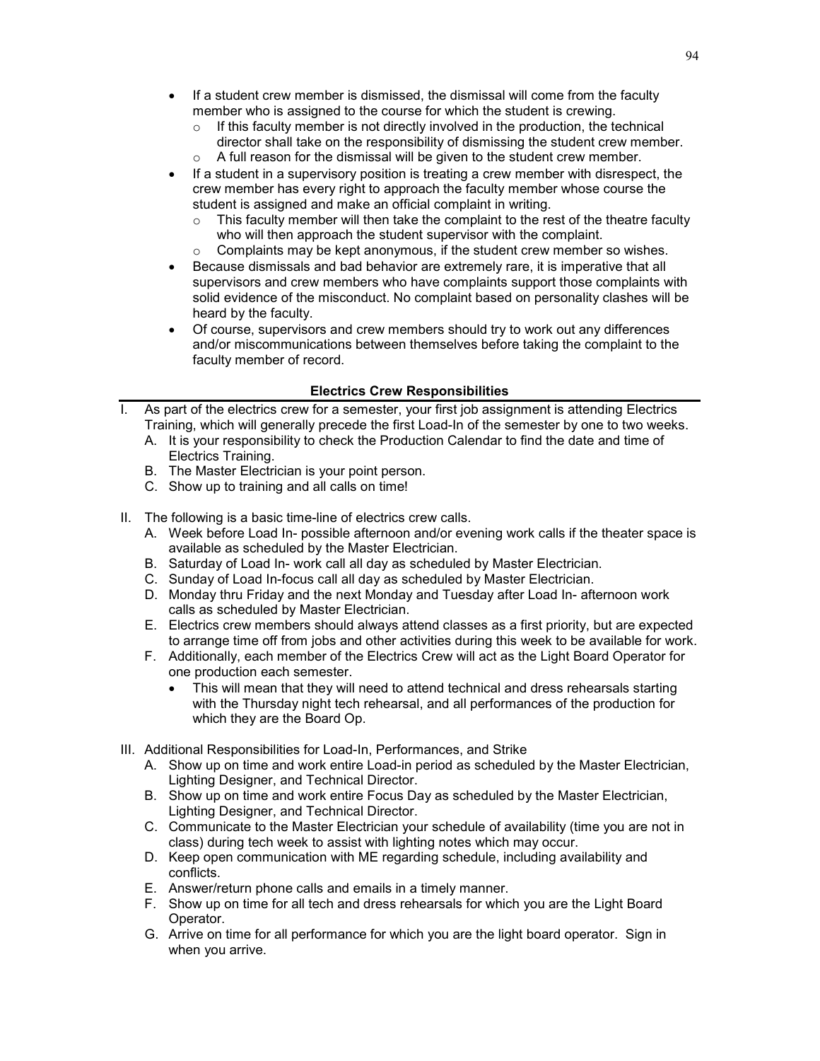- If a student crew member is dismissed, the dismissal will come from the faculty member who is assigned to the course for which the student is crewing.
  - If this faculty member is not directly involved in the production, the technical director shall take on the responsibility of dismissing the student crew member.
  - A full reason for the dismissal will be given to the student crew member.
- If a student in a supervisory position is treating a crew member with disrespect, the crew member has every right to approach the faculty member whose course the student is assigned and make an official complaint in writing.
  - This faculty member will then take the complaint to the rest of the theatre faculty who will then approach the student supervisor with the complaint.
  - Complaints may be kept anonymous, if the student crew member so wishes.
- Because dismissals and bad behavior are extremely rare, it is imperative that all supervisors and crew members who have complaints support those complaints with solid evidence of the misconduct. No complaint based on personality clashes will be heard by the faculty.
- Of course, supervisors and crew members should try to work out any differences and/or miscommunications between themselves before taking the complaint to the faculty member of record.

## Electrics Crew Responsibilities

I. As part of the electrics crew for a semester, your first job assignment is attending Electrics Training, which will generally precede the first Load-In of the semester by one to two weeks.
   A. It is your responsibility to check the Production Calendar to find the date and time of Electrics Training.
   B. The Master Electrician is your point person.
   C. Show up to training and all calls on time!

II. The following is a basic time-line of electrics crew calls.
   A. Week before Load In- possible afternoon and/or evening work calls if the theater space is available as scheduled by the Master Electrician.
   B. Saturday of Load In- work call all day as scheduled by Master Electrician.
   C. Sunday of Load In-focus call all day as scheduled by Master Electrician.
   D. Monday thru Friday and the next Monday and Tuesday after Load In- afternoon work calls as scheduled by Master Electrician.
   E. Electrics crew members should always attend classes as a first priority, but are expected to arrange time off from jobs and other activities during this week to be available for work.
   F. Additionally, each member of the Electrics Crew will act as the Light Board Operator for one production each semester.
      - This will mean that they will need to attend technical and dress rehearsals starting with the Thursday night tech rehearsal, and all performances of the production for which they are the Board Op.

III. Additional Responsibilities for Load-In, Performances, and Strike
   A. Show up on time and work entire Load-in period as scheduled by the Master Electrician, Lighting Designer, and Technical Director.
   B. Show up on time and work entire Focus Day as scheduled by the Master Electrician, Lighting Designer, and Technical Director.
   C. Communicate to the Master Electrician your schedule of availability (time you are not in class) during tech week to assist with lighting notes which may occur.
   D. Keep open communication with ME regarding schedule, including availability and conflicts.
   E. Answer/return phone calls and emails in a timely manner.
   F. Show up on time for all tech and dress rehearsals for which you are the Light Board Operator.
   G. Arrive on time for all performance for which you are the light board operator. Sign in when you arrive.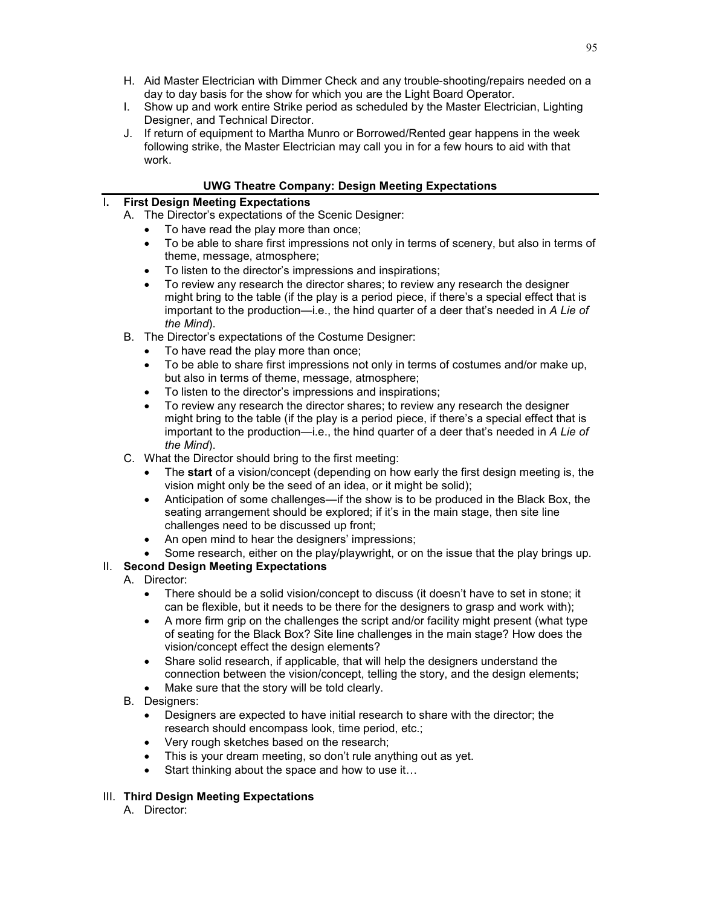H. Aid Master Electrician with Dimmer Check and any trouble-shooting/repairs needed on a day to day basis for the show for which you are the Light Board Operator.
I. Show up and work entire Strike period as scheduled by the Master Electrician, Lighting Designer, and Technical Director.
J. If return of equipment to Martha Munro or Borrowed/Rented gear happens in the week following strike, the Master Electrician may call you in for a few hours to aid with that work.

## UWG Theatre Company: Design Meeting Expectations

### I. First Design Meeting Expectations

A. The Director's expectations of the Scenic Designer:
- To have read the play more than once;
- To be able to share first impressions not only in terms of scenery, but also in terms of theme, message, atmosphere;
- To listen to the director's impressions and inspirations;
- To review any research the director shares; to review any research the designer might bring to the table (if the play is a period piece, if there's a special effect that is important to the production—i.e., the hind quarter of a deer that's needed in *A Lie of the Mind*).

B. The Director's expectations of the Costume Designer:
- To have read the play more than once;
- To be able to share first impressions not only in terms of costumes and/or make up, but also in terms of theme, message, atmosphere;
- To listen to the director's impressions and inspirations;
- To review any research the director shares; to review any research the designer might bring to the table (if the play is a period piece, if there's a special effect that is important to the production—i.e., the hind quarter of a deer that's needed in *A Lie of the Mind*).

C. What the Director should bring to the first meeting:
- The **start** of a vision/concept (depending on how early the first design meeting is, the vision might only be the seed of an idea, or it might be solid);
- Anticipation of some challenges—if the show is to be produced in the Black Box, the seating arrangement should be explored; if it's in the main stage, then site line challenges need to be discussed up front;
- An open mind to hear the designers' impressions;
- Some research, either on the play/playwright, or on the issue that the play brings up.

### II. Second Design Meeting Expectations

A. Director:
- There should be a solid vision/concept to discuss (it doesn't have to set in stone; it can be flexible, but it needs to be there for the designers to grasp and work with);
- A more firm grip on the challenges the script and/or facility might present (what type of seating for the Black Box? Site line challenges in the main stage? How does the vision/concept effect the design elements?
- Share solid research, if applicable, that will help the designers understand the connection between the vision/concept, telling the story, and the design elements;
- Make sure that the story will be told clearly.

B. Designers:
- Designers are expected to have initial research to share with the director; the research should encompass look, time period, etc.;
- Very rough sketches based on the research;
- This is your dream meeting, so don't rule anything out as yet.
- Start thinking about the space and how to use it…

### III. Third Design Meeting Expectations

A. Director: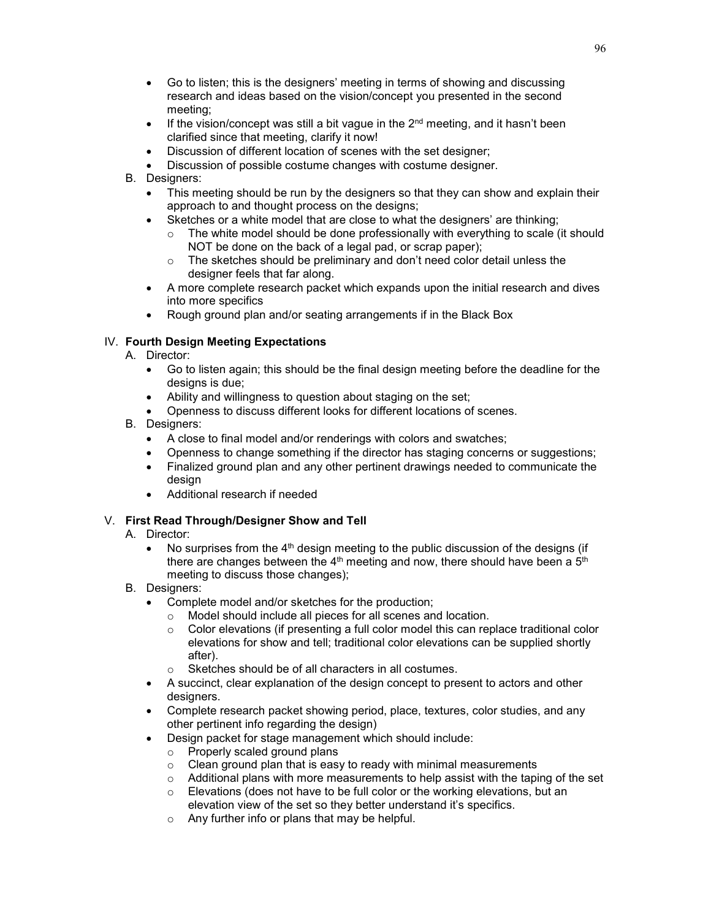- Go to listen; this is the designers' meeting in terms of showing and discussing research and ideas based on the vision/concept you presented in the second meeting;
- If the vision/concept was still a bit vague in the 2nd meeting, and it hasn't been clarified since that meeting, clarify it now!
- Discussion of different location of scenes with the set designer;
- Discussion of possible costume changes with costume designer.

B. Designers:

- This meeting should be run by the designers so that they can show and explain their approach to and thought process on the designs;
- Sketches or a white model that are close to what the designers' are thinking;
  - The white model should be done professionally with everything to scale (it should NOT be done on the back of a legal pad, or scrap paper);
  - The sketches should be preliminary and don't need color detail unless the designer feels that far along.
- A more complete research packet which expands upon the initial research and dives into more specifics
- Rough ground plan and/or seating arrangements if in the Black Box

## IV. **Fourth Design Meeting Expectations**

A. Director:

- Go to listen again; this should be the final design meeting before the deadline for the designs is due;
- Ability and willingness to question about staging on the set;
- Openness to discuss different looks for different locations of scenes.

B. Designers:

- A close to final model and/or renderings with colors and swatches;
- Openness to change something if the director has staging concerns or suggestions;
- Finalized ground plan and any other pertinent drawings needed to communicate the design
- Additional research if needed

## V. **First Read Through/Designer Show and Tell**

A. Director:

- No surprises from the 4th design meeting to the public discussion of the designs (if there are changes between the 4th meeting and now, there should have been a 5th meeting to discuss those changes);

B. Designers:

- Complete model and/or sketches for the production;
  - Model should include all pieces for all scenes and location.
  - Color elevations (if presenting a full color model this can replace traditional color elevations for show and tell; traditional color elevations can be supplied shortly after).
  - Sketches should be of all characters in all costumes.
- A succinct, clear explanation of the design concept to present to actors and other designers.
- Complete research packet showing period, place, textures, color studies, and any other pertinent info regarding the design)
- Design packet for stage management which should include:
  - Properly scaled ground plans
  - Clean ground plan that is easy to ready with minimal measurements
  - Additional plans with more measurements to help assist with the taping of the set
  - Elevations (does not have to be full color or the working elevations, but an elevation view of the set so they better understand it's specifics.
  - Any further info or plans that may be helpful.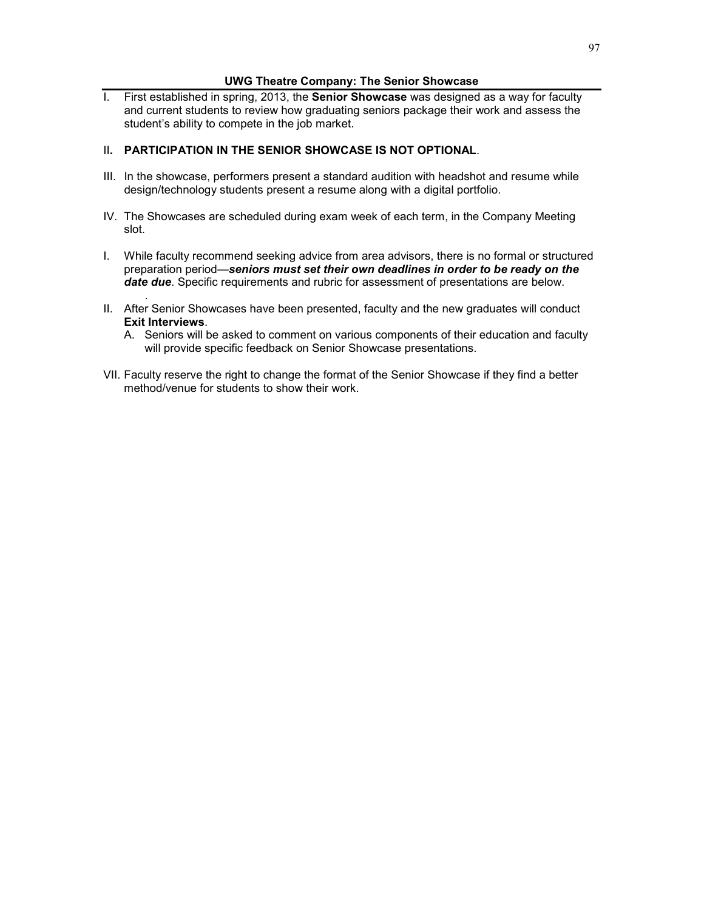## UWG Theatre Company: The Senior Showcase

I. First established in spring, 2013, the **Senior Showcase** was designed as a way for faculty and current students to review how graduating seniors package their work and assess the student's ability to compete in the job market.

II**. PARTICIPATION IN THE SENIOR SHOWCASE IS NOT OPTIONAL**.

III. In the showcase, performers present a standard audition with headshot and resume while design/technology students present a resume along with a digital portfolio.

IV. The Showcases are scheduled during exam week of each term, in the Company Meeting slot.

I. While faculty recommend seeking advice from area advisors, there is no formal or structured preparation period—***seniors must set their own deadlines in order to be ready on the date due***. Specific requirements and rubric for assessment of presentations are below.
.

II. After Senior Showcases have been presented, faculty and the new graduates will conduct **Exit Interviews**.
   A. Seniors will be asked to comment on various components of their education and faculty will provide specific feedback on Senior Showcase presentations.

VII. Faculty reserve the right to change the format of the Senior Showcase if they find a better method/venue for students to show their work.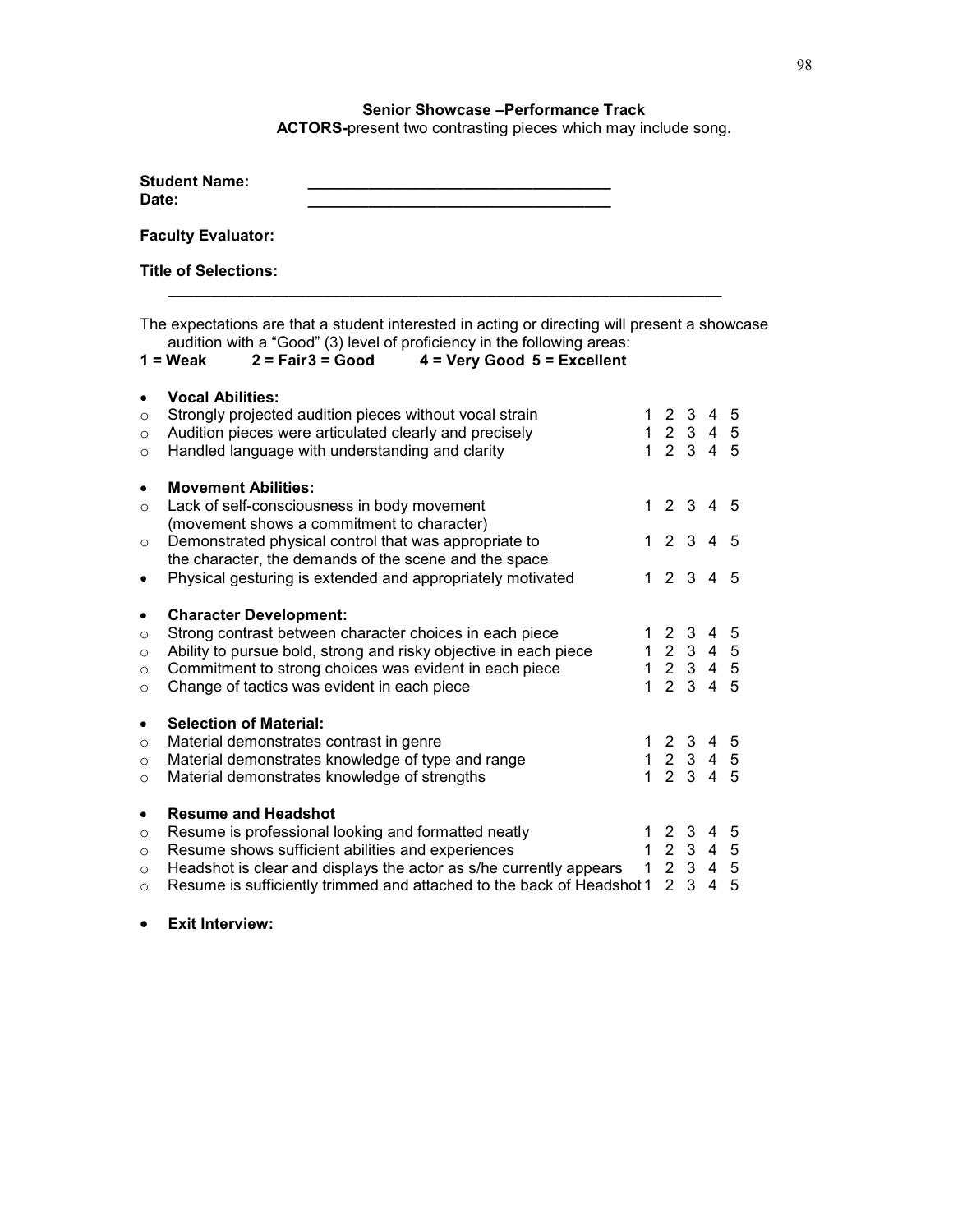**Senior Showcase –Performance Track**

**ACTORS-**present two contrasting pieces which may include song.

**Student Name:** ___________________________________

**Date:** ___________________________________

**Faculty Evaluator:**

**Title of Selections:**

_______________________________________________________________

The expectations are that a student interested in acting or directing will present a showcase audition with a "Good" (3) level of proficiency in the following areas:

**1 = Weak 2 = Fair 3 = Good 4 = Very Good 5 = Excellent**

- **Vocal Abilities:**
  - Strongly projected audition pieces without vocal strain 1 2 3 4 5
  - Audition pieces were articulated clearly and precisely 1 2 3 4 5
  - Handled language with understanding and clarity 1 2 3 4 5

- **Movement Abilities:**
  - Lack of self-consciousness in body movement (movement shows a commitment to character) 1 2 3 4 5
  - Demonstrated physical control that was appropriate to the character, the demands of the scene and the space 1 2 3 4 5
- Physical gesturing is extended and appropriately motivated 1 2 3 4 5

- **Character Development:**
  - Strong contrast between character choices in each piece 1 2 3 4 5
  - Ability to pursue bold, strong and risky objective in each piece 1 2 3 4 5
  - Commitment to strong choices was evident in each piece 1 2 3 4 5
  - Change of tactics was evident in each piece 1 2 3 4 5

- **Selection of Material:**
  - Material demonstrates contrast in genre 1 2 3 4 5
  - Material demonstrates knowledge of type and range 1 2 3 4 5
  - Material demonstrates knowledge of strengths 1 2 3 4 5

- **Resume and Headshot**
  - Resume is professional looking and formatted neatly 1 2 3 4 5
  - Resume shows sufficient abilities and experiences 1 2 3 4 5
  - Headshot is clear and displays the actor as s/he currently appears 1 2 3 4 5
  - Resume is sufficiently trimmed and attached to the back of Headshot 1 2 3 4 5

- **Exit Interview:**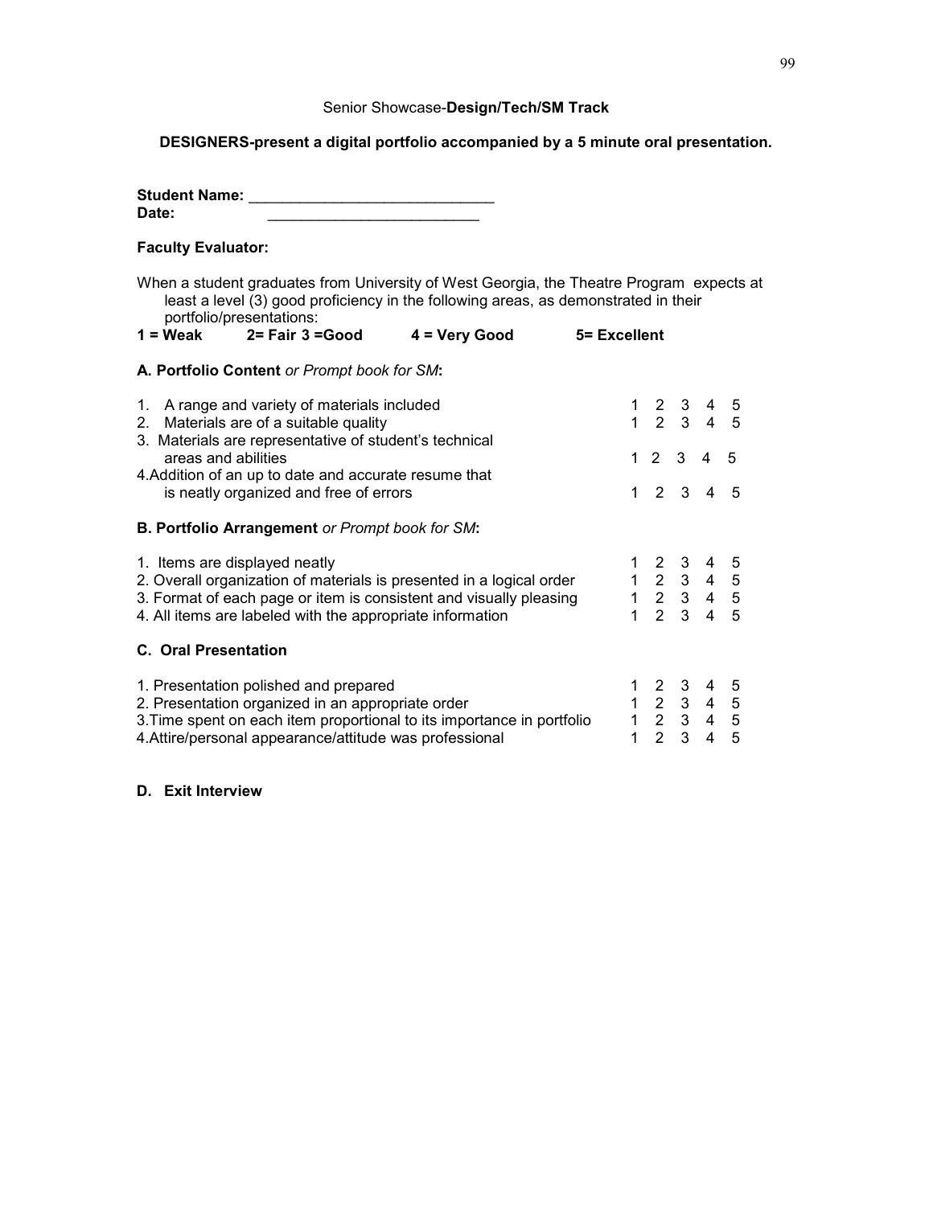Senior Showcase-**Design/Tech/SM Track**

**DESIGNERS-present a digital portfolio accompanied by a 5 minute oral presentation.**

**Student Name:** _____________________________
**Date:** _________________________

**Faculty Evaluator:**

When a student graduates from University of West Georgia, the Theatre Program expects at least a level (3) good proficiency in the following areas, as demonstrated in their portfolio/presentations:

**1 = Weak 2= Fair 3 =Good 4 = Very Good 5= Excellent**

**A. Portfolio Content** *or Prompt book for SM***:**

| | |
|---|---|
| 1. A range and variety of materials included | 1 2 3 4 5 |
| 2. Materials are of a suitable quality | 1 2 3 4 5 |
| 3. Materials are representative of student's technical areas and abilities | 1 2 3 4 5 |
| 4. Addition of an up to date and accurate resume that is neatly organized and free of errors | 1 2 3 4 5 |

**B. Portfolio Arrangement** *or Prompt book for SM***:**

| | |
|---|---|
| 1. Items are displayed neatly | 1 2 3 4 5 |
| 2. Overall organization of materials is presented in a logical order | 1 2 3 4 5 |
| 3. Format of each page or item is consistent and visually pleasing | 1 2 3 4 5 |
| 4. All items are labeled with the appropriate information | 1 2 3 4 5 |

**C. Oral Presentation**

| | |
|---|---|
| 1. Presentation polished and prepared | 1 2 3 4 5 |
| 2. Presentation organized in an appropriate order | 1 2 3 4 5 |
| 3. Time spent on each item proportional to its importance in portfolio | 1 2 3 4 5 |
| 4. Attire/personal appearance/attitude was professional | 1 2 3 4 5 |

**D. Exit Interview**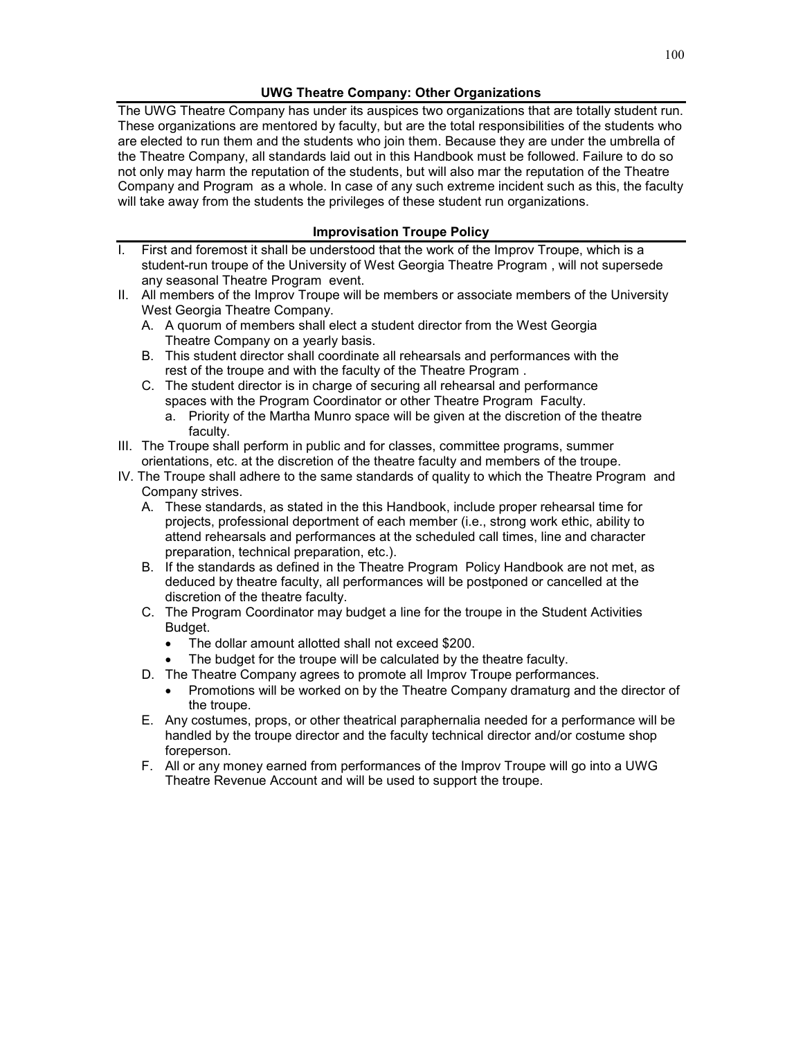## UWG Theatre Company: Other Organizations

The UWG Theatre Company has under its auspices two organizations that are totally student run. These organizations are mentored by faculty, but are the total responsibilities of the students who are elected to run them and the students who join them. Because they are under the umbrella of the Theatre Company, all standards laid out in this Handbook must be followed. Failure to do so not only may harm the reputation of the students, but will also mar the reputation of the Theatre Company and Program as a whole. In case of any such extreme incident such as this, the faculty will take away from the students the privileges of these student run organizations.

## Improvisation Troupe Policy

I. First and foremost it shall be understood that the work of the Improv Troupe, which is a student-run troupe of the University of West Georgia Theatre Program , will not supersede any seasonal Theatre Program event.

II. All members of the Improv Troupe will be members or associate members of the University West Georgia Theatre Company.
   - A. A quorum of members shall elect a student director from the West Georgia Theatre Company on a yearly basis.
   - B. This student director shall coordinate all rehearsals and performances with the rest of the troupe and with the faculty of the Theatre Program .
   - C. The student director is in charge of securing all rehearsal and performance spaces with the Program Coordinator or other Theatre Program Faculty.
     - a. Priority of the Martha Munro space will be given at the discretion of the theatre faculty.

III. The Troupe shall perform in public and for classes, committee programs, summer orientations, etc. at the discretion of the theatre faculty and members of the troupe.

IV. The Troupe shall adhere to the same standards of quality to which the Theatre Program and Company strives.
   - A. These standards, as stated in the this Handbook, include proper rehearsal time for projects, professional deportment of each member (i.e., strong work ethic, ability to attend rehearsals and performances at the scheduled call times, line and character preparation, technical preparation, etc.).
   - B. If the standards as defined in the Theatre Program Policy Handbook are not met, as deduced by theatre faculty, all performances will be postponed or cancelled at the discretion of the theatre faculty.
   - C. The Program Coordinator may budget a line for the troupe in the Student Activities Budget.
     - The dollar amount allotted shall not exceed $200.
     - The budget for the troupe will be calculated by the theatre faculty.
   - D. The Theatre Company agrees to promote all Improv Troupe performances.
     - Promotions will be worked on by the Theatre Company dramaturg and the director of the troupe.
   - E. Any costumes, props, or other theatrical paraphernalia needed for a performance will be handled by the troupe director and the faculty technical director and/or costume shop foreperson.
   - F. All or any money earned from performances of the Improv Troupe will go into a UWG Theatre Revenue Account and will be used to support the troupe.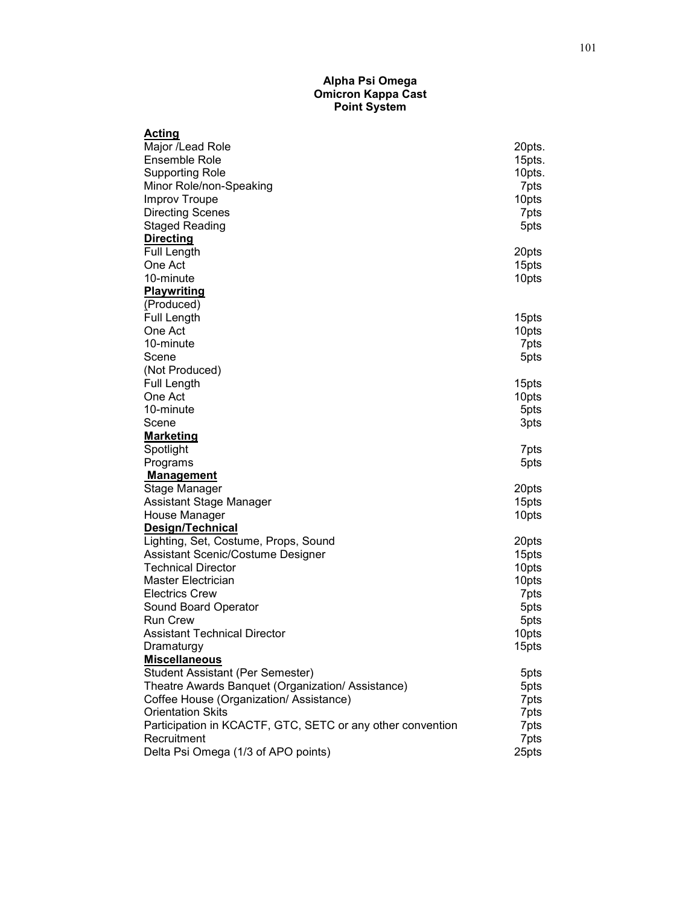**Alpha Psi Omega**
**Omicron Kappa Cast**
**Point System**

| | |
|---|---|
| **Acting** | |
| Major /Lead Role | 20pts. |
| Ensemble Role | 15pts. |
| Supporting Role | 10pts. |
| Minor Role/non-Speaking | 7pts |
| Improv Troupe | 10pts |
| Directing Scenes | 7pts |
| Staged Reading | 5pts |
| **Directing** | |
| Full Length | 20pts |
| One Act | 15pts |
| 10-minute | 10pts |
| **Playwriting** | |
| (Produced) | |
| Full Length | 15pts |
| One Act | 10pts |
| 10-minute | 7pts |
| Scene | 5pts |
| (Not Produced) | |
| Full Length | 15pts |
| One Act | 10pts |
| 10-minute | 5pts |
| Scene | 3pts |
| **Marketing** | |
| Spotlight | 7pts |
| Programs | 5pts |
| **Management** | |
| Stage Manager | 20pts |
| Assistant Stage Manager | 15pts |
| House Manager | 10pts |
| **Design/Technical** | |
| Lighting, Set, Costume, Props, Sound | 20pts |
| Assistant Scenic/Costume Designer | 15pts |
| Technical Director | 10pts |
| Master Electrician | 10pts |
| Electrics Crew | 7pts |
| Sound Board Operator | 5pts |
| Run Crew | 5pts |
| Assistant Technical Director | 10pts |
| Dramaturgy | 15pts |
| **Miscellaneous** | |
| Student Assistant (Per Semester) | 5pts |
| Theatre Awards Banquet (Organization/ Assistance) | 5pts |
| Coffee House (Organization/ Assistance) | 7pts |
| Orientation Skits | 7pts |
| Participation in KCACTF, GTC, SETC or any other convention | 7pts |
| Recruitment | 7pts |
| Delta Psi Omega (1/3 of APO points) | 25pts |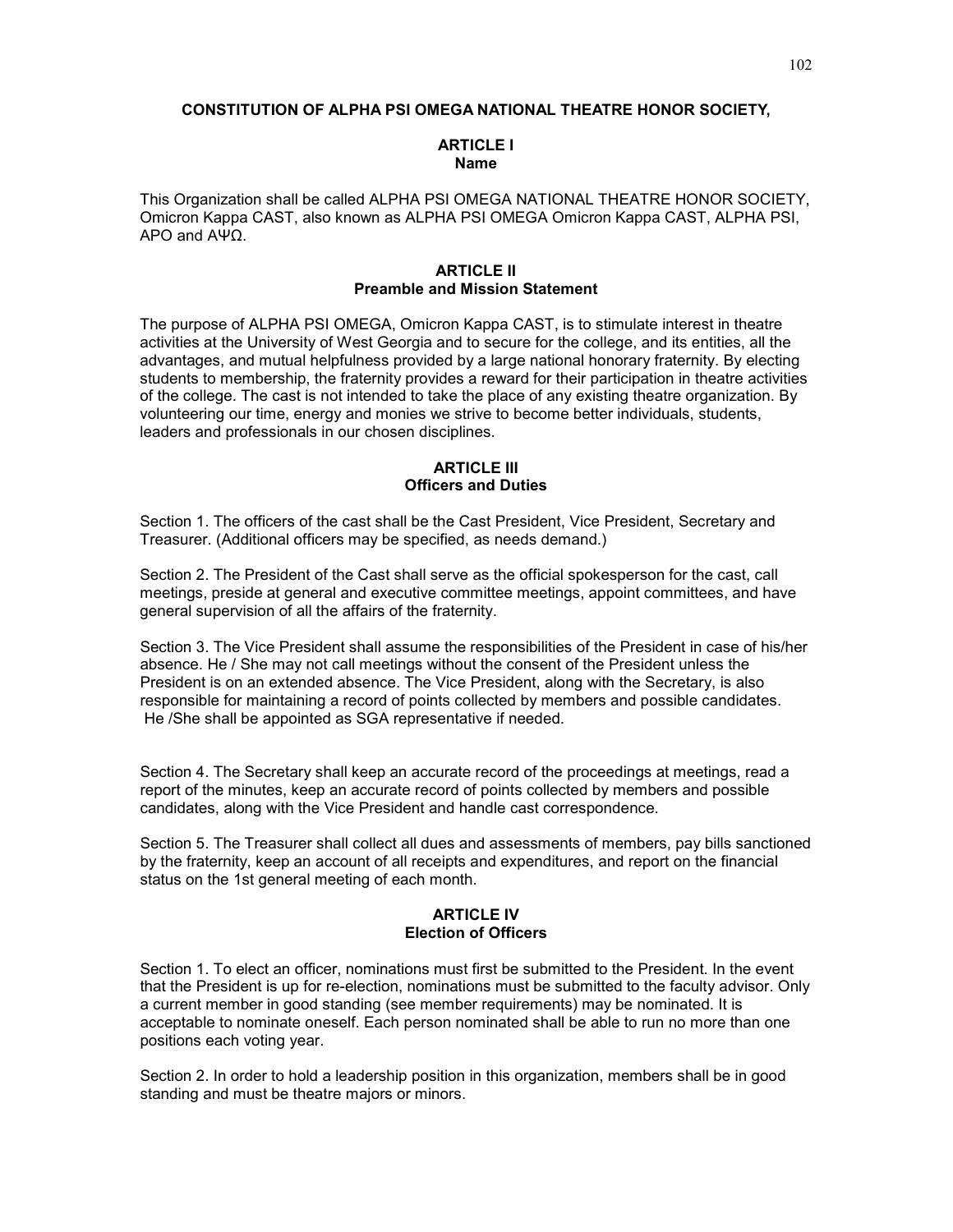# CONSTITUTION OF ALPHA PSI OMEGA NATIONAL THEATRE HONOR SOCIETY,

## ARTICLE I
## Name

This Organization shall be called ALPHA PSI OMEGA NATIONAL THEATRE HONOR SOCIETY, Omicron Kappa CAST, also known as ALPHA PSI OMEGA Omicron Kappa CAST, ALPHA PSI, APO and ΑΨΩ.

## ARTICLE II
## Preamble and Mission Statement

The purpose of ALPHA PSI OMEGA, Omicron Kappa CAST, is to stimulate interest in theatre activities at the University of West Georgia and to secure for the college, and its entities, all the advantages, and mutual helpfulness provided by a large national honorary fraternity. By electing students to membership, the fraternity provides a reward for their participation in theatre activities of the college. The cast is not intended to take the place of any existing theatre organization. By volunteering our time, energy and monies we strive to become better individuals, students, leaders and professionals in our chosen disciplines.

## ARTICLE III
## Officers and Duties

Section 1. The officers of the cast shall be the Cast President, Vice President, Secretary and Treasurer. (Additional officers may be specified, as needs demand.)

Section 2. The President of the Cast shall serve as the official spokesperson for the cast, call meetings, preside at general and executive committee meetings, appoint committees, and have general supervision of all the affairs of the fraternity.

Section 3. The Vice President shall assume the responsibilities of the President in case of his/her absence. He / She may not call meetings without the consent of the President unless the President is on an extended absence. The Vice President, along with the Secretary, is also responsible for maintaining a record of points collected by members and possible candidates. He /She shall be appointed as SGA representative if needed.

Section 4. The Secretary shall keep an accurate record of the proceedings at meetings, read a report of the minutes, keep an accurate record of points collected by members and possible candidates, along with the Vice President and handle cast correspondence.

Section 5. The Treasurer shall collect all dues and assessments of members, pay bills sanctioned by the fraternity, keep an account of all receipts and expenditures, and report on the financial status on the 1st general meeting of each month.

## ARTICLE IV
## Election of Officers

Section 1. To elect an officer, nominations must first be submitted to the President. In the event that the President is up for re-election, nominations must be submitted to the faculty advisor. Only a current member in good standing (see member requirements) may be nominated. It is acceptable to nominate oneself. Each person nominated shall be able to run no more than one positions each voting year.

Section 2. In order to hold a leadership position in this organization, members shall be in good standing and must be theatre majors or minors.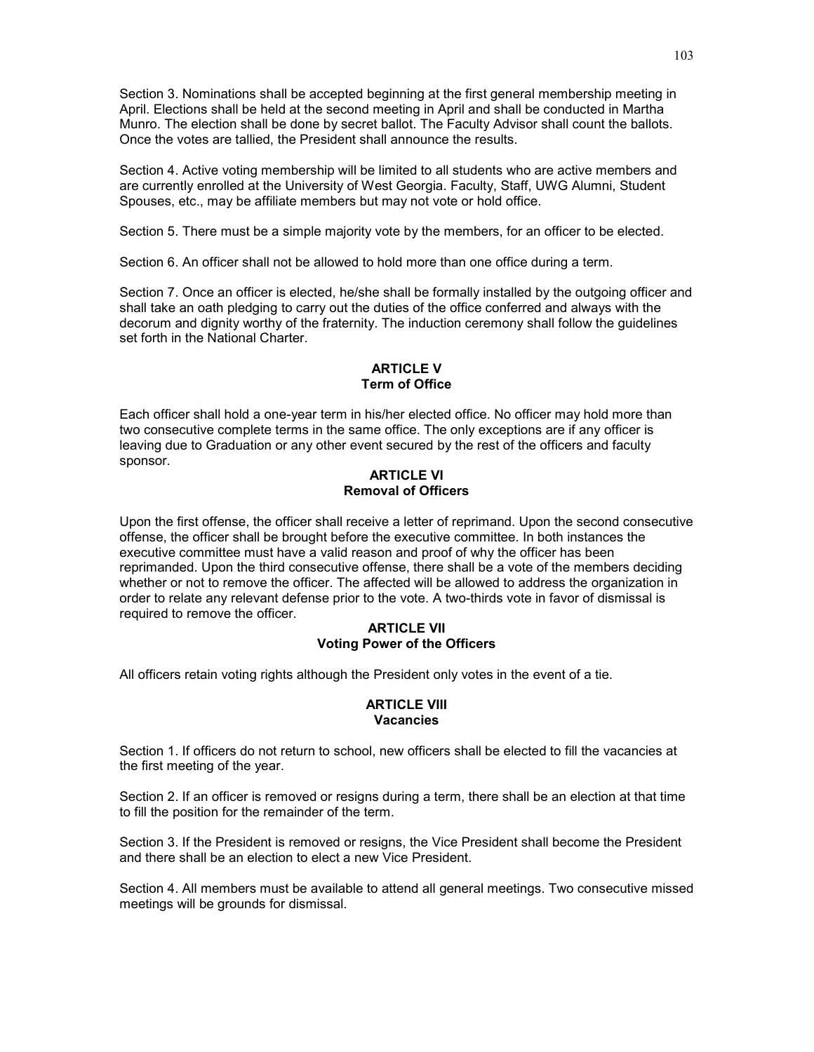Section 3. Nominations shall be accepted beginning at the first general membership meeting in April. Elections shall be held at the second meeting in April and shall be conducted in Martha Munro. The election shall be done by secret ballot. The Faculty Advisor shall count the ballots. Once the votes are tallied, the President shall announce the results.

Section 4. Active voting membership will be limited to all students who are active members and are currently enrolled at the University of West Georgia. Faculty, Staff, UWG Alumni, Student Spouses, etc., may be affiliate members but may not vote or hold office.

Section 5. There must be a simple majority vote by the members, for an officer to be elected.

Section 6. An officer shall not be allowed to hold more than one office during a term.

Section 7. Once an officer is elected, he/she shall be formally installed by the outgoing officer and shall take an oath pledging to carry out the duties of the office conferred and always with the decorum and dignity worthy of the fraternity. The induction ceremony shall follow the guidelines set forth in the National Charter.

## ARTICLE V
## Term of Office

Each officer shall hold a one-year term in his/her elected office. No officer may hold more than two consecutive complete terms in the same office. The only exceptions are if any officer is leaving due to Graduation or any other event secured by the rest of the officers and faculty sponsor.

## ARTICLE VI
## Removal of Officers

Upon the first offense, the officer shall receive a letter of reprimand. Upon the second consecutive offense, the officer shall be brought before the executive committee. In both instances the executive committee must have a valid reason and proof of why the officer has been reprimanded. Upon the third consecutive offense, there shall be a vote of the members deciding whether or not to remove the officer. The affected will be allowed to address the organization in order to relate any relevant defense prior to the vote. A two-thirds vote in favor of dismissal is required to remove the officer.

## ARTICLE VII
## Voting Power of the Officers

All officers retain voting rights although the President only votes in the event of a tie.

## ARTICLE VIII
## Vacancies

Section 1. If officers do not return to school, new officers shall be elected to fill the vacancies at the first meeting of the year.

Section 2. If an officer is removed or resigns during a term, there shall be an election at that time to fill the position for the remainder of the term.

Section 3. If the President is removed or resigns, the Vice President shall become the President and there shall be an election to elect a new Vice President.

Section 4. All members must be available to attend all general meetings. Two consecutive missed meetings will be grounds for dismissal.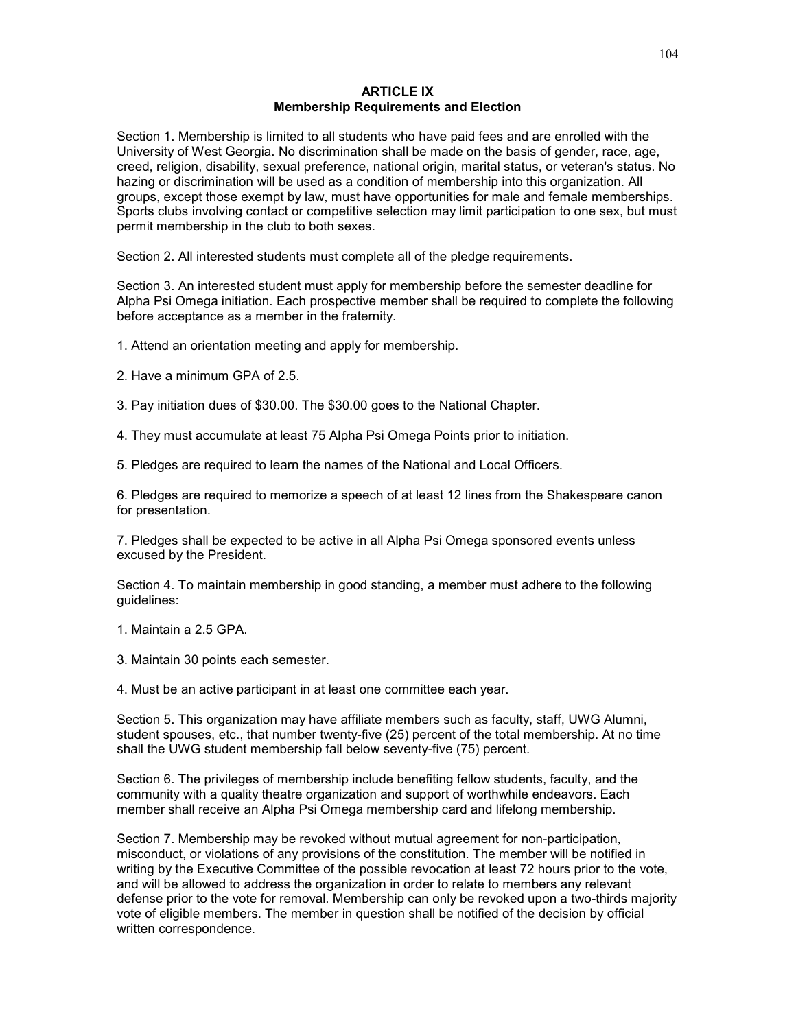## ARTICLE IX
## Membership Requirements and Election

Section 1. Membership is limited to all students who have paid fees and are enrolled with the University of West Georgia. No discrimination shall be made on the basis of gender, race, age, creed, religion, disability, sexual preference, national origin, marital status, or veteran's status. No hazing or discrimination will be used as a condition of membership into this organization. All groups, except those exempt by law, must have opportunities for male and female memberships. Sports clubs involving contact or competitive selection may limit participation to one sex, but must permit membership in the club to both sexes.

Section 2. All interested students must complete all of the pledge requirements.

Section 3. An interested student must apply for membership before the semester deadline for Alpha Psi Omega initiation. Each prospective member shall be required to complete the following before acceptance as a member in the fraternity.

1. Attend an orientation meeting and apply for membership.

2. Have a minimum GPA of 2.5.

3. Pay initiation dues of $30.00. The $30.00 goes to the National Chapter.

4. They must accumulate at least 75 Alpha Psi Omega Points prior to initiation.

5. Pledges are required to learn the names of the National and Local Officers.

6. Pledges are required to memorize a speech of at least 12 lines from the Shakespeare canon for presentation.

7. Pledges shall be expected to be active in all Alpha Psi Omega sponsored events unless excused by the President.

Section 4. To maintain membership in good standing, a member must adhere to the following guidelines:

1. Maintain a 2.5 GPA.

3. Maintain 30 points each semester.

4. Must be an active participant in at least one committee each year.

Section 5. This organization may have affiliate members such as faculty, staff, UWG Alumni, student spouses, etc., that number twenty-five (25) percent of the total membership. At no time shall the UWG student membership fall below seventy-five (75) percent.

Section 6. The privileges of membership include benefiting fellow students, faculty, and the community with a quality theatre organization and support of worthwhile endeavors. Each member shall receive an Alpha Psi Omega membership card and lifelong membership.

Section 7. Membership may be revoked without mutual agreement for non-participation, misconduct, or violations of any provisions of the constitution. The member will be notified in writing by the Executive Committee of the possible revocation at least 72 hours prior to the vote, and will be allowed to address the organization in order to relate to members any relevant defense prior to the vote for removal. Membership can only be revoked upon a two-thirds majority vote of eligible members. The member in question shall be notified of the decision by official written correspondence.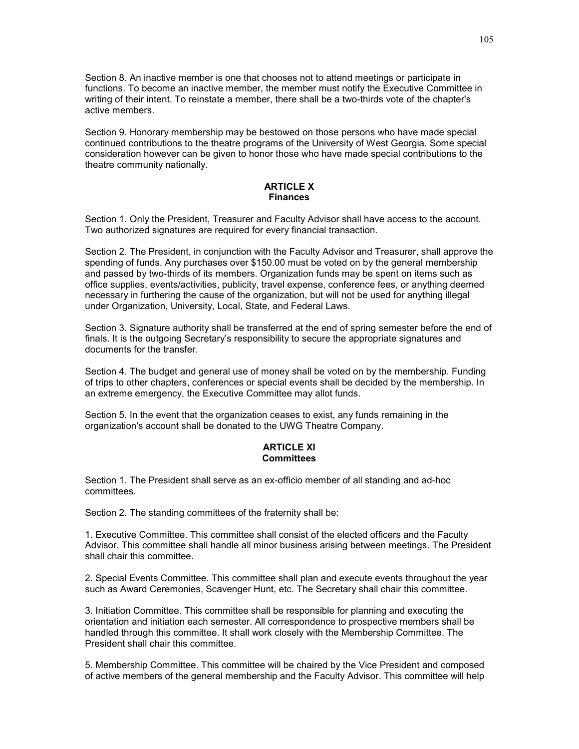Section 8. An inactive member is one that chooses not to attend meetings or participate in functions. To become an inactive member, the member must notify the Executive Committee in writing of their intent. To reinstate a member, there shall be a two-thirds vote of the chapter's active members.

Section 9. Honorary membership may be bestowed on those persons who have made special continued contributions to the theatre programs of the University of West Georgia. Some special consideration however can be given to honor those who have made special contributions to the theatre community nationally.

## ARTICLE X
## Finances

Section 1. Only the President, Treasurer and Faculty Advisor shall have access to the account. Two authorized signatures are required for every financial transaction.

Section 2. The President, in conjunction with the Faculty Advisor and Treasurer, shall approve the spending of funds. Any purchases over $150.00 must be voted on by the general membership and passed by two-thirds of its members. Organization funds may be spent on items such as office supplies, events/activities, publicity, travel expense, conference fees, or anything deemed necessary in furthering the cause of the organization, but will not be used for anything illegal under Organization, University, Local, State, and Federal Laws.

Section 3. Signature authority shall be transferred at the end of spring semester before the end of finals. It is the outgoing Secretary's responsibility to secure the appropriate signatures and documents for the transfer.

Section 4. The budget and general use of money shall be voted on by the membership. Funding of trips to other chapters, conferences or special events shall be decided by the membership. In an extreme emergency, the Executive Committee may allot funds.

Section 5. In the event that the organization ceases to exist, any funds remaining in the organization's account shall be donated to the UWG Theatre Company.

## ARTICLE XI
## Committees

Section 1. The President shall serve as an ex-officio member of all standing and ad-hoc committees.

Section 2. The standing committees of the fraternity shall be:

1. Executive Committee. This committee shall consist of the elected officers and the Faculty Advisor. This committee shall handle all minor business arising between meetings. The President shall chair this committee.

2. Special Events Committee. This committee shall plan and execute events throughout the year such as Award Ceremonies, Scavenger Hunt, etc. The Secretary shall chair this committee.

3. Initiation Committee. This committee shall be responsible for planning and executing the orientation and initiation each semester. All correspondence to prospective members shall be handled through this committee. It shall work closely with the Membership Committee. The President shall chair this committee.

5. Membership Committee. This committee will be chaired by the Vice President and composed of active members of the general membership and the Faculty Advisor. This committee will help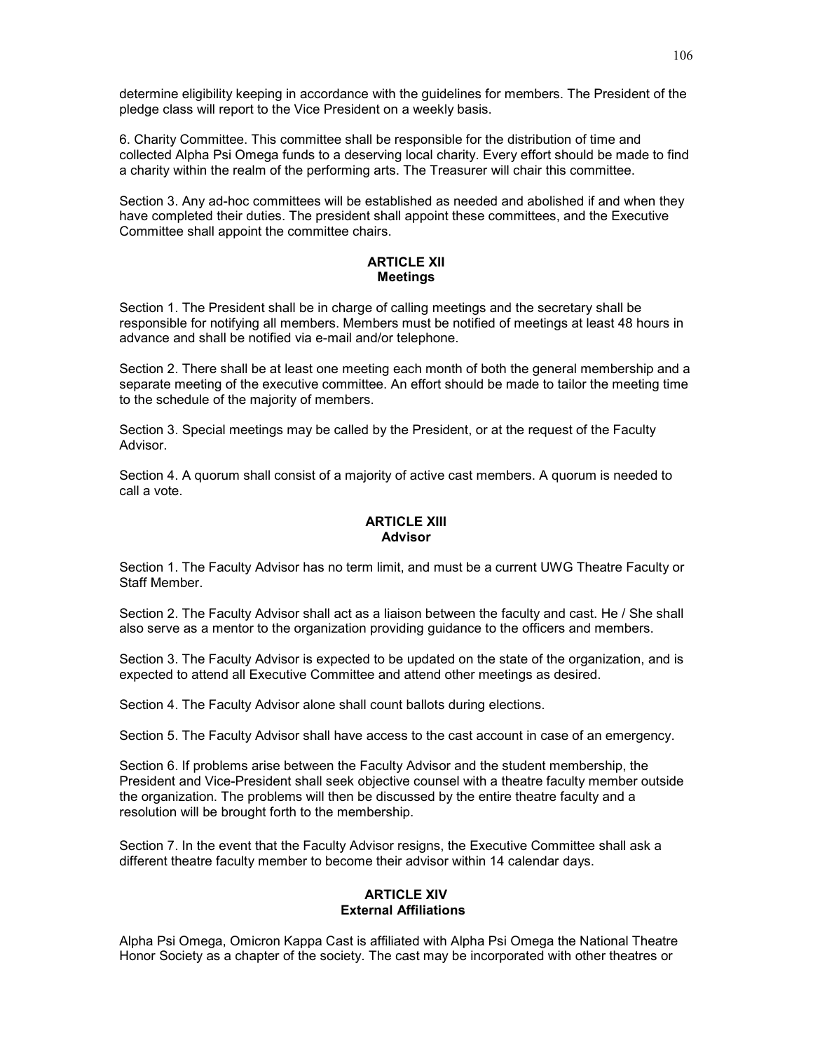determine eligibility keeping in accordance with the guidelines for members. The President of the pledge class will report to the Vice President on a weekly basis.

6. Charity Committee. This committee shall be responsible for the distribution of time and collected Alpha Psi Omega funds to a deserving local charity. Every effort should be made to find a charity within the realm of the performing arts. The Treasurer will chair this committee.

Section 3. Any ad-hoc committees will be established as needed and abolished if and when they have completed their duties. The president shall appoint these committees, and the Executive Committee shall appoint the committee chairs.

## ARTICLE XII
## Meetings

Section 1. The President shall be in charge of calling meetings and the secretary shall be responsible for notifying all members. Members must be notified of meetings at least 48 hours in advance and shall be notified via e-mail and/or telephone.

Section 2. There shall be at least one meeting each month of both the general membership and a separate meeting of the executive committee. An effort should be made to tailor the meeting time to the schedule of the majority of members.

Section 3. Special meetings may be called by the President, or at the request of the Faculty Advisor.

Section 4. A quorum shall consist of a majority of active cast members. A quorum is needed to call a vote.

## ARTICLE XIII
## Advisor

Section 1. The Faculty Advisor has no term limit, and must be a current UWG Theatre Faculty or Staff Member.

Section 2. The Faculty Advisor shall act as a liaison between the faculty and cast. He / She shall also serve as a mentor to the organization providing guidance to the officers and members.

Section 3. The Faculty Advisor is expected to be updated on the state of the organization, and is expected to attend all Executive Committee and attend other meetings as desired.

Section 4. The Faculty Advisor alone shall count ballots during elections.

Section 5. The Faculty Advisor shall have access to the cast account in case of an emergency.

Section 6. If problems arise between the Faculty Advisor and the student membership, the President and Vice-President shall seek objective counsel with a theatre faculty member outside the organization. The problems will then be discussed by the entire theatre faculty and a resolution will be brought forth to the membership.

Section 7. In the event that the Faculty Advisor resigns, the Executive Committee shall ask a different theatre faculty member to become their advisor within 14 calendar days.

## ARTICLE XIV
## External Affiliations

Alpha Psi Omega, Omicron Kappa Cast is affiliated with Alpha Psi Omega the National Theatre Honor Society as a chapter of the society. The cast may be incorporated with other theatres or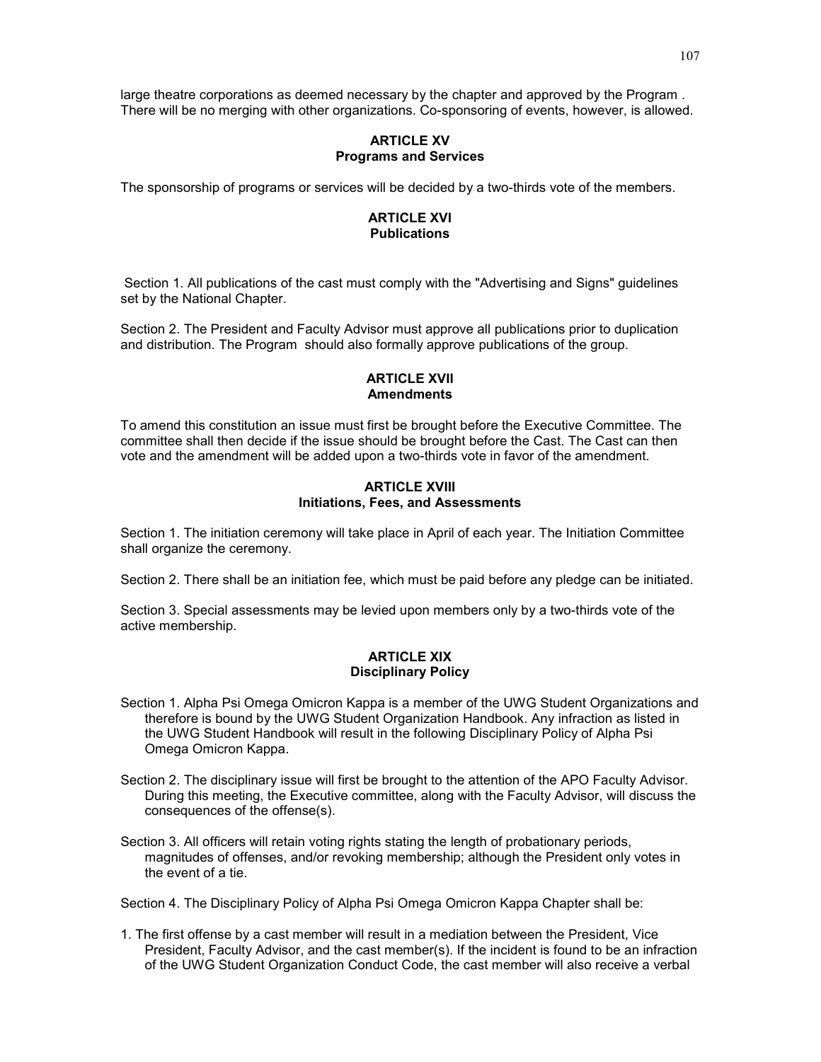large theatre corporations as deemed necessary by the chapter and approved by the Program . There will be no merging with other organizations. Co-sponsoring of events, however, is allowed.

### ARTICLE XV
### Programs and Services

The sponsorship of programs or services will be decided by a two-thirds vote of the members.

### ARTICLE XVI
### Publications

Section 1. All publications of the cast must comply with the "Advertising and Signs" guidelines set by the National Chapter.

Section 2. The President and Faculty Advisor must approve all publications prior to duplication and distribution. The Program should also formally approve publications of the group.

### ARTICLE XVII
### Amendments

To amend this constitution an issue must first be brought before the Executive Committee. The committee shall then decide if the issue should be brought before the Cast. The Cast can then vote and the amendment will be added upon a two-thirds vote in favor of the amendment.

### ARTICLE XVIII
### Initiations, Fees, and Assessments

Section 1. The initiation ceremony will take place in April of each year. The Initiation Committee shall organize the ceremony.

Section 2. There shall be an initiation fee, which must be paid before any pledge can be initiated.

Section 3. Special assessments may be levied upon members only by a two-thirds vote of the active membership.

### ARTICLE XIX
### Disciplinary Policy

Section 1. Alpha Psi Omega Omicron Kappa is a member of the UWG Student Organizations and therefore is bound by the UWG Student Organization Handbook. Any infraction as listed in the UWG Student Handbook will result in the following Disciplinary Policy of Alpha Psi Omega Omicron Kappa.

Section 2. The disciplinary issue will first be brought to the attention of the APO Faculty Advisor. During this meeting, the Executive committee, along with the Faculty Advisor, will discuss the consequences of the offense(s).

Section 3. All officers will retain voting rights stating the length of probationary periods, magnitudes of offenses, and/or revoking membership; although the President only votes in the event of a tie.

Section 4. The Disciplinary Policy of Alpha Psi Omega Omicron Kappa Chapter shall be:

1. The first offense by a cast member will result in a mediation between the President, Vice President, Faculty Advisor, and the cast member(s). If the incident is found to be an infraction of the UWG Student Organization Conduct Code, the cast member will also receive a verbal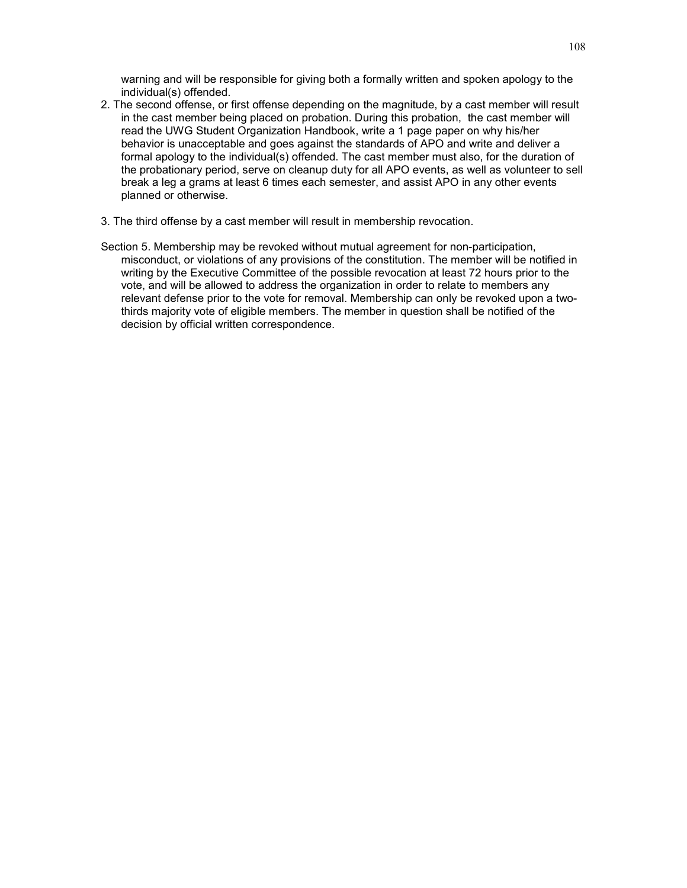warning and will be responsible for giving both a formally written and spoken apology to the individual(s) offended.

2. The second offense, or first offense depending on the magnitude, by a cast member will result in the cast member being placed on probation. During this probation, the cast member will read the UWG Student Organization Handbook, write a 1 page paper on why his/her behavior is unacceptable and goes against the standards of APO and write and deliver a formal apology to the individual(s) offended. The cast member must also, for the duration of the probationary period, serve on cleanup duty for all APO events, as well as volunteer to sell break a leg a grams at least 6 times each semester, and assist APO in any other events planned or otherwise.

3. The third offense by a cast member will result in membership revocation.

Section 5. Membership may be revoked without mutual agreement for non-participation, misconduct, or violations of any provisions of the constitution. The member will be notified in writing by the Executive Committee of the possible revocation at least 72 hours prior to the vote, and will be allowed to address the organization in order to relate to members any relevant defense prior to the vote for removal. Membership can only be revoked upon a two-thirds majority vote of eligible members. The member in question shall be notified of the decision by official written correspondence.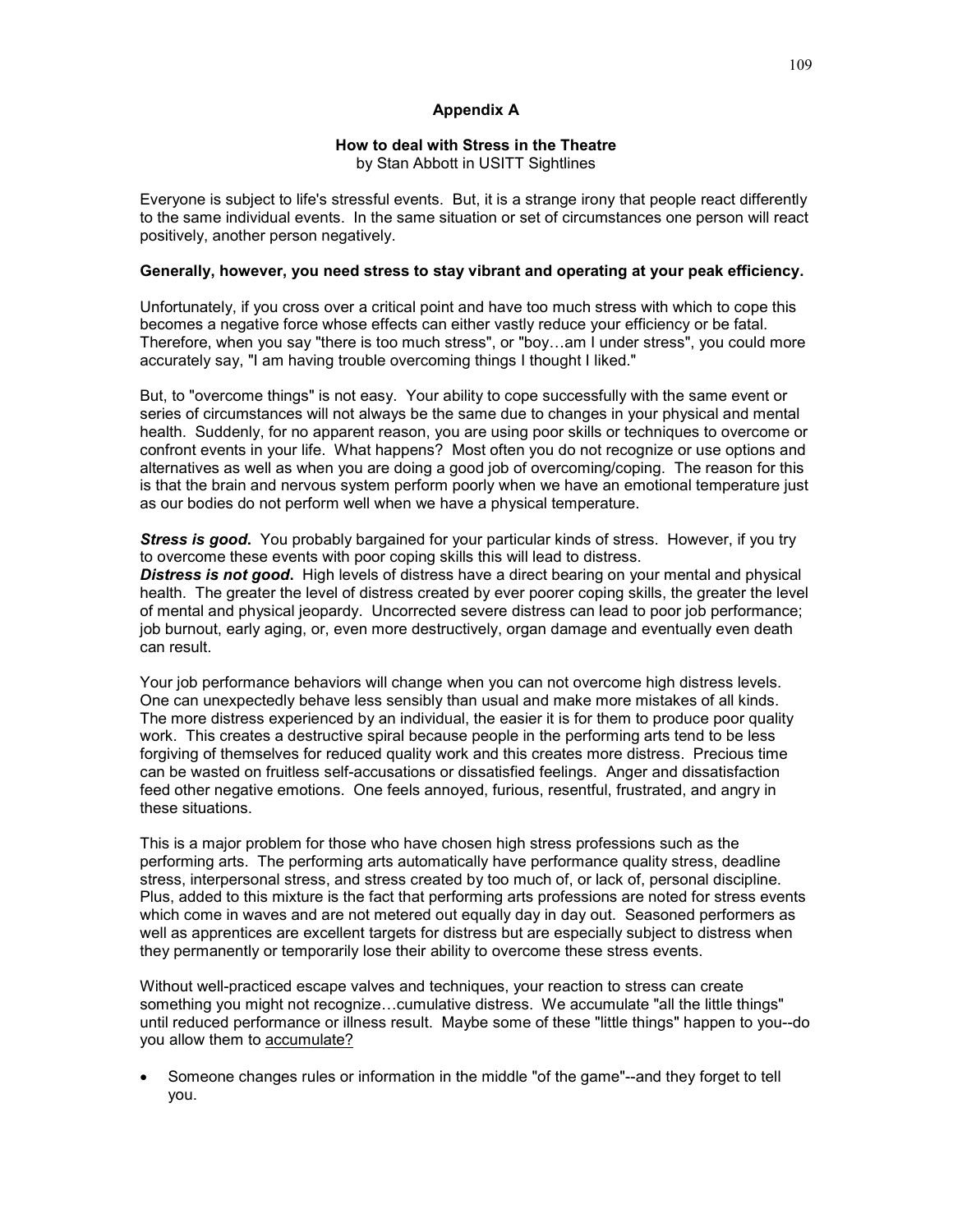## Appendix A

### How to deal with Stress in the Theatre

by Stan Abbott in USITT Sightlines

Everyone is subject to life's stressful events. But, it is a strange irony that people react differently to the same individual events. In the same situation or set of circumstances one person will react positively, another person negatively.

**Generally, however, you need stress to stay vibrant and operating at your peak efficiency.**

Unfortunately, if you cross over a critical point and have too much stress with which to cope this becomes a negative force whose effects can either vastly reduce your efficiency or be fatal. Therefore, when you say "there is too much stress", or "boy…am I under stress", you could more accurately say, "I am having trouble overcoming things I thought I liked."

But, to "overcome things" is not easy. Your ability to cope successfully with the same event or series of circumstances will not always be the same due to changes in your physical and mental health. Suddenly, for no apparent reason, you are using poor skills or techniques to overcome or confront events in your life. What happens? Most often you do not recognize or use options and alternatives as well as when you are doing a good job of overcoming/coping. The reason for this is that the brain and nervous system perform poorly when we have an emotional temperature just as our bodies do not perform well when we have a physical temperature.

***Stress is good***. You probably bargained for your particular kinds of stress. However, if you try to overcome these events with poor coping skills this will lead to distress.
***Distress is not good***. High levels of distress have a direct bearing on your mental and physical health. The greater the level of distress created by ever poorer coping skills, the greater the level of mental and physical jeopardy. Uncorrected severe distress can lead to poor job performance; job burnout, early aging, or, even more destructively, organ damage and eventually even death can result.

Your job performance behaviors will change when you can not overcome high distress levels. One can unexpectedly behave less sensibly than usual and make more mistakes of all kinds. The more distress experienced by an individual, the easier it is for them to produce poor quality work. This creates a destructive spiral because people in the performing arts tend to be less forgiving of themselves for reduced quality work and this creates more distress. Precious time can be wasted on fruitless self-accusations or dissatisfied feelings. Anger and dissatisfaction feed other negative emotions. One feels annoyed, furious, resentful, frustrated, and angry in these situations.

This is a major problem for those who have chosen high stress professions such as the performing arts. The performing arts automatically have performance quality stress, deadline stress, interpersonal stress, and stress created by too much of, or lack of, personal discipline. Plus, added to this mixture is the fact that performing arts professions are noted for stress events which come in waves and are not metered out equally day in day out. Seasoned performers as well as apprentices are excellent targets for distress but are especially subject to distress when they permanently or temporarily lose their ability to overcome these stress events.

Without well-practiced escape valves and techniques, your reaction to stress can create something you might not recognize…cumulative distress. We accumulate "all the little things" until reduced performance or illness result. Maybe some of these "little things" happen to you--do you allow them to <u>accumulate?</u>

- Someone changes rules or information in the middle "of the game"--and they forget to tell you.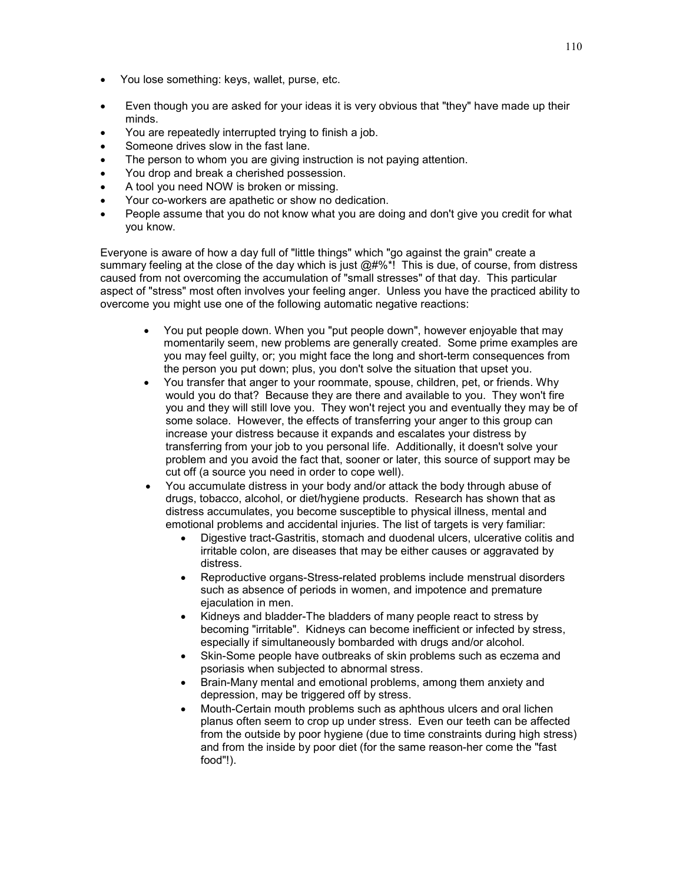- You lose something: keys, wallet, purse, etc.
- Even though you are asked for your ideas it is very obvious that "they" have made up their minds.
- You are repeatedly interrupted trying to finish a job.
- Someone drives slow in the fast lane.
- The person to whom you are giving instruction is not paying attention.
- You drop and break a cherished possession.
- A tool you need NOW is broken or missing.
- Your co-workers are apathetic or show no dedication.
- People assume that you do not know what you are doing and don't give you credit for what you know.

Everyone is aware of how a day full of "little things" which "go against the grain" create a summary feeling at the close of the day which is just @#%*! This is due, of course, from distress caused from not overcoming the accumulation of "small stresses" of that day. This particular aspect of "stress" most often involves your feeling anger. Unless you have the practiced ability to overcome you might use one of the following automatic negative reactions:

- You put people down. When you "put people down", however enjoyable that may momentarily seem, new problems are generally created. Some prime examples are you may feel guilty, or; you might face the long and short-term consequences from the person you put down; plus, you don't solve the situation that upset you.
- You transfer that anger to your roommate, spouse, children, pet, or friends. Why would you do that? Because they are there and available to you. They won't fire you and they will still love you. They won't reject you and eventually they may be of some solace. However, the effects of transferring your anger to this group can increase your distress because it expands and escalates your distress by transferring from your job to you personal life. Additionally, it doesn't solve your problem and you avoid the fact that, sooner or later, this source of support may be cut off (a source you need in order to cope well).
- You accumulate distress in your body and/or attack the body through abuse of drugs, tobacco, alcohol, or diet/hygiene products. Research has shown that as distress accumulates, you become susceptible to physical illness, mental and emotional problems and accidental injuries. The list of targets is very familiar:
  - Digestive tract-Gastritis, stomach and duodenal ulcers, ulcerative colitis and irritable colon, are diseases that may be either causes or aggravated by distress.
  - Reproductive organs-Stress-related problems include menstrual disorders such as absence of periods in women, and impotence and premature ejaculation in men.
  - Kidneys and bladder-The bladders of many people react to stress by becoming "irritable". Kidneys can become inefficient or infected by stress, especially if simultaneously bombarded with drugs and/or alcohol.
  - Skin-Some people have outbreaks of skin problems such as eczema and psoriasis when subjected to abnormal stress.
  - Brain-Many mental and emotional problems, among them anxiety and depression, may be triggered off by stress.
  - Mouth-Certain mouth problems such as aphthous ulcers and oral lichen planus often seem to crop up under stress. Even our teeth can be affected from the outside by poor hygiene (due to time constraints during high stress) and from the inside by poor diet (for the same reason-her come the "fast food"!).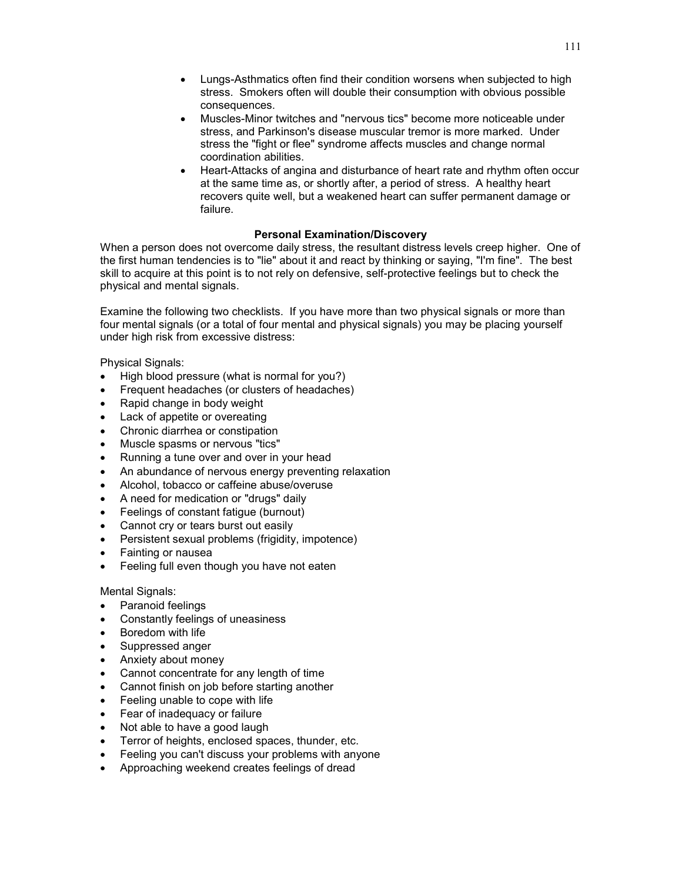- Lungs-Asthmatics often find their condition worsens when subjected to high stress. Smokers often will double their consumption with obvious possible consequences.
- Muscles-Minor twitches and "nervous tics" become more noticeable under stress, and Parkinson's disease muscular tremor is more marked. Under stress the "fight or flee" syndrome affects muscles and change normal coordination abilities.
- Heart-Attacks of angina and disturbance of heart rate and rhythm often occur at the same time as, or shortly after, a period of stress. A healthy heart recovers quite well, but a weakened heart can suffer permanent damage or failure.

**Personal Examination/Discovery**

When a person does not overcome daily stress, the resultant distress levels creep higher. One of the first human tendencies is to "lie" about it and react by thinking or saying, "I'm fine". The best skill to acquire at this point is to not rely on defensive, self-protective feelings but to check the physical and mental signals.

Examine the following two checklists. If you have more than two physical signals or more than four mental signals (or a total of four mental and physical signals) you may be placing yourself under high risk from excessive distress:

Physical Signals:

- High blood pressure (what is normal for you?)
- Frequent headaches (or clusters of headaches)
- Rapid change in body weight
- Lack of appetite or overeating
- Chronic diarrhea or constipation
- Muscle spasms or nervous "tics"
- Running a tune over and over in your head
- An abundance of nervous energy preventing relaxation
- Alcohol, tobacco or caffeine abuse/overuse
- A need for medication or "drugs" daily
- Feelings of constant fatigue (burnout)
- Cannot cry or tears burst out easily
- Persistent sexual problems (frigidity, impotence)
- Fainting or nausea
- Feeling full even though you have not eaten

Mental Signals:

- Paranoid feelings
- Constantly feelings of uneasiness
- Boredom with life
- Suppressed anger
- Anxiety about money
- Cannot concentrate for any length of time
- Cannot finish on job before starting another
- Feeling unable to cope with life
- Fear of inadequacy or failure
- Not able to have a good laugh
- Terror of heights, enclosed spaces, thunder, etc.
- Feeling you can't discuss your problems with anyone
- Approaching weekend creates feelings of dread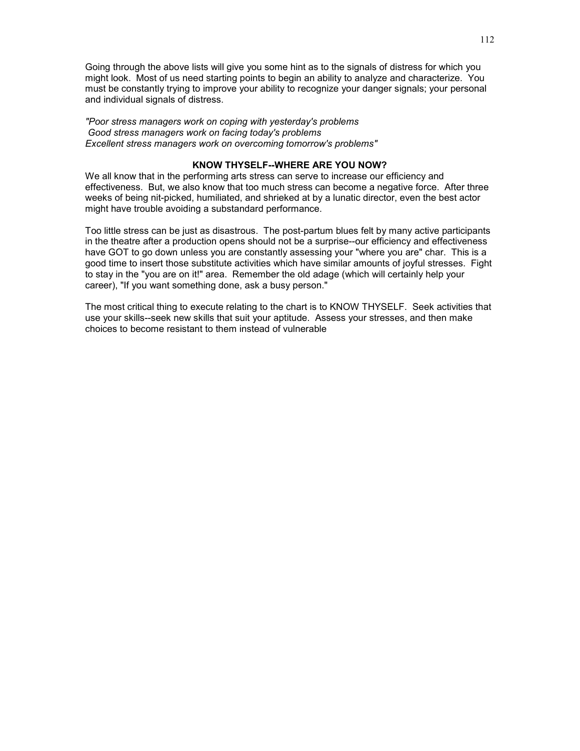Going through the above lists will give you some hint as to the signals of distress for which you might look. Most of us need starting points to begin an ability to analyze and characterize. You must be constantly trying to improve your ability to recognize your danger signals; your personal and individual signals of distress.

*"Poor stress managers work on coping with yesterday's problems*
*Good stress managers work on facing today's problems*
*Excellent stress managers work on overcoming tomorrow's problems"*

**KNOW THYSELF--WHERE ARE YOU NOW?**

We all know that in the performing arts stress can serve to increase our efficiency and effectiveness. But, we also know that too much stress can become a negative force. After three weeks of being nit-picked, humiliated, and shrieked at by a lunatic director, even the best actor might have trouble avoiding a substandard performance.

Too little stress can be just as disastrous. The post-partum blues felt by many active participants in the theatre after a production opens should not be a surprise--our efficiency and effectiveness have GOT to go down unless you are constantly assessing your "where you are" char. This is a good time to insert those substitute activities which have similar amounts of joyful stresses. Fight to stay in the "you are on it!" area. Remember the old adage (which will certainly help your career), "If you want something done, ask a busy person."

The most critical thing to execute relating to the chart is to KNOW THYSELF. Seek activities that use your skills--seek new skills that suit your aptitude. Assess your stresses, and then make choices to become resistant to them instead of vulnerable